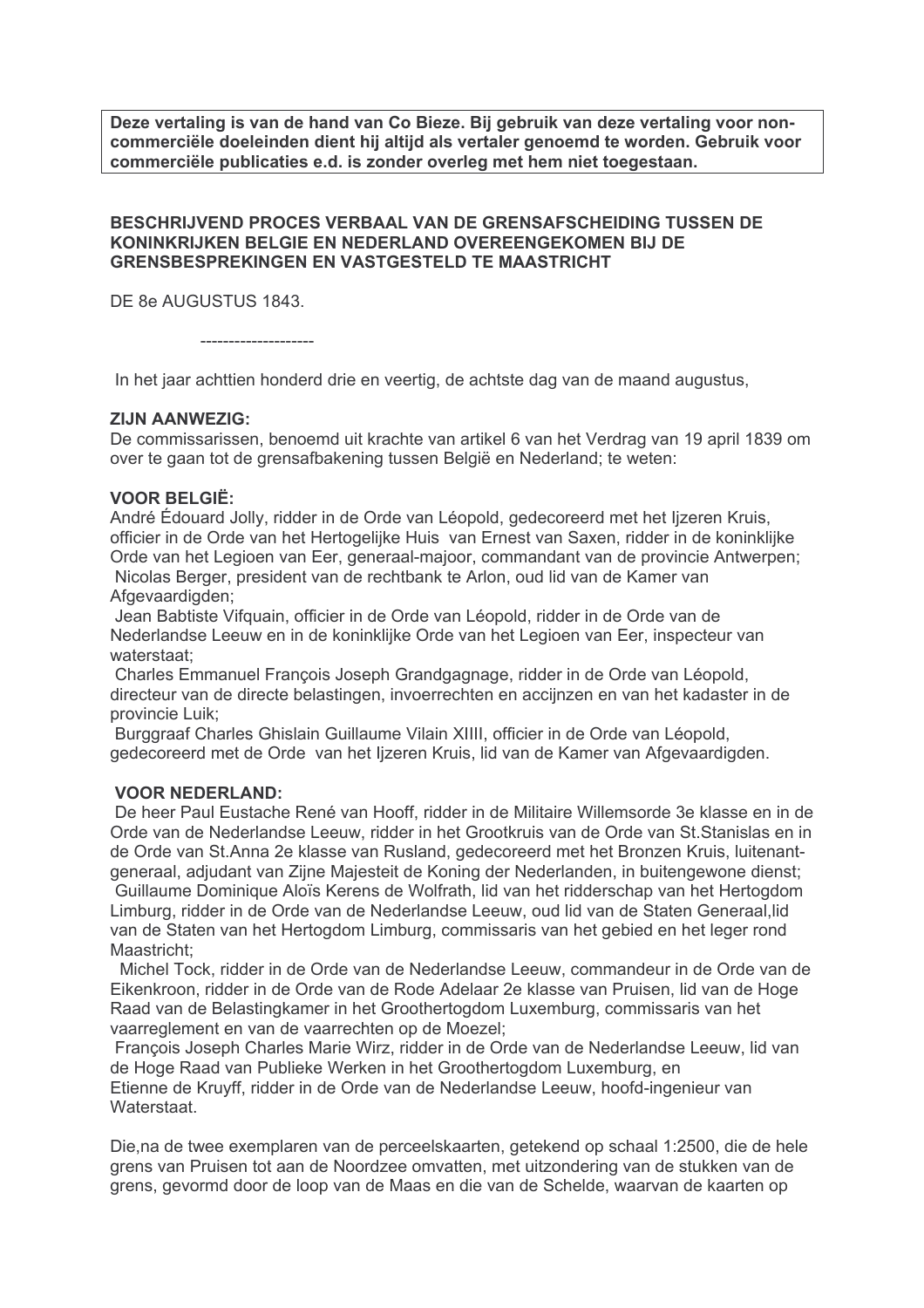**Deze vertaling is van de hand van Co Bieze. Bij gebruik van deze vertaling voor non-commerciële doeleinden dient hij altijd als vertaler genoemd te worden. Gebruik voor commerciële publicaties e.d. is zonder overleg met hem niet toegestaan.**

**BESCHRIJVEND PROCES VERBAAL VAN DE GRENSAFSCHEIDING TUSSEN DE KONINKRIJKEN BELGIE EN NEDERLAND OVEREENGEKOMEN BIJ DE GRENSBESPREKINGEN EN VASTGESTELD TE MAASTRICHT**

DE 8e AUGUSTUS 1843.

--------------------

In het jaar achttien honderd drie en veertig, de achtste dag van de maand augustus,

**ZIJN AANWEZIG:**
De commissarissen, benoemd uit krachte van artikel 6 van het Verdrag van 19 april 1839 om over te gaan tot de grensafbakening tussen België en Nederland; te weten:

**VOOR BELGIË:**
André Édouard Jolly, ridder in de Orde van Léopold, gedecoreerd met het Ijzeren Kruis, officier in de Orde van het Hertogelijke Huis van Ernest van Saxen, ridder in de koninklijke Orde van het Legioen van Eer, generaal-majoor, commandant van de provincie Antwerpen;
Nicolas Berger, president van de rechtbank te Arlon, oud lid van de Kamer van Afgevaardigden;
Jean Babtiste Vifquain, officier in de Orde van Léopold, ridder in de Orde van de Nederlandse Leeuw en in de koninklijke Orde van het Legioen van Eer, inspecteur van waterstaat;
Charles Emmanuel François Joseph Grandgagnage, ridder in de Orde van Léopold, directeur van de directe belastingen, invoerrechten en accijnzen en van het kadaster in de provincie Luik;
Burggraaf Charles Ghislain Guillaume Vilain XIIII, officier in de Orde van Léopold, gedecoreerd met de Orde van het Ijzeren Kruis, lid van de Kamer van Afgevaardigden.

**VOOR NEDERLAND:**
De heer Paul Eustache René van Hooff, ridder in de Militaire Willemsorde 3e klasse en in de Orde van de Nederlandse Leeuw, ridder in het Grootkruis van de Orde van St.Stanislas en in de Orde van St.Anna 2e klasse van Rusland, gedecoreerd met het Bronzen Kruis, luitenant-generaal, adjudant van Zijne Majesteit de Koning der Nederlanden, in buitengewone dienst;
Guillaume Dominique Aloïs Kerens de Wolfrath, lid van het ridderschap van het Hertogdom Limburg, ridder in de Orde van de Nederlandse Leeuw, oud lid van de Staten Generaal,lid van de Staten van het Hertogdom Limburg, commissaris van het gebied en het leger rond Maastricht;
Michel Tock, ridder in de Orde van de Nederlandse Leeuw, commandeur in de Orde van de Eikenkroon, ridder in de Orde van de Rode Adelaar 2e klasse van Pruisen, lid van de Hoge Raad van de Belastingkamer in het Groothertogdom Luxemburg, commissaris van het vaarreglement en van de vaarrechten op de Moezel;
François Joseph Charles Marie Wirz, ridder in de Orde van de Nederlandse Leeuw, lid van de Hoge Raad van Publieke Werken in het Groothertogdom Luxemburg, en
Etienne de Kruyff, ridder in de Orde van de Nederlandse Leeuw, hoofd-ingenieur van Waterstaat.

Die,na de twee exemplaren van de perceelskaarten, getekend op schaal 1:2500, die de hele grens van Pruisen tot aan de Noordzee omvatten, met uitzondering van de stukken van de grens, gevormd door de loop van de Maas en die van de Schelde, waarvan de kaarten op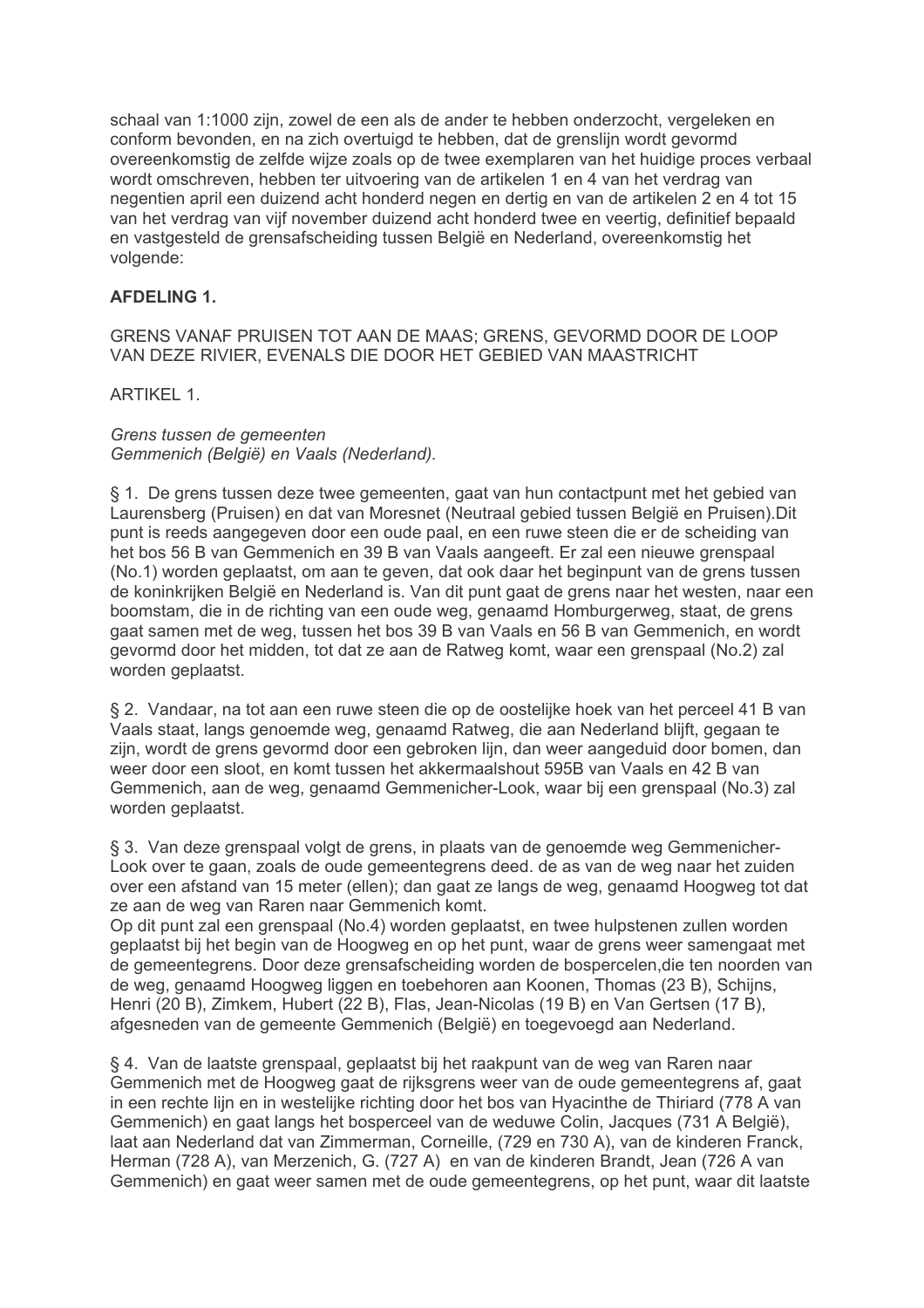schaal van 1:1000 zijn, zowel de een als de ander te hebben onderzocht, vergeleken en conform bevonden, en na zich overtuigd te hebben, dat de grenslijn wordt gevormd overeenkomstig de zelfde wijze zoals op de twee exemplaren van het huidige proces verbaal wordt omschreven, hebben ter uitvoering van de artikelen 1 en 4 van het verdrag van negentien april een duizend acht honderd negen en dertig en van de artikelen 2 en 4 tot 15 van het verdrag van vijf november duizend acht honderd twee en veertig, definitief bepaald en vastgesteld de grensafscheiding tussen België en Nederland, overeenkomstig het volgende:

**AFDELING 1.**

GRENS VANAF PRUISEN TOT AAN DE MAAS; GRENS, GEVORMD DOOR DE LOOP VAN DEZE RIVIER, EVENALS DIE DOOR HET GEBIED VAN MAASTRICHT

ARTIKEL 1.

*Grens tussen de gemeenten*
*Gemmenich (België) en Vaals (Nederland).*

§ 1. De grens tussen deze twee gemeenten, gaat van hun contactpunt met het gebied van Laurensberg (Pruisen) en dat van Moresnet (Neutraal gebied tussen België en Pruisen).Dit punt is reeds aangegeven door een oude paal, en een ruwe steen die er de scheiding van het bos 56 B van Gemmenich en 39 B van Vaals aangeeft. Er zal een nieuwe grenspaal (No.1) worden geplaatst, om aan te geven, dat ook daar het beginpunt van de grens tussen de koninkrijken België en Nederland is. Van dit punt gaat de grens naar het westen, naar een boomstam, die in de richting van een oude weg, genaamd Homburgerweg, staat, de grens gaat samen met de weg, tussen het bos 39 B van Vaals en 56 B van Gemmenich, en wordt gevormd door het midden, tot dat ze aan de Ratweg komt, waar een grenspaal (No.2) zal worden geplaatst.

§ 2. Vandaar, na tot aan een ruwe steen die op de oostelijke hoek van het perceel 41 B van Vaals staat, langs genoemde weg, genaamd Ratweg, die aan Nederland blijft, gegaan te zijn, wordt de grens gevormd door een gebroken lijn, dan weer aangeduid door bomen, dan weer door een sloot, en komt tussen het akkermaalshout 595B van Vaals en 42 B van Gemmenich, aan de weg, genaamd Gemmenicher-Look, waar bij een grenspaal (No.3) zal worden geplaatst.

§ 3. Van deze grenspaal volgt de grens, in plaats van de genoemde weg Gemmenicher-Look over te gaan, zoals de oude gemeentegrens deed. de as van de weg naar het zuiden over een afstand van 15 meter (ellen); dan gaat ze langs de weg, genaamd Hoogweg tot dat ze aan de weg van Raren naar Gemmenich komt.
Op dit punt zal een grenspaal (No.4) worden geplaatst, en twee hulpstenen zullen worden geplaatst bij het begin van de Hoogweg en op het punt, waar de grens weer samengaat met de gemeentegrens. Door deze grensafscheiding worden de bospercelen,die ten noorden van de weg, genaamd Hoogweg liggen en toebehoren aan Koonen, Thomas (23 B), Schijns, Henri (20 B), Zimkem, Hubert (22 B), Flas, Jean-Nicolas (19 B) en Van Gertsen (17 B), afgesneden van de gemeente Gemmenich (België) en toegevoegd aan Nederland.

§ 4. Van de laatste grenspaal, geplaatst bij het raakpunt van de weg van Raren naar Gemmenich met de Hoogweg gaat de rijksgrens weer van de oude gemeentegrens af, gaat in een rechte lijn en in westelijke richting door het bos van Hyacinthe de Thiriard (778 A van Gemmenich) en gaat langs het bosperceel van de weduwe Colin, Jacques (731 A België), laat aan Nederland dat van Zimmerman, Corneille, (729 en 730 A), van de kinderen Franck, Herman (728 A), van Merzenich, G. (727 A) en van de kinderen Brandt, Jean (726 A van Gemmenich) en gaat weer samen met de oude gemeentegrens, op het punt, waar dit laatste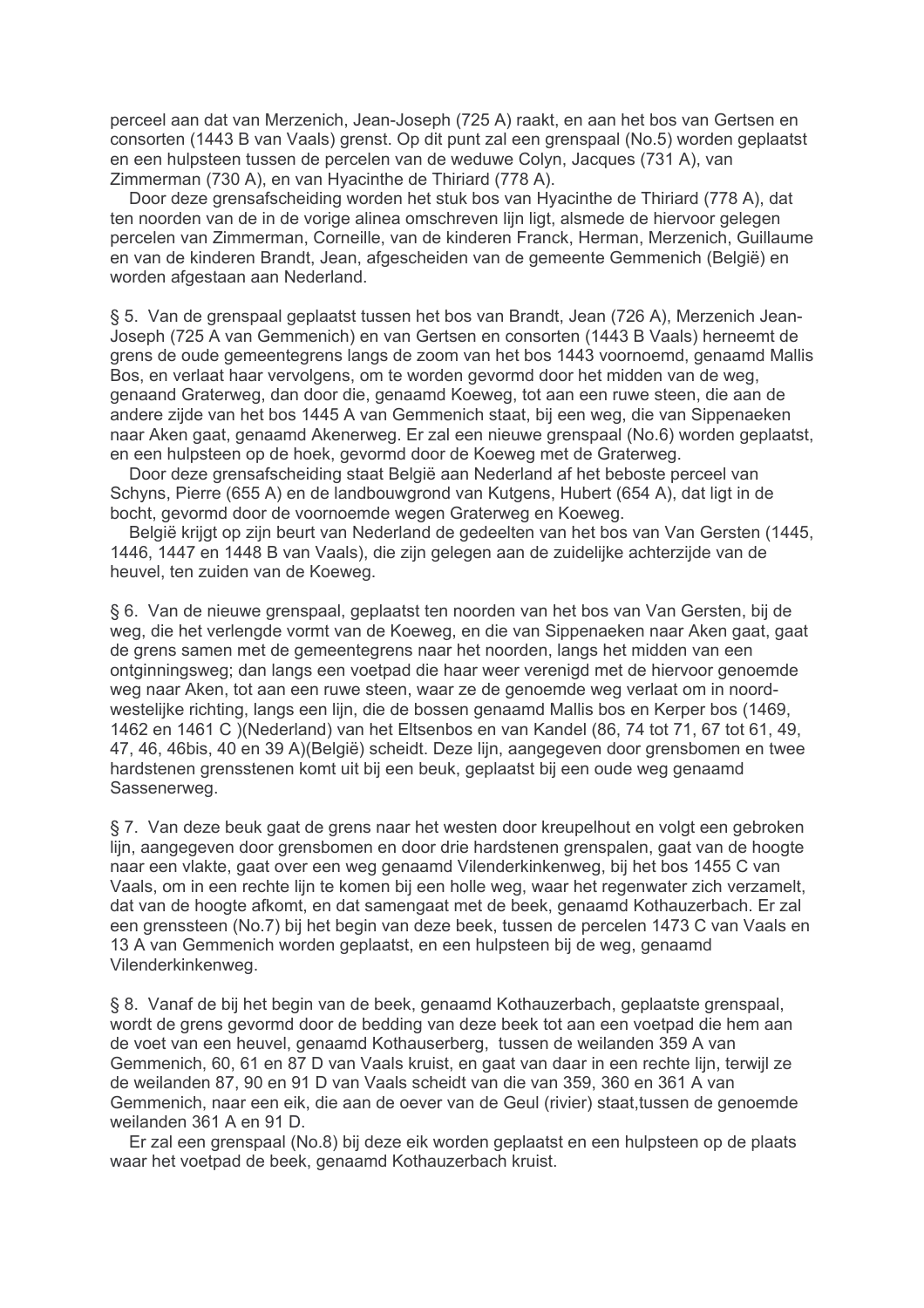perceel aan dat van Merzenich, Jean-Joseph (725 A) raakt, en aan het bos van Gertsen en consorten (1443 B van Vaals) grenst. Op dit punt zal een grenspaal (No.5) worden geplaatst en een hulpsteen tussen de percelen van de weduwe Colyn, Jacques (731 A), van Zimmerman (730 A), en van Hyacinthe de Thiriard (778 A).

Door deze grensafscheiding worden het stuk bos van Hyacinthe de Thiriard (778 A), dat ten noorden van de in de vorige alinea omschreven lijn ligt, alsmede de hiervoor gelegen percelen van Zimmerman, Corneille, van de kinderen Franck, Herman, Merzenich, Guillaume en van de kinderen Brandt, Jean, afgescheiden van de gemeente Gemmenich (België) en worden afgestaan aan Nederland.

§ 5. Van de grenspaal geplaatst tussen het bos van Brandt, Jean (726 A), Merzenich Jean-Joseph (725 A van Gemmenich) en van Gertsen en consorten (1443 B Vaals) herneemt de grens de oude gemeentegrens langs de zoom van het bos 1443 voornoemd, genaamd Mallis Bos, en verlaat haar vervolgens, om te worden gevormd door het midden van de weg, genaand Graterweg, dan door die, genaamd Koeweg, tot aan een ruwe steen, die aan de andere zijde van het bos 1445 A van Gemmenich staat, bij een weg, die van Sippenaeken naar Aken gaat, genaamd Akenerweg. Er zal een nieuwe grenspaal (No.6) worden geplaatst, en een hulpsteen op de hoek, gevormd door de Koeweg met de Graterweg.

Door deze grensafscheiding staat België aan Nederland af het beboste perceel van Schyns, Pierre (655 A) en de landbouwgrond van Kutgens, Hubert (654 A), dat ligt in de bocht, gevormd door de voornoemde wegen Graterweg en Koeweg.

België krijgt op zijn beurt van Nederland de gedeelten van het bos van Van Gersten (1445, 1446, 1447 en 1448 B van Vaals), die zijn gelegen aan de zuidelijke achterzijde van de heuvel, ten zuiden van de Koeweg.

§ 6. Van de nieuwe grenspaal, geplaatst ten noorden van het bos van Van Gersten, bij de weg, die het verlengde vormt van de Koeweg, en die van Sippenaeken naar Aken gaat, gaat de grens samen met de gemeentegrens naar het noorden, langs het midden van een ontginningsweg; dan langs een voetpad die haar weer verenigd met de hiervoor genoemde weg naar Aken, tot aan een ruwe steen, waar ze de genoemde weg verlaat om in noord-westelijke richting, langs een lijn, die de bossen genaamd Mallis bos en Kerper bos (1469, 1462 en 1461 C )(Nederland) van het Eltsenbos en van Kandel (86, 74 tot 71, 67 tot 61, 49, 47, 46, 46bis, 40 en 39 A)(België) scheidt. Deze lijn, aangegeven door grensbomen en twee hardstenen grensstenen komt uit bij een beuk, geplaatst bij een oude weg genaamd Sassenerweg.

§ 7. Van deze beuk gaat de grens naar het westen door kreupelhout en volgt een gebroken lijn, aangegeven door grensbomen en door drie hardstenen grenspalen, gaat van de hoogte naar een vlakte, gaat over een weg genaamd Vilenderkinkenweg, bij het bos 1455 C van Vaals, om in een rechte lijn te komen bij een holle weg, waar het regenwater zich verzamelt, dat van de hoogte afkomt, en dat samengaat met de beek, genaamd Kothauzerbach. Er zal een grenssteen (No.7) bij het begin van deze beek, tussen de percelen 1473 C van Vaals en 13 A van Gemmenich worden geplaatst, en een hulpsteen bij de weg, genaamd Vilenderkinkenweg.

§ 8. Vanaf de bij het begin van de beek, genaamd Kothauzerbach, geplaatste grenspaal, wordt de grens gevormd door de bedding van deze beek tot aan een voetpad die hem aan de voet van een heuvel, genaamd Kothauserberg, tussen de weilanden 359 A van Gemmenich, 60, 61 en 87 D van Vaals kruist, en gaat van daar in een rechte lijn, terwijl ze de weilanden 87, 90 en 91 D van Vaals scheidt van die van 359, 360 en 361 A van Gemmenich, naar een eik, die aan de oever van de Geul (rivier) staat,tussen de genoemde weilanden 361 A en 91 D.

Er zal een grenspaal (No.8) bij deze eik worden geplaatst en een hulpsteen op de plaats waar het voetpad de beek, genaamd Kothauzerbach kruist.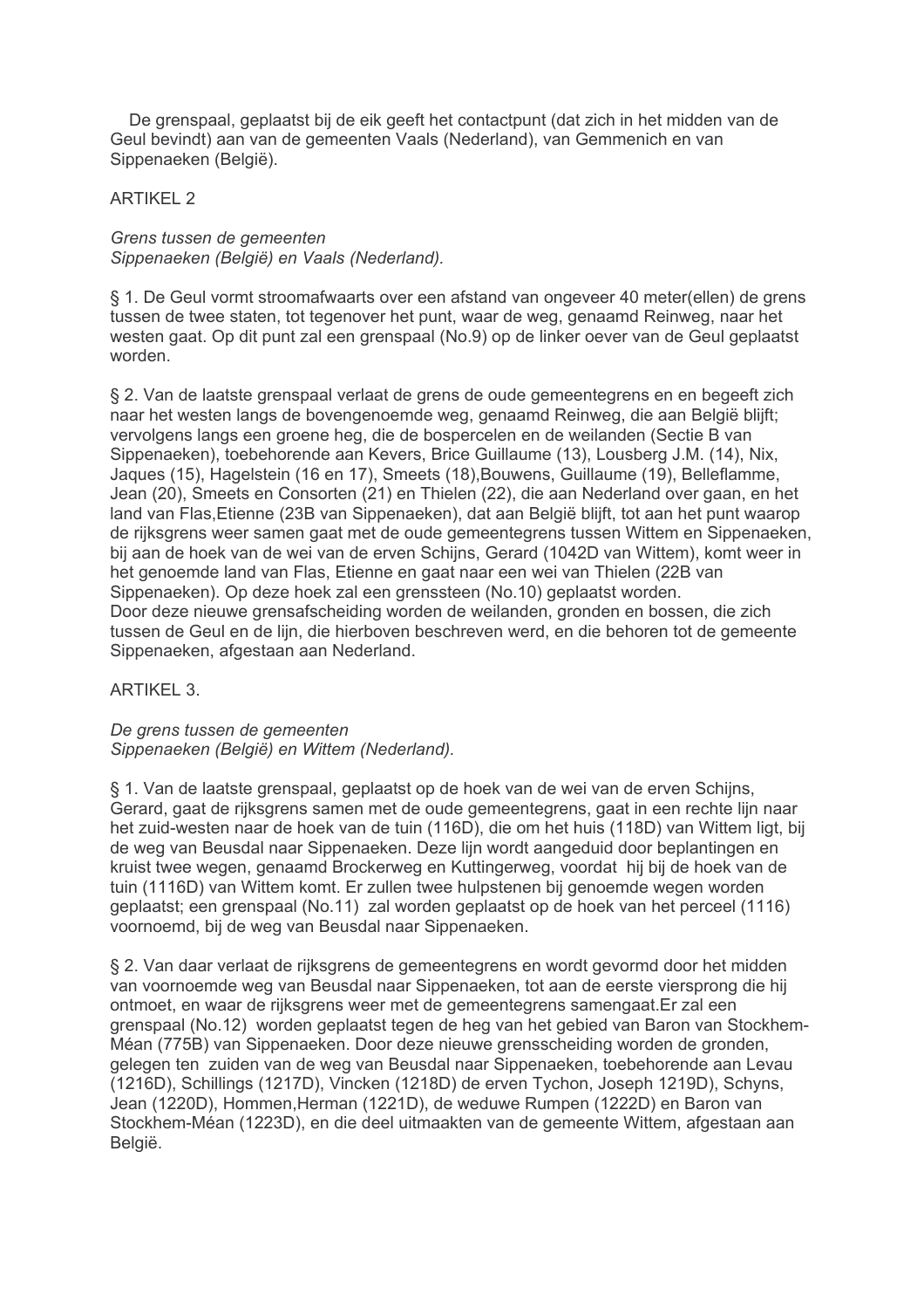De grenspaal, geplaatst bij de eik geeft het contactpunt (dat zich in het midden van de Geul bevindt) aan van de gemeenten Vaals (Nederland), van Gemmenich en van Sippenaeken (België).

ARTIKEL 2

*Grens tussen de gemeenten*
*Sippenaeken (België) en Vaals (Nederland).*

§ 1. De Geul vormt stroomafwaarts over een afstand van ongeveer 40 meter(ellen) de grens tussen de twee staten, tot tegenover het punt, waar de weg, genaamd Reinweg, naar het westen gaat. Op dit punt zal een grenspaal (No.9) op de linker oever van de Geul geplaatst worden.

§ 2. Van de laatste grenspaal verlaat de grens de oude gemeentegrens en en begeeft zich naar het westen langs de bovengenoemde weg, genaamd Reinweg, die aan België blijft; vervolgens langs een groene heg, die de bospercelen en de weilanden (Sectie B van Sippenaeken), toebehorende aan Kevers, Brice Guillaume (13), Lousberg J.M. (14), Nix, Jaques (15), Hagelstein (16 en 17), Smeets (18),Bouwens, Guillaume (19), Belleflamme, Jean (20), Smeets en Consorten (21) en Thielen (22), die aan Nederland over gaan, en het land van Flas,Etienne (23B van Sippenaeken), dat aan België blijft, tot aan het punt waarop de rijksgrens weer samen gaat met de oude gemeentegrens tussen Wittem en Sippenaeken, bij aan de hoek van de wei van de erven Schijns, Gerard (1042D van Wittem), komt weer in het genoemde land van Flas, Etienne en gaat naar een wei van Thielen (22B van Sippenaeken). Op deze hoek zal een grenssteen (No.10) geplaatst worden.
Door deze nieuwe grensafscheiding worden de weilanden, gronden en bossen, die zich tussen de Geul en de lijn, die hierboven beschreven werd, en die behoren tot de gemeente Sippenaeken, afgestaan aan Nederland.

ARTIKEL 3.

*De grens tussen de gemeenten*
*Sippenaeken (België) en Wittem (Nederland).*

§ 1. Van de laatste grenspaal, geplaatst op de hoek van de wei van de erven Schijns, Gerard, gaat de rijksgrens samen met de oude gemeentegrens, gaat in een rechte lijn naar het zuid-westen naar de hoek van de tuin (116D), die om het huis (118D) van Wittem ligt, bij de weg van Beusdal naar Sippenaeken. Deze lijn wordt aangeduid door beplantingen en kruist twee wegen, genaamd Brockerweg en Kuttingerweg, voordat hij bij de hoek van de tuin (1116D) van Wittem komt. Er zullen twee hulpstenen bij genoemde wegen worden geplaatst; een grenspaal (No.11) zal worden geplaatst op de hoek van het perceel (1116) voornoemd, bij de weg van Beusdal naar Sippenaeken.

§ 2. Van daar verlaat de rijksgrens de gemeentegrens en wordt gevormd door het midden van voornoemde weg van Beusdal naar Sippenaeken, tot aan de eerste viersprong die hij ontmoet, en waar de rijksgrens weer met de gemeentegrens samengaat.Er zal een grenspaal (No.12) worden geplaatst tegen de heg van het gebied van Baron van Stockhem-Méan (775B) van Sippenaeken. Door deze nieuwe grensscheiding worden de gronden, gelegen ten zuiden van de weg van Beusdal naar Sippenaeken, toebehorende aan Levau (1216D), Schillings (1217D), Vincken (1218D) de erven Tychon, Joseph 1219D), Schyns, Jean (1220D), Hommen,Herman (1221D), de weduwe Rumpen (1222D) en Baron van Stockhem-Méan (1223D), en die deel uitmaakten van de gemeente Wittem, afgestaan aan België.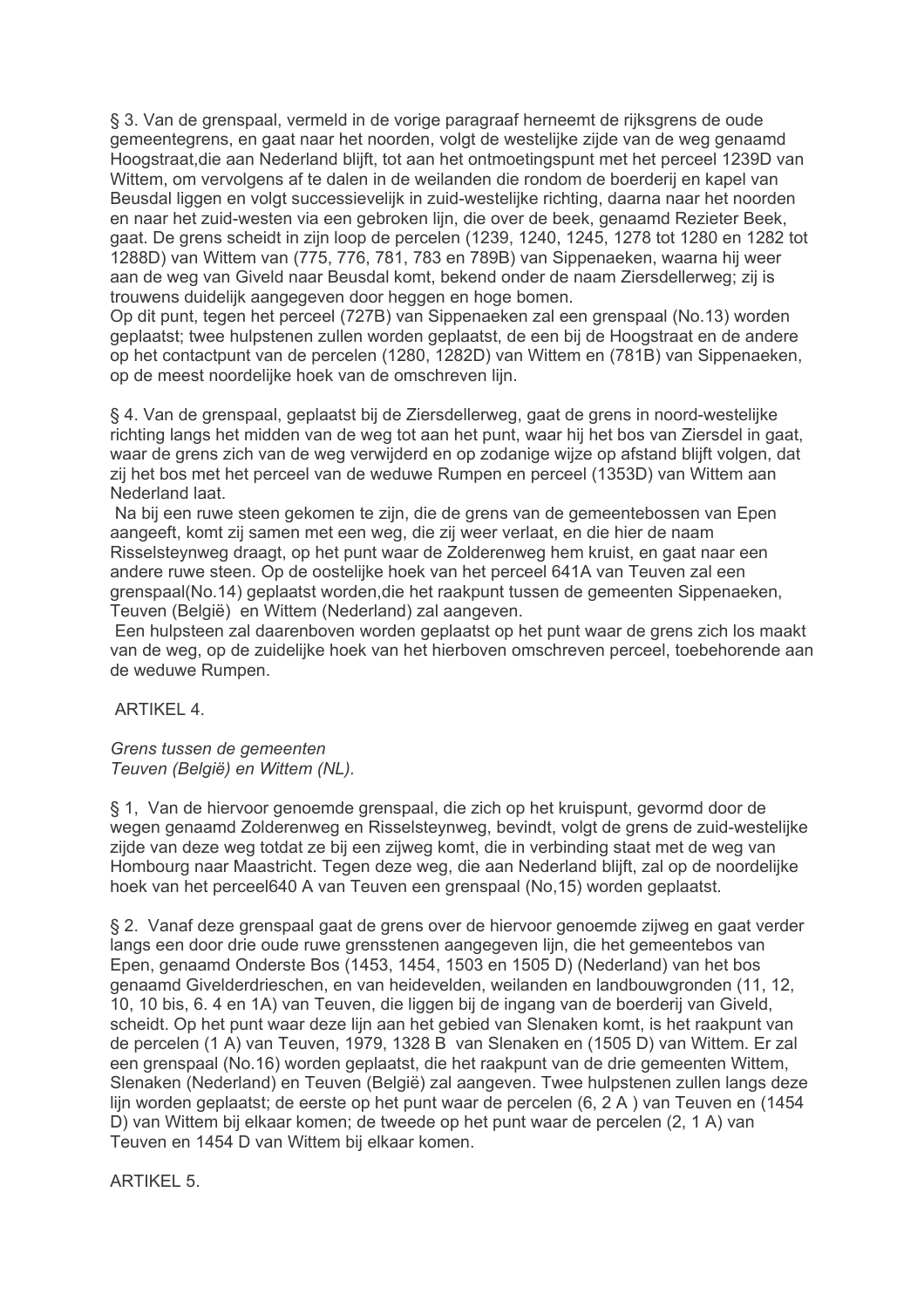§ 3. Van de grenspaal, vermeld in de vorige paragraaf herneemt de rijksgrens de oude gemeentegrens, en gaat naar het noorden, volgt de westelijke zijde van de weg genaamd Hoogstraat,die aan Nederland blijft, tot aan het ontmoetingspunt met het perceel 1239D van Wittem, om vervolgens af te dalen in de weilanden die rondom de boerderij en kapel van Beusdal liggen en volgt successievelijk in zuid-westelijke richting, daarna naar het noorden en naar het zuid-westen via een gebroken lijn, die over de beek, genaamd Rezieter Beek, gaat. De grens scheidt in zijn loop de percelen (1239, 1240, 1245, 1278 tot 1280 en 1282 tot 1288D) van Wittem van (775, 776, 781, 783 en 789B) van Sippenaeken, waarna hij weer aan de weg van Giveld naar Beusdal komt, bekend onder de naam Ziersdellerweg; zij is trouwens duidelijk aangegeven door heggen en hoge bomen.
Op dit punt, tegen het perceel (727B) van Sippenaeken zal een grenspaal (No.13) worden geplaatst; twee hulpstenen zullen worden geplaatst, de een bij de Hoogstraat en de andere op het contactpunt van de percelen (1280, 1282D) van Wittem en (781B) van Sippenaeken, op de meest noordelijke hoek van de omschreven lijn.

§ 4. Van de grenspaal, geplaatst bij de Ziersdellerweg, gaat de grens in noord-westelijke richting langs het midden van de weg tot aan het punt, waar hij het bos van Ziersdel in gaat, waar de grens zich van de weg verwijderd en op zodanige wijze op afstand blijft volgen, dat zij het bos met het perceel van de weduwe Rumpen en perceel (1353D) van Wittem aan Nederland laat.
Na bij een ruwe steen gekomen te zijn, die de grens van de gemeentebossen van Epen aangeeft, komt zij samen met een weg, die zij weer verlaat, en die hier de naam Risselsteynweg draagt, op het punt waar de Zolderenweg hem kruist, en gaat naar een andere ruwe steen. Op de oostelijke hoek van het perceel 641A van Teuven zal een grenspaal(No.14) geplaatst worden,die het raakpunt tussen de gemeenten Sippenaeken, Teuven (België) en Wittem (Nederland) zal aangeven.
Een hulpsteen zal daarenboven worden geplaatst op het punt waar de grens zich los maakt van de weg, op de zuidelijke hoek van het hierboven omschreven perceel, toebehorende aan de weduwe Rumpen.

ARTIKEL 4.

*Grens tussen de gemeenten*
*Teuven (België) en Wittem (NL).*

§ 1, Van de hiervoor genoemde grenspaal, die zich op het kruispunt, gevormd door de wegen genaamd Zolderenweg en Risselsteynweg, bevindt, volgt de grens de zuid-westelijke zijde van deze weg totdat ze bij een zijweg komt, die in verbinding staat met de weg van Hombourg naar Maastricht. Tegen deze weg, die aan Nederland blijft, zal op de noordelijke hoek van het perceel640 A van Teuven een grenspaal (No,15) worden geplaatst.

§ 2. Vanaf deze grenspaal gaat de grens over de hiervoor genoemde zijweg en gaat verder langs een door drie oude ruwe grensstenen aangegeven lijn, die het gemeentebos van Epen, genaamd Onderste Bos (1453, 1454, 1503 en 1505 D) (Nederland) van het bos genaamd Givelderdrieschen, en van heidevelden, weilanden en landbouwgronden (11, 12, 10, 10 bis, 6. 4 en 1A) van Teuven, die liggen bij de ingang van de boerderij van Giveld, scheidt. Op het punt waar deze lijn aan het gebied van Slenaken komt, is het raakpunt van de percelen (1 A) van Teuven, 1979, 1328 B van Slenaken en (1505 D) van Wittem. Er zal een grenspaal (No.16) worden geplaatst, die het raakpunt van de drie gemeenten Wittem, Slenaken (Nederland) en Teuven (België) zal aangeven. Twee hulpstenen zullen langs deze lijn worden geplaatst; de eerste op het punt waar de percelen (6, 2 A ) van Teuven en (1454 D) van Wittem bij elkaar komen; de tweede op het punt waar de percelen (2, 1 A) van Teuven en 1454 D van Wittem bij elkaar komen.

ARTIKEL 5.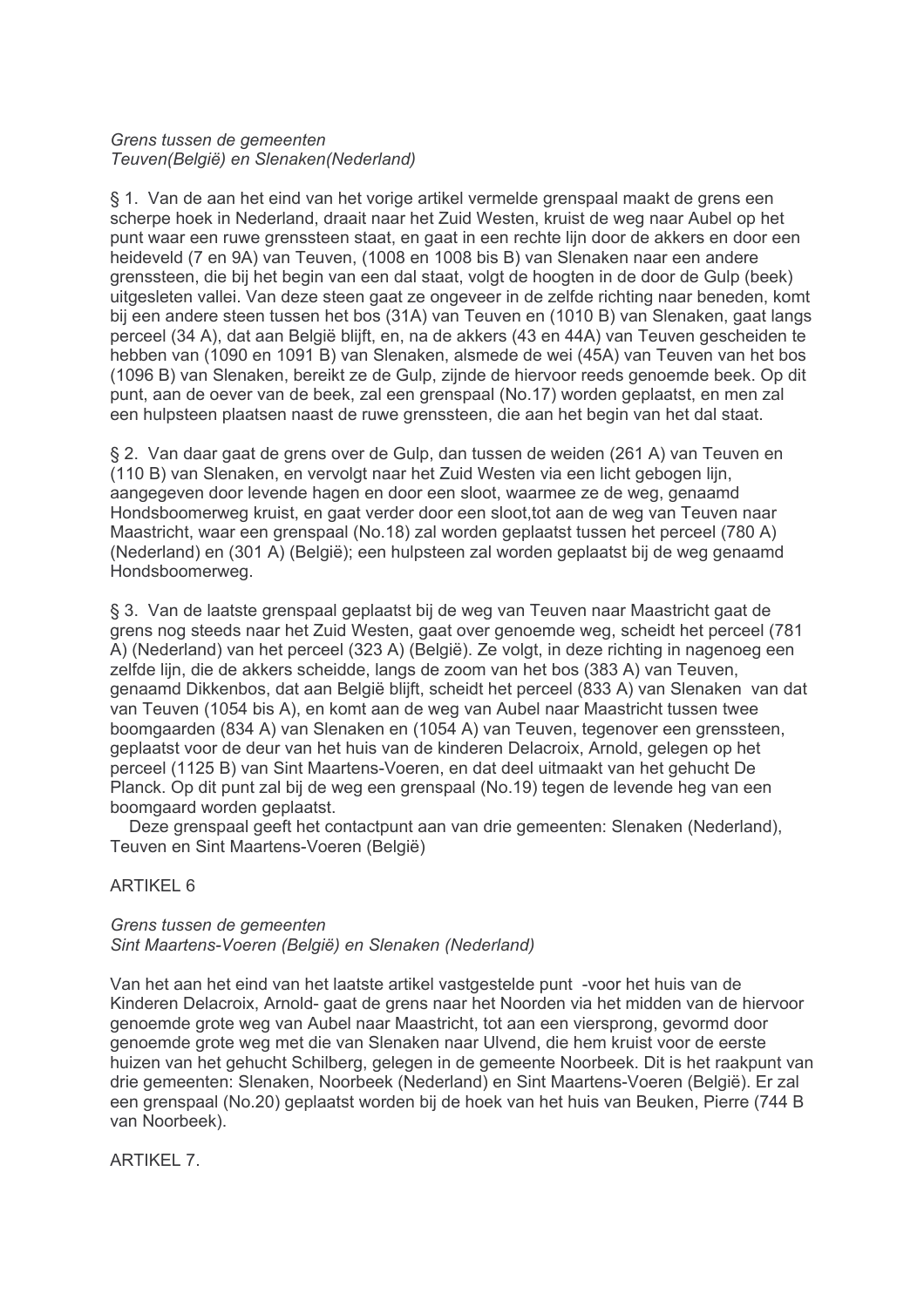*Grens tussen de gemeenten*
*Teuven(België) en Slenaken(Nederland)*

§ 1. Van de aan het eind van het vorige artikel vermelde grenspaal maakt de grens een scherpe hoek in Nederland, draait naar het Zuid Westen, kruist de weg naar Aubel op het punt waar een ruwe grenssteen staat, en gaat in een rechte lijn door de akkers en door een heideveld (7 en 9A) van Teuven, (1008 en 1008 bis B) van Slenaken naar een andere grenssteen, die bij het begin van een dal staat, volgt de hoogten in de door de Gulp (beek) uitgesleten vallei. Van deze steen gaat ze ongeveer in de zelfde richting naar beneden, komt bij een andere steen tussen het bos (31A) van Teuven en (1010 B) van Slenaken, gaat langs perceel (34 A), dat aan België blijft, en, na de akkers (43 en 44A) van Teuven gescheiden te hebben van (1090 en 1091 B) van Slenaken, alsmede de wei (45A) van Teuven van het bos (1096 B) van Slenaken, bereikt ze de Gulp, zijnde de hiervoor reeds genoemde beek. Op dit punt, aan de oever van de beek, zal een grenspaal (No.17) worden geplaatst, en men zal een hulpsteen plaatsen naast de ruwe grenssteen, die aan het begin van het dal staat.

§ 2. Van daar gaat de grens over de Gulp, dan tussen de weiden (261 A) van Teuven en (110 B) van Slenaken, en vervolgt naar het Zuid Westen via een licht gebogen lijn, aangegeven door levende hagen en door een sloot, waarmee ze de weg, genaamd Hondsboomerweg kruist, en gaat verder door een sloot,tot aan de weg van Teuven naar Maastricht, waar een grenspaal (No.18) zal worden geplaatst tussen het perceel (780 A) (Nederland) en (301 A) (België); een hulpsteen zal worden geplaatst bij de weg genaamd Hondsboomerweg.

§ 3. Van de laatste grenspaal geplaatst bij de weg van Teuven naar Maastricht gaat de grens nog steeds naar het Zuid Westen, gaat over genoemde weg, scheidt het perceel (781 A) (Nederland) van het perceel (323 A) (België). Ze volgt, in deze richting in nagenoeg een zelfde lijn, die de akkers scheidde, langs de zoom van het bos (383 A) van Teuven, genaamd Dikkenbos, dat aan België blijft, scheidt het perceel (833 A) van Slenaken van dat van Teuven (1054 bis A), en komt aan de weg van Aubel naar Maastricht tussen twee boomgaarden (834 A) van Slenaken en (1054 A) van Teuven, tegenover een grenssteen, geplaatst voor de deur van het huis van de kinderen Delacroix, Arnold, gelegen op het perceel (1125 B) van Sint Maartens-Voeren, en dat deel uitmaakt van het gehucht De Planck. Op dit punt zal bij de weg een grenspaal (No.19) tegen de levende heg van een boomgaard worden geplaatst.

Deze grenspaal geeft het contactpunt aan van drie gemeenten: Slenaken (Nederland), Teuven en Sint Maartens-Voeren (België)

ARTIKEL 6

*Grens tussen de gemeenten*
*Sint Maartens-Voeren (België) en Slenaken (Nederland)*

Van het aan het eind van het laatste artikel vastgestelde punt -voor het huis van de Kinderen Delacroix, Arnold- gaat de grens naar het Noorden via het midden van de hiervoor genoemde grote weg van Aubel naar Maastricht, tot aan een viersprong, gevormd door genoemde grote weg met die van Slenaken naar Ulvend, die hem kruist voor de eerste huizen van het gehucht Schilberg, gelegen in de gemeente Noorbeek. Dit is het raakpunt van drie gemeenten: Slenaken, Noorbeek (Nederland) en Sint Maartens-Voeren (België). Er zal een grenspaal (No.20) geplaatst worden bij de hoek van het huis van Beuken, Pierre (744 B van Noorbeek).

ARTIKEL 7.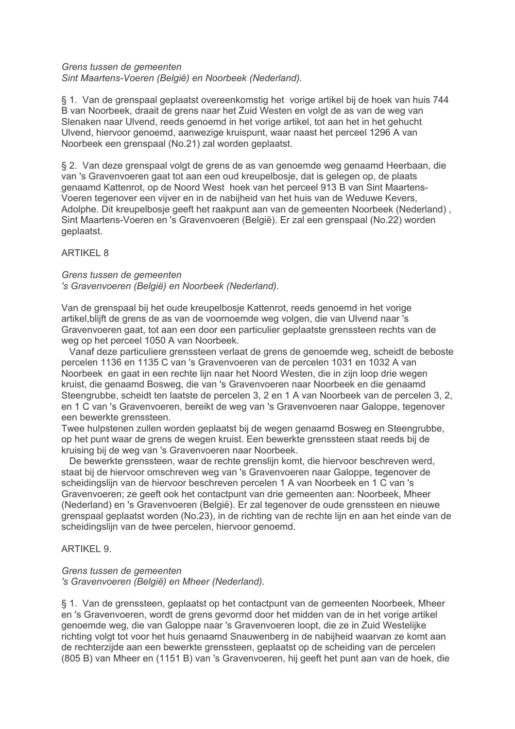*Grens tussen de gemeenten*
*Sint Maartens-Voeren (België) en Noorbeek (Nederland).*

§ 1. Van de grenspaal geplaatst overeenkomstig het vorige artikel bij de hoek van huis 744 B van Noorbeek, draait de grens naar het Zuid Westen en volgt de as van de weg van Slenaken naar Ulvend, reeds genoemd in het vorige artikel, tot aan het in het gehucht Ulvend, hiervoor genoemd, aanwezige kruispunt, waar naast het perceel 1296 A van Noorbeek een grenspaal (No.21) zal worden geplaatst.

§ 2. Van deze grenspaal volgt de grens de as van genoemde weg genaamd Heerbaan, die van 's Gravenvoeren gaat tot aan een oud kreupelbosje, dat is gelegen op, de plaats genaamd Kattenrot, op de Noord West hoek van het perceel 913 B van Sint Maartens-Voeren tegenover een vijver en in de nabijheid van het huis van de Weduwe Kevers, Adolphe. Dit kreupelbosje geeft het raakpunt aan van de gemeenten Noorbeek (Nederland) , Sint Maartens-Voeren en 's Gravenvoeren (België). Er zal een grenspaal (No.22) worden geplaatst.

ARTIKEL 8

*Grens tussen de gemeenten*
*'s Gravenvoeren (België) en Noorbeek (Nederland).*

Van de grenspaal bij het oude kreupelbosje Kattenrot, reeds genoemd in het vorige artikel,blijft de grens de as van de voornoemde weg volgen, die van Ulvend naar 's Gravenvoeren gaat, tot aan een door een particulier geplaatste grenssteen rechts van de weg op het perceel 1050 A van Noorbeek.

Vanaf deze particuliere grenssteen verlaat de grens de genoemde weg, scheidt de beboste percelen 1136 en 1135 C van 's Gravenvoeren van de percelen 1031 en 1032 A van Noorbeek en gaat in een rechte lijn naar het Noord Westen, die in zijn loop drie wegen kruist, die genaamd Bosweg, die van 's Gravenvoeren naar Noorbeek en die genaamd Steengrubbe, scheidt ten laatste de percelen 3, 2 en 1 A van Noorbeek van de percelen 3, 2, en 1 C van 's Gravenvoeren, bereikt de weg van 's Gravenvoeren naar Galoppe, tegenover een bewerkte grenssteen.
Twee hulpstenen zullen worden geplaatst bij de wegen genaamd Bosweg en Steengrubbe, op het punt waar de grens de wegen kruist. Een bewerkte grenssteen staat reeds bij de kruising bij de weg van 's Gravenvoeren naar Noorbeek.

De bewerkte grenssteen, waar de rechte grenslijn komt, die hiervoor beschreven werd, staat bij de hiervoor omschreven weg van 's Gravenvoeren naar Galoppe, tegenover de scheidingslijn van de hiervoor beschreven percelen 1 A van Noorbeek en 1 C van 's Gravenvoeren; ze geeft ook het contactpunt van drie gemeenten aan: Noorbeek, Mheer (Nederland) en 's Gravenvoeren (België). Er zal tegenover de oude grenssteen en nieuwe grenspaal geplaatst worden (No.23), in de richting van de rechte lijn en aan het einde van de scheidingslijn van de twee percelen, hiervoor genoemd.

ARTIKEL 9.

*Grens tussen de gemeenten*
*'s Gravenvoeren (België) en Mheer (Nederland).*

§ 1. Van de grenssteen, geplaatst op het contactpunt van de gemeenten Noorbeek, Mheer en 's Gravenvoeren, wordt de grens gevormd door het midden van de in het vorige artikel genoemde weg, die van Galoppe naar 's Gravenvoeren loopt, die ze in Zuid Westelijke richting volgt tot voor het huis genaamd Snauwenberg in de nabijheid waarvan ze komt aan de rechterzijde aan een bewerkte grenssteen, geplaatst op de scheiding van de percelen (805 B) van Mheer en (1151 B) van 's Gravenvoeren, hij geeft het punt aan van de hoek, die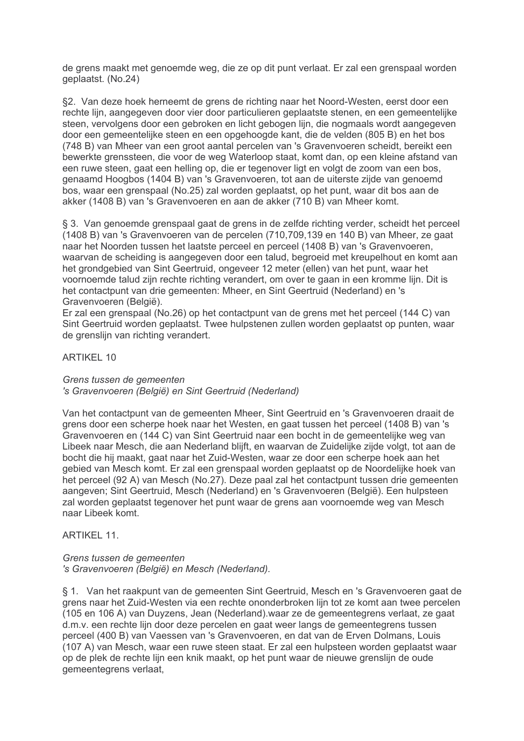de grens maakt met genoemde weg, die ze op dit punt verlaat. Er zal een grenspaal worden geplaatst. (No.24)

§2. Van deze hoek herneemt de grens de richting naar het Noord-Westen, eerst door een rechte lijn, aangegeven door vier door particulieren geplaatste stenen, en een gemeentelijke steen, vervolgens door een gebroken en licht gebogen lijn, die nogmaals wordt aangegeven door een gemeentelijke steen en een opgehoogde kant, die de velden (805 B) en het bos (748 B) van Mheer van een groot aantal percelen van 's Gravenvoeren scheidt, bereikt een bewerkte grenssteen, die voor de weg Waterloop staat, komt dan, op een kleine afstand van een ruwe steen, gaat een helling op, die er tegenover ligt en volgt de zoom van een bos, genaamd Hoogbos (1404 B) van 's Gravenvoeren, tot aan de uiterste zijde van genoemd bos, waar een grenspaal (No.25) zal worden geplaatst, op het punt, waar dit bos aan de akker (1408 B) van 's Gravenvoeren en aan de akker (710 B) van Mheer komt.

§ 3. Van genoemde grenspaal gaat de grens in de zelfde richting verder, scheidt het perceel (1408 B) van 's Gravenvoeren van de percelen (710,709,139 en 140 B) van Mheer, ze gaat naar het Noorden tussen het laatste perceel en perceel (1408 B) van 's Gravenvoeren, waarvan de scheiding is aangegeven door een talud, begroeid met kreupelhout en komt aan het grondgebied van Sint Geertruid, ongeveer 12 meter (ellen) van het punt, waar het voornoemde talud zijn rechte richting verandert, om over te gaan in een kromme lijn. Dit is het contactpunt van drie gemeenten: Mheer, en Sint Geertruid (Nederland) en 's Gravenvoeren (België).
Er zal een grenspaal (No.26) op het contactpunt van de grens met het perceel (144 C) van Sint Geertruid worden geplaatst. Twee hulpstenen zullen worden geplaatst op punten, waar de grenslijn van richting verandert.

ARTIKEL 10

*Grens tussen de gemeenten*
*'s Gravenvoeren (België) en Sint Geertruid (Nederland)*

Van het contactpunt van de gemeenten Mheer, Sint Geertruid en 's Gravenvoeren draait de grens door een scherpe hoek naar het Westen, en gaat tussen het perceel (1408 B) van 's Gravenvoeren en (144 C) van Sint Geertruid naar een bocht in de gemeentelijke weg van Libeek naar Mesch, die aan Nederland blijft, en waarvan de Zuidelijke zijde volgt, tot aan de bocht die hij maakt, gaat naar het Zuid-Westen, waar ze door een scherpe hoek aan het gebied van Mesch komt. Er zal een grenspaal worden geplaatst op de Noordelijke hoek van het perceel (92 A) van Mesch (No.27). Deze paal zal het contactpunt tussen drie gemeenten aangeven; Sint Geertruid, Mesch (Nederland) en 's Gravenvoeren (België). Een hulpsteen zal worden geplaatst tegenover het punt waar de grens aan voornoemde weg van Mesch naar Libeek komt.

ARTIKEL 11.

*Grens tussen de gemeenten*
*'s Gravenvoeren (België) en Mesch (Nederland).*

§ 1. Van het raakpunt van de gemeenten Sint Geertruid, Mesch en 's Gravenvoeren gaat de grens naar het Zuid-Westen via een rechte ononderbroken lijn tot ze komt aan twee percelen (105 en 106 A) van Duyzens, Jean (Nederland).waar ze de gemeentegrens verlaat, ze gaat d.m.v. een rechte lijn door deze percelen en gaat weer langs de gemeentegrens tussen perceel (400 B) van Vaessen van 's Gravenvoeren, en dat van de Erven Dolmans, Louis (107 A) van Mesch, waar een ruwe steen staat. Er zal een hulpsteen worden geplaatst waar op de plek de rechte lijn een knik maakt, op het punt waar de nieuwe grenslijn de oude gemeentegrens verlaat,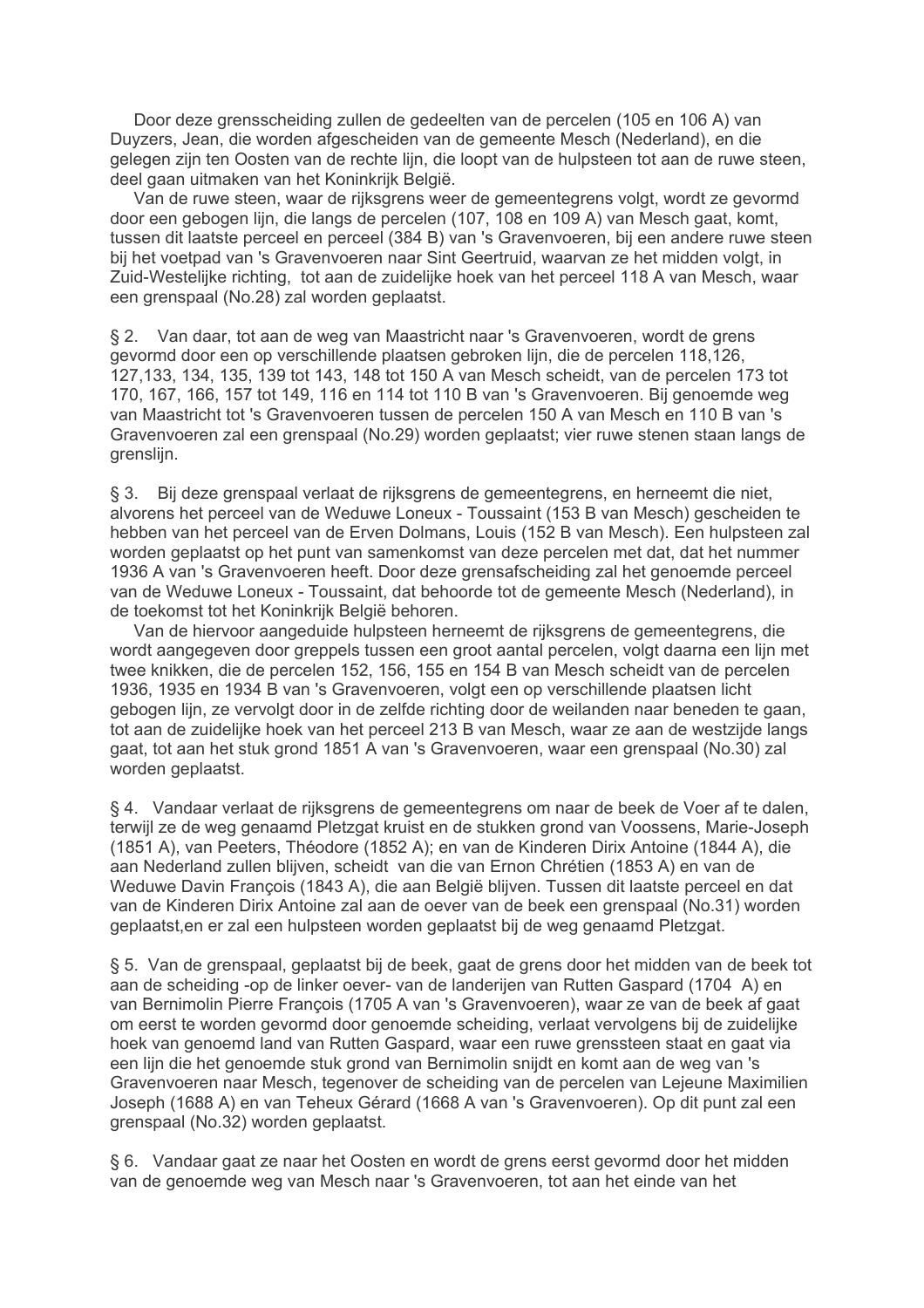Door deze grensscheiding zullen de gedeelten van de percelen (105 en 106 A) van Duyzers, Jean, die worden afgescheiden van de gemeente Mesch (Nederland), en die gelegen zijn ten Oosten van de rechte lijn, die loopt van de hulpsteen tot aan de ruwe steen, deel gaan uitmaken van het Koninkrijk België.

Van de ruwe steen, waar de rijksgrens weer de gemeentegrens volgt, wordt ze gevormd door een gebogen lijn, die langs de percelen (107, 108 en 109 A) van Mesch gaat, komt, tussen dit laatste perceel en perceel (384 B) van 's Gravenvoeren, bij een andere ruwe steen bij het voetpad van 's Gravenvoeren naar Sint Geertruid, waarvan ze het midden volgt, in Zuid-Westelijke richting, tot aan de zuidelijke hoek van het perceel 118 A van Mesch, waar een grenspaal (No.28) zal worden geplaatst.

§ 2. Van daar, tot aan de weg van Maastricht naar 's Gravenvoeren, wordt de grens gevormd door een op verschillende plaatsen gebroken lijn, die de percelen 118,126, 127,133, 134, 135, 139 tot 143, 148 tot 150 A van Mesch scheidt, van de percelen 173 tot 170, 167, 166, 157 tot 149, 116 en 114 tot 110 B van 's Gravenvoeren. Bij genoemde weg van Maastricht tot 's Gravenvoeren tussen de percelen 150 A van Mesch en 110 B van 's Gravenvoeren zal een grenspaal (No.29) worden geplaatst; vier ruwe stenen staan langs de grenslijn.

§ 3. Bij deze grenspaal verlaat de rijksgrens de gemeentegrens, en herneemt die niet, alvorens het perceel van de Weduwe Loneux - Toussaint (153 B van Mesch) gescheiden te hebben van het perceel van de Erven Dolmans, Louis (152 B van Mesch). Een hulpsteen zal worden geplaatst op het punt van samenkomst van deze percelen met dat, dat het nummer 1936 A van 's Gravenvoeren heeft. Door deze grensafscheiding zal het genoemde perceel van de Weduwe Loneux - Toussaint, dat behoorde tot de gemeente Mesch (Nederland), in de toekomst tot het Koninkrijk België behoren.

Van de hiervoor aangeduide hulpsteen herneemt de rijksgrens de gemeentegrens, die wordt aangegeven door greppels tussen een groot aantal percelen, volgt daarna een lijn met twee knikken, die de percelen 152, 156, 155 en 154 B van Mesch scheidt van de percelen 1936, 1935 en 1934 B van 's Gravenvoeren, volgt een op verschillende plaatsen licht gebogen lijn, ze vervolgt door in de zelfde richting door de weilanden naar beneden te gaan, tot aan de zuidelijke hoek van het perceel 213 B van Mesch, waar ze aan de westzijde langs gaat, tot aan het stuk grond 1851 A van 's Gravenvoeren, waar een grenspaal (No.30) zal worden geplaatst.

§ 4. Vandaar verlaat de rijksgrens de gemeentegrens om naar de beek de Voer af te dalen, terwijl ze de weg genaamd Pletzgat kruist en de stukken grond van Voossens, Marie-Joseph (1851 A), van Peeters, Théodore (1852 A); en van de Kinderen Dirix Antoine (1844 A), die aan Nederland zullen blijven, scheidt van die van Ernon Chrétien (1853 A) en van de Weduwe Davin François (1843 A), die aan België blijven. Tussen dit laatste perceel en dat van de Kinderen Dirix Antoine zal aan de oever van de beek een grenspaal (No.31) worden geplaatst,en er zal een hulpsteen worden geplaatst bij de weg genaamd Pletzgat.

§ 5. Van de grenspaal, geplaatst bij de beek, gaat de grens door het midden van de beek tot aan de scheiding -op de linker oever- van de landerijen van Rutten Gaspard (1704 A) en van Bernimolin Pierre François (1705 A van 's Gravenvoeren), waar ze van de beek af gaat om eerst te worden gevormd door genoemde scheiding, verlaat vervolgens bij de zuidelijke hoek van genoemd land van Rutten Gaspard, waar een ruwe grenssteen staat en gaat via een lijn die het genoemde stuk grond van Bernimolin snijdt en komt aan de weg van 's Gravenvoeren naar Mesch, tegenover de scheiding van de percelen van Lejeune Maximilien Joseph (1688 A) en van Teheux Gérard (1668 A van 's Gravenvoeren). Op dit punt zal een grenspaal (No.32) worden geplaatst.

§ 6. Vandaar gaat ze naar het Oosten en wordt de grens eerst gevormd door het midden van de genoemde weg van Mesch naar 's Gravenvoeren, tot aan het einde van het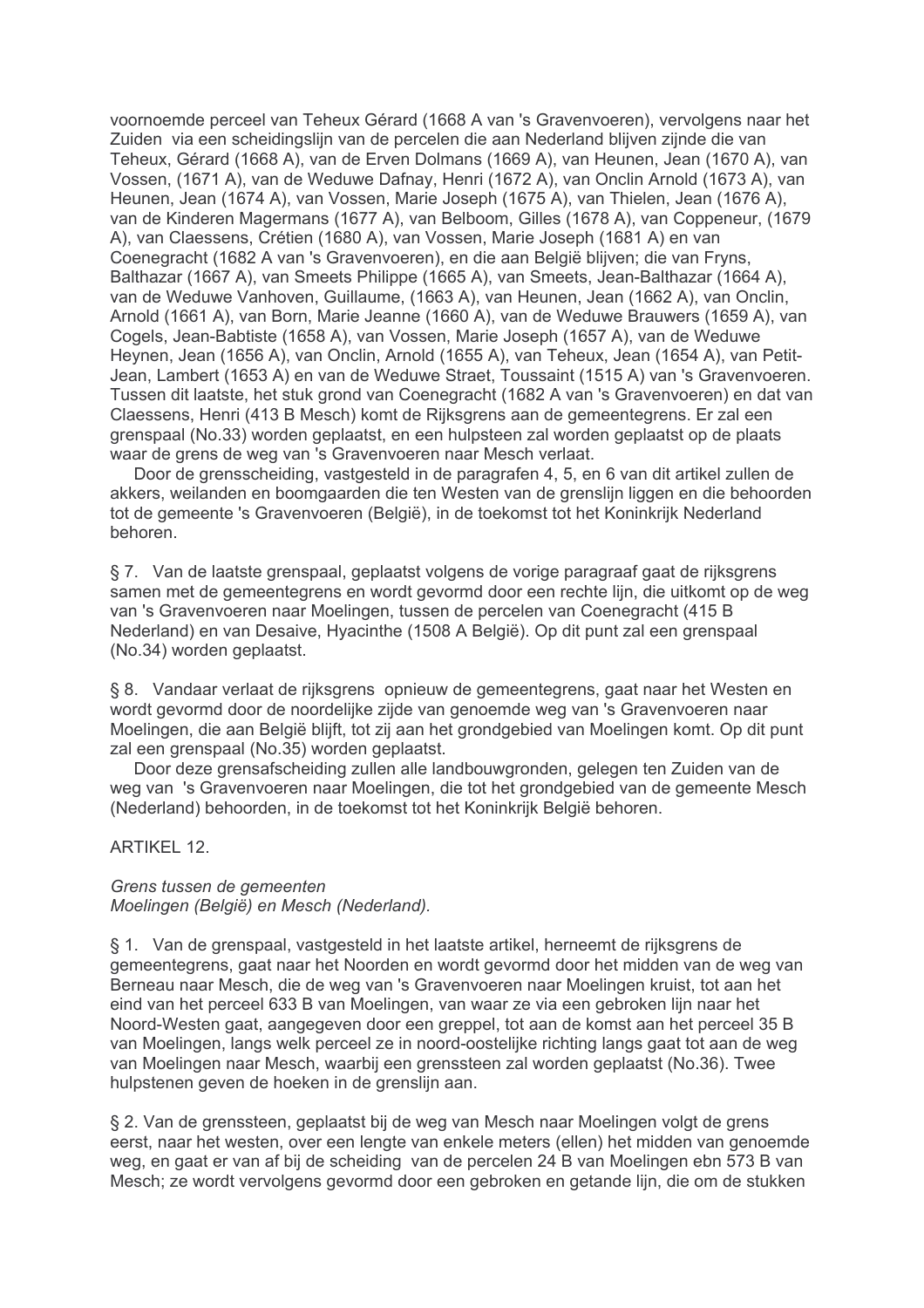voornoemde perceel van Teheux Gérard (1668 A van 's Gravenvoeren), vervolgens naar het Zuiden via een scheidingslijn van de percelen die aan Nederland blijven zijnde die van Teheux, Gérard (1668 A), van de Erven Dolmans (1669 A), van Heunen, Jean (1670 A), van Vossen, (1671 A), van de Weduwe Dafnay, Henri (1672 A), van Onclin Arnold (1673 A), van Heunen, Jean (1674 A), van Vossen, Marie Joseph (1675 A), van Thielen, Jean (1676 A), van de Kinderen Magermans (1677 A), van Belboom, Gilles (1678 A), van Coppeneur, (1679 A), van Claessens, Crétien (1680 A), van Vossen, Marie Joseph (1681 A) en van Coenegracht (1682 A van 's Gravenvoeren), en die aan België blijven; die van Fryns, Balthazar (1667 A), van Smeets Philippe (1665 A), van Smeets, Jean-Balthazar (1664 A), van de Weduwe Vanhoven, Guillaume, (1663 A), van Heunen, Jean (1662 A), van Onclin, Arnold (1661 A), van Born, Marie Jeanne (1660 A), van de Weduwe Brauwers (1659 A), van Cogels, Jean-Babtiste (1658 A), van Vossen, Marie Joseph (1657 A), van de Weduwe Heynen, Jean (1656 A), van Onclin, Arnold (1655 A), van Teheux, Jean (1654 A), van Petit-Jean, Lambert (1653 A) en van de Weduwe Straet, Toussaint (1515 A) van 's Gravenvoeren. Tussen dit laatste, het stuk grond van Coenegracht (1682 A van 's Gravenvoeren) en dat van Claessens, Henri (413 B Mesch) komt de Rijksgrens aan de gemeentegrens. Er zal een grenspaal (No.33) worden geplaatst, en een hulpsteen zal worden geplaatst op de plaats waar de grens de weg van 's Gravenvoeren naar Mesch verlaat.

Door de grensscheiding, vastgesteld in de paragrafen 4, 5, en 6 van dit artikel zullen de akkers, weilanden en boomgaarden die ten Westen van de grenslijn liggen en die behoorden tot de gemeente 's Gravenvoeren (België), in de toekomst tot het Koninkrijk Nederland behoren.

§ 7. Van de laatste grenspaal, geplaatst volgens de vorige paragraaf gaat de rijksgrens samen met de gemeentegrens en wordt gevormd door een rechte lijn, die uitkomt op de weg van 's Gravenvoeren naar Moelingen, tussen de percelen van Coenegracht (415 B Nederland) en van Desaive, Hyacinthe (1508 A België). Op dit punt zal een grenspaal (No.34) worden geplaatst.

§ 8. Vandaar verlaat de rijksgrens opnieuw de gemeentegrens, gaat naar het Westen en wordt gevormd door de noordelijke zijde van genoemde weg van 's Gravenvoeren naar Moelingen, die aan België blijft, tot zij aan het grondgebied van Moelingen komt. Op dit punt zal een grenspaal (No.35) worden geplaatst.

Door deze grensafscheiding zullen alle landbouwgronden, gelegen ten Zuiden van de weg van 's Gravenvoeren naar Moelingen, die tot het grondgebied van de gemeente Mesch (Nederland) behoorden, in de toekomst tot het Koninkrijk België behoren.

ARTIKEL 12.

*Grens tussen de gemeenten*
*Moelingen (België) en Mesch (Nederland).*

§ 1. Van de grenspaal, vastgesteld in het laatste artikel, herneemt de rijksgrens de gemeentegrens, gaat naar het Noorden en wordt gevormd door het midden van de weg van Berneau naar Mesch, die de weg van 's Gravenvoeren naar Moelingen kruist, tot aan het eind van het perceel 633 B van Moelingen, van waar ze via een gebroken lijn naar het Noord-Westen gaat, aangegeven door een greppel, tot aan de komst aan het perceel 35 B van Moelingen, langs welk perceel ze in noord-oostelijke richting langs gaat tot aan de weg van Moelingen naar Mesch, waarbij een grenssteen zal worden geplaatst (No.36). Twee hulpstenen geven de hoeken in de grenslijn aan.

§ 2. Van de grenssteen, geplaatst bij de weg van Mesch naar Moelingen volgt de grens eerst, naar het westen, over een lengte van enkele meters (ellen) het midden van genoemde weg, en gaat er van af bij de scheiding van de percelen 24 B van Moelingen ebn 573 B van Mesch; ze wordt vervolgens gevormd door een gebroken en getande lijn, die om de stukken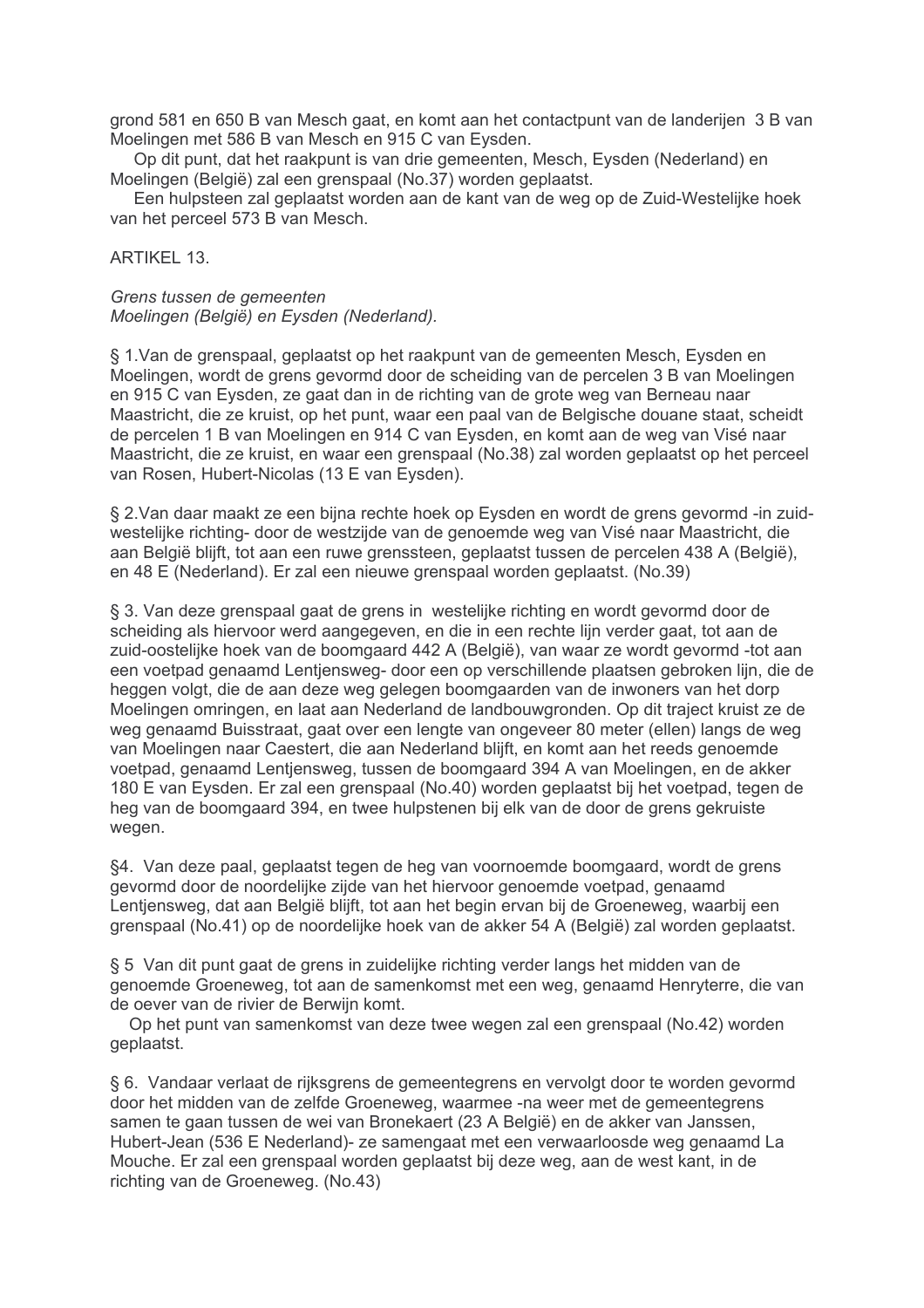grond 581 en 650 B van Mesch gaat, en komt aan het contactpunt van de landerijen 3 B van Moelingen met 586 B van Mesch en 915 C van Eysden.

Op dit punt, dat het raakpunt is van drie gemeenten, Mesch, Eysden (Nederland) en Moelingen (België) zal een grenspaal (No.37) worden geplaatst.

Een hulpsteen zal geplaatst worden aan de kant van de weg op de Zuid-Westelijke hoek van het perceel 573 B van Mesch.

ARTIKEL 13.

*Grens tussen de gemeenten*
*Moelingen (België) en Eysden (Nederland).*

§ 1.Van de grenspaal, geplaatst op het raakpunt van de gemeenten Mesch, Eysden en Moelingen, wordt de grens gevormd door de scheiding van de percelen 3 B van Moelingen en 915 C van Eysden, ze gaat dan in de richting van de grote weg van Berneau naar Maastricht, die ze kruist, op het punt, waar een paal van de Belgische douane staat, scheidt de percelen 1 B van Moelingen en 914 C van Eysden, en komt aan de weg van Visé naar Maastricht, die ze kruist, en waar een grenspaal (No.38) zal worden geplaatst op het perceel van Rosen, Hubert-Nicolas (13 E van Eysden).

§ 2.Van daar maakt ze een bijna rechte hoek op Eysden en wordt de grens gevormd -in zuid-westelijke richting- door de westzijde van de genoemde weg van Visé naar Maastricht, die aan België blijft, tot aan een ruwe grenssteen, geplaatst tussen de percelen 438 A (België), en 48 E (Nederland). Er zal een nieuwe grenspaal worden geplaatst. (No.39)

§ 3. Van deze grenspaal gaat de grens in westelijke richting en wordt gevormd door de scheiding als hiervoor werd aangegeven, en die in een rechte lijn verder gaat, tot aan de zuid-oostelijke hoek van de boomgaard 442 A (België), van waar ze wordt gevormd -tot aan een voetpad genaamd Lentjensweg- door een op verschillende plaatsen gebroken lijn, die de heggen volgt, die de aan deze weg gelegen boomgaarden van de inwoners van het dorp Moelingen omringen, en laat aan Nederland de landbouwgronden. Op dit traject kruist ze de weg genaamd Buisstraat, gaat over een lengte van ongeveer 80 meter (ellen) langs de weg van Moelingen naar Caestert, die aan Nederland blijft, en komt aan het reeds genoemde voetpad, genaamd Lentjensweg, tussen de boomgaard 394 A van Moelingen, en de akker 180 E van Eysden. Er zal een grenspaal (No.40) worden geplaatst bij het voetpad, tegen de heg van de boomgaard 394, en twee hulpstenen bij elk van de door de grens gekruiste wegen.

§4. Van deze paal, geplaatst tegen de heg van voornoemde boomgaard, wordt de grens gevormd door de noordelijke zijde van het hiervoor genoemde voetpad, genaamd Lentjensweg, dat aan België blijft, tot aan het begin ervan bij de Groeneweg, waarbij een grenspaal (No.41) op de noordelijke hoek van de akker 54 A (België) zal worden geplaatst.

§ 5 Van dit punt gaat de grens in zuidelijke richting verder langs het midden van de genoemde Groeneweg, tot aan de samenkomst met een weg, genaamd Henryterre, die van de oever van de rivier de Berwijn komt.

Op het punt van samenkomst van deze twee wegen zal een grenspaal (No.42) worden geplaatst.

§ 6. Vandaar verlaat de rijksgrens de gemeentegrens en vervolgt door te worden gevormd door het midden van de zelfde Groeneweg, waarmee -na weer met de gemeentegrens samen te gaan tussen de wei van Bronekaert (23 A België) en de akker van Janssen, Hubert-Jean (536 E Nederland)- ze samengaat met een verwaarloosde weg genaamd La Mouche. Er zal een grenspaal worden geplaatst bij deze weg, aan de west kant, in de richting van de Groeneweg. (No.43)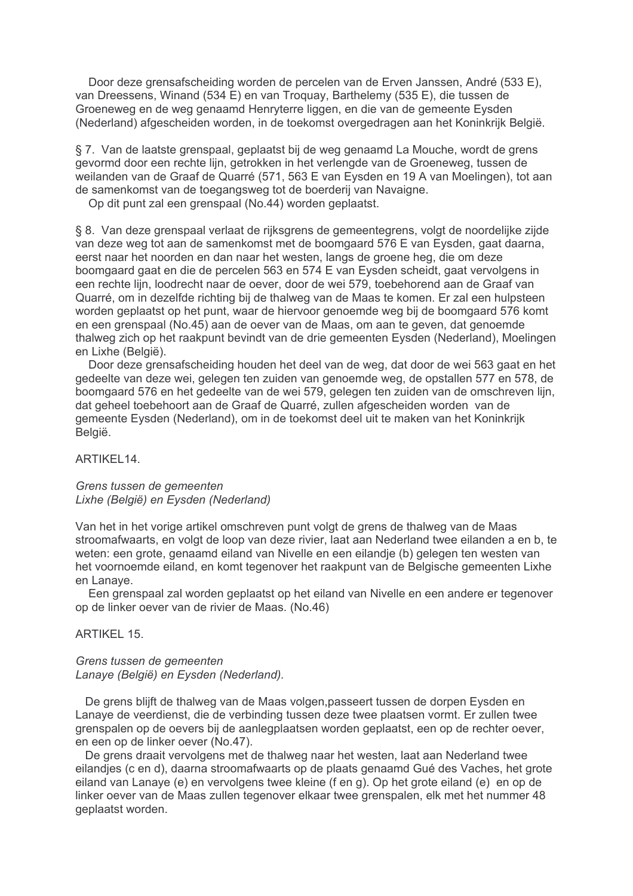Door deze grensafscheiding worden de percelen van de Erven Janssen, André (533 E), van Dreessens, Winand (534 E) en van Troquay, Barthelemy (535 E), die tussen de Groeneweg en de weg genaamd Henryterre liggen, en die van de gemeente Eysden (Nederland) afgescheiden worden, in de toekomst overgedragen aan het Koninkrijk België.

§ 7. Van de laatste grenspaal, geplaatst bij de weg genaamd La Mouche, wordt de grens gevormd door een rechte lijn, getrokken in het verlengde van de Groeneweg, tussen de weilanden van de Graaf de Quarré (571, 563 E van Eysden en 19 A van Moelingen), tot aan de samenkomst van de toegangsweg tot de boerderij van Navaigne.

Op dit punt zal een grenspaal (No.44) worden geplaatst.

§ 8. Van deze grenspaal verlaat de rijksgrens de gemeentegrens, volgt de noordelijke zijde van deze weg tot aan de samenkomst met de boomgaard 576 E van Eysden, gaat daarna, eerst naar het noorden en dan naar het westen, langs de groene heg, die om deze boomgaard gaat en die de percelen 563 en 574 E van Eysden scheidt, gaat vervolgens in een rechte lijn, loodrecht naar de oever, door de wei 579, toebehorend aan de Graaf van Quarré, om in dezelfde richting bij de thalweg van de Maas te komen. Er zal een hulpsteen worden geplaatst op het punt, waar de hiervoor genoemde weg bij de boomgaard 576 komt en een grenspaal (No.45) aan de oever van de Maas, om aan te geven, dat genoemde thalweg zich op het raakpunt bevindt van de drie gemeenten Eysden (Nederland), Moelingen en Lixhe (België).

Door deze grensafscheiding houden het deel van de weg, dat door de wei 563 gaat en het gedeelte van deze wei, gelegen ten zuiden van genoemde weg, de opstallen 577 en 578, de boomgaard 576 en het gedeelte van de wei 579, gelegen ten zuiden van de omschreven lijn, dat geheel toebehoort aan de Graaf de Quarré, zullen afgescheiden worden van de gemeente Eysden (Nederland), om in de toekomst deel uit te maken van het Koninkrijk België.

ARTIKEL14.

*Grens tussen de gemeenten*
*Lixhe (België) en Eysden (Nederland)*

Van het in het vorige artikel omschreven punt volgt de grens de thalweg van de Maas stroomafwaarts, en volgt de loop van deze rivier, laat aan Nederland twee eilanden a en b, te weten: een grote, genaamd eiland van Nivelle en een eilandje (b) gelegen ten westen van het voornoemde eiland, en komt tegenover het raakpunt van de Belgische gemeenten Lixhe en Lanaye.

Een grenspaal zal worden geplaatst op het eiland van Nivelle en een andere er tegenover op de linker oever van de rivier de Maas. (No.46)

ARTIKEL 15.

*Grens tussen de gemeenten*
*Lanaye (België) en Eysden (Nederland).*

De grens blijft de thalweg van de Maas volgen,passeert tussen de dorpen Eysden en Lanaye de veerdienst, die de verbinding tussen deze twee plaatsen vormt. Er zullen twee grenspalen op de oevers bij de aanlegplaatsen worden geplaatst, een op de rechter oever, en een op de linker oever (No.47).

De grens draait vervolgens met de thalweg naar het westen, laat aan Nederland twee eilandjes (c en d), daarna stroomafwaarts op de plaats genaamd Gué des Vaches, het grote eiland van Lanaye (e) en vervolgens twee kleine (f en g). Op het grote eiland (e) en op de linker oever van de Maas zullen tegenover elkaar twee grenspalen, elk met het nummer 48 geplaatst worden.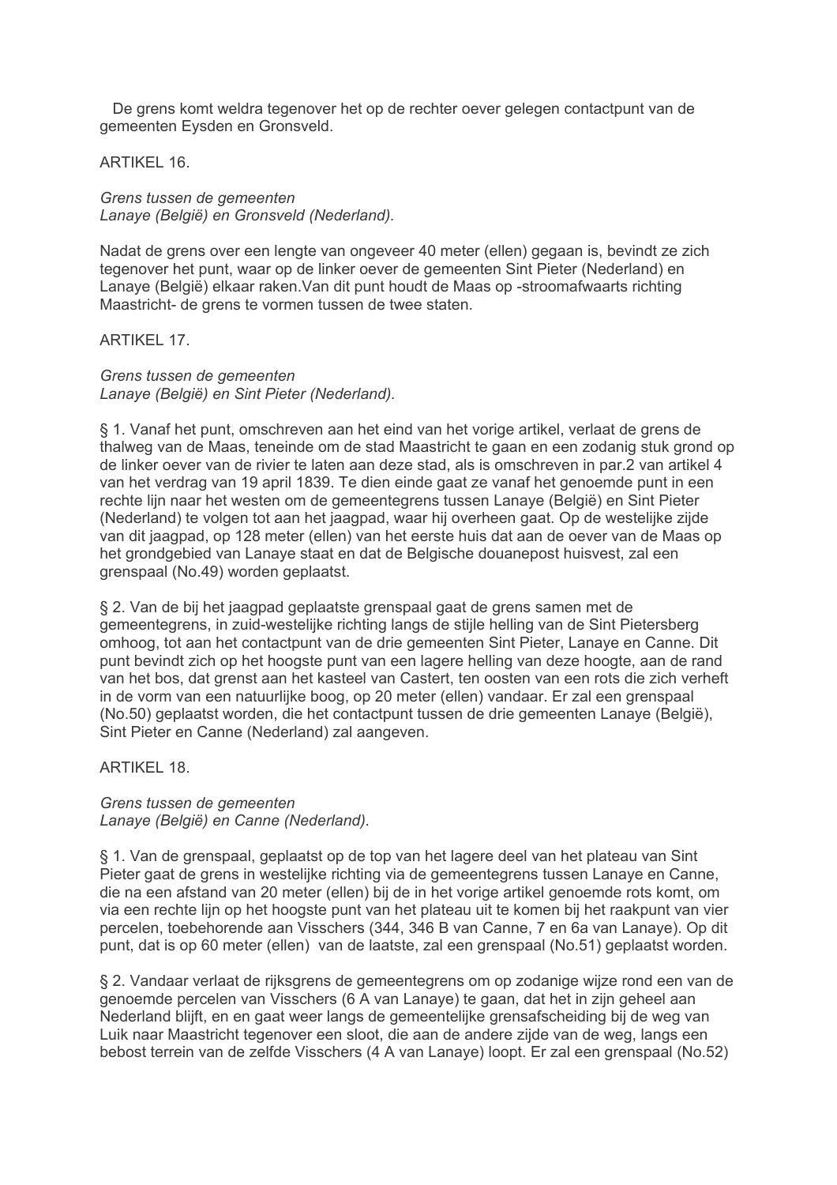De grens komt weldra tegenover het op de rechter oever gelegen contactpunt van de gemeenten Eysden en Gronsveld.

ARTIKEL 16.

*Grens tussen de gemeenten*
*Lanaye (België) en Gronsveld (Nederland).*

Nadat de grens over een lengte van ongeveer 40 meter (ellen) gegaan is, bevindt ze zich tegenover het punt, waar op de linker oever de gemeenten Sint Pieter (Nederland) en Lanaye (België) elkaar raken.Van dit punt houdt de Maas op -stroomafwaarts richting Maastricht- de grens te vormen tussen de twee staten.

ARTIKEL 17.

*Grens tussen de gemeenten*
*Lanaye (België) en Sint Pieter (Nederland).*

§ 1. Vanaf het punt, omschreven aan het eind van het vorige artikel, verlaat de grens de thalweg van de Maas, teneinde om de stad Maastricht te gaan en een zodanig stuk grond op de linker oever van de rivier te laten aan deze stad, als is omschreven in par.2 van artikel 4 van het verdrag van 19 april 1839. Te dien einde gaat ze vanaf het genoemde punt in een rechte lijn naar het westen om de gemeentegrens tussen Lanaye (België) en Sint Pieter (Nederland) te volgen tot aan het jaagpad, waar hij overheen gaat. Op de westelijke zijde van dit jaagpad, op 128 meter (ellen) van het eerste huis dat aan de oever van de Maas op het grondgebied van Lanaye staat en dat de Belgische douanepost huisvest, zal een grenspaal (No.49) worden geplaatst.

§ 2. Van de bij het jaagpad geplaatste grenspaal gaat de grens samen met de gemeentegrens, in zuid-westelijke richting langs de stijle helling van de Sint Pietersberg omhoog, tot aan het contactpunt van de drie gemeenten Sint Pieter, Lanaye en Canne. Dit punt bevindt zich op het hoogste punt van een lagere helling van deze hoogte, aan de rand van het bos, dat grenst aan het kasteel van Castert, ten oosten van een rots die zich verheft in de vorm van een natuurlijke boog, op 20 meter (ellen) vandaar. Er zal een grenspaal (No.50) geplaatst worden, die het contactpunt tussen de drie gemeenten Lanaye (België), Sint Pieter en Canne (Nederland) zal aangeven.

ARTIKEL 18.

*Grens tussen de gemeenten*
*Lanaye (België) en Canne (Nederland).*

§ 1. Van de grenspaal, geplaatst op de top van het lagere deel van het plateau van Sint Pieter gaat de grens in westelijke richting via de gemeentegrens tussen Lanaye en Canne, die na een afstand van 20 meter (ellen) bij de in het vorige artikel genoemde rots komt, om via een rechte lijn op het hoogste punt van het plateau uit te komen bij het raakpunt van vier percelen, toebehorende aan Visschers (344, 346 B van Canne, 7 en 6a van Lanaye). Op dit punt, dat is op 60 meter (ellen) van de laatste, zal een grenspaal (No.51) geplaatst worden.

§ 2. Vandaar verlaat de rijksgrens de gemeentegrens om op zodanige wijze rond een van de genoemde percelen van Visschers (6 A van Lanaye) te gaan, dat het in zijn geheel aan Nederland blijft, en en gaat weer langs de gemeentelijke grensafscheiding bij de weg van Luik naar Maastricht tegenover een sloot, die aan de andere zijde van de weg, langs een bebost terrein van de zelfde Visschers (4 A van Lanaye) loopt. Er zal een grenspaal (No.52)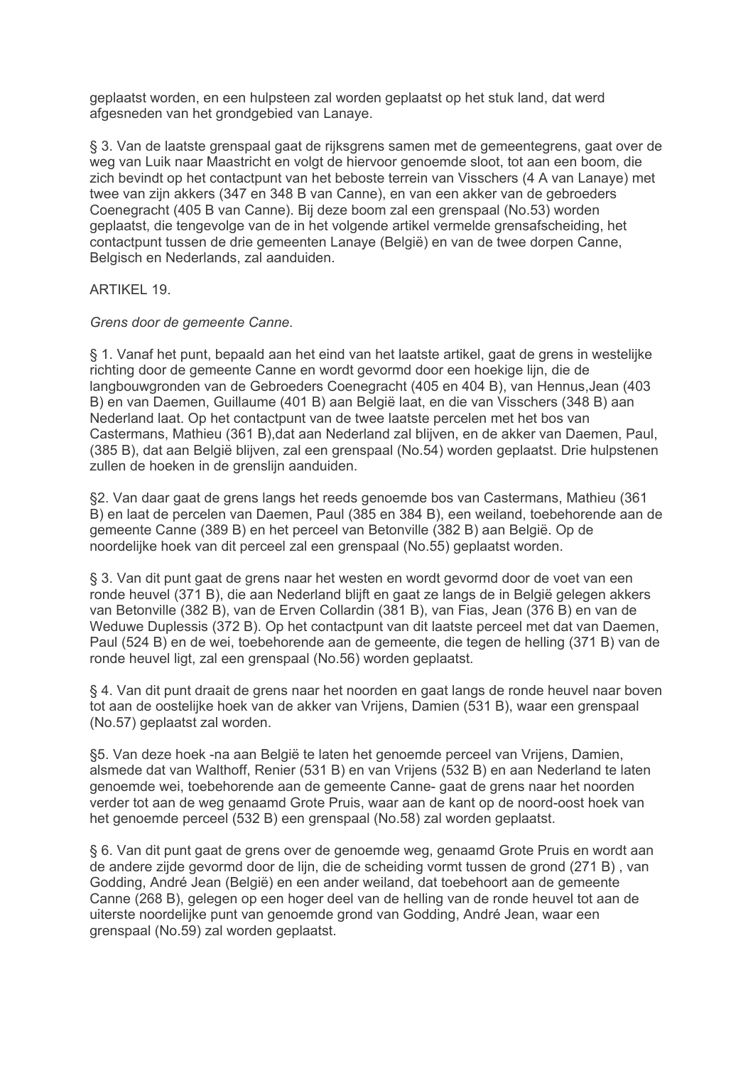geplaatst worden, en een hulpsteen zal worden geplaatst op het stuk land, dat werd afgesneden van het grondgebied van Lanaye.

§ 3. Van de laatste grenspaal gaat de rijksgrens samen met de gemeentegrens, gaat over de weg van Luik naar Maastricht en volgt de hiervoor genoemde sloot, tot aan een boom, die zich bevindt op het contactpunt van het beboste terrein van Visschers (4 A van Lanaye) met twee van zijn akkers (347 en 348 B van Canne), en van een akker van de gebroeders Coenegracht (405 B van Canne). Bij deze boom zal een grenspaal (No.53) worden geplaatst, die tengevolge van de in het volgende artikel vermelde grensafscheiding, het contactpunt tussen de drie gemeenten Lanaye (België) en van de twee dorpen Canne, Belgisch en Nederlands, zal aanduiden.

ARTIKEL 19.

*Grens door de gemeente Canne.*

§ 1. Vanaf het punt, bepaald aan het eind van het laatste artikel, gaat de grens in westelijke richting door de gemeente Canne en wordt gevormd door een hoekige lijn, die de langbouwgronden van de Gebroeders Coenegracht (405 en 404 B), van Hennus,Jean (403 B) en van Daemen, Guillaume (401 B) aan België laat, en die van Visschers (348 B) aan Nederland laat. Op het contactpunt van de twee laatste percelen met het bos van Castermans, Mathieu (361 B),dat aan Nederland zal blijven, en de akker van Daemen, Paul, (385 B), dat aan België blijven, zal een grenspaal (No.54) worden geplaatst. Drie hulpstenen zullen de hoeken in de grenslijn aanduiden.

§2. Van daar gaat de grens langs het reeds genoemde bos van Castermans, Mathieu (361 B) en laat de percelen van Daemen, Paul (385 en 384 B), een weiland, toebehorende aan de gemeente Canne (389 B) en het perceel van Betonville (382 B) aan België. Op de noordelijke hoek van dit perceel zal een grenspaal (No.55) geplaatst worden.

§ 3. Van dit punt gaat de grens naar het westen en wordt gevormd door de voet van een ronde heuvel (371 B), die aan Nederland blijft en gaat ze langs de in België gelegen akkers van Betonville (382 B), van de Erven Collardin (381 B), van Fias, Jean (376 B) en van de Weduwe Duplessis (372 B). Op het contactpunt van dit laatste perceel met dat van Daemen, Paul (524 B) en de wei, toebehorende aan de gemeente, die tegen de helling (371 B) van de ronde heuvel ligt, zal een grenspaal (No.56) worden geplaatst.

§ 4. Van dit punt draait de grens naar het noorden en gaat langs de ronde heuvel naar boven tot aan de oostelijke hoek van de akker van Vrijens, Damien (531 B), waar een grenspaal (No.57) geplaatst zal worden.

§5. Van deze hoek -na aan België te laten het genoemde perceel van Vrijens, Damien, alsmede dat van Walthoff, Renier (531 B) en van Vrijens (532 B) en aan Nederland te laten genoemde wei, toebehorende aan de gemeente Canne- gaat de grens naar het noorden verder tot aan de weg genaamd Grote Pruis, waar aan de kant op de noord-oost hoek van het genoemde perceel (532 B) een grenspaal (No.58) zal worden geplaatst.

§ 6. Van dit punt gaat de grens over de genoemde weg, genaamd Grote Pruis en wordt aan de andere zijde gevormd door de lijn, die de scheiding vormt tussen de grond (271 B) , van Godding, André Jean (België) en een ander weiland, dat toebehoort aan de gemeente Canne (268 B), gelegen op een hoger deel van de helling van de ronde heuvel tot aan de uiterste noordelijke punt van genoemde grond van Godding, André Jean, waar een grenspaal (No.59) zal worden geplaatst.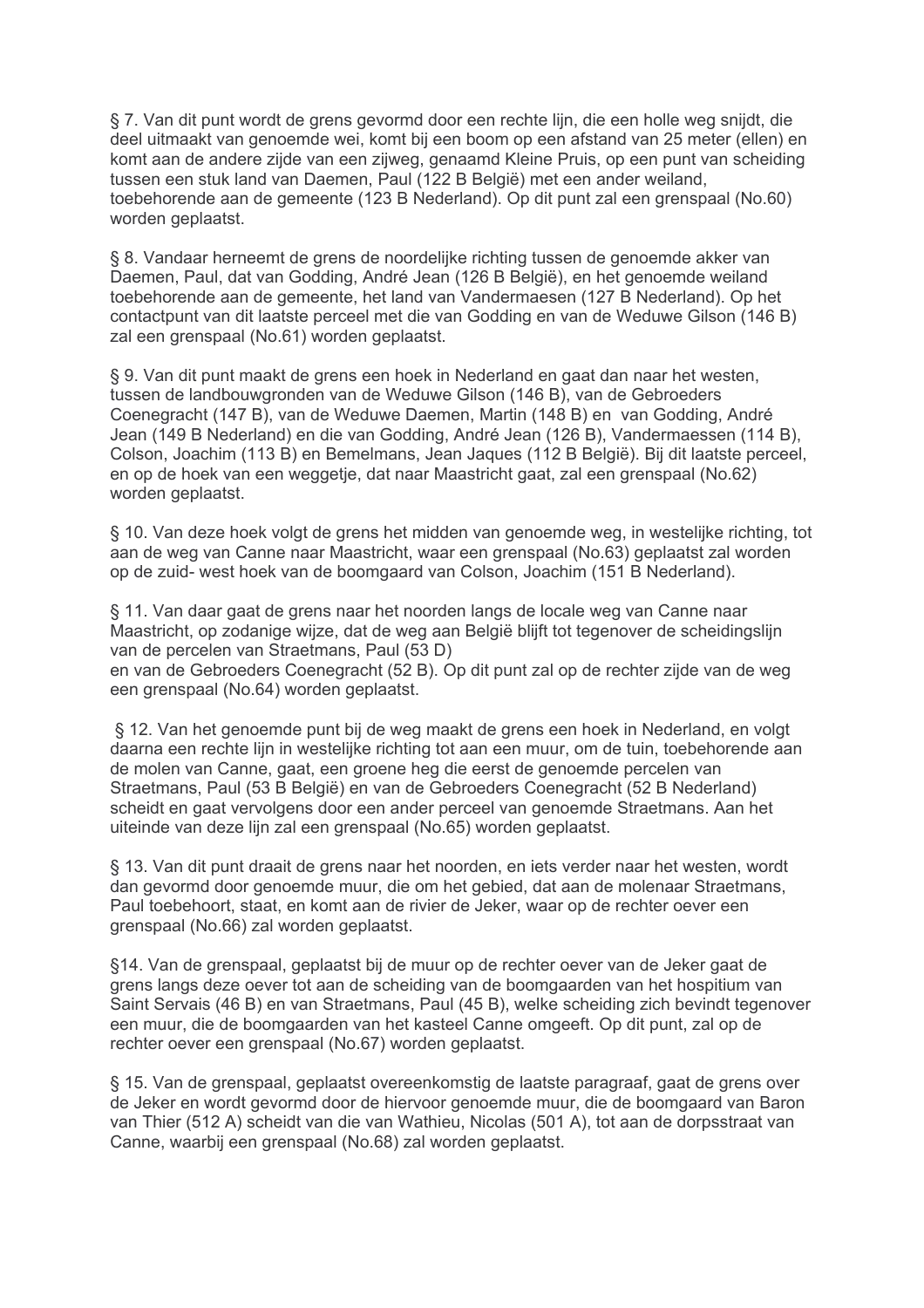§ 7. Van dit punt wordt de grens gevormd door een rechte lijn, die een holle weg snijdt, die deel uitmaakt van genoemde wei, komt bij een boom op een afstand van 25 meter (ellen) en komt aan de andere zijde van een zijweg, genaamd Kleine Pruis, op een punt van scheiding tussen een stuk land van Daemen, Paul (122 B België) met een ander weiland, toebehorende aan de gemeente (123 B Nederland). Op dit punt zal een grenspaal (No.60) worden geplaatst.

§ 8. Vandaar herneemt de grens de noordelijke richting tussen de genoemde akker van Daemen, Paul, dat van Godding, André Jean (126 B België), en het genoemde weiland toebehorende aan de gemeente, het land van Vandermaesen (127 B Nederland). Op het contactpunt van dit laatste perceel met die van Godding en van de Weduwe Gilson (146 B) zal een grenspaal (No.61) worden geplaatst.

§ 9. Van dit punt maakt de grens een hoek in Nederland en gaat dan naar het westen, tussen de landbouwgronden van de Weduwe Gilson (146 B), van de Gebroeders Coenegracht (147 B), van de Weduwe Daemen, Martin (148 B) en van Godding, André Jean (149 B Nederland) en die van Godding, André Jean (126 B), Vandermaessen (114 B), Colson, Joachim (113 B) en Bemelmans, Jean Jaques (112 B België). Bij dit laatste perceel, en op de hoek van een weggetje, dat naar Maastricht gaat, zal een grenspaal (No.62) worden geplaatst.

§ 10. Van deze hoek volgt de grens het midden van genoemde weg, in westelijke richting, tot aan de weg van Canne naar Maastricht, waar een grenspaal (No.63) geplaatst zal worden op de zuid- west hoek van de boomgaard van Colson, Joachim (151 B Nederland).

§ 11. Van daar gaat de grens naar het noorden langs de locale weg van Canne naar Maastricht, op zodanige wijze, dat de weg aan België blijft tot tegenover de scheidingslijn van de percelen van Straetmans, Paul (53 D)
en van de Gebroeders Coenegracht (52 B). Op dit punt zal op de rechter zijde van de weg een grenspaal (No.64) worden geplaatst.

§ 12. Van het genoemde punt bij de weg maakt de grens een hoek in Nederland, en volgt daarna een rechte lijn in westelijke richting tot aan een muur, om de tuin, toebehorende aan de molen van Canne, gaat, een groene heg die eerst de genoemde percelen van Straetmans, Paul (53 B België) en van de Gebroeders Coenegracht (52 B Nederland) scheidt en gaat vervolgens door een ander perceel van genoemde Straetmans. Aan het uiteinde van deze lijn zal een grenspaal (No.65) worden geplaatst.

§ 13. Van dit punt draait de grens naar het noorden, en iets verder naar het westen, wordt dan gevormd door genoemde muur, die om het gebied, dat aan de molenaar Straetmans, Paul toebehoort, staat, en komt aan de rivier de Jeker, waar op de rechter oever een grenspaal (No.66) zal worden geplaatst.

§14. Van de grenspaal, geplaatst bij de muur op de rechter oever van de Jeker gaat de grens langs deze oever tot aan de scheiding van de boomgaarden van het hospitium van Saint Servais (46 B) en van Straetmans, Paul (45 B), welke scheiding zich bevindt tegenover een muur, die de boomgaarden van het kasteel Canne omgeeft. Op dit punt, zal op de rechter oever een grenspaal (No.67) worden geplaatst.

§ 15. Van de grenspaal, geplaatst overeenkomstig de laatste paragraaf, gaat de grens over de Jeker en wordt gevormd door de hiervoor genoemde muur, die de boomgaard van Baron van Thier (512 A) scheidt van die van Wathieu, Nicolas (501 A), tot aan de dorpsstraat van Canne, waarbij een grenspaal (No.68) zal worden geplaatst.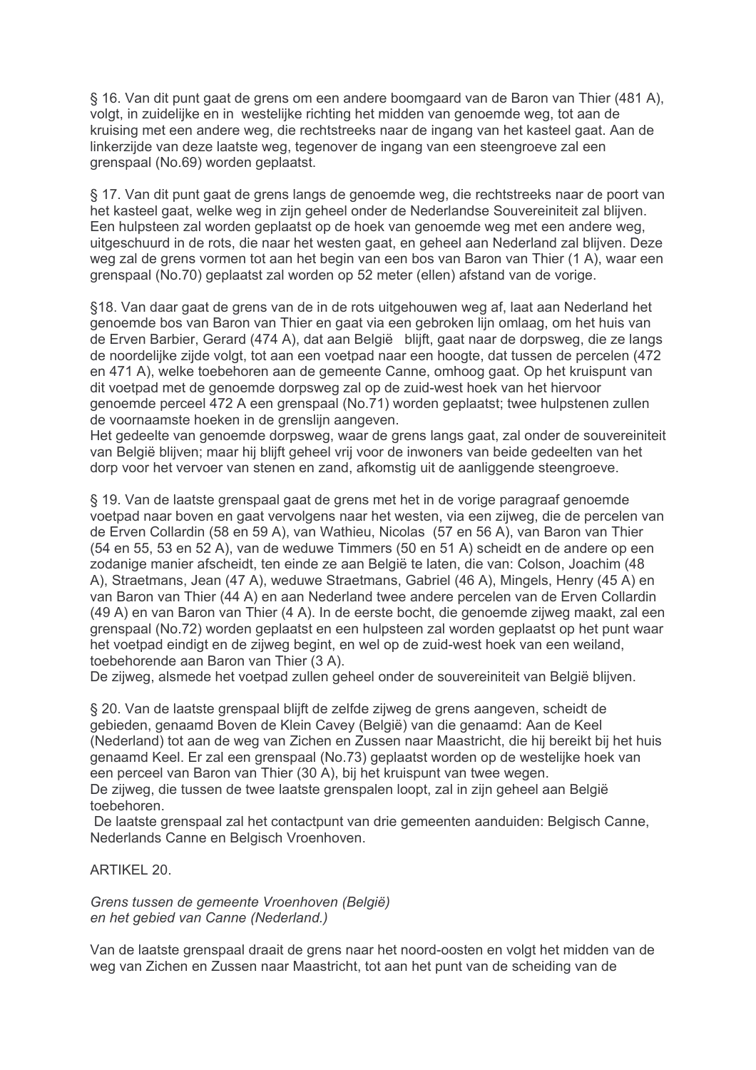§ 16. Van dit punt gaat de grens om een andere boomgaard van de Baron van Thier (481 A), volgt, in zuidelijke en in westelijke richting het midden van genoemde weg, tot aan de kruising met een andere weg, die rechtstreeks naar de ingang van het kasteel gaat. Aan de linkerzijde van deze laatste weg, tegenover de ingang van een steengroeve zal een grenspaal (No.69) worden geplaatst.

§ 17. Van dit punt gaat de grens langs de genoemde weg, die rechtstreeks naar de poort van het kasteel gaat, welke weg in zijn geheel onder de Nederlandse Souvereiniteit zal blijven. Een hulpsteen zal worden geplaatst op de hoek van genoemde weg met een andere weg, uitgeschuurd in de rots, die naar het westen gaat, en geheel aan Nederland zal blijven. Deze weg zal de grens vormen tot aan het begin van een bos van Baron van Thier (1 A), waar een grenspaal (No.70) geplaatst zal worden op 52 meter (ellen) afstand van de vorige.

§18. Van daar gaat de grens van de in de rots uitgehouwen weg af, laat aan Nederland het genoemde bos van Baron van Thier en gaat via een gebroken lijn omlaag, om het huis van de Erven Barbier, Gerard (474 A), dat aan België blijft, gaat naar de dorpsweg, die ze langs de noordelijke zijde volgt, tot aan een voetpad naar een hoogte, dat tussen de percelen (472 en 471 A), welke toebehoren aan de gemeente Canne, omhoog gaat. Op het kruispunt van dit voetpad met de genoemde dorpsweg zal op de zuid-west hoek van het hiervoor genoemde perceel 472 A een grenspaal (No.71) worden geplaatst; twee hulpstenen zullen de voornaamste hoeken in de grenslijn aangeven.
Het gedeelte van genoemde dorpsweg, waar de grens langs gaat, zal onder de souvereiniteit van België blijven; maar hij blijft geheel vrij voor de inwoners van beide gedeelten van het dorp voor het vervoer van stenen en zand, afkomstig uit de aanliggende steengroeve.

§ 19. Van de laatste grenspaal gaat de grens met het in de vorige paragraaf genoemde voetpad naar boven en gaat vervolgens naar het westen, via een zijweg, die de percelen van de Erven Collardin (58 en 59 A), van Wathieu, Nicolas (57 en 56 A), van Baron van Thier (54 en 55, 53 en 52 A), van de weduwe Timmers (50 en 51 A) scheidt en de andere op een zodanige manier afscheidt, ten einde ze aan België te laten, die van: Colson, Joachim (48 A), Straetmans, Jean (47 A), weduwe Straetmans, Gabriel (46 A), Mingels, Henry (45 A) en van Baron van Thier (44 A) en aan Nederland twee andere percelen van de Erven Collardin (49 A) en van Baron van Thier (4 A). In de eerste bocht, die genoemde zijweg maakt, zal een grenspaal (No.72) worden geplaatst en een hulpsteen zal worden geplaatst op het punt waar het voetpad eindigt en de zijweg begint, en wel op de zuid-west hoek van een weiland, toebehorende aan Baron van Thier (3 A).
De zijweg, alsmede het voetpad zullen geheel onder de souvereiniteit van België blijven.

§ 20. Van de laatste grenspaal blijft de zelfde zijweg de grens aangeven, scheidt de gebieden, genaamd Boven de Klein Cavey (België) van die genaamd: Aan de Keel (Nederland) tot aan de weg van Zichen en Zussen naar Maastricht, die hij bereikt bij het huis genaamd Keel. Er zal een grenspaal (No.73) geplaatst worden op de westelijke hoek van een perceel van Baron van Thier (30 A), bij het kruispunt van twee wegen.
De zijweg, die tussen de twee laatste grenspalen loopt, zal in zijn geheel aan België toebehoren.
De laatste grenspaal zal het contactpunt van drie gemeenten aanduiden: Belgisch Canne, Nederlands Canne en Belgisch Vroenhoven.

ARTIKEL 20.

*Grens tussen de gemeente Vroenhoven (België)*
*en het gebied van Canne (Nederland.)*

Van de laatste grenspaal draait de grens naar het noord-oosten en volgt het midden van de weg van Zichen en Zussen naar Maastricht, tot aan het punt van de scheiding van de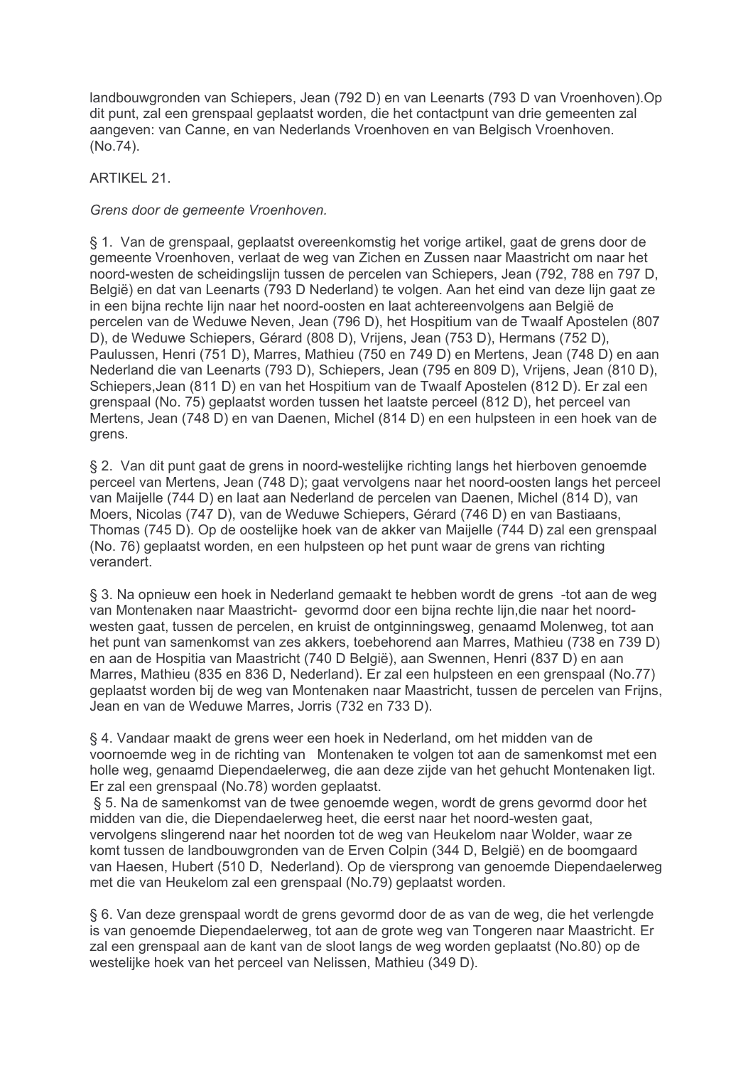landbouwgronden van Schiepers, Jean (792 D) en van Leenarts (793 D van Vroenhoven).Op dit punt, zal een grenspaal geplaatst worden, die het contactpunt van drie gemeenten zal aangeven: van Canne, en van Nederlands Vroenhoven en van Belgisch Vroenhoven. (No.74).

ARTIKEL 21.

*Grens door de gemeente Vroenhoven.*

§ 1. Van de grenspaal, geplaatst overeenkomstig het vorige artikel, gaat de grens door de gemeente Vroenhoven, verlaat de weg van Zichen en Zussen naar Maastricht om naar het noord-westen de scheidingslijn tussen de percelen van Schiepers, Jean (792, 788 en 797 D, België) en dat van Leenarts (793 D Nederland) te volgen. Aan het eind van deze lijn gaat ze in een bijna rechte lijn naar het noord-oosten en laat achtereenvolgens aan België de percelen van de Weduwe Neven, Jean (796 D), het Hospitium van de Twaalf Apostelen (807 D), de Weduwe Schiepers, Gérard (808 D), Vrijens, Jean (753 D), Hermans (752 D), Paulussen, Henri (751 D), Marres, Mathieu (750 en 749 D) en Mertens, Jean (748 D) en aan Nederland die van Leenarts (793 D), Schiepers, Jean (795 en 809 D), Vrijens, Jean (810 D), Schiepers,Jean (811 D) en van het Hospitium van de Twaalf Apostelen (812 D). Er zal een grenspaal (No. 75) geplaatst worden tussen het laatste perceel (812 D), het perceel van Mertens, Jean (748 D) en van Daenen, Michel (814 D) en een hulpsteen in een hoek van de grens.

§ 2. Van dit punt gaat de grens in noord-westelijke richting langs het hierboven genoemde perceel van Mertens, Jean (748 D); gaat vervolgens naar het noord-oosten langs het perceel van Maijelle (744 D) en laat aan Nederland de percelen van Daenen, Michel (814 D), van Moers, Nicolas (747 D), van de Weduwe Schiepers, Gérard (746 D) en van Bastiaans, Thomas (745 D). Op de oostelijke hoek van de akker van Maijelle (744 D) zal een grenspaal (No. 76) geplaatst worden, en een hulpsteen op het punt waar de grens van richting verandert.

§ 3. Na opnieuw een hoek in Nederland gemaakt te hebben wordt de grens -tot aan de weg van Montenaken naar Maastricht- gevormd door een bijna rechte lijn,die naar het noord-westen gaat, tussen de percelen, en kruist de ontginningsweg, genaamd Molenweg, tot aan het punt van samenkomst van zes akkers, toebehorend aan Marres, Mathieu (738 en 739 D) en aan de Hospitia van Maastricht (740 D België), aan Swennen, Henri (837 D) en aan Marres, Mathieu (835 en 836 D, Nederland). Er zal een hulpsteen en een grenspaal (No.77) geplaatst worden bij de weg van Montenaken naar Maastricht, tussen de percelen van Frijns, Jean en van de Weduwe Marres, Jorris (732 en 733 D).

§ 4. Vandaar maakt de grens weer een hoek in Nederland, om het midden van de voornoemde weg in de richting van Montenaken te volgen tot aan de samenkomst met een holle weg, genaamd Diependaelerweg, die aan deze zijde van het gehucht Montenaken ligt. Er zal een grenspaal (No.78) worden geplaatst.

§ 5. Na de samenkomst van de twee genoemde wegen, wordt de grens gevormd door het midden van die, die Diependaelerweg heet, die eerst naar het noord-westen gaat, vervolgens slingerend naar het noorden tot de weg van Heukelom naar Wolder, waar ze komt tussen de landbouwgronden van de Erven Colpin (344 D, België) en de boomgaard van Haesen, Hubert (510 D, Nederland). Op de viersprong van genoemde Diependaelerweg met die van Heukelom zal een grenspaal (No.79) geplaatst worden.

§ 6. Van deze grenspaal wordt de grens gevormd door de as van de weg, die het verlengde is van genoemde Diependaelerweg, tot aan de grote weg van Tongeren naar Maastricht. Er zal een grenspaal aan de kant van de sloot langs de weg worden geplaatst (No.80) op de westelijke hoek van het perceel van Nelissen, Mathieu (349 D).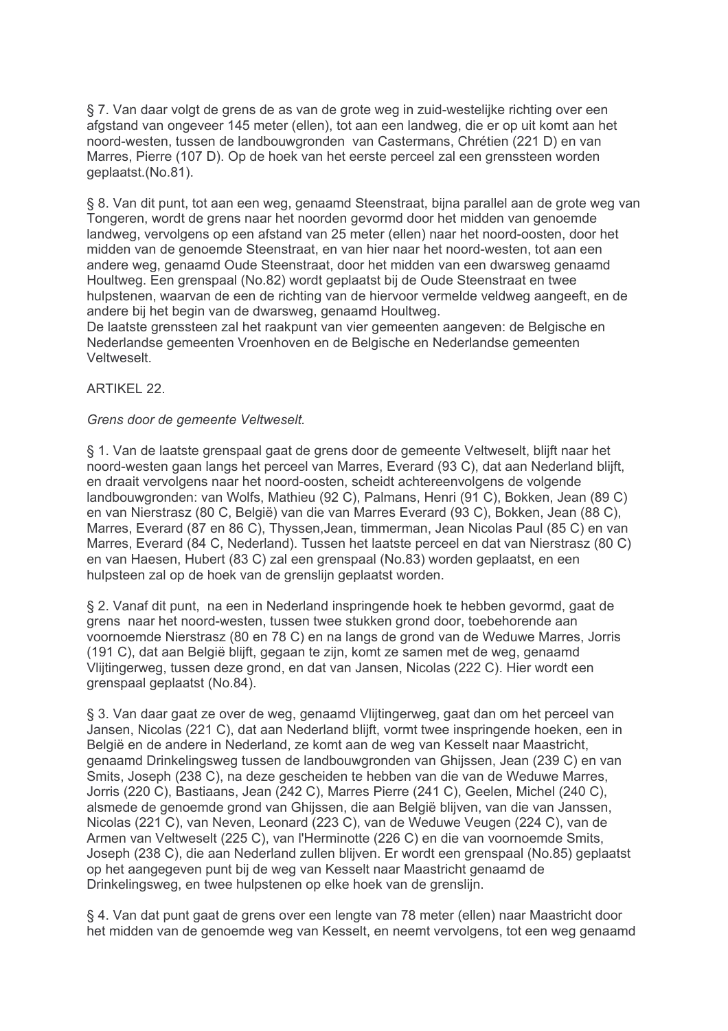§ 7. Van daar volgt de grens de as van de grote weg in zuid-westelijke richting over een afstand van ongeveer 145 meter (ellen), tot aan een landweg, die er op uit komt aan het noord-westen, tussen de landbouwgronden van Castermans, Chrétien (221 D) en van Marres, Pierre (107 D). Op de hoek van het eerste perceel zal een grenssteen worden geplaatst.(No.81).

§ 8. Van dit punt, tot aan een weg, genaamd Steenstraat, bijna parallel aan de grote weg van Tongeren, wordt de grens naar het noorden gevormd door het midden van genoemde landweg, vervolgens op een afstand van 25 meter (ellen) naar het noord-oosten, door het midden van de genoemde Steenstraat, en van hier naar het noord-westen, tot aan een andere weg, genaamd Oude Steenstraat, door het midden van een dwarsweg genaamd Houltweg. Een grenspaal (No.82) wordt geplaatst bij de Oude Steenstraat en twee hulpstenen, waarvan de een de richting van de hiervoor vermelde veldweg aangeeft, en de andere bij het begin van de dwarsweg, genaamd Houltweg.
De laatste grenssteen zal het raakpunt van vier gemeenten aangeven: de Belgische en Nederlandse gemeenten Vroenhoven en de Belgische en Nederlandse gemeenten Veltwezelt.

ARTIKEL 22.

*Grens door de gemeente Veltwezelt.*

§ 1. Van de laatste grenspaal gaat de grens door de gemeente Veltwezelt, blijft naar het noord-westen gaan langs het perceel van Marres, Everard (93 C), dat aan Nederland blijft, en draait vervolgens naar het noord-oosten, scheidt achtereenvolgens de volgende landbouwgronden: van Wolfs, Mathieu (92 C), Palmans, Henri (91 C), Bokken, Jean (89 C) en van Nierstrasz (80 C, België) van die van Marres Everard (93 C), Bokken, Jean (88 C), Marres, Everard (87 en 86 C), Thyssen,Jean, timmerman, Jean Nicolas Paul (85 C) en van Marres, Everard (84 C, Nederland). Tussen het laatste perceel en dat van Nierstrasz (80 C) en van Haesen, Hubert (83 C) zal een grenspaal (No.83) worden geplaatst, en een hulpsteen zal op de hoek van de grenslijn geplaatst worden.

§ 2. Vanaf dit punt, na een in Nederland inspringende hoek te hebben gevormd, gaat de grens naar het noord-westen, tussen twee stukken grond door, toebehorende aan voornoemde Nierstrasz (80 en 78 C) en na langs de grond van de Weduwe Marres, Jorris (191 C), dat aan België blijft, gegaan te zijn, komt ze samen met de weg, genaamd Vlijtingerweg, tussen deze grond, en dat van Jansen, Nicolas (222 C). Hier wordt een grenspaal geplaatst (No.84).

§ 3. Van daar gaat ze over de weg, genaamd Vlijtingerweg, gaat dan om het perceel van Jansen, Nicolas (221 C), dat aan Nederland blijft, vormt twee inspringende hoeken, een in België en de andere in Nederland, ze komt aan de weg van Kesselt naar Maastricht, genaamd Drinkelingsweg tussen de landbouwgronden van Ghijssen, Jean (239 C) en van Smits, Joseph (238 C), na deze gescheiden te hebben van die van de Weduwe Marres, Jorris (220 C), Bastiaans, Jean (242 C), Marres Pierre (241 C), Geelen, Michel (240 C), alsmede de genoemde grond van Ghijssen, die aan België blijven, van die van Janssen, Nicolas (221 C), van Neven, Leonard (223 C), van de Weduwe Veugen (224 C), van de Armen van Veltwezelt (225 C), van l'Herminotte (226 C) en die van voornoemde Smits, Joseph (238 C), die aan Nederland zullen blijven. Er wordt een grenspaal (No.85) geplaatst op het aangegeven punt bij de weg van Kesselt naar Maastricht genaamd de Drinkelingsweg, en twee hulpstenen op elke hoek van de grenslijn.

§ 4. Van dat punt gaat de grens over een lengte van 78 meter (ellen) naar Maastricht door het midden van de genoemde weg van Kesselt, en neemt vervolgens, tot een weg genaamd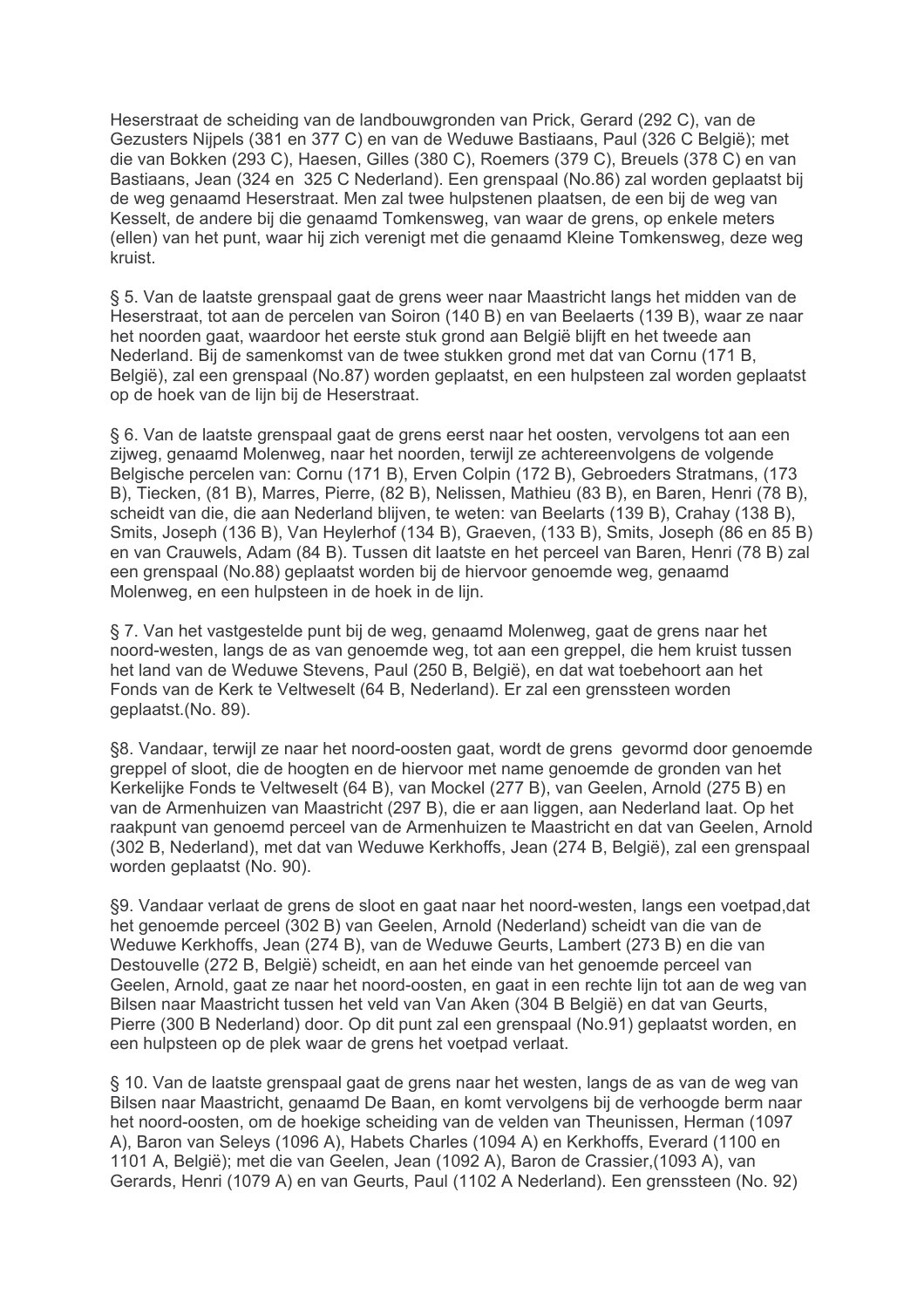Heserstraat de scheiding van de landbouwgronden van Prick, Gerard (292 C), van de Gezusters Nijpels (381 en 377 C) en van de Weduwe Bastiaans, Paul (326 C België); met die van Bokken (293 C), Haesen, Gilles (380 C), Roemers (379 C), Breuels (378 C) en van Bastiaans, Jean (324 en 325 C Nederland). Een grenspaal (No.86) zal worden geplaatst bij de weg genaamd Heserstraat. Men zal twee hulpstenen plaatsen, de een bij de weg van Kesselt, de andere bij die genaamd Tomkensweg, van waar de grens, op enkele meters (ellen) van het punt, waar hij zich verenigt met die genaamd Kleine Tomkensweg, deze weg kruist.

§ 5. Van de laatste grenspaal gaat de grens weer naar Maastricht langs het midden van de Heserstraat, tot aan de percelen van Soiron (140 B) en van Beelaerts (139 B), waar ze naar het noorden gaat, waardoor het eerste stuk grond aan België blijft en het tweede aan Nederland. Bij de samenkomst van de twee stukken grond met dat van Cornu (171 B, België), zal een grenspaal (No.87) worden geplaatst, en een hulpsteen zal worden geplaatst op de hoek van de lijn bij de Heserstraat.

§ 6. Van de laatste grenspaal gaat de grens eerst naar het oosten, vervolgens tot aan een zijweg, genaamd Molenweg, naar het noorden, terwijl ze achtereenvolgens de volgende Belgische percelen van: Cornu (171 B), Erven Colpin (172 B), Gebroeders Stratmans, (173 B), Tiecken, (81 B), Marres, Pierre, (82 B), Nelissen, Mathieu (83 B), en Baren, Henri (78 B), scheidt van die, die aan Nederland blijven, te weten: van Beelarts (139 B), Crahay (138 B), Smits, Joseph (136 B), Van Heylerhof (134 B), Graeven, (133 B), Smits, Joseph (86 en 85 B) en van Crauwels, Adam (84 B). Tussen dit laatste en het perceel van Baren, Henri (78 B) zal een grenspaal (No.88) geplaatst worden bij de hiervoor genoemde weg, genaamd Molenweg, en een hulpsteen in de hoek in de lijn.

§ 7. Van het vastgestelde punt bij de weg, genaamd Molenweg, gaat de grens naar het noord-westen, langs de as van genoemde weg, tot aan een greppel, die hem kruist tussen het land van de Weduwe Stevens, Paul (250 B, België), en dat wat toebehoort aan het Fonds van de Kerk te Veltweselt (64 B, Nederland). Er zal een grenssteen worden geplaatst.(No. 89).

§8. Vandaar, terwijl ze naar het noord-oosten gaat, wordt de grens gevormd door genoemde greppel of sloot, die de hoogten en de hiervoor met name genoemde de gronden van het Kerkelijke Fonds te Veltweselt (64 B), van Mockel (277 B), van Geelen, Arnold (275 B) en van de Armenhuizen van Maastricht (297 B), die er aan liggen, aan Nederland laat. Op het raakpunt van genoemd perceel van de Armenhuizen te Maastricht en dat van Geelen, Arnold (302 B, Nederland), met dat van Weduwe Kerkhoffs, Jean (274 B, België), zal een grenspaal worden geplaatst (No. 90).

§9. Vandaar verlaat de grens de sloot en gaat naar het noord-westen, langs een voetpad,dat het genoemde perceel (302 B) van Geelen, Arnold (Nederland) scheidt van die van de Weduwe Kerkhoffs, Jean (274 B), van de Weduwe Geurts, Lambert (273 B) en die van Destouvelle (272 B, België) scheidt, en aan het einde van het genoemde perceel van Geelen, Arnold, gaat ze naar het noord-oosten, en gaat in een rechte lijn tot aan de weg van Bilsen naar Maastricht tussen het veld van Van Aken (304 B België) en dat van Geurts, Pierre (300 B Nederland) door. Op dit punt zal een grenspaal (No.91) geplaatst worden, en een hulpsteen op de plek waar de grens het voetpad verlaat.

§ 10. Van de laatste grenspaal gaat de grens naar het westen, langs de as van de weg van Bilsen naar Maastricht, genaamd De Baan, en komt vervolgens bij de verhoogde berm naar het noord-oosten, om de hoekige scheiding van de velden van Theunissen, Herman (1097 A), Baron van Seleys (1096 A), Habets Charles (1094 A) en Kerkhoffs, Everard (1100 en 1101 A, België); met die van Geelen, Jean (1092 A), Baron de Crassier,(1093 A), van Gerards, Henri (1079 A) en van Geurts, Paul (1102 A Nederland). Een grenssteen (No. 92)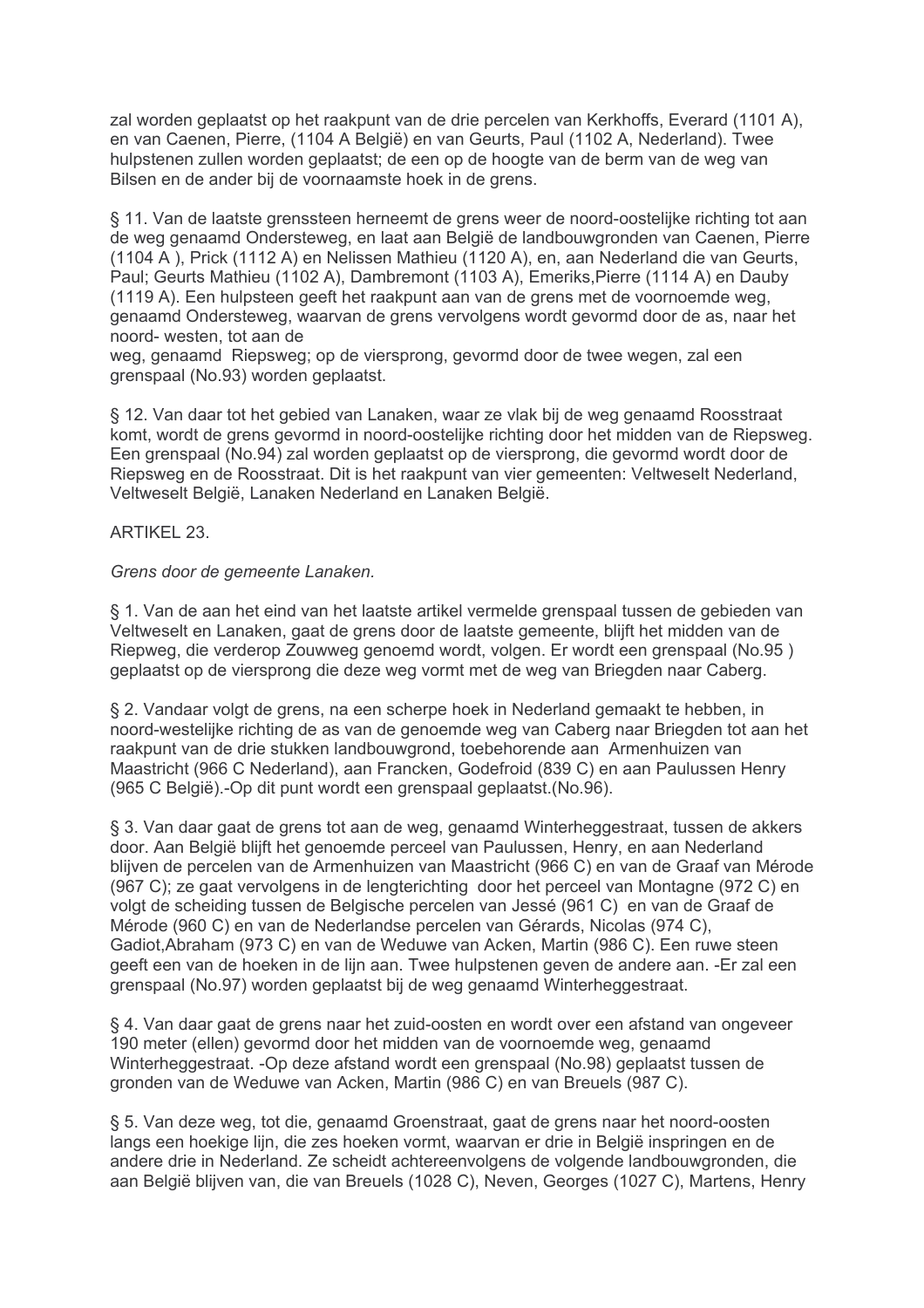zal worden geplaatst op het raakpunt van de drie percelen van Kerkhoffs, Everard (1101 A), en van Caenen, Pierre, (1104 A België) en van Geurts, Paul (1102 A, Nederland). Twee hulpstenen zullen worden geplaatst; de een op de hoogte van de berm van de weg van Bilsen en de ander bij de voornaamste hoek in de grens.

§ 11. Van de laatste grenssteen herneemt de grens weer de noord-oostelijke richting tot aan de weg genaamd Ondersteweg, en laat aan België de landbouwgronden van Caenen, Pierre (1104 A ), Prick (1112 A) en Nelissen Mathieu (1120 A), en, aan Nederland die van Geurts, Paul; Geurts Mathieu (1102 A), Dambremont (1103 A), Emeriks,Pierre (1114 A) en Dauby (1119 A). Een hulpsteen geeft het raakpunt aan van de grens met de voornoemde weg, genaamd Ondersteweg, waarvan de grens vervolgens wordt gevormd door de as, naar het noord- westen, tot aan de
weg, genaamd  Riepsweg; op de viersprong, gevormd door de twee wegen, zal een grenspaal (No.93) worden geplaatst.

§ 12. Van daar tot het gebied van Lanaken, waar ze vlak bij de weg genaamd Roosstraat komt, wordt de grens gevormd in noord-oostelijke richting door het midden van de Riepsweg. Een grenspaal (No.94) zal worden geplaatst op de viersprong, die gevormd wordt door de Riepsweg en de Roosstraat. Dit is het raakpunt van vier gemeenten: Veltweselt Nederland, Veltweselt België, Lanaken Nederland en Lanaken België.

ARTIKEL 23.

*Grens door de gemeente Lanaken.*

§ 1. Van de aan het eind van het laatste artikel vermelde grenspaal tussen de gebieden van Veltweselt en Lanaken, gaat de grens door de laatste gemeente, blijft het midden van de Riepweg, die verderop Zouwweg genoemd wordt, volgen. Er wordt een grenspaal (No.95 ) geplaatst op de viersprong die deze weg vormt met de weg van Briegden naar Caberg.

§ 2. Vandaar volgt de grens, na een scherpe hoek in Nederland gemaakt te hebben, in noord-westelijke richting de as van de genoemde weg van Caberg naar Briegden tot aan het raakpunt van de drie stukken landbouwgrond, toebehorende aan  Armenhuizen van Maastricht (966 C Nederland), aan Francken, Godefroid (839 C) en aan Paulussen Henry (965 C België).-Op dit punt wordt een grenspaal geplaatst.(No.96).

§ 3. Van daar gaat de grens tot aan de weg, genaamd Winterheggestraat, tussen de akkers door. Aan België blijft het genoemde perceel van Paulussen, Henry, en aan Nederland blijven de percelen van de Armenhuizen van Maastricht (966 C) en van de Graaf van Mérode (967 C); ze gaat vervolgens in de lengterichting  door het perceel van Montagne (972 C) en volgt de scheiding tussen de Belgische percelen van Jessé (961 C)  en van de Graaf de Mérode (960 C) en van de Nederlandse percelen van Gérards, Nicolas (974 C), Gadiot,Abraham (973 C) en van de Weduwe van Acken, Martin (986 C). Een ruwe steen geeft een van de hoeken in de lijn aan. Twee hulpstenen geven de andere aan. -Er zal een grenspaal (No.97) worden geplaatst bij de weg genaamd Winterheggestraat.

§ 4. Van daar gaat de grens naar het zuid-oosten en wordt over een afstand van ongeveer 190 meter (ellen) gevormd door het midden van de voornoemde weg, genaamd Winterheggestraat. -Op deze afstand wordt een grenspaal (No.98) geplaatst tussen de gronden van de Weduwe van Acken, Martin (986 C) en van Breuels (987 C).

§ 5. Van deze weg, tot die, genaamd Groenstraat, gaat de grens naar het noord-oosten langs een hoekige lijn, die zes hoeken vormt, waarvan er drie in België inspringen en de andere drie in Nederland. Ze scheidt achtereenvolgens de volgende landbouwgronden, die aan België blijven van, die van Breuels (1028 C), Neven, Georges (1027 C), Martens, Henry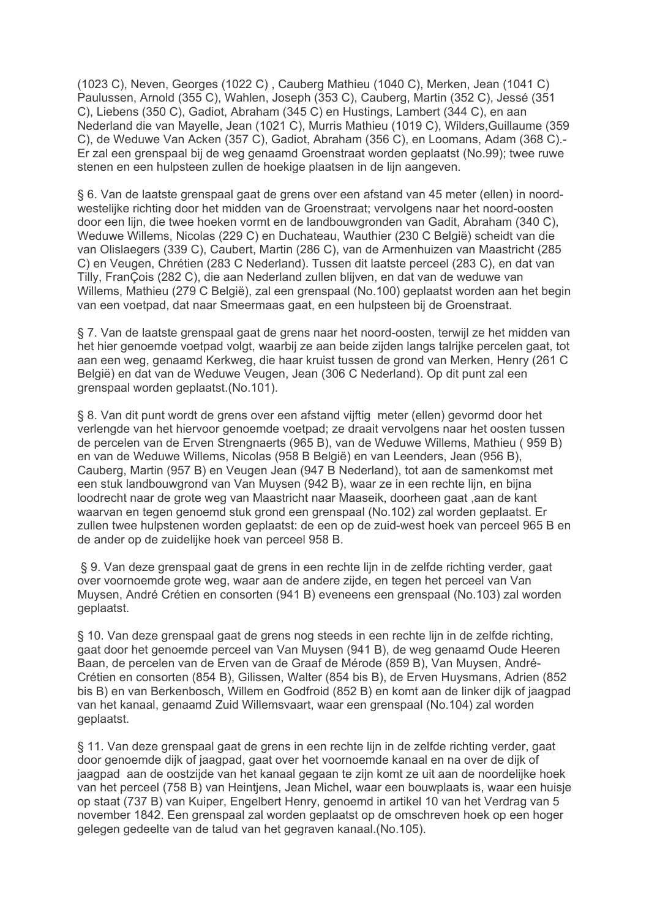(1023 C), Neven, Georges (1022 C) , Cauberg Mathieu (1040 C), Merken, Jean (1041 C) Paulussen, Arnold (355 C), Wahlen, Joseph (353 C), Cauberg, Martin (352 C), Jessé (351 C), Liebens (350 C), Gadiot, Abraham (345 C) en Hustings, Lambert (344 C), en aan Nederland die van Mayelle, Jean (1021 C), Murris Mathieu (1019 C), Wilders,Guillaume (359 C), de Weduwe Van Acken (357 C), Gadiot, Abraham (356 C), en Loomans, Adam (368 C).- Er zal een grenspaal bij de weg genaamd Groenstraat worden geplaatst (No.99); twee ruwe stenen en een hulpsteen zullen de hoekige plaatsen in de lijn aangeven.

§ 6. Van de laatste grenspaal gaat de grens over een afstand van 45 meter (ellen) in noord-westelijke richting door het midden van de Groenstraat; vervolgens naar het noord-oosten door een lijn, die twee hoeken vormt en de landbouwgronden van Gadit, Abraham (340 C), Weduwe Willems, Nicolas (229 C) en Duchateau, Wauthier (230 C België) scheidt van die van Olislaegers (339 C), Caubert, Martin (286 C), van de Armenhuizen van Maastricht (285 C) en Veugen, Chrétien (283 C Nederland). Tussen dit laatste perceel (283 C), en dat van Tilly, FranÇois (282 C), die aan Nederland zullen blijven, en dat van de weduwe van Willems, Mathieu (279 C België), zal een grenspaal (No.100) geplaatst worden aan het begin van een voetpad, dat naar Smeermaas gaat, en een hulpsteen bij de Groenstraat.

§ 7. Van de laatste grenspaal gaat de grens naar het noord-oosten, terwijl ze het midden van het hier genoemde voetpad volgt, waarbij ze aan beide zijden langs talrijke percelen gaat, tot aan een weg, genaamd Kerkweg, die haar kruist tussen de grond van Merken, Henry (261 C België) en dat van de Weduwe Veugen, Jean (306 C Nederland). Op dit punt zal een grenspaal worden geplaatst.(No.101).

§ 8. Van dit punt wordt de grens over een afstand vijftig meter (ellen) gevormd door het verlengde van het hiervoor genoemde voetpad; ze draait vervolgens naar het oosten tussen de percelen van de Erven Strengnaerts (965 B), van de Weduwe Willems, Mathieu ( 959 B) en van de Weduwe Willems, Nicolas (958 B België) en van Leenders, Jean (956 B), Cauberg, Martin (957 B) en Veugen Jean (947 B Nederland), tot aan de samenkomst met een stuk landbouwgrond van Van Muysen (942 B), waar ze in een rechte lijn, en bijna loodrecht naar de grote weg van Maastricht naar Maaseik, doorheen gaat ,aan de kant waarvan en tegen genoemd stuk grond een grenspaal (No.102) zal worden geplaatst. Er zullen twee hulpstenen worden geplaatst: de een op de zuid-west hoek van perceel 965 B en de ander op de zuidelijke hoek van perceel 958 B.

§ 9. Van deze grenspaal gaat de grens in een rechte lijn in de zelfde richting verder, gaat over voornoemde grote weg, waar aan de andere zijde, en tegen het perceel van Van Muysen, André Crétien en consorten (941 B) eveneens een grenspaal (No.103) zal worden geplaatst.

§ 10. Van deze grenspaal gaat de grens nog steeds in een rechte lijn in de zelfde richting, gaat door het genoemde perceel van Van Muysen (941 B), de weg genaamd Oude Heeren Baan, de percelen van de Erven van de Graaf de Mérode (859 B), Van Muysen, André-Crétien en consorten (854 B), Gilissen, Walter (854 bis B), de Erven Huysmans, Adrien (852 bis B) en van Berkenbosch, Willem en Godfroid (852 B) en komt aan de linker dijk of jaagpad van het kanaal, genaamd Zuid Willemsvaart, waar een grenspaal (No.104) zal worden geplaatst.

§ 11. Van deze grenspaal gaat de grens in een rechte lijn in de zelfde richting verder, gaat door genoemde dijk of jaagpad, gaat over het voornoemde kanaal en na over de dijk of jaagpad aan de oostzijde van het kanaal gegaan te zijn komt ze uit aan de noordelijke hoek van het perceel (758 B) van Heintjens, Jean Michel, waar een bouwplaats is, waar een huisje op staat (737 B) van Kuiper, Engelbert Henry, genoemd in artikel 10 van het Verdrag van 5 november 1842. Een grenspaal zal worden geplaatst op de omschreven hoek op een hoger gelegen gedeelte van de talud van het gegraven kanaal.(No.105).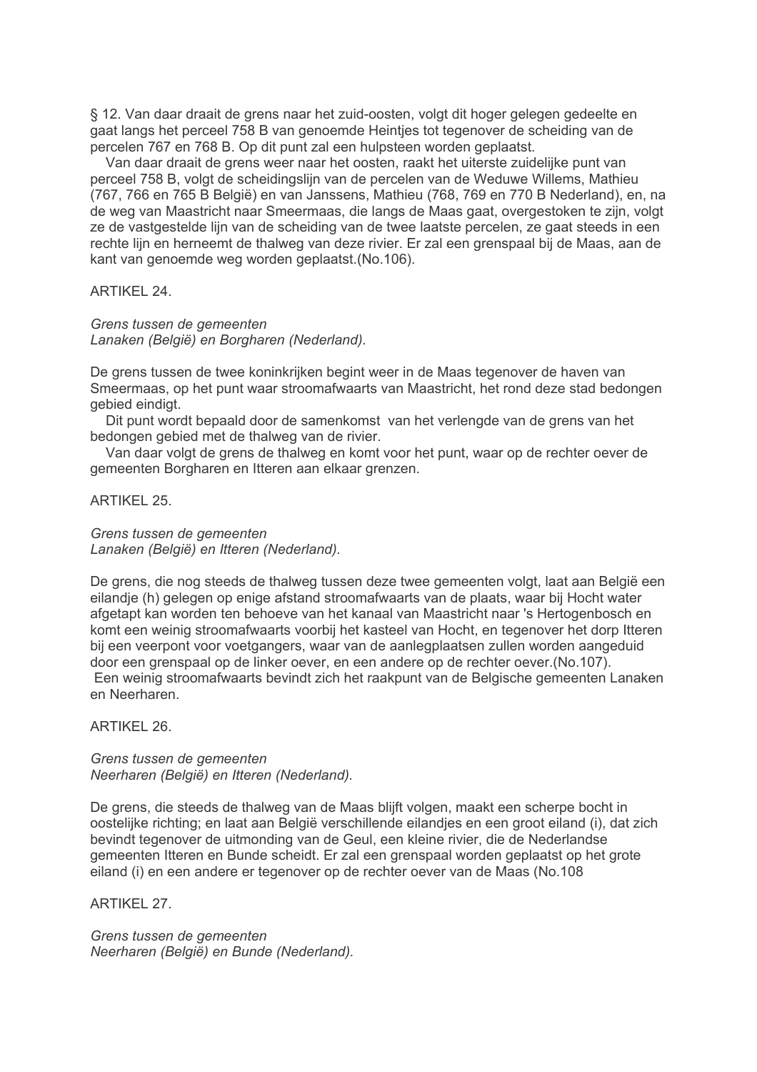§ 12. Van daar draait de grens naar het zuid-oosten, volgt dit hoger gelegen gedeelte en gaat langs het perceel 758 B van genoemde Heintjes tot tegenover de scheiding van de percelen 767 en 768 B. Op dit punt zal een hulpsteen worden geplaatst.

Van daar draait de grens weer naar het oosten, raakt het uiterste zuidelijke punt van perceel 758 B, volgt de scheidingslijn van de percelen van de Weduwe Willems, Mathieu (767, 766 en 765 B België) en van Janssens, Mathieu (768, 769 en 770 B Nederland), en, na de weg van Maastricht naar Smeermaas, die langs de Maas gaat, overgestoken te zijn, volgt ze de vastgestelde lijn van de scheiding van de twee laatste percelen, ze gaat steeds in een rechte lijn en herneemt de thalweg van deze rivier. Er zal een grenspaal bij de Maas, aan de kant van genoemde weg worden geplaatst.(No.106).

ARTIKEL 24.

*Grens tussen de gemeenten*
*Lanaken (België) en Borgharen (Nederland).*

De grens tussen de twee koninkrijken begint weer in de Maas tegenover de haven van Smeermaas, op het punt waar stroomafwaarts van Maastricht, het rond deze stad bedongen gebied eindigt.

Dit punt wordt bepaald door de samenkomst van het verlengde van de grens van het bedongen gebied met de thalweg van de rivier.

Van daar volgt de grens de thalweg en komt voor het punt, waar op de rechter oever de gemeenten Borgharen en Itteren aan elkaar grenzen.

ARTIKEL 25.

*Grens tussen de gemeenten*
*Lanaken (België) en Itteren (Nederland).*

De grens, die nog steeds de thalweg tussen deze twee gemeenten volgt, laat aan België een eilandje (h) gelegen op enige afstand stroomafwaarts van de plaats, waar bij Hocht water afgetapt kan worden ten behoeve van het kanaal van Maastricht naar 's Hertogenbosch en komt een weinig stroomafwaarts voorbij het kasteel van Hocht, en tegenover het dorp Itteren bij een veerpont voor voetgangers, waar van de aanlegplaatsen zullen worden aangeduid door een grenspaal op de linker oever, en een andere op de rechter oever.(No.107).

Een weinig stroomafwaarts bevindt zich het raakpunt van de Belgische gemeenten Lanaken en Neerharen.

ARTIKEL 26.

*Grens tussen de gemeenten*
*Neerharen (België) en Itteren (Nederland).*

De grens, die steeds de thalweg van de Maas blijft volgen, maakt een scherpe bocht in oostelijke richting; en laat aan België verschillende eilandjes en een groot eiland (i), dat zich bevindt tegenover de uitmonding van de Geul, een kleine rivier, die de Nederlandse gemeenten Itteren en Bunde scheidt. Er zal een grenspaal worden geplaatst op het grote eiland (i) en een andere er tegenover op de rechter oever van de Maas (No.108

ARTIKEL 27.

*Grens tussen de gemeenten*
*Neerharen (België) en Bunde (Nederland).*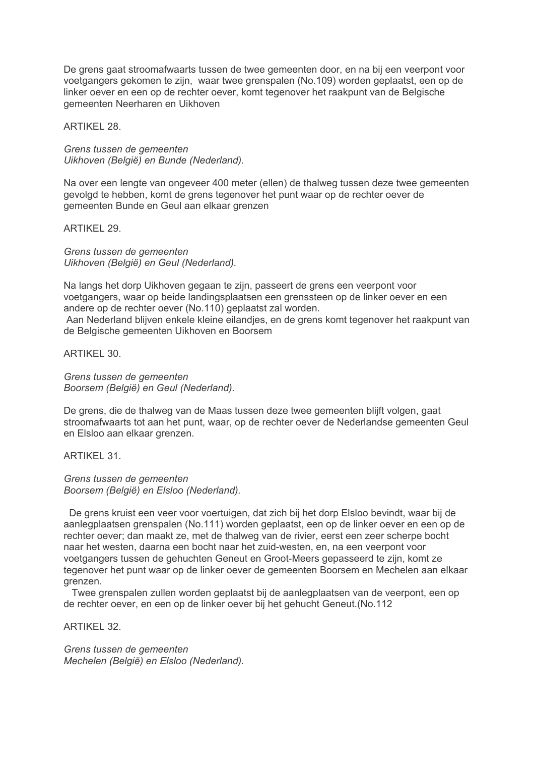De grens gaat stroomafwaarts tussen de twee gemeenten door, en na bij een veerpont voor voetgangers gekomen te zijn, waar twee grenspalen (No.109) worden geplaatst, een op de linker oever en een op de rechter oever, komt tegenover het raakpunt van de Belgische gemeenten Neerharen en Uikhoven

ARTIKEL 28.

*Grens tussen de gemeenten*
*Uikhoven (België) en Bunde (Nederland).*

Na over een lengte van ongeveer 400 meter (ellen) de thalweg tussen deze twee gemeenten gevolgd te hebben, komt de grens tegenover het punt waar op de rechter oever de gemeenten Bunde en Geul aan elkaar grenzen

ARTIKEL 29.

*Grens tussen de gemeenten*
*Uikhoven (België) en Geul (Nederland).*

Na langs het dorp Uikhoven gegaan te zijn, passeert de grens een veerpont voor voetgangers, waar op beide landingsplaatsen een grenssteen op de linker oever en een andere op de rechter oever (No.110) geplaatst zal worden.
Aan Nederland blijven enkele kleine eilandjes, en de grens komt tegenover het raakpunt van de Belgische gemeenten Uikhoven en Boorsem

ARTIKEL 30.

*Grens tussen de gemeenten*
*Boorsem (België) en Geul (Nederland).*

De grens, die de thalweg van de Maas tussen deze twee gemeenten blijft volgen, gaat stroomafwaarts tot aan het punt, waar, op de rechter oever de Nederlandse gemeenten Geul en Elsloo aan elkaar grenzen.

ARTIKEL 31.

*Grens tussen de gemeenten*
*Boorsem (België) en Elsloo (Nederland).*

De grens kruist een veer voor voertuigen, dat zich bij het dorp Elsloo bevindt, waar bij de aanlegplaatsen grenspalen (No.111) worden geplaatst, een op de linker oever en een op de rechter oever; dan maakt ze, met de thalweg van de rivier, eerst een zeer scherpe bocht naar het westen, daarna een bocht naar het zuid-westen, en, na een veerpont voor voetgangers tussen de gehuchten Geneut en Groot-Meers gepasseerd te zijn, komt ze tegenover het punt waar op de linker oever de gemeenten Boorsem en Mechelen aan elkaar grenzen.
Twee grenspalen zullen worden geplaatst bij de aanlegplaatsen van de veerpont, een op de rechter oever, en een op de linker oever bij het gehucht Geneut.(No.112

ARTIKEL 32.

*Grens tussen de gemeenten*
*Mechelen (België) en Elsloo (Nederland).*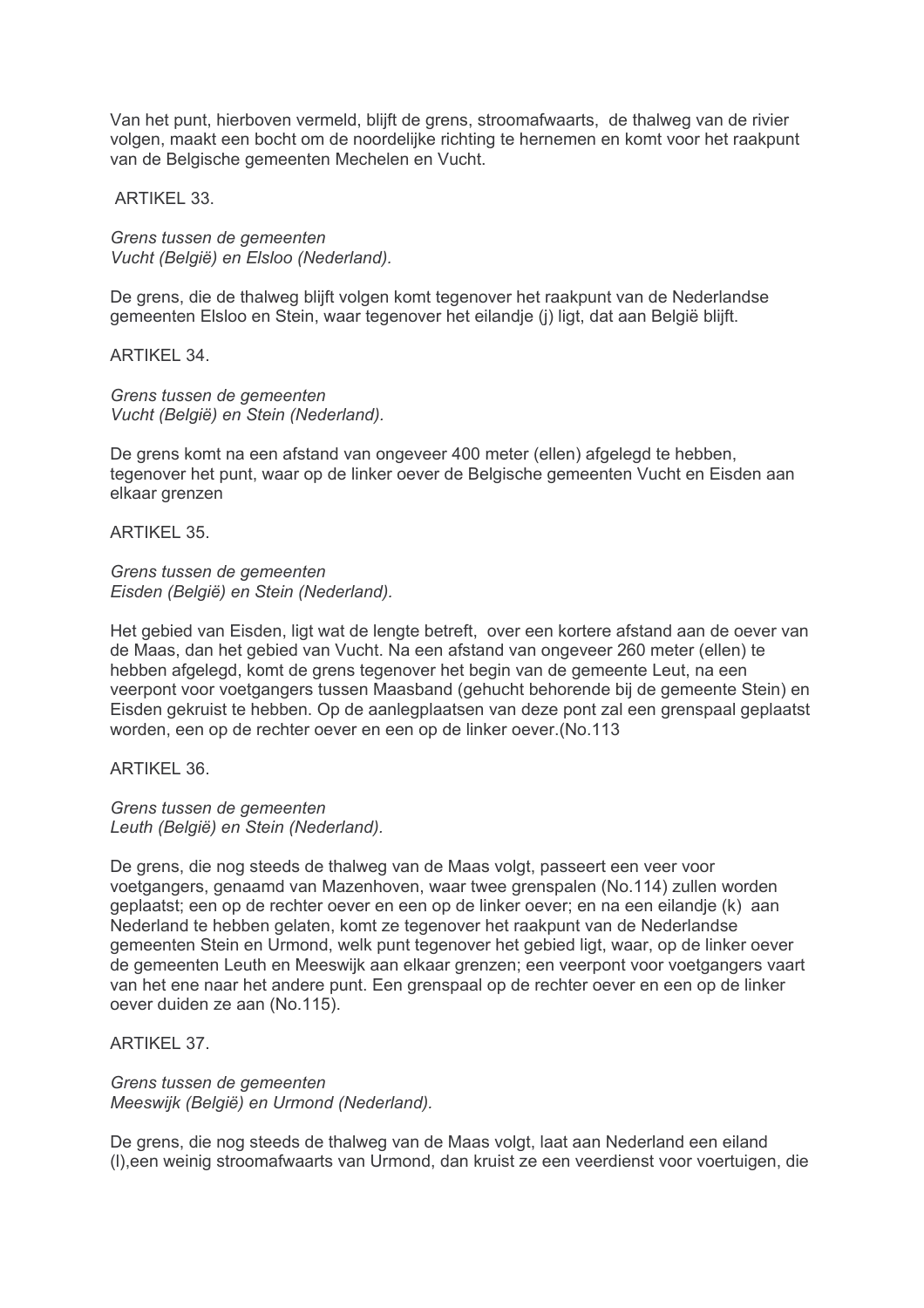Van het punt, hierboven vermeld, blijft de grens, stroomafwaarts, de thalweg van de rivier volgen, maakt een bocht om de noordelijke richting te hernemen en komt voor het raakpunt van de Belgische gemeenten Mechelen en Vucht.

ARTIKEL 33.

*Grens tussen de gemeenten*
*Vucht (België) en Elsloo (Nederland).*

De grens, die de thalweg blijft volgen komt tegenover het raakpunt van de Nederlandse gemeenten Elsloo en Stein, waar tegenover het eilandje (j) ligt, dat aan België blijft.

ARTIKEL 34.

*Grens tussen de gemeenten*
*Vucht (België) en Stein (Nederland).*

De grens komt na een afstand van ongeveer 400 meter (ellen) afgelegd te hebben, tegenover het punt, waar op de linker oever de Belgische gemeenten Vucht en Eisden aan elkaar grenzen

ARTIKEL 35.

*Grens tussen de gemeenten*
*Eisden (België) en Stein (Nederland).*

Het gebied van Eisden, ligt wat de lengte betreft, over een kortere afstand aan de oever van de Maas, dan het gebied van Vucht. Na een afstand van ongeveer 260 meter (ellen) te hebben afgelegd, komt de grens tegenover het begin van de gemeente Leut, na een veerpont voor voetgangers tussen Maasband (gehucht behorende bij de gemeente Stein) en Eisden gekruist te hebben. Op de aanlegplaatsen van deze pont zal een grenspaal geplaatst worden, een op de rechter oever en een op de linker oever.(No.113

ARTIKEL 36.

*Grens tussen de gemeenten*
*Leuth (België) en Stein (Nederland).*

De grens, die nog steeds de thalweg van de Maas volgt, passeert een veer voor voetgangers, genaamd van Mazenhoven, waar twee grenspalen (No.114) zullen worden geplaatst; een op de rechter oever en een op de linker oever; en na een eilandje (k) aan Nederland te hebben gelaten, komt ze tegenover het raakpunt van de Nederlandse gemeenten Stein en Urmond, welk punt tegenover het gebied ligt, waar, op de linker oever de gemeenten Leuth en Meeswijk aan elkaar grenzen; een veerpont voor voetgangers vaart van het ene naar het andere punt. Een grenspaal op de rechter oever en een op de linker oever duiden ze aan (No.115).

ARTIKEL 37.

*Grens tussen de gemeenten*
*Meeswijk (België) en Urmond (Nederland).*

De grens, die nog steeds de thalweg van de Maas volgt, laat aan Nederland een eiland (l),een weinig stroomafwaarts van Urmond, dan kruist ze een veerdienst voor voertuigen, die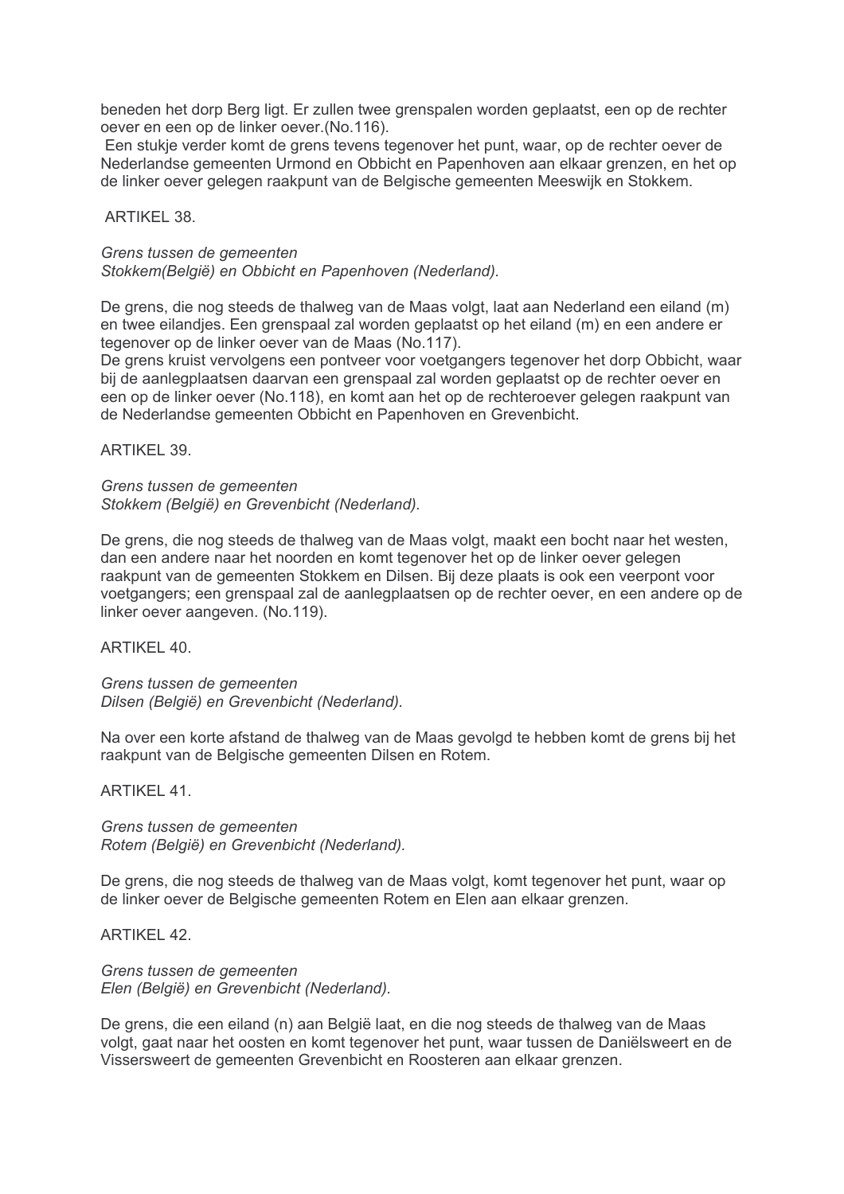beneden het dorp Berg ligt. Er zullen twee grenspalen worden geplaatst, een op de rechter oever en een op de linker oever.(No.116).

Een stukje verder komt de grens tevens tegenover het punt, waar, op de rechter oever de Nederlandse gemeenten Urmond en Obbicht en Papenhoven aan elkaar grenzen, en het op de linker oever gelegen raakpunt van de Belgische gemeenten Meeswijk en Stokkem.

ARTIKEL 38.

*Grens tussen de gemeenten*
*Stokkem(België) en Obbicht en Papenhoven (Nederland).*

De grens, die nog steeds de thalweg van de Maas volgt, laat aan Nederland een eiland (m) en twee eilandjes. Een grenspaal zal worden geplaatst op het eiland (m) en een andere er tegenover op de linker oever van de Maas (No.117).

De grens kruist vervolgens een pontveer voor voetgangers tegenover het dorp Obbicht, waar bij de aanlegplaatsen daarvan een grenspaal zal worden geplaatst op de rechter oever en een op de linker oever (No.118), en komt aan het op de rechteroever gelegen raakpunt van de Nederlandse gemeenten Obbicht en Papenhoven en Grevenbicht.

ARTIKEL 39.

*Grens tussen de gemeenten*
*Stokkem (België) en Grevenbicht (Nederland).*

De grens, die nog steeds de thalweg van de Maas volgt, maakt een bocht naar het westen, dan een andere naar het noorden en komt tegenover het op de linker oever gelegen raakpunt van de gemeenten Stokkem en Dilsen. Bij deze plaats is ook een veerpont voor voetgangers; een grenspaal zal de aanlegplaatsen op de rechter oever, en een andere op de linker oever aangeven. (No.119).

ARTIKEL 40.

*Grens tussen de gemeenten*
*Dilsen (België) en Grevenbicht (Nederland).*

Na over een korte afstand de thalweg van de Maas gevolgd te hebben komt de grens bij het raakpunt van de Belgische gemeenten Dilsen en Rotem.

ARTIKEL 41.

*Grens tussen de gemeenten*
*Rotem (België) en Grevenbicht (Nederland).*

De grens, die nog steeds de thalweg van de Maas volgt, komt tegenover het punt, waar op de linker oever de Belgische gemeenten Rotem en Elen aan elkaar grenzen.

ARTIKEL 42.

*Grens tussen de gemeenten*
*Elen (België) en Grevenbicht (Nederland).*

De grens, die een eiland (n) aan België laat, en die nog steeds de thalweg van de Maas volgt, gaat naar het oosten en komt tegenover het punt, waar tussen de Daniëlsweert en de Vissersweert de gemeenten Grevenbicht en Roosteren aan elkaar grenzen.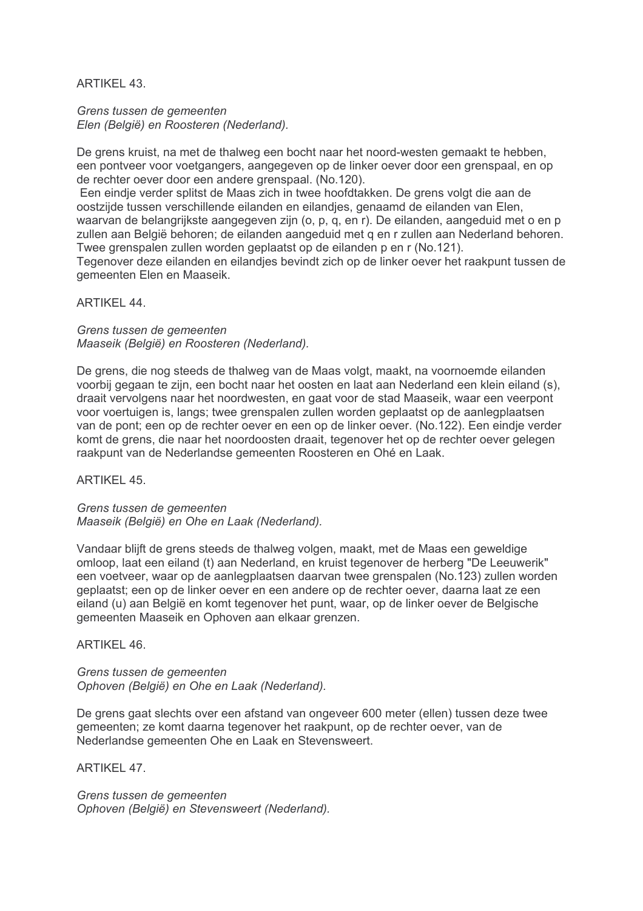ARTIKEL 43.

*Grens tussen de gemeenten*
*Elen (België) en Roosteren (Nederland).*

De grens kruist, na met de thalweg een bocht naar het noord-westen gemaakt te hebben, een pontveer voor voetgangers, aangegeven op de linker oever door een grenspaal, en op de rechter oever door een andere grenspaal. (No.120).
Een eindje verder splitst de Maas zich in twee hoofdtakken. De grens volgt die aan de oostzijde tussen verschillende eilanden en eilandjes, genaamd de eilanden van Elen, waarvan de belangrijkste aangegeven zijn (o, p, q, en r). De eilanden, aangeduid met o en p zullen aan België behoren; de eilanden aangeduid met q en r zullen aan Nederland behoren. Twee grenspalen zullen worden geplaatst op de eilanden p en r (No.121).
Tegenover deze eilanden en eilandjes bevindt zich op de linker oever het raakpunt tussen de gemeenten Elen en Maaseik.

ARTIKEL 44.

*Grens tussen de gemeenten*
*Maaseik (België) en Roosteren (Nederland).*

De grens, die nog steeds de thalweg van de Maas volgt, maakt, na voornoemde eilanden voorbij gegaan te zijn, een bocht naar het oosten en laat aan Nederland een klein eiland (s), draait vervolgens naar het noordwesten, en gaat voor de stad Maaseik, waar een veerpont voor voertuigen is, langs; twee grenspalen zullen worden geplaatst op de aanlegplaatsen van de pont; een op de rechter oever en een op de linker oever. (No.122). Een eindje verder komt de grens, die naar het noordoosten draait, tegenover het op de rechter oever gelegen raakpunt van de Nederlandse gemeenten Roosteren en Ohé en Laak.

ARTIKEL 45.

*Grens tussen de gemeenten*
*Maaseik (België) en Ohe en Laak (Nederland).*

Vandaar blijft de grens steeds de thalweg volgen, maakt, met de Maas een geweldige omloop, laat een eiland (t) aan Nederland, en kruist tegenover de herberg "De Leeuwerik" een voetveer, waar op de aanlegplaatsen daarvan twee grenspalen (No.123) zullen worden geplaatst; een op de linker oever en een andere op de rechter oever, daarna laat ze een eiland (u) aan België en komt tegenover het punt, waar, op de linker oever de Belgische gemeenten Maaseik en Ophoven aan elkaar grenzen.

ARTIKEL 46.

*Grens tussen de gemeenten*
*Ophoven (België) en Ohe en Laak (Nederland).*

De grens gaat slechts over een afstand van ongeveer 600 meter (ellen) tussen deze twee gemeenten; ze komt daarna tegenover het raakpunt, op de rechter oever, van de Nederlandse gemeenten Ohe en Laak en Stevensweert.

ARTIKEL 47.

*Grens tussen de gemeenten*
*Ophoven (België) en Stevensweert (Nederland).*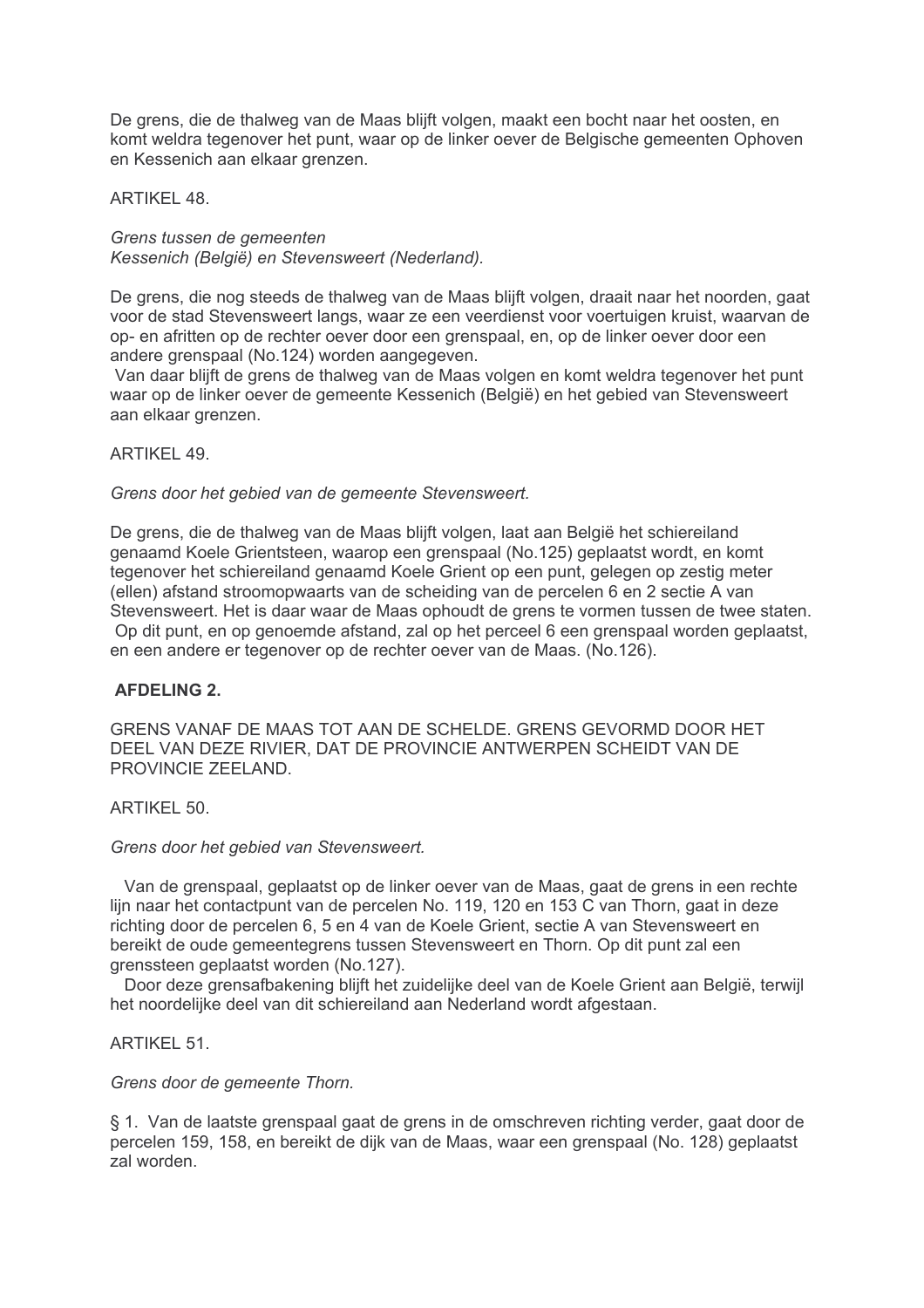De grens, die de thalweg van de Maas blijft volgen, maakt een bocht naar het oosten, en komt weldra tegenover het punt, waar op de linker oever de Belgische gemeenten Ophoven en Kessenich aan elkaar grenzen.

ARTIKEL 48.

*Grens tussen de gemeenten*
*Kessenich (België) en Stevensweert (Nederland).*

De grens, die nog steeds de thalweg van de Maas blijft volgen, draait naar het noorden, gaat voor de stad Stevensweert langs, waar ze een veerdienst voor voertuigen kruist, waarvan de op- en afritten op de rechter oever door een grenspaal, en, op de linker oever door een andere grenspaal (No.124) worden aangegeven.
Van daar blijft de grens de thalweg van de Maas volgen en komt weldra tegenover het punt waar op de linker oever de gemeente Kessenich (België) en het gebied van Stevensweert aan elkaar grenzen.

ARTIKEL 49.

*Grens door het gebied van de gemeente Stevensweert.*

De grens, die de thalweg van de Maas blijft volgen, laat aan België het schiereiland genaamd Koele Grientsteen, waarop een grenspaal (No.125) geplaatst wordt, en komt tegenover het schiereiland genaamd Koele Grient op een punt, gelegen op zestig meter (ellen) afstand stroomopwaarts van de scheiding van de percelen 6 en 2 sectie A van Stevensweert. Het is daar waar de Maas ophoudt de grens te vormen tussen de twee staten.
Op dit punt, en op genoemde afstand, zal op het perceel 6 een grenspaal worden geplaatst, en een andere er tegenover op de rechter oever van de Maas. (No.126).

**AFDELING 2.**

GRENS VANAF DE MAAS TOT AAN DE SCHELDE. GRENS GEVORMD DOOR HET DEEL VAN DEZE RIVIER, DAT DE PROVINCIE ANTWERPEN SCHEIDT VAN DE PROVINCIE ZEELAND.

ARTIKEL 50.

*Grens door het gebied van Stevensweert.*

Van de grenspaal, geplaatst op de linker oever van de Maas, gaat de grens in een rechte lijn naar het contactpunt van de percelen No. 119, 120 en 153 C van Thorn, gaat in deze richting door de percelen 6, 5 en 4 van de Koele Grient, sectie A van Stevensweert en bereikt de oude gemeentegrens tussen Stevensweert en Thorn. Op dit punt zal een grenssteen geplaatst worden (No.127).

Door deze grensafbakening blijft het zuidelijke deel van de Koele Grient aan België, terwijl het noordelijke deel van dit schiereiland aan Nederland wordt afgestaan.

ARTIKEL 51.

*Grens door de gemeente Thorn.*

§ 1. Van de laatste grenspaal gaat de grens in de omschreven richting verder, gaat door de percelen 159, 158, en bereikt de dijk van de Maas, waar een grenspaal (No. 128) geplaatst zal worden.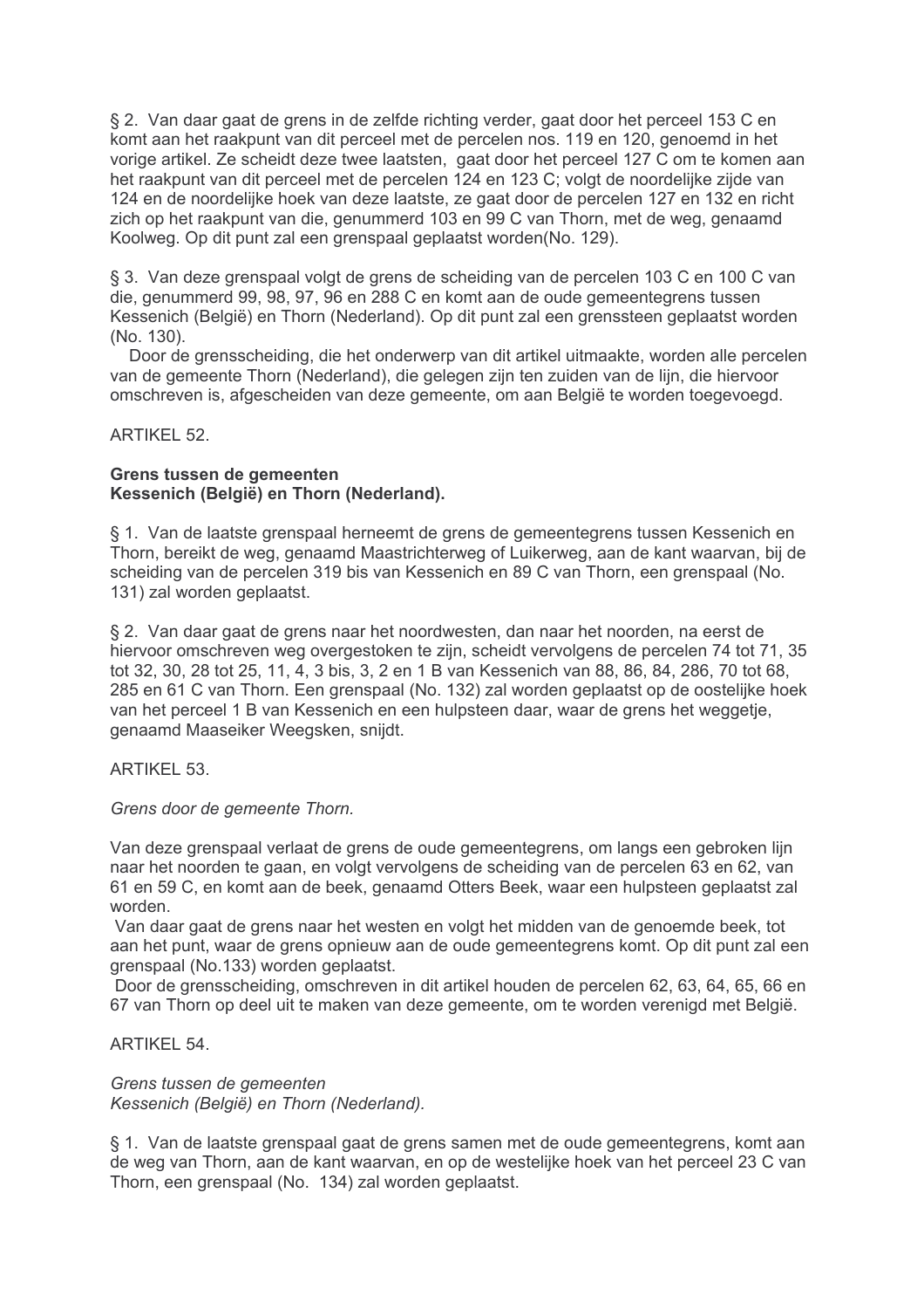§ 2. Van daar gaat de grens in de zelfde richting verder, gaat door het perceel 153 C en komt aan het raakpunt van dit perceel met de percelen nos. 119 en 120, genoemd in het vorige artikel. Ze scheidt deze twee laatsten, gaat door het perceel 127 C om te komen aan het raakpunt van dit perceel met de percelen 124 en 123 C; volgt de noordelijke zijde van 124 en de noordelijke hoek van deze laatste, ze gaat door de percelen 127 en 132 en richt zich op het raakpunt van die, genummerd 103 en 99 C van Thorn, met de weg, genaamd Koolweg. Op dit punt zal een grenspaal geplaatst worden(No. 129).

§ 3. Van deze grenspaal volgt de grens de scheiding van de percelen 103 C en 100 C van die, genummerd 99, 98, 97, 96 en 288 C en komt aan de oude gemeentegrens tussen Kessenich (België) en Thorn (Nederland). Op dit punt zal een grenssteen geplaatst worden (No. 130).

Door de grensscheiding, die het onderwerp van dit artikel uitmaakte, worden alle percelen van de gemeente Thorn (Nederland), die gelegen zijn ten zuiden van de lijn, die hiervoor omschreven is, afgescheiden van deze gemeente, om aan België te worden toegevoegd.

ARTIKEL 52.

**Grens tussen de gemeenten**
**Kessenich (België) en Thorn (Nederland).**

§ 1. Van de laatste grenspaal herneemt de grens de gemeentegrens tussen Kessenich en Thorn, bereikt de weg, genaamd Maastrichterweg of Luikerweg, aan de kant waarvan, bij de scheiding van de percelen 319 bis van Kessenich en 89 C van Thorn, een grenspaal (No. 131) zal worden geplaatst.

§ 2. Van daar gaat de grens naar het noordwesten, dan naar het noorden, na eerst de hiervoor omschreven weg overgestoken te zijn, scheidt vervolgens de percelen 74 tot 71, 35 tot 32, 30, 28 tot 25, 11, 4, 3 bis, 3, 2 en 1 B van Kessenich van 88, 86, 84, 286, 70 tot 68, 285 en 61 C van Thorn. Een grenspaal (No. 132) zal worden geplaatst op de oostelijke hoek van het perceel 1 B van Kessenich en een hulpsteen daar, waar de grens het weggetje, genaamd Maaseiker Weegsken, snijdt.

ARTIKEL 53.

*Grens door de gemeente Thorn.*

Van deze grenspaal verlaat de grens de oude gemeentegrens, om langs een gebroken lijn naar het noorden te gaan, en volgt vervolgens de scheiding van de percelen 63 en 62, van 61 en 59 C, en komt aan de beek, genaamd Otters Beek, waar een hulpsteen geplaatst zal worden.

Van daar gaat de grens naar het westen en volgt het midden van de genoemde beek, tot aan het punt, waar de grens opnieuw aan de oude gemeentegrens komt. Op dit punt zal een grenspaal (No.133) worden geplaatst.

Door de grensscheiding, omschreven in dit artikel houden de percelen 62, 63, 64, 65, 66 en 67 van Thorn op deel uit te maken van deze gemeente, om te worden verenigd met België.

ARTIKEL 54.

*Grens tussen de gemeenten*
*Kessenich (België) en Thorn (Nederland).*

§ 1. Van de laatste grenspaal gaat de grens samen met de oude gemeentegrens, komt aan de weg van Thorn, aan de kant waarvan, en op de westelijke hoek van het perceel 23 C van Thorn, een grenspaal (No. 134) zal worden geplaatst.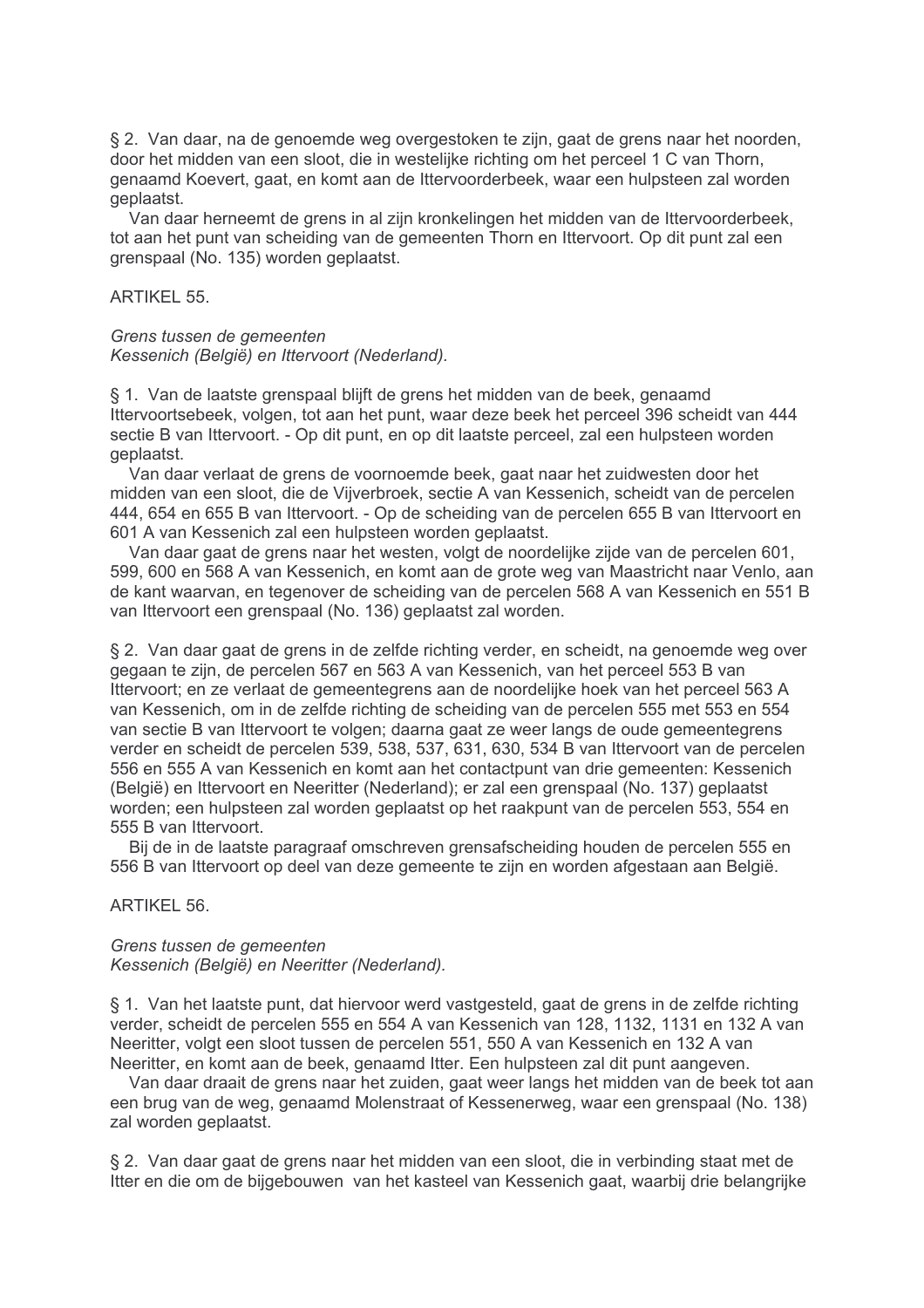§ 2. Van daar, na de genoemde weg overgestoken te zijn, gaat de grens naar het noorden, door het midden van een sloot, die in westelijke richting om het perceel 1 C van Thorn, genaamd Koevert, gaat, en komt aan de Ittervoorderbeek, waar een hulpsteen zal worden geplaatst.

Van daar herneemt de grens in al zijn kronkelingen het midden van de Ittervoorderbeek, tot aan het punt van scheiding van de gemeenten Thorn en Ittervoort. Op dit punt zal een grenspaal (No. 135) worden geplaatst.

ARTIKEL 55.

*Grens tussen de gemeenten Kessenich (België) en Ittervoort (Nederland).*

§ 1. Van de laatste grenspaal blijft de grens het midden van de beek, genaamd Ittervoortsebeek, volgen, tot aan het punt, waar deze beek het perceel 396 scheidt van 444 sectie B van Ittervoort. - Op dit punt, en op dit laatste perceel, zal een hulpsteen worden geplaatst.

Van daar verlaat de grens de voornoemde beek, gaat naar het zuidwesten door het midden van een sloot, die de Vijverbroek, sectie A van Kessenich, scheidt van de percelen 444, 654 en 655 B van Ittervoort. - Op de scheiding van de percelen 655 B van Ittervoort en 601 A van Kessenich zal een hulpsteen worden geplaatst.

Van daar gaat de grens naar het westen, volgt de noordelijke zijde van de percelen 601, 599, 600 en 568 A van Kessenich, en komt aan de grote weg van Maastricht naar Venlo, aan de kant waarvan, en tegenover de scheiding van de percelen 568 A van Kessenich en 551 B van Ittervoort een grenspaal (No. 136) geplaatst zal worden.

§ 2. Van daar gaat de grens in de zelfde richting verder, en scheidt, na genoemde weg over gegaan te zijn, de percelen 567 en 563 A van Kessenich, van het perceel 553 B van Ittervoort; en ze verlaat de gemeentegrens aan de noordelijke hoek van het perceel 563 A van Kessenich, om in de zelfde richting de scheiding van de percelen 555 met 553 en 554 van sectie B van Ittervoort te volgen; daarna gaat ze weer langs de oude gemeentegrens verder en scheidt de percelen 539, 538, 537, 631, 630, 534 B van Ittervoort van de percelen 556 en 555 A van Kessenich en komt aan het contactpunt van drie gemeenten: Kessenich (België) en Ittervoort en Neeritter (Nederland); er zal een grenspaal (No. 137) geplaatst worden; een hulpsteen zal worden geplaatst op het raakpunt van de percelen 553, 554 en 555 B van Ittervoort.

Bij de in de laatste paragraaf omschreven grensafscheiding houden de percelen 555 en 556 B van Ittervoort op deel van deze gemeente te zijn en worden afgestaan aan België.

ARTIKEL 56.

*Grens tussen de gemeenten Kessenich (België) en Neeritter (Nederland).*

§ 1. Van het laatste punt, dat hiervoor werd vastgesteld, gaat de grens in de zelfde richting verder, scheidt de percelen 555 en 554 A van Kessenich van 128, 1132, 1131 en 132 A van Neeritter, volgt een sloot tussen de percelen 551, 550 A van Kessenich en 132 A van Neeritter, en komt aan de beek, genaamd Itter. Een hulpsteen zal dit punt aangeven.

Van daar draait de grens naar het zuiden, gaat weer langs het midden van de beek tot aan een brug van de weg, genaamd Molenstraat of Kessenerweg, waar een grenspaal (No. 138) zal worden geplaatst.

§ 2. Van daar gaat de grens naar het midden van een sloot, die in verbinding staat met de Itter en die om de bijgebouwen van het kasteel van Kessenich gaat, waarbij drie belangrijke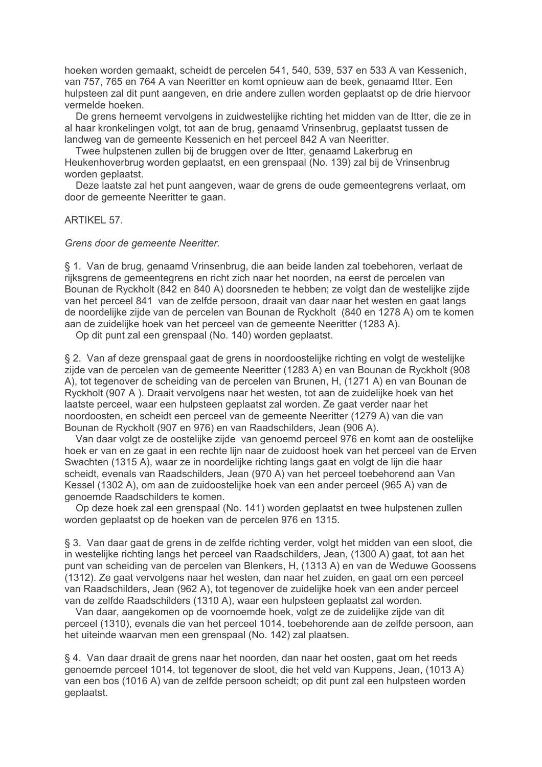hoeken worden gemaakt, scheidt de percelen 541, 540, 539, 537 en 533 A van Kessenich, van 757, 765 en 764 A van Neeritter en komt opnieuw aan de beek, genaamd Itter. Een hulpsteen zal dit punt aangeven, en drie andere zullen worden geplaatst op de drie hiervoor vermelde hoeken.

De grens herneemt vervolgens in zuidwestelijke richting het midden van de Itter, die ze in al haar kronkelingen volgt, tot aan de brug, genaamd Vrinsenbrug, geplaatst tussen de landweg van de gemeente Kessenich en het perceel 842 A van Neeritter.

Twee hulpstenen zullen bij de bruggen over de Itter, genaamd Lakerbrug en Heukenhoverbrug worden geplaatst, en een grenspaal (No. 139) zal bij de Vrinsenbrug worden geplaatst.

Deze laatste zal het punt aangeven, waar de grens de oude gemeentegrens verlaat, om door de gemeente Neeritter te gaan.

ARTIKEL 57.

*Grens door de gemeente Neeritter.*

§ 1. Van de brug, genaamd Vrinsenbrug, die aan beide landen zal toebehoren, verlaat de rijksgrens de gemeentegrens en richt zich naar het noorden, na eerst de percelen van Bounan de Ryckholt (842 en 840 A) doorsneden te hebben; ze volgt dan de westelijke zijde van het perceel 841 van de zelfde persoon, draait van daar naar het westen en gaat langs de noordelijke zijde van de percelen van Bounan de Ryckholt (840 en 1278 A) om te komen aan de zuidelijke hoek van het perceel van de gemeente Neeritter (1283 A).

Op dit punt zal een grenspaal (No. 140) worden geplaatst.

§ 2. Van af deze grenspaal gaat de grens in noordoostelijke richting en volgt de westelijke zijde van de percelen van de gemeente Neeritter (1283 A) en van Bounan de Ryckholt (908 A), tot tegenover de scheiding van de percelen van Brunen, H, (1271 A) en van Bounan de Ryckholt (907 A ). Draait vervolgens naar het westen, tot aan de zuidelijke hoek van het laatste perceel, waar een hulpsteen geplaatst zal worden. Ze gaat verder naar het noordoosten, en scheidt een perceel van de gemeente Neeritter (1279 A) van die van Bounan de Ryckholt (907 en 976) en van Raadschilders, Jean (906 A).

Van daar volgt ze de oostelijke zijde van genoemd perceel 976 en komt aan de oostelijke hoek er van en ze gaat in een rechte lijn naar de zuidoost hoek van het perceel van de Erven Swachten (1315 A), waar ze in noordelijke richting langs gaat en volgt de lijn die haar scheidt, evenals van Raadschilders, Jean (970 A) van het perceel toebehorend aan Van Kessel (1302 A), om aan de zuidoostelijke hoek van een ander perceel (965 A) van de genoemde Raadschilders te komen.

Op deze hoek zal een grenspaal (No. 141) worden geplaatst en twee hulpstenen zullen worden geplaatst op de hoeken van de percelen 976 en 1315.

§ 3. Van daar gaat de grens in de zelfde richting verder, volgt het midden van een sloot, die in westelijke richting langs het perceel van Raadschilders, Jean, (1300 A) gaat, tot aan het punt van scheiding van de percelen van Blenkers, H, (1313 A) en van de Weduwe Goossens (1312). Ze gaat vervolgens naar het westen, dan naar het zuiden, en gaat om een perceel van Raadschilders, Jean (962 A), tot tegenover de zuidelijke hoek van een ander perceel van de zelfde Raadschilders (1310 A), waar een hulpsteen geplaatst zal worden.

Van daar, aangekomen op de voornoemde hoek, volgt ze de zuidelijke zijde van dit perceel (1310), evenals die van het perceel 1014, toebehorende aan de zelfde persoon, aan het uiteinde waarvan men een grenspaal (No. 142) zal plaatsen.

§ 4. Van daar draait de grens naar het noorden, dan naar het oosten, gaat om het reeds genoemde perceel 1014, tot tegenover de sloot, die het veld van Kuppens, Jean, (1013 A) van een bos (1016 A) van de zelfde persoon scheidt; op dit punt zal een hulpsteen worden geplaatst.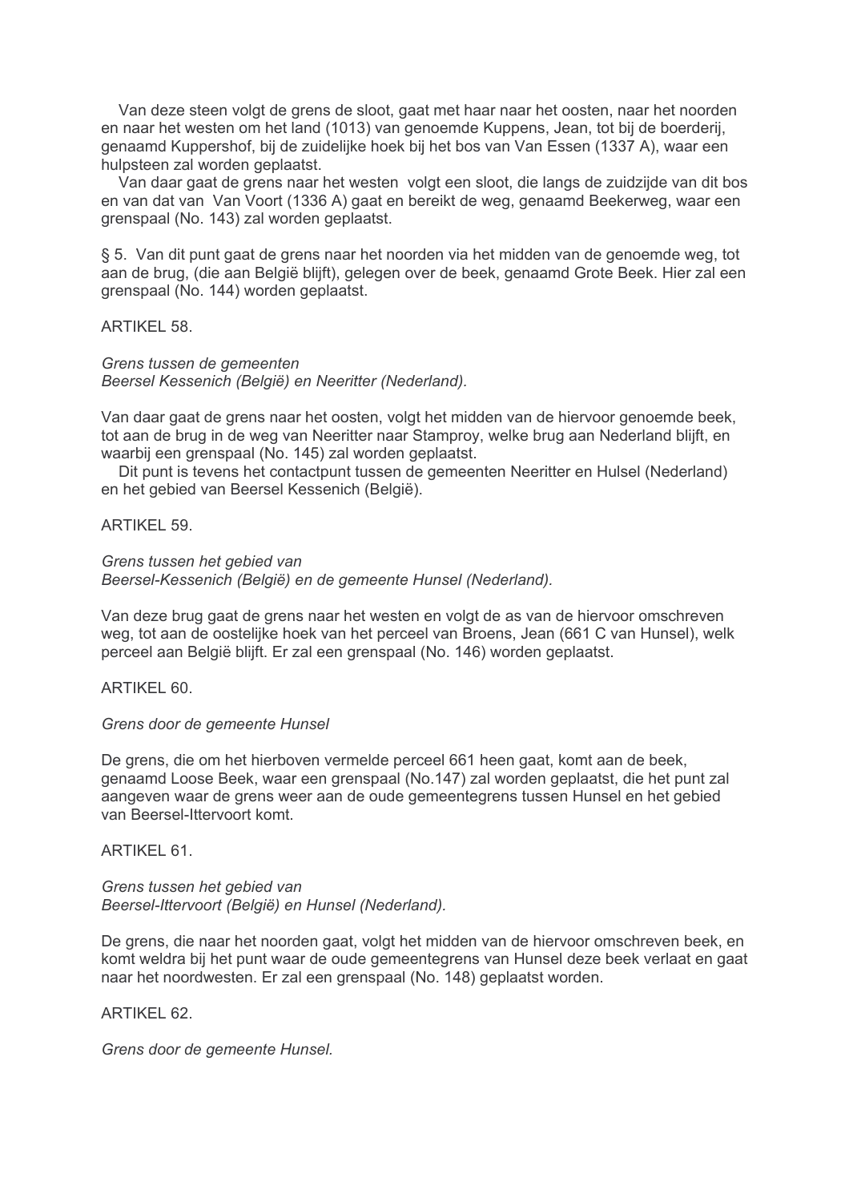Van deze steen volgt de grens de sloot, gaat met haar naar het oosten, naar het noorden en naar het westen om het land (1013) van genoemde Kuppens, Jean, tot bij de boerderij, genaamd Kuppershof, bij de zuidelijke hoek bij het bos van Van Essen (1337 A), waar een hulpsteen zal worden geplaatst.

Van daar gaat de grens naar het westen volgt een sloot, die langs de zuidzijde van dit bos en van dat van Van Voort (1336 A) gaat en bereikt de weg, genaamd Beekerweg, waar een grenspaal (No. 143) zal worden geplaatst.

§ 5. Van dit punt gaat de grens naar het noorden via het midden van de genoemde weg, tot aan de brug, (die aan België blijft), gelegen over de beek, genaamd Grote Beek. Hier zal een grenspaal (No. 144) worden geplaatst.

ARTIKEL 58.

*Grens tussen de gemeenten*
*Beersel Kessenich (België) en Neeritter (Nederland).*

Van daar gaat de grens naar het oosten, volgt het midden van de hiervoor genoemde beek, tot aan de brug in de weg van Neeritter naar Stamproy, welke brug aan Nederland blijft, en waarbij een grenspaal (No. 145) zal worden geplaatst.

Dit punt is tevens het contactpunt tussen de gemeenten Neeritter en Hulsel (Nederland) en het gebied van Beersel Kessenich (België).

ARTIKEL 59.

*Grens tussen het gebied van*
*Beersel-Kessenich (België) en de gemeente Hunsel (Nederland).*

Van deze brug gaat de grens naar het westen en volgt de as van de hiervoor omschreven weg, tot aan de oostelijke hoek van het perceel van Broens, Jean (661 C van Hunsel), welk perceel aan België blijft. Er zal een grenspaal (No. 146) worden geplaatst.

ARTIKEL 60.

*Grens door de gemeente Hunsel*

De grens, die om het hierboven vermelde perceel 661 heen gaat, komt aan de beek, genaamd Loose Beek, waar een grenspaal (No.147) zal worden geplaatst, die het punt zal aangeven waar de grens weer aan de oude gemeentegrens tussen Hunsel en het gebied van Beersel-Ittervoort komt.

ARTIKEL 61.

*Grens tussen het gebied van*
*Beersel-Ittervoort (België) en Hunsel (Nederland).*

De grens, die naar het noorden gaat, volgt het midden van de hiervoor omschreven beek, en komt weldra bij het punt waar de oude gemeentegrens van Hunsel deze beek verlaat en gaat naar het noordwesten. Er zal een grenspaal (No. 148) geplaatst worden.

ARTIKEL 62.

*Grens door de gemeente Hunsel.*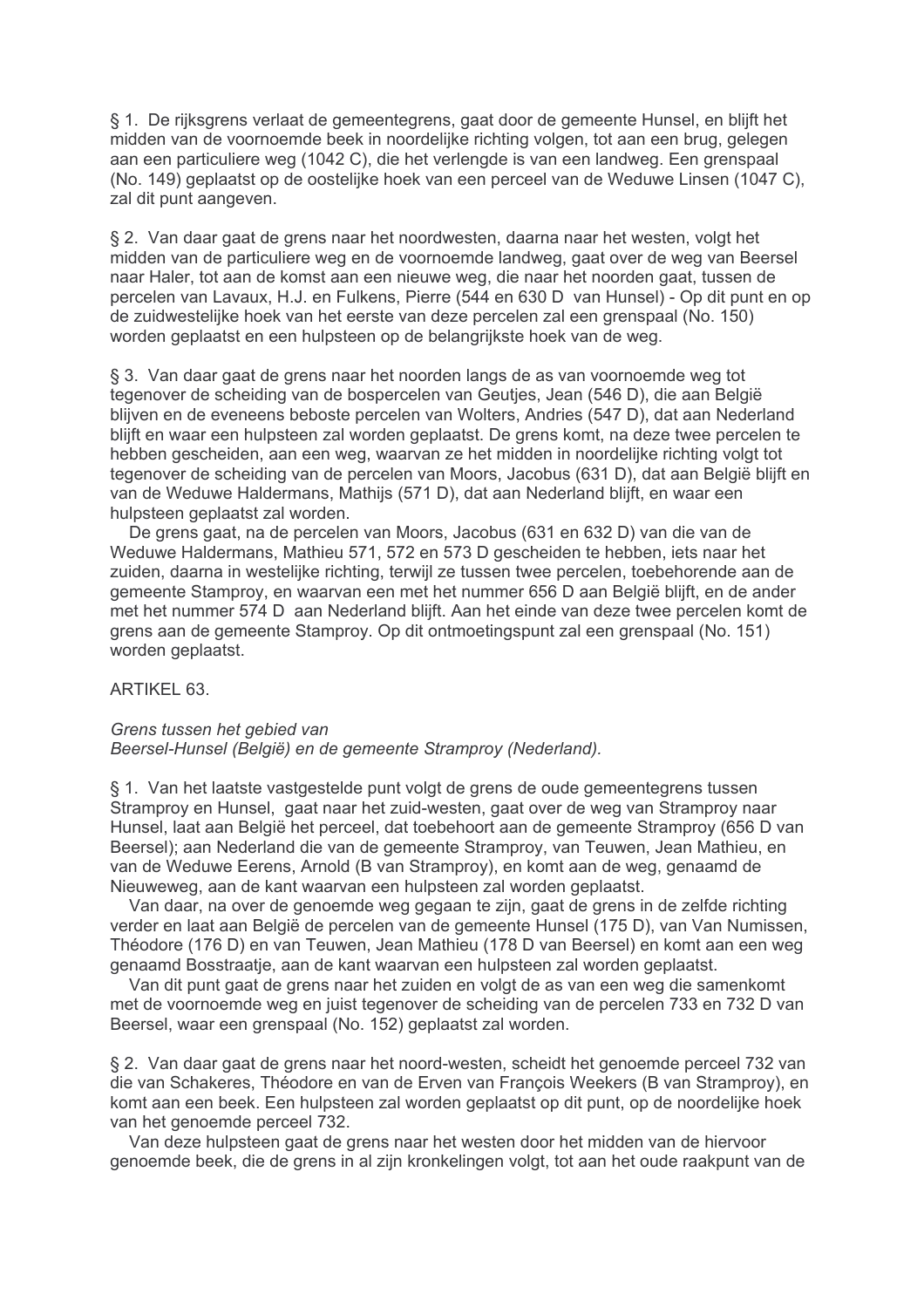§ 1. De rijksgrens verlaat de gemeentegrens, gaat door de gemeente Hunsel, en blijft het midden van de voornoemde beek in noordelijke richting volgen, tot aan een brug, gelegen aan een particuliere weg (1042 C), die het verlengde is van een landweg. Een grenspaal (No. 149) geplaatst op de oostelijke hoek van een perceel van de Weduwe Linsen (1047 C), zal dit punt aangeven.

§ 2. Van daar gaat de grens naar het noordwesten, daarna naar het westen, volgt het midden van de particuliere weg en de voornoemde landweg, gaat over de weg van Beersel naar Haler, tot aan de komst aan een nieuwe weg, die naar het noorden gaat, tussen de percelen van Lavaux, H.J. en Fulkens, Pierre (544 en 630 D van Hunsel) - Op dit punt en op de zuidwestelijke hoek van het eerste van deze percelen zal een grenspaal (No. 150) worden geplaatst en een hulpsteen op de belangrijkste hoek van de weg.

§ 3. Van daar gaat de grens naar het noorden langs de as van voornoemde weg tot tegenover de scheiding van de bospercelen van Geutjes, Jean (546 D), die aan België blijven en de eveneens beboste percelen van Wolters, Andries (547 D), dat aan Nederland blijft en waar een hulpsteen zal worden geplaatst. De grens komt, na deze twee percelen te hebben gescheiden, aan een weg, waarvan ze het midden in noordelijke richting volgt tot tegenover de scheiding van de percelen van Moors, Jacobus (631 D), dat aan België blijft en van de Weduwe Haldermans, Mathijs (571 D), dat aan Nederland blijft, en waar een hulpsteen geplaatst zal worden.

De grens gaat, na de percelen van Moors, Jacobus (631 en 632 D) van die van de Weduwe Haldermans, Mathieu 571, 572 en 573 D gescheiden te hebben, iets naar het zuiden, daarna in westelijke richting, terwijl ze tussen twee percelen, toebehorende aan de gemeente Stamproy, en waarvan een met het nummer 656 D aan België blijft, en de ander met het nummer 574 D aan Nederland blijft. Aan het einde van deze twee percelen komt de grens aan de gemeente Stamproy. Op dit ontmoetingspunt zal een grenspaal (No. 151) worden geplaatst.

ARTIKEL 63.

*Grens tussen het gebied van Beersel-Hunsel (België) en de gemeente Stramproy (Nederland).*

§ 1. Van het laatste vastgestelde punt volgt de grens de oude gemeentegrens tussen Stramproy en Hunsel, gaat naar het zuid-westen, gaat over de weg van Stramproy naar Hunsel, laat aan België het perceel, dat toebehoort aan de gemeente Stramproy (656 D van Beersel); aan Nederland die van de gemeente Stramproy, van Teuwen, Jean Mathieu, en van de Weduwe Eerens, Arnold (B van Stramproy), en komt aan de weg, genaamd de Nieuweweg, aan de kant waarvan een hulpsteen zal worden geplaatst.

Van daar, na over de genoemde weg gegaan te zijn, gaat de grens in de zelfde richting verder en laat aan België de percelen van de gemeente Hunsel (175 D), van Van Numissen, Théodore (176 D) en van Teuwen, Jean Mathieu (178 D van Beersel) en komt aan een weg genaamd Bosstraatje, aan de kant waarvan een hulpsteen zal worden geplaatst.

Van dit punt gaat de grens naar het zuiden en volgt de as van een weg die samenkomt met de voornoemde weg en juist tegenover de scheiding van de percelen 733 en 732 D van Beersel, waar een grenspaal (No. 152) geplaatst zal worden.

§ 2. Van daar gaat de grens naar het noord-westen, scheidt het genoemde perceel 732 van die van Schakeres, Théodore en van de Erven van François Weekers (B van Stramproy), en komt aan een beek. Een hulpsteen zal worden geplaatst op dit punt, op de noordelijke hoek van het genoemde perceel 732.

Van deze hulpsteen gaat de grens naar het westen door het midden van de hiervoor genoemde beek, die de grens in al zijn kronkelingen volgt, tot aan het oude raakpunt van de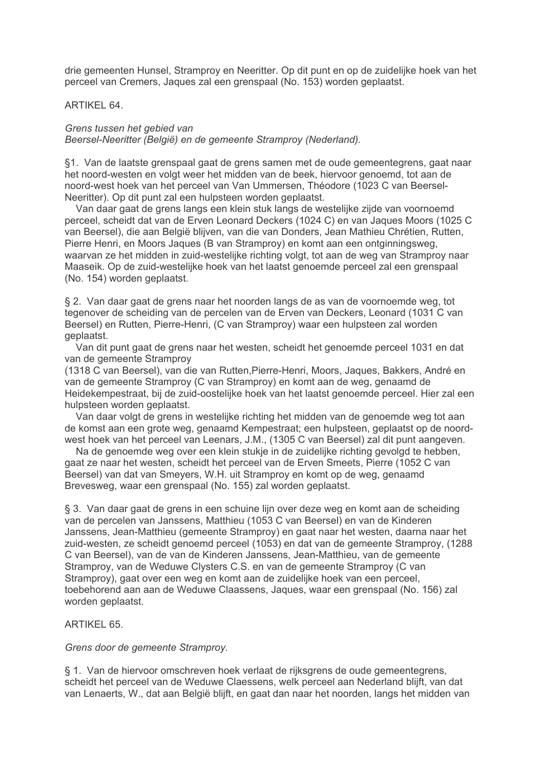drie gemeenten Hunsel, Stramproy en Neeritter. Op dit punt en op de zuidelijke hoek van het perceel van Cremers, Jaques zal een grenspaal (No. 153) worden geplaatst.

ARTIKEL 64.

*Grens tussen het gebied van*
*Beersel-Neeritter (België) en de gemeente Stramproy (Nederland).*

§1. Van de laatste grenspaal gaat de grens samen met de oude gemeentegrens, gaat naar het noord-westen en volgt weer het midden van de beek, hiervoor genoemd, tot aan de noord-west hoek van het perceel van Van Ummersen, Théodore (1023 C van Beersel-Neeritter). Op dit punt zal een hulpsteen worden geplaatst.

Van daar gaat de grens langs een klein stuk langs de westelijke zijde van voornoemd perceel, scheidt dat van de Erven Leonard Deckers (1024 C) en van Jaques Moors (1025 C van Beersel), die aan België blijven, van die van Donders, Jean Mathieu Chrétien, Rutten, Pierre Henri, en Moors Jaques (B van Stramproy) en komt aan een ontginningsweg, waarvan ze het midden in zuid-westelijke richting volgt, tot aan de weg van Stramproy naar Maaseik. Op de zuid-westelijke hoek van het laatst genoemde perceel zal een grenspaal (No. 154) worden geplaatst.

§ 2. Van daar gaat de grens naar het noorden langs de as van de voornoemde weg, tot tegenover de scheiding van de percelen van de Erven van Deckers, Leonard (1031 C van Beersel) en Rutten, Pierre-Henri, (C van Stramproy) waar een hulpsteen zal worden geplaatst.

Van dit punt gaat de grens naar het westen, scheidt het genoemde perceel 1031 en dat van de gemeente Stramproy
(1318 C van Beersel), van die van Rutten,Pierre-Henri, Moors, Jaques, Bakkers, André en van de gemeente Stramproy (C van Stramproy) en komt aan de weg, genaamd de Heidekempestraat, bij de zuid-oostelijke hoek van het laatst genoemde perceel. Hier zal een hulpsteen worden geplaatst.

Van daar volgt de grens in westelijke richting het midden van de genoemde weg tot aan de komst aan een grote weg, genaamd Kempestraat; een hulpsteen, geplaatst op de noord-west hoek van het perceel van Leenars, J.M., (1305 C van Beersel) zal dit punt aangeven.

Na de genoemde weg over een klein stukje in de zuidelijke richting gevolgd te hebben, gaat ze naar het westen, scheidt het perceel van de Erven Smeets, Pierre (1052 C van Beersel) van dat van Smeyers, W.H. uit Stramproy en komt op de weg, genaamd Brevesweg, waar een grenspaal (No. 155) zal worden geplaatst.

§ 3. Van daar gaat de grens in een schuine lijn over deze weg en komt aan de scheiding van de percelen van Janssens, Matthieu (1053 C van Beersel) en van de Kinderen Janssens, Jean-Matthieu (gemeente Stramproy) en gaat naar het westen, daarna naar het zuid-westen, ze scheidt genoemd perceel (1053) en dat van de gemeente Stramproy, (1288 C van Beersel), van de van de Kinderen Janssens, Jean-Matthieu, van de gemeente Stramproy, van de Weduwe Clysters C.S. en van de gemeente Stramproy (C van Stramproy), gaat over een weg en komt aan de zuidelijke hoek van een perceel, toebehorend aan aan de Weduwe Claassens, Jaques, waar een grenspaal (No. 156) zal worden geplaatst.

ARTIKEL 65.

*Grens door de gemeente Stramproy.*

§ 1. Van de hiervoor omschreven hoek verlaat de rijksgrens de oude gemeentegrens, scheidt het perceel van de Weduwe Claessens, welk perceel aan Nederland blijft, van dat van Lenaerts, W., dat aan België blijft, en gaat dan naar het noorden, langs het midden van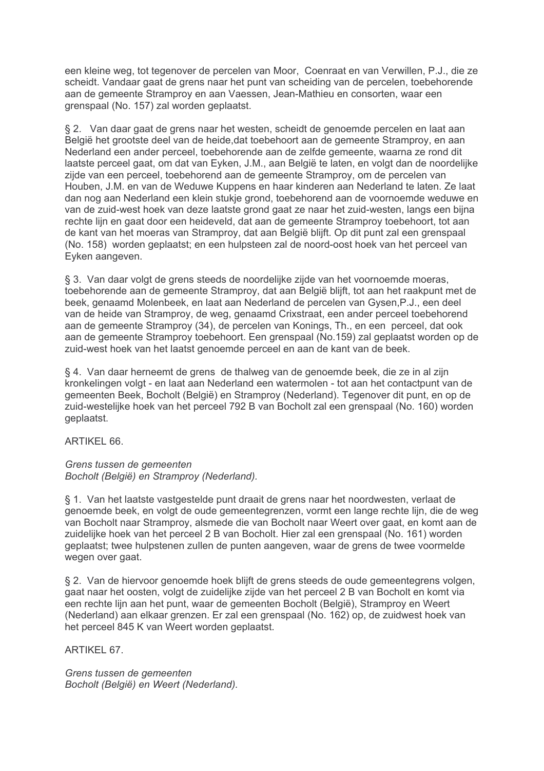een kleine weg, tot tegenover de percelen van Moor,  Coenraat en van Verwillen, P.J., die ze scheidt. Vandaar gaat de grens naar het punt van scheiding van de percelen, toebehorende aan de gemeente Stramproy en aan Vaessen, Jean-Mathieu en consorten, waar een grenspaal (No. 157) zal worden geplaatst.

§ 2.  Van daar gaat de grens naar het westen, scheidt de genoemde percelen en laat aan België het grootste deel van de heide,dat toebehoort aan de gemeente Stramproy, en aan Nederland een ander perceel, toebehorende aan de zelfde gemeente, waarna ze rond dit laatste perceel gaat, om dat van Eyken, J.M., aan België te laten, en volgt dan de noordelijke zijde van een perceel, toebehorend aan de gemeente Stramproy, om de percelen van Houben, J.M. en van de Weduwe Kuppens en haar kinderen aan Nederland te laten. Ze laat dan nog aan Nederland een klein stukje grond, toebehorend aan de voornoemde weduwe en van de zuid-west hoek van deze laatste grond gaat ze naar het zuid-westen, langs een bijna rechte lijn en gaat door een heideveld, dat aan de gemeente Stramproy toebehoort, tot aan de kant van het moeras van Stramproy, dat aan België blijft. Op dit punt zal een grenspaal (No. 158)  worden geplaatst; en een hulpsteen zal de noord-oost hoek van het perceel van Eyken aangeven.

§ 3.  Van daar volgt de grens steeds de noordelijke zijde van het voornoemde moeras, toebehorende aan de gemeente Stramproy, dat aan België blijft, tot aan het raakpunt met de beek, genaamd Molenbeek, en laat aan Nederland de percelen van Gysen,P.J., een deel van de heide van Stramproy, de weg, genaamd Crixstraat, een ander perceel toebehorend aan de gemeente Stramproy (34), de percelen van Konings, Th., en een  perceel, dat ook aan de gemeente Stramproy toebehoort. Een grenspaal (No.159) zal geplaatst worden op de zuid-west hoek van het laatst genoemde perceel en aan de kant van de beek.

§ 4.  Van daar herneemt de grens  de thalweg van de genoemde beek, die ze in al zijn kronkelingen volgt - en laat aan Nederland een watermolen - tot aan het contactpunt van de gemeenten Beek, Bocholt (België) en Stramproy (Nederland). Tegenover dit punt, en op de zuid-westelijke hoek van het perceel 792 B van Bocholt zal een grenspaal (No. 160) worden geplaatst.

ARTIKEL 66.

*Grens tussen de gemeenten*
*Bocholt (België) en Stramproy (Nederland).*

§ 1.  Van het laatste vastgestelde punt draait de grens naar het noordwesten, verlaat de genoemde beek, en volgt de oude gemeentegrenzen, vormt een lange rechte lijn, die de weg van Bocholt naar Stramproy, alsmede die van Bocholt naar Weert over gaat, en komt aan de zuidelijke hoek van het perceel 2 B van Bocholt. Hier zal een grenspaal (No. 161) worden geplaatst; twee hulpstenen zullen de punten aangeven, waar de grens de twee voormelde wegen over gaat.

§ 2.  Van de hiervoor genoemde hoek blijft de grens steeds de oude gemeentegrens volgen, gaat naar het oosten, volgt de zuidelijke zijde van het perceel 2 B van Bocholt en komt via een rechte lijn aan het punt, waar de gemeenten Bocholt (België), Stramproy en Weert (Nederland) aan elkaar grenzen. Er zal een grenspaal (No. 162) op, de zuidwest hoek van het perceel 845 K van Weert worden geplaatst.

ARTIKEL 67.

*Grens tussen de gemeenten*
*Bocholt (België) en Weert (Nederland).*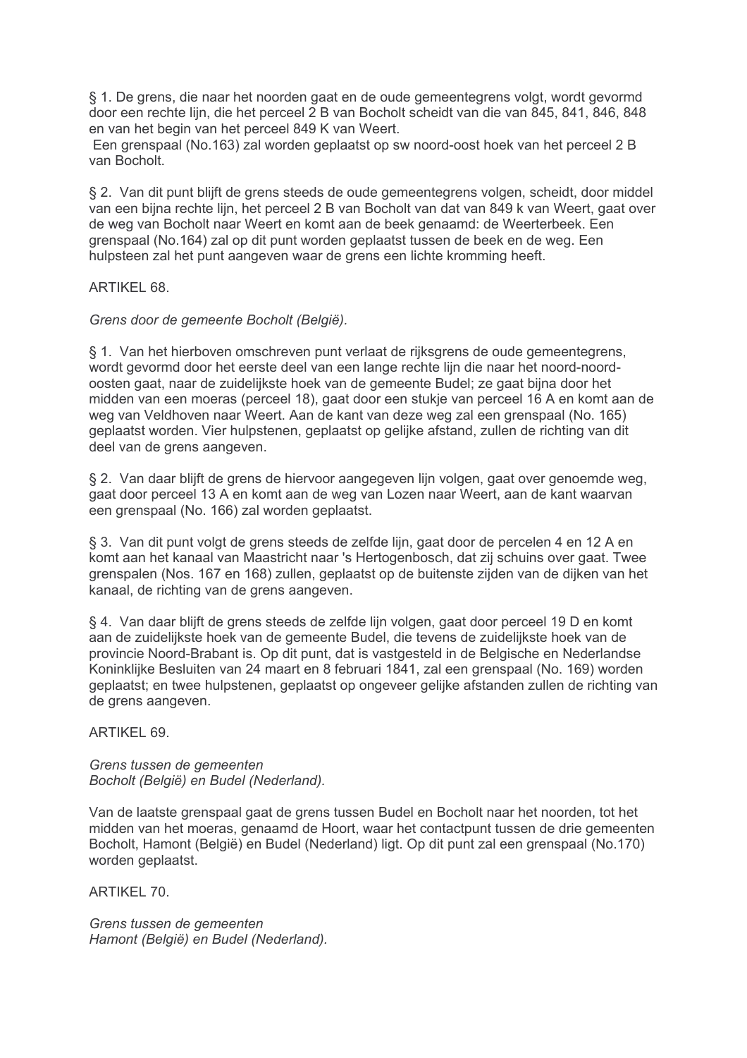§ 1. De grens, die naar het noorden gaat en de oude gemeentegrens volgt, wordt gevormd door een rechte lijn, die het perceel 2 B van Bocholt scheidt van die van 845, 841, 846, 848 en van het begin van het perceel 849 K van Weert.
Een grenspaal (No.163) zal worden geplaatst op sw noord-oost hoek van het perceel 2 B van Bocholt.

§ 2. Van dit punt blijft de grens steeds de oude gemeentegrens volgen, scheidt, door middel van een bijna rechte lijn, het perceel 2 B van Bocholt van dat van 849 k van Weert, gaat over de weg van Bocholt naar Weert en komt aan de beek genaamd: de Weerterbeek. Een grenspaal (No.164) zal op dit punt worden geplaatst tussen de beek en de weg. Een hulpsteen zal het punt aangeven waar de grens een lichte kromming heeft.

ARTIKEL 68.

*Grens door de gemeente Bocholt (België).*

§ 1. Van het hierboven omschreven punt verlaat de rijksgrens de oude gemeentegrens, wordt gevormd door het eerste deel van een lange rechte lijn die naar het noord-noord-oosten gaat, naar de zuidelijkste hoek van de gemeente Budel; ze gaat bijna door het midden van een moeras (perceel 18), gaat door een stukje van perceel 16 A en komt aan de weg van Veldhoven naar Weert. Aan de kant van deze weg zal een grenspaal (No. 165) geplaatst worden. Vier hulpstenen, geplaatst op gelijke afstand, zullen de richting van dit deel van de grens aangeven.

§ 2. Van daar blijft de grens de hiervoor aangegeven lijn volgen, gaat over genoemde weg, gaat door perceel 13 A en komt aan de weg van Lozen naar Weert, aan de kant waarvan een grenspaal (No. 166) zal worden geplaatst.

§ 3. Van dit punt volgt de grens steeds de zelfde lijn, gaat door de percelen 4 en 12 A en komt aan het kanaal van Maastricht naar 's Hertogenbosch, dat zij schuins over gaat. Twee grenspalen (Nos. 167 en 168) zullen, geplaatst op de buitenste zijden van de dijken van het kanaal, de richting van de grens aangeven.

§ 4. Van daar blijft de grens steeds de zelfde lijn volgen, gaat door perceel 19 D en komt aan de zuidelijkste hoek van de gemeente Budel, die tevens de zuidelijkste hoek van de provincie Noord-Brabant is. Op dit punt, dat is vastgesteld in de Belgische en Nederlandse Koninklijke Besluiten van 24 maart en 8 februari 1841, zal een grenspaal (No. 169) worden geplaatst; en twee hulpstenen, geplaatst op ongeveer gelijke afstanden zullen de richting van de grens aangeven.

ARTIKEL 69.

*Grens tussen de gemeenten*
*Bocholt (België) en Budel (Nederland).*

Van de laatste grenspaal gaat de grens tussen Budel en Bocholt naar het noorden, tot het midden van het moeras, genaamd de Hoort, waar het contactpunt tussen de drie gemeenten Bocholt, Hamont (België) en Budel (Nederland) ligt. Op dit punt zal een grenspaal (No.170) worden geplaatst.

ARTIKEL 70.

*Grens tussen de gemeenten*
*Hamont (België) en Budel (Nederland).*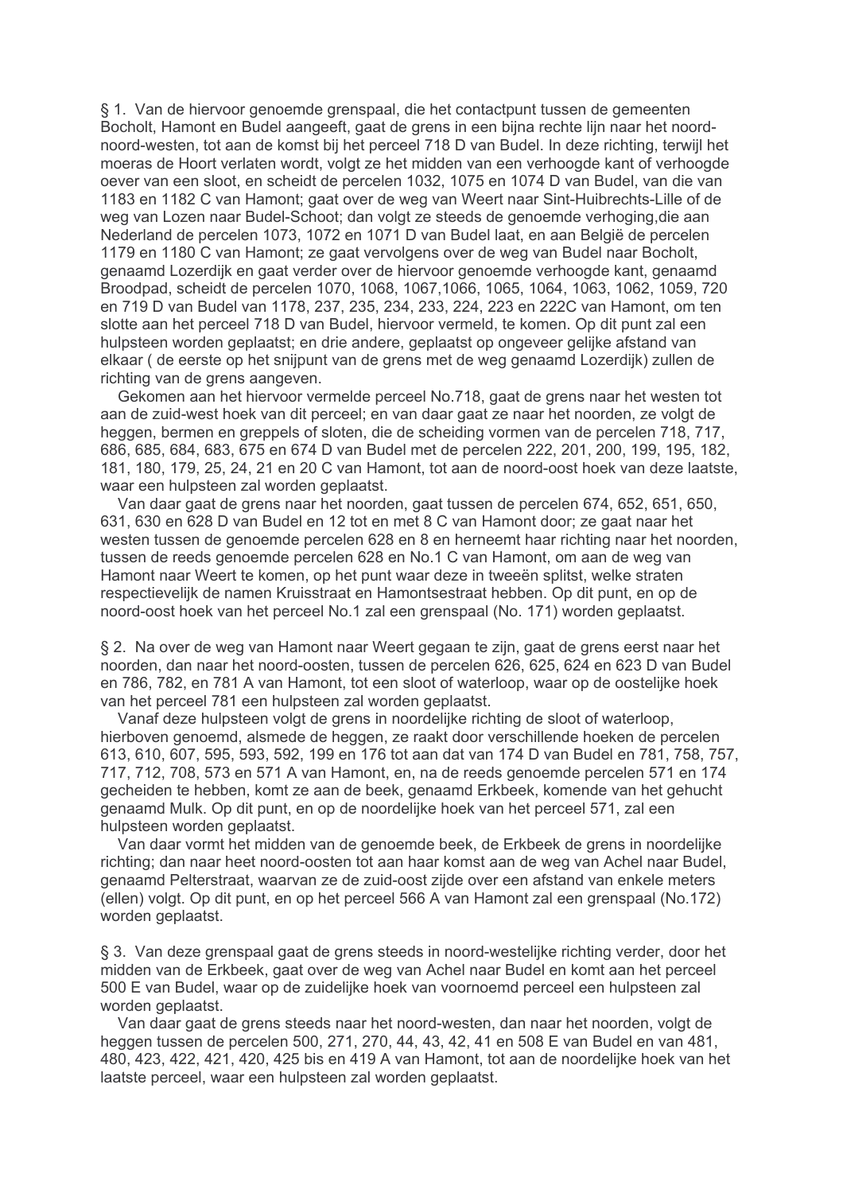§ 1. Van de hiervoor genoemde grenspaal, die het contactpunt tussen de gemeenten Bocholt, Hamont en Budel aangeeft, gaat de grens in een bijna rechte lijn naar het noord-noord-westen, tot aan de komst bij het perceel 718 D van Budel. In deze richting, terwijl het moeras de Hoort verlaten wordt, volgt ze het midden van een verhoogde kant of verhoogde oever van een sloot, en scheidt de percelen 1032, 1075 en 1074 D van Budel, van die van 1183 en 1182 C van Hamont; gaat over de weg van Weert naar Sint-Huibrechts-Lille of de weg van Lozen naar Budel-Schoot; dan volgt ze steeds de genoemde verhoging,die aan Nederland de percelen 1073, 1072 en 1071 D van Budel laat, en aan België de percelen 1179 en 1180 C van Hamont; ze gaat vervolgens over de weg van Budel naar Bocholt, genaamd Lozerdijk en gaat verder over de hiervoor genoemde verhoogde kant, genaamd Broodpad, scheidt de percelen 1070, 1068, 1067,1066, 1065, 1064, 1063, 1062, 1059, 720 en 719 D van Budel van 1178, 237, 235, 234, 233, 224, 223 en 222C van Hamont, om ten slotte aan het perceel 718 D van Budel, hiervoor vermeld, te komen. Op dit punt zal een hulpsteen worden geplaatst; en drie andere, geplaatst op ongeveer gelijke afstand van elkaar ( de eerste op het snijpunt van de grens met de weg genaamd Lozerdijk) zullen de richting van de grens aangeven.

Gekomen aan het hiervoor vermelde perceel No.718, gaat de grens naar het westen tot aan de zuid-west hoek van dit perceel; en van daar gaat ze naar het noorden, ze volgt de heggen, bermen en greppels of sloten, die de scheiding vormen van de percelen 718, 717, 686, 685, 684, 683, 675 en 674 D van Budel met de percelen 222, 201, 200, 199, 195, 182, 181, 180, 179, 25, 24, 21 en 20 C van Hamont, tot aan de noord-oost hoek van deze laatste, waar een hulpsteen zal worden geplaatst.

Van daar gaat de grens naar het noorden, gaat tussen de percelen 674, 652, 651, 650, 631, 630 en 628 D van Budel en 12 tot en met 8 C van Hamont door; ze gaat naar het westen tussen de genoemde percelen 628 en 8 en herneemt haar richting naar het noorden, tussen de reeds genoemde percelen 628 en No.1 C van Hamont, om aan de weg van Hamont naar Weert te komen, op het punt waar deze in tweeën splitst, welke straten respectievelijk de namen Kruisstraat en Hamontsestraat hebben. Op dit punt, en op de noord-oost hoek van het perceel No.1 zal een grenspaal (No. 171) worden geplaatst.

§ 2. Na over de weg van Hamont naar Weert gegaan te zijn, gaat de grens eerst naar het noorden, dan naar het noord-oosten, tussen de percelen 626, 625, 624 en 623 D van Budel en 786, 782, en 781 A van Hamont, tot een sloot of waterloop, waar op de oostelijke hoek van het perceel 781 een hulpsteen zal worden geplaatst.

Vanaf deze hulpsteen volgt de grens in noordelijke richting de sloot of waterloop, hierboven genoemd, alsmede de heggen, ze raakt door verschillende hoeken de percelen 613, 610, 607, 595, 593, 592, 199 en 176 tot aan dat van 174 D van Budel en 781, 758, 757, 717, 712, 708, 573 en 571 A van Hamont, en, na de reeds genoemde percelen 571 en 174 gescheiden te hebben, komt ze aan de beek, genaamd Erkbeek, komende van het gehucht genaamd Mulk. Op dit punt, en op de noordelijke hoek van het perceel 571, zal een hulpsteen worden geplaatst.

Van daar vormt het midden van de genoemde beek, de Erkbeek de grens in noordelijke richting; dan naar heet noord-oosten tot aan haar komst aan de weg van Achel naar Budel, genaamd Pelterstraat, waarvan ze de zuid-oost zijde over een afstand van enkele meters (ellen) volgt. Op dit punt, en op het perceel 566 A van Hamont zal een grenspaal (No.172) worden geplaatst.

§ 3. Van deze grenspaal gaat de grens steeds in noord-westelijke richting verder, door het midden van de Erkbeek, gaat over de weg van Achel naar Budel en komt aan het perceel 500 E van Budel, waar op de zuidelijke hoek van voornoemd perceel een hulpsteen zal worden geplaatst.

Van daar gaat de grens steeds naar het noord-westen, dan naar het noorden, volgt de heggen tussen de percelen 500, 271, 270, 44, 43, 42, 41 en 508 E van Budel en van 481, 480, 423, 422, 421, 420, 425 bis en 419 A van Hamont, tot aan de noordelijke hoek van het laatste perceel, waar een hulpsteen zal worden geplaatst.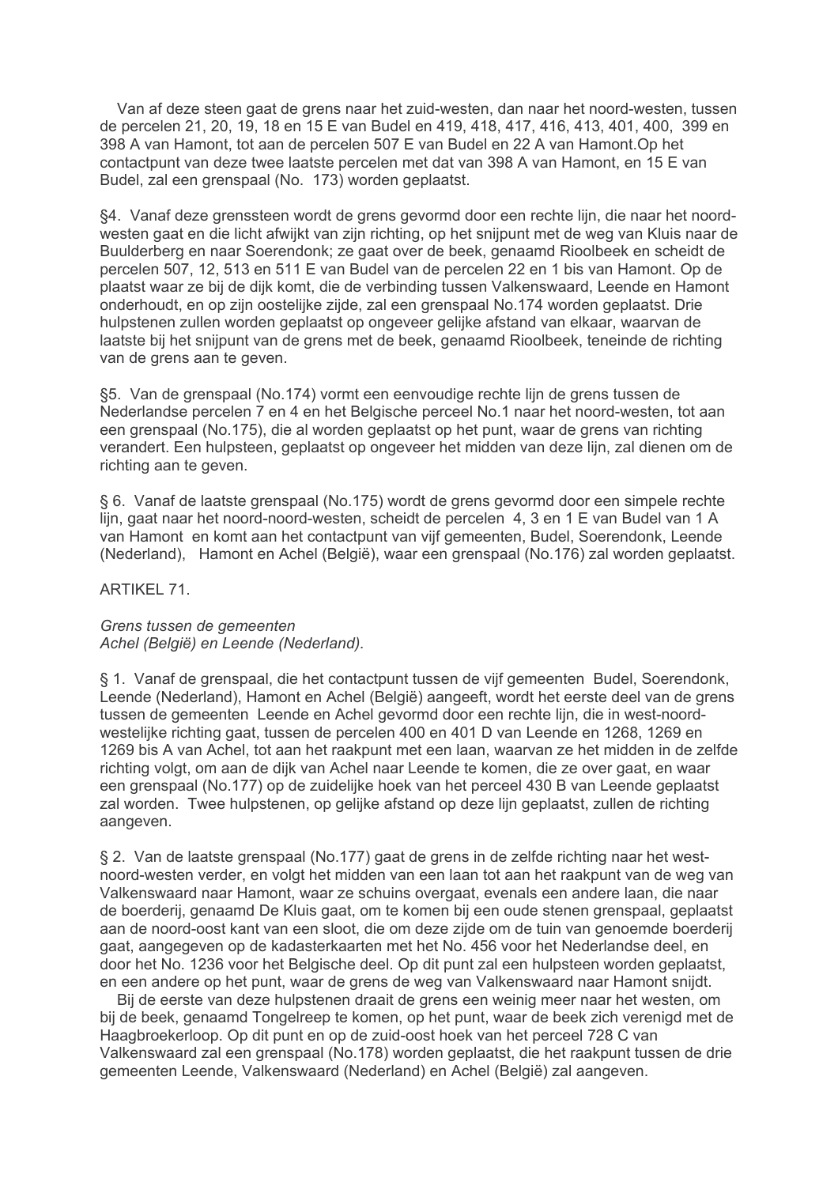Van af deze steen gaat de grens naar het zuid-westen, dan naar het noord-westen, tussen de percelen 21, 20, 19, 18 en 15 E van Budel en 419, 418, 417, 416, 413, 401, 400, 399 en 398 A van Hamont, tot aan de percelen 507 E van Budel en 22 A van Hamont.Op het contactpunt van deze twee laatste percelen met dat van 398 A van Hamont, en 15 E van Budel, zal een grenspaal (No. 173) worden geplaatst.

§4. Vanaf deze grenssteen wordt de grens gevormd door een rechte lijn, die naar het noord-westen gaat en die licht afwijkt van zijn richting, op het snijpunt met de weg van Kluis naar de Buulderberg en naar Soerendonk; ze gaat over de beek, genaamd Rioolbeek en scheidt de percelen 507, 12, 513 en 511 E van Budel van de percelen 22 en 1 bis van Hamont. Op de plaatst waar ze bij de dijk komt, die de verbinding tussen Valkenswaard, Leende en Hamont onderhoudt, en op zijn oostelijke zijde, zal een grenspaal No.174 worden geplaatst. Drie hulpstenen zullen worden geplaatst op ongeveer gelijke afstand van elkaar, waarvan de laatste bij het snijpunt van de grens met de beek, genaamd Rioolbeek, teneinde de richting van de grens aan te geven.

§5. Van de grenspaal (No.174) vormt een eenvoudige rechte lijn de grens tussen de Nederlandse percelen 7 en 4 en het Belgische perceel No.1 naar het noord-westen, tot aan een grenspaal (No.175), die al worden geplaatst op het punt, waar de grens van richting verandert. Een hulpsteen, geplaatst op ongeveer het midden van deze lijn, zal dienen om de richting aan te geven.

§ 6. Vanaf de laatste grenspaal (No.175) wordt de grens gevormd door een simpele rechte lijn, gaat naar het noord-noord-westen, scheidt de percelen 4, 3 en 1 E van Budel van 1 A van Hamont en komt aan het contactpunt van vijf gemeenten, Budel, Soerendonk, Leende (Nederland), Hamont en Achel (België), waar een grenspaal (No.176) zal worden geplaatst.

ARTIKEL 71.

*Grens tussen de gemeenten*
*Achel (België) en Leende (Nederland).*

§ 1. Vanaf de grenspaal, die het contactpunt tussen de vijf gemeenten Budel, Soerendonk, Leende (Nederland), Hamont en Achel (België) aangeeft, wordt het eerste deel van de grens tussen de gemeenten Leende en Achel gevormd door een rechte lijn, die in west-noord-westelijke richting gaat, tussen de percelen 400 en 401 D van Leende en 1268, 1269 en 1269 bis A van Achel, tot aan het raakpunt met een laan, waarvan ze het midden in de zelfde richting volgt, om aan de dijk van Achel naar Leende te komen, die ze over gaat, en waar een grenspaal (No.177) op de zuidelijke hoek van het perceel 430 B van Leende geplaatst zal worden. Twee hulpstenen, op gelijke afstand op deze lijn geplaatst, zullen de richting aangeven.

§ 2. Van de laatste grenspaal (No.177) gaat de grens in de zelfde richting naar het west-noord-westen verder, en volgt het midden van een laan tot aan het raakpunt van de weg van Valkenswaard naar Hamont, waar ze schuins overgaat, evenals een andere laan, die naar de boerderij, genaamd De Kluis gaat, om te komen bij een oude stenen grenspaal, geplaatst aan de noord-oost kant van een sloot, die om deze zijde om de tuin van genoemde boerderij gaat, aangegeven op de kadasterkaarten met het No. 456 voor het Nederlandse deel, en door het No. 1236 voor het Belgische deel. Op dit punt zal een hulpsteen worden geplaatst, en een andere op het punt, waar de grens de weg van Valkenswaard naar Hamont snijdt.

Bij de eerste van deze hulpstenen draait de grens een weinig meer naar het westen, om bij de beek, genaamd Tongelreep te komen, op het punt, waar de beek zich verenigd met de Haagbroekerloop. Op dit punt en op de zuid-oost hoek van het perceel 728 C van Valkenswaard zal een grenspaal (No.178) worden geplaatst, die het raakpunt tussen de drie gemeenten Leende, Valkenswaard (Nederland) en Achel (België) zal aangeven.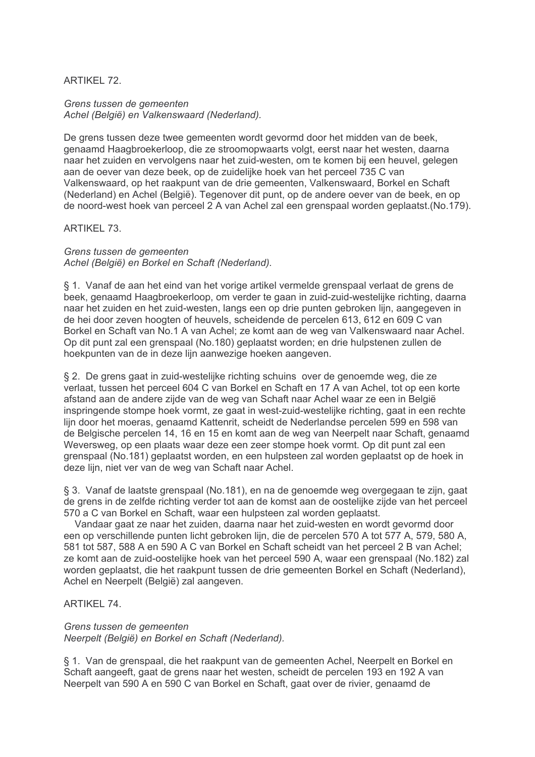ARTIKEL 72.

*Grens tussen de gemeenten*
*Achel (België) en Valkenswaard (Nederland).*

De grens tussen deze twee gemeenten wordt gevormd door het midden van de beek, genaamd Haagbroekerloop, die ze stroomopwaarts volgt, eerst naar het westen, daarna naar het zuiden en vervolgens naar het zuid-westen, om te komen bij een heuvel, gelegen aan de oever van deze beek, op de zuidelijke hoek van het perceel 735 C van Valkenswaard, op het raakpunt van de drie gemeenten, Valkenswaard, Borkel en Schaft (Nederland) en Achel (België). Tegenover dit punt, op de andere oever van de beek, en op de noord-west hoek van perceel 2 A van Achel zal een grenspaal worden geplaatst.(No.179).

ARTIKEL 73.

*Grens tussen de gemeenten*
*Achel (België) en Borkel en Schaft (Nederland).*

§ 1. Vanaf de aan het eind van het vorige artikel vermelde grenspaal verlaat de grens de beek, genaamd Haagbroekerloop, om verder te gaan in zuid-zuid-westelijke richting, daarna naar het zuiden en het zuid-westen, langs een op drie punten gebroken lijn, aangegeven in de hei door zeven hoogten of heuvels, scheidende de percelen 613, 612 en 609 C van Borkel en Schaft van No.1 A van Achel; ze komt aan de weg van Valkenswaard naar Achel. Op dit punt zal een grenspaal (No.180) geplaatst worden; en drie hulpstenen zullen de hoekpunten van de in deze lijn aanwezige hoeken aangeven.

§ 2. De grens gaat in zuid-westelijke richting schuins over de genoemde weg, die ze verlaat, tussen het perceel 604 C van Borkel en Schaft en 17 A van Achel, tot op een korte afstand aan de andere zijde van de weg van Schaft naar Achel waar ze een in België inspringende stompe hoek vormt, ze gaat in west-zuid-westelijke richting, gaat in een rechte lijn door het moeras, genaamd Kattenrit, scheidt de Nederlandse percelen 599 en 598 van de Belgische percelen 14, 16 en 15 en komt aan de weg van Neerpelt naar Schaft, genaamd Weversweg, op een plaats waar deze een zeer stompe hoek vormt. Op dit punt zal een grenspaal (No.181) geplaatst worden, en een hulpsteen zal worden geplaatst op de hoek in deze lijn, niet ver van de weg van Schaft naar Achel.

§ 3. Vanaf de laatste grenspaal (No.181), en na de genoemde weg overgegaan te zijn, gaat de grens in de zelfde richting verder tot aan de komst aan de oostelijke zijde van het perceel 570 a C van Borkel en Schaft, waar een hulpsteen zal worden geplaatst.

Vandaar gaat ze naar het zuiden, daarna naar het zuid-westen en wordt gevormd door een op verschillende punten licht gebroken lijn, die de percelen 570 A tot 577 A, 579, 580 A, 581 tot 587, 588 A en 590 A C van Borkel en Schaft scheidt van het perceel 2 B van Achel; ze komt aan de zuid-oostelijke hoek van het perceel 590 A, waar een grenspaal (No.182) zal worden geplaatst, die het raakpunt tussen de drie gemeenten Borkel en Schaft (Nederland), Achel en Neerpelt (België) zal aangeven.

ARTIKEL 74.

*Grens tussen de gemeenten*
*Neerpelt (België) en Borkel en Schaft (Nederland).*

§ 1. Van de grenspaal, die het raakpunt van de gemeenten Achel, Neerpelt en Borkel en Schaft aangeeft, gaat de grens naar het westen, scheidt de percelen 193 en 192 A van Neerpelt van 590 A en 590 C van Borkel en Schaft, gaat over de rivier, genaamd de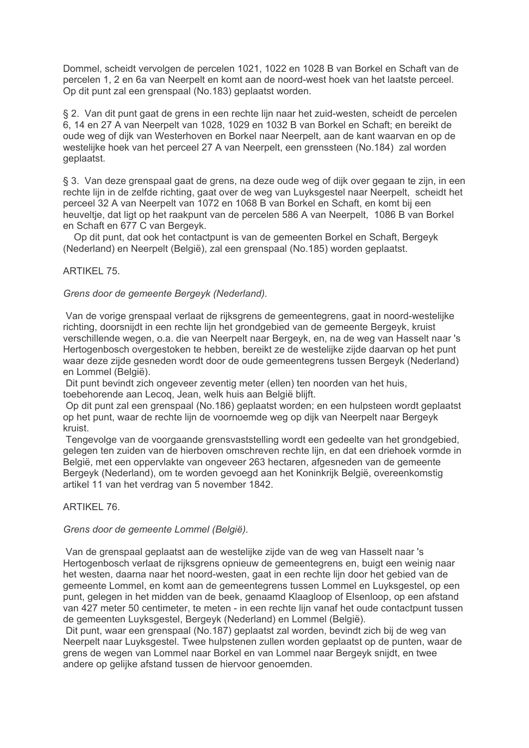Dommel, scheidt vervolgen de percelen 1021, 1022 en 1028 B van Borkel en Schaft van de percelen 1, 2 en 6a van Neerpelt en komt aan de noord-west hoek van het laatste perceel. Op dit punt zal een grenspaal (No.183) geplaatst worden.

§ 2. Van dit punt gaat de grens in een rechte lijn naar het zuid-westen, scheidt de percelen 6, 14 en 27 A van Neerpelt van 1028, 1029 en 1032 B van Borkel en Schaft; en bereikt de oude weg of dijk van Westerhoven en Borkel naar Neerpelt, aan de kant waarvan en op de westelijke hoek van het perceel 27 A van Neerpelt, een grenssteen (No.184) zal worden geplaatst.

§ 3. Van deze grenspaal gaat de grens, na deze oude weg of dijk over gegaan te zijn, in een rechte lijn in de zelfde richting, gaat over de weg van Luyksgestel naar Neerpelt, scheidt het perceel 32 A van Neerpelt van 1072 en 1068 B van Borkel en Schaft, en komt bij een heuveltje, dat ligt op het raakpunt van de percelen 586 A van Neerpelt, 1086 B van Borkel en Schaft en 677 C van Bergeyk.

Op dit punt, dat ook het contactpunt is van de gemeenten Borkel en Schaft, Bergeyk (Nederland) en Neerpelt (België), zal een grenspaal (No.185) worden geplaatst.

ARTIKEL 75.

*Grens door de gemeente Bergeyk (Nederland).*

Van de vorige grenspaal verlaat de rijksgrens de gemeentegrens, gaat in noord-westelijke richting, doorsnijdt in een rechte lijn het grondgebied van de gemeente Bergeyk, kruist verschillende wegen, o.a. die van Neerpelt naar Bergeyk, en, na de weg van Hasselt naar 's Hertogenbosch overgestoken te hebben, bereikt ze de westelijke zijde daarvan op het punt waar deze zijde gesneden wordt door de oude gemeentegrens tussen Bergeyk (Nederland) en Lommel (België).

Dit punt bevindt zich ongeveer zeventig meter (ellen) ten noorden van het huis, toebehorende aan Lecoq, Jean, welk huis aan België blijft.

Op dit punt zal een grenspaal (No.186) geplaatst worden; en een hulpsteen wordt geplaatst op het punt, waar de rechte lijn de voornoemde weg op dijk van Neerpelt naar Bergeyk kruist.

Tengevolge van de voorgaande grensvaststelling wordt een gedeelte van het grondgebied, gelegen ten zuiden van de hierboven omschreven rechte lijn, en dat een driehoek vormde in België, met een oppervlakte van ongeveer 263 hectaren, afgesneden van de gemeente Bergeyk (Nederland), om te worden gevoegd aan het Koninkrijk België, overeenkomstig artikel 11 van het verdrag van 5 november 1842.

ARTIKEL 76.

*Grens door de gemeente Lommel (België).*

Van de grenspaal geplaatst aan de westelijke zijde van de weg van Hasselt naar 's Hertogenbosch verlaat de rijksgrens opnieuw de gemeentegrens, buigt een weinig naar het westen, daarna naar het noord-westen, gaat in een rechte lijn door het gebied van de gemeente Lommel, en komt aan de gemeentegrens tussen Lommel en Luyksgestel, op een punt, gelegen in het midden van de beek, genaamd Klaagloop of Elsenloop, op een afstand van 427 meter 50 centimeter, te meten - in een rechte lijn vanaf het oude contactpunt tussen de gemeenten Luyksgestel, Bergeyk (Nederland) en Lommel (België).

Dit punt, waar een grenspaal (No.187) geplaatst zal worden, bevindt zich bij de weg van Neerpelt naar Luyksgestel. Twee hulpstenen zullen worden geplaatst op de punten, waar de grens de wegen van Lommel naar Borkel en van Lommel naar Bergeyk snijdt, en twee andere op gelijke afstand tussen de hiervoor genoemden.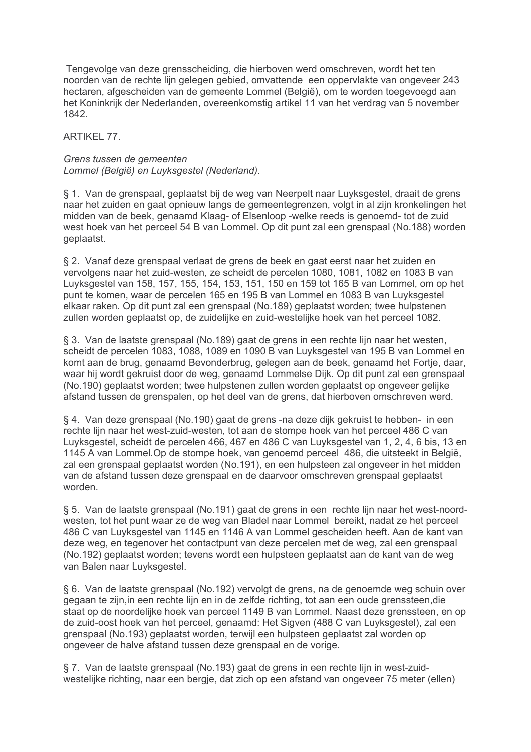Tengevolge van deze grensscheiding, die hierboven werd omschreven, wordt het ten noorden van de rechte lijn gelegen gebied, omvattende een oppervlakte van ongeveer 243 hectaren, afgescheiden van de gemeente Lommel (België), om te worden toegevoegd aan het Koninkrijk der Nederlanden, overeenkomstig artikel 11 van het verdrag van 5 november 1842.

ARTIKEL 77.

*Grens tussen de gemeenten*
*Lommel (België) en Luyksgestel (Nederland).*

§ 1. Van de grenspaal, geplaatst bij de weg van Neerpelt naar Luyksgestel, draait de grens naar het zuiden en gaat opnieuw langs de gemeentegrenzen, volgt in al zijn kronkelingen het midden van de beek, genaamd Klaag- of Elsenloop -welke reeds is genoemd- tot de zuid west hoek van het perceel 54 B van Lommel. Op dit punt zal een grenspaal (No.188) worden geplaatst.

§ 2. Vanaf deze grenspaal verlaat de grens de beek en gaat eerst naar het zuiden en vervolgens naar het zuid-westen, ze scheidt de percelen 1080, 1081, 1082 en 1083 B van Luyksgestel van 158, 157, 155, 154, 153, 151, 150 en 159 tot 165 B van Lommel, om op het punt te komen, waar de percelen 165 en 195 B van Lommel en 1083 B van Luyksgestel elkaar raken. Op dit punt zal een grenspaal (No.189) geplaatst worden; twee hulpstenen zullen worden geplaatst op, de zuidelijke en zuid-westelijke hoek van het perceel 1082.

§ 3. Van de laatste grenspaal (No.189) gaat de grens in een rechte lijn naar het westen, scheidt de percelen 1083, 1088, 1089 en 1090 B van Luyksgestel van 195 B van Lommel en komt aan de brug, genaamd Bevonderbrug, gelegen aan de beek, genaamd het Fortje, daar, waar hij wordt gekruist door de weg, genaamd Lommelse Dijk. Op dit punt zal een grenspaal (No.190) geplaatst worden; twee hulpstenen zullen worden geplaatst op ongeveer gelijke afstand tussen de grenspalen, op het deel van de grens, dat hierboven omschreven werd.

§ 4. Van deze grenspaal (No.190) gaat de grens -na deze dijk gekruist te hebben- in een rechte lijn naar het west-zuid-westen, tot aan de stompe hoek van het perceel 486 C van Luyksgestel, scheidt de percelen 466, 467 en 486 C van Luyksgestel van 1, 2, 4, 6 bis, 13 en 1145 A van Lommel.Op de stompe hoek, van genoemd perceel 486, die uitsteekt in België, zal een grenspaal geplaatst worden (No.191), en een hulpsteen zal ongeveer in het midden van de afstand tussen deze grenspaal en de daarvoor omschreven grenspaal geplaatst worden.

§ 5. Van de laatste grenspaal (No.191) gaat de grens in een rechte lijn naar het west-noord-westen, tot het punt waar ze de weg van Bladel naar Lommel bereikt, nadat ze het perceel 486 C van Luyksgestel van 1145 en 1146 A van Lommel gescheiden heeft. Aan de kant van deze weg, en tegenover het contactpunt van deze percelen met de weg, zal een grenspaal (No.192) geplaatst worden; tevens wordt een hulpsteen geplaatst aan de kant van de weg van Balen naar Luyksgestel.

§ 6. Van de laatste grenspaal (No.192) vervolgt de grens, na de genoemde weg schuin over gegaan te zijn,in een rechte lijn en in de zelfde richting, tot aan een oude grenssteen,die staat op de noordelijke hoek van perceel 1149 B van Lommel. Naast deze grenssteen, en op de zuid-oost hoek van het perceel, genaamd: Het Sigven (488 C van Luyksgestel), zal een grenspaal (No.193) geplaatst worden, terwijl een hulpsteen geplaatst zal worden op ongeveer de halve afstand tussen deze grenspaal en de vorige.

§ 7. Van de laatste grenspaal (No.193) gaat de grens in een rechte lijn in west-zuid-westelijke richting, naar een bergje, dat zich op een afstand van ongeveer 75 meter (ellen)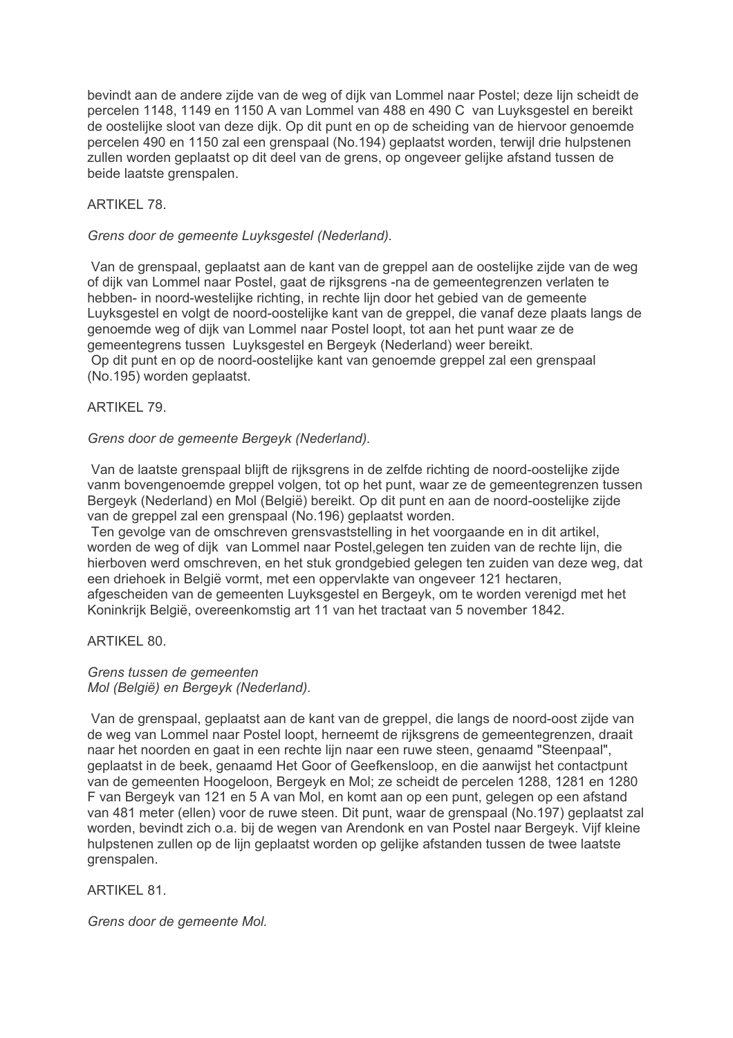bevindt aan de andere zijde van de weg of dijk van Lommel naar Postel; deze lijn scheidt de percelen 1148, 1149 en 1150 A van Lommel van 488 en 490 C van Luyksgestel en bereikt de oostelijke sloot van deze dijk. Op dit punt en op de scheiding van de hiervoor genoemde percelen 490 en 1150 zal een grenspaal (No.194) geplaatst worden, terwijl drie hulpstenen zullen worden geplaatst op dit deel van de grens, op ongeveer gelijke afstand tussen de beide laatste grenspalen.

ARTIKEL 78.

*Grens door de gemeente Luyksgestel (Nederland).*

Van de grenspaal, geplaatst aan de kant van de greppel aan de oostelijke zijde van de weg of dijk van Lommel naar Postel, gaat de rijksgrens -na de gemeentegrenzen verlaten te hebben- in noord-westelijke richting, in rechte lijn door het gebied van de gemeente Luyksgestel en volgt de noord-oostelijke kant van de greppel, die vanaf deze plaats langs de genoemde weg of dijk van Lommel naar Postel loopt, tot aan het punt waar ze de gemeentegrens tussen Luyksgestel en Bergeyk (Nederland) weer bereikt.
Op dit punt en op de noord-oostelijke kant van genoemde greppel zal een grenspaal (No.195) worden geplaatst.

ARTIKEL 79.

*Grens door de gemeente Bergeyk (Nederland).*

Van de laatste grenspaal blijft de rijksgrens in de zelfde richting de noord-oostelijke zijde vanm bovengenoemde greppel volgen, tot op het punt, waar ze de gemeentegrenzen tussen Bergeyk (Nederland) en Mol (België) bereikt. Op dit punt en aan de noord-oostelijke zijde van de greppel zal een grenspaal (No.196) geplaatst worden.
Ten gevolge van de omschreven grensvaststelling in het voorgaande en in dit artikel, worden de weg of dijk van Lommel naar Postel,gelegen ten zuiden van de rechte lijn, die hierboven werd omschreven, en het stuk grondgebied gelegen ten zuiden van deze weg, dat een driehoek in België vormt, met een oppervlakte van ongeveer 121 hectaren, afgescheiden van de gemeenten Luyksgestel en Bergeyk, om te worden verenigd met het Koninkrijk België, overeenkomstig art 11 van het tractaat van 5 november 1842.

ARTIKEL 80.

*Grens tussen de gemeenten*
*Mol (België) en Bergeyk (Nederland).*

Van de grenspaal, geplaatst aan de kant van de greppel, die langs de noord-oost zijde van de weg van Lommel naar Postel loopt, herneemt de rijksgrens de gemeentegrenzen, draait naar het noorden en gaat in een rechte lijn naar een ruwe steen, genaamd "Steenpaal", geplaatst in de beek, genaamd Het Goor of Geefkensloop, en die aanwijst het contactpunt van de gemeenten Hoogeloon, Bergeyk en Mol; ze scheidt de percelen 1288, 1281 en 1280 F van Bergeyk van 121 en 5 A van Mol, en komt aan op een punt, gelegen op een afstand van 481 meter (ellen) voor de ruwe steen. Dit punt, waar de grenspaal (No.197) geplaatst zal worden, bevindt zich o.a. bij de wegen van Arendonk en van Postel naar Bergeyk. Vijf kleine hulpstenen zullen op de lijn geplaatst worden op gelijke afstanden tussen de twee laatste grenspalen.

ARTIKEL 81.

*Grens door de gemeente Mol.*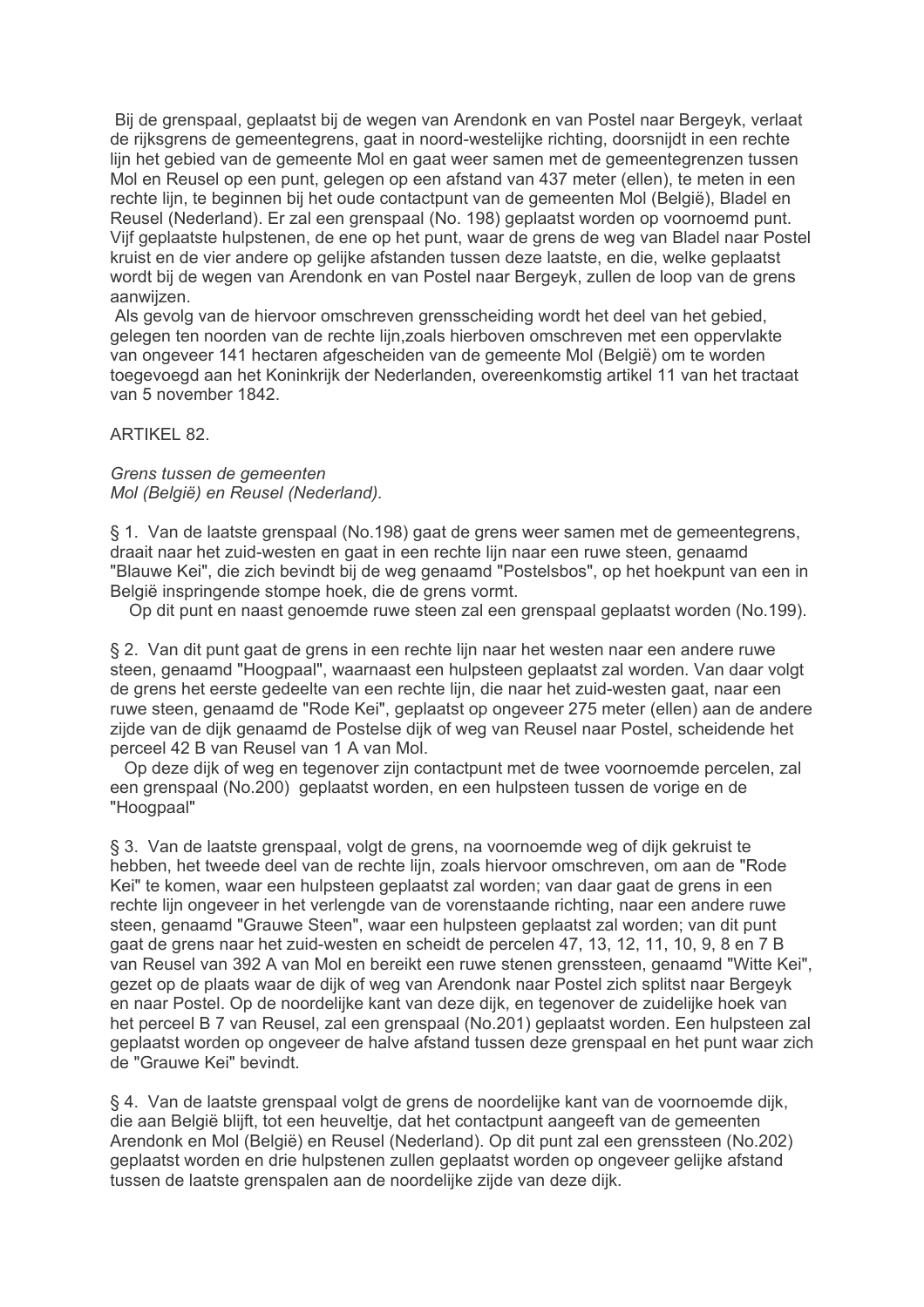Bij de grenspaal, geplaatst bij de wegen van Arendonk en van Postel naar Bergeyk, verlaat de rijksgrens de gemeentegrens, gaat in noord-westelijke richting, doorsnijdt in een rechte lijn het gebied van de gemeente Mol en gaat weer samen met de gemeentegrenzen tussen Mol en Reusel op een punt, gelegen op een afstand van 437 meter (ellen), te meten in een rechte lijn, te beginnen bij het oude contactpunt van de gemeenten Mol (België), Bladel en Reusel (Nederland). Er zal een grenspaal (No. 198) geplaatst worden op voornoemd punt. Vijf geplaatste hulpstenen, de ene op het punt, waar de grens de weg van Bladel naar Postel kruist en de vier andere op gelijke afstanden tussen deze laatste, en die, welke geplaatst wordt bij de wegen van Arendonk en van Postel naar Bergeyk, zullen de loop van de grens aanwijzen.

Als gevolg van de hiervoor omschreven grensscheiding wordt het deel van het gebied, gelegen ten noorden van de rechte lijn,zoals hierboven omschreven met een oppervlakte van ongeveer 141 hectaren afgescheiden van de gemeente Mol (België) om te worden toegevoegd aan het Koninkrijk der Nederlanden, overeenkomstig artikel 11 van het tractaat van 5 november 1842.

ARTIKEL 82.

*Grens tussen de gemeenten*
*Mol (België) en Reusel (Nederland).*

§ 1. Van de laatste grenspaal (No.198) gaat de grens weer samen met de gemeentegrens, draait naar het zuid-westen en gaat in een rechte lijn naar een ruwe steen, genaamd "Blauwe Kei", die zich bevindt bij de weg genaamd "Postelsbos", op het hoekpunt van een in België inspringende stompe hoek, die de grens vormt.

Op dit punt en naast genoemde ruwe steen zal een grenspaal geplaatst worden (No.199).

§ 2. Van dit punt gaat de grens in een rechte lijn naar het westen naar een andere ruwe steen, genaamd "Hoogpaal", waarnaast een hulpsteen geplaatst zal worden. Van daar volgt de grens het eerste gedeelte van een rechte lijn, die naar het zuid-westen gaat, naar een ruwe steen, genaamd de "Rode Kei", geplaatst op ongeveer 275 meter (ellen) aan de andere zijde van de dijk genaamd de Postelse dijk of weg van Reusel naar Postel, scheidende het perceel 42 B van Reusel van 1 A van Mol.

Op deze dijk of weg en tegenover zijn contactpunt met de twee voornoemde percelen, zal een grenspaal (No.200) geplaatst worden, en een hulpsteen tussen de vorige en de "Hoogpaal"

§ 3. Van de laatste grenspaal, volgt de grens, na voornoemde weg of dijk gekruist te hebben, het tweede deel van de rechte lijn, zoals hiervoor omschreven, om aan de "Rode Kei" te komen, waar een hulpsteen geplaatst zal worden; van daar gaat de grens in een rechte lijn ongeveer in het verlengde van de vorenstaande richting, naar een andere ruwe steen, genaamd "Grauwe Steen", waar een hulpsteen geplaatst zal worden; van dit punt gaat de grens naar het zuid-westen en scheidt de percelen 47, 13, 12, 11, 10, 9, 8 en 7 B van Reusel van 392 A van Mol en bereikt een ruwe stenen grenssteen, genaamd "Witte Kei", gezet op de plaats waar de dijk of weg van Arendonk naar Postel zich splitst naar Bergeyk en naar Postel. Op de noordelijke kant van deze dijk, en tegenover de zuidelijke hoek van het perceel B 7 van Reusel, zal een grenspaal (No.201) geplaatst worden. Een hulpsteen zal geplaatst worden op ongeveer de halve afstand tussen deze grenspaal en het punt waar zich de "Grauwe Kei" bevindt.

§ 4. Van de laatste grenspaal volgt de grens de noordelijke kant van de voornoemde dijk, die aan België blijft, tot een heuveltje, dat het contactpunt aangeeft van de gemeenten Arendonk en Mol (België) en Reusel (Nederland). Op dit punt zal een grenssteen (No.202) geplaatst worden en drie hulpstenen zullen geplaatst worden op ongeveer gelijke afstand tussen de laatste grenspalen aan de noordelijke zijde van deze dijk.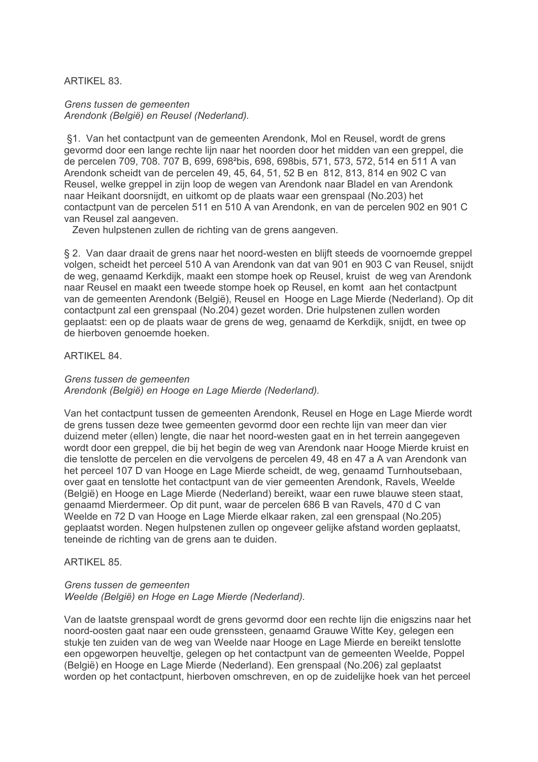ARTIKEL 83.

*Grens tussen de gemeenten*
*Arendonk (België) en Reusel (Nederland).*

§1. Van het contactpunt van de gemeenten Arendonk, Mol en Reusel, wordt de grens gevormd door een lange rechte lijn naar het noorden door het midden van een greppel, die de percelen 709, 708. 707 B, 699, 698²bis, 698, 698bis, 571, 573, 572, 514 en 511 A van Arendonk scheidt van de percelen 49, 45, 64, 51, 52 B en 812, 813, 814 en 902 C van Reusel, welke greppel in zijn loop de wegen van Arendonk naar Bladel en van Arendonk naar Heikant doorsnijdt, en uitkomt op de plaats waar een grenspaal (No.203) het contactpunt van de percelen 511 en 510 A van Arendonk, en van de percelen 902 en 901 C van Reusel zal aangeven.
Zeven hulpstenen zullen de richting van de grens aangeven.

§ 2. Van daar draait de grens naar het noord-westen en blijft steeds de voornoemde greppel volgen, scheidt het perceel 510 A van Arendonk van dat van 901 en 903 C van Reusel, snijdt de weg, genaamd Kerkdijk, maakt een stompe hoek op Reusel, kruist de weg van Arendonk naar Reusel en maakt een tweede stompe hoek op Reusel, en komt aan het contactpunt van de gemeenten Arendonk (België), Reusel en Hooge en Lage Mierde (Nederland). Op dit contactpunt zal een grenspaal (No.204) gezet worden. Drie hulpstenen zullen worden geplaatst: een op de plaats waar de grens de weg, genaamd de Kerkdijk, snijdt, en twee op de hierboven genoemde hoeken.

ARTIKEL 84.

*Grens tussen de gemeenten*
*Arendonk (België) en Hooge en Lage Mierde (Nederland).*

Van het contactpunt tussen de gemeenten Arendonk, Reusel en Hoge en Lage Mierde wordt de grens tussen deze twee gemeenten gevormd door een rechte lijn van meer dan vier duizend meter (ellen) lengte, die naar het noord-westen gaat en in het terrein aangegeven wordt door een greppel, die bij het begin de weg van Arendonk naar Hooge Mierde kruist en die tenslotte de percelen en die vervolgens de percelen 49, 48 en 47 a A van Arendonk van het perceel 107 D van Hooge en Lage Mierde scheidt, de weg, genaamd Turnhoutsebaan, over gaat en tenslotte het contactpunt van de vier gemeenten Arendonk, Ravels, Weelde (België) en Hooge en Lage Mierde (Nederland) bereikt, waar een ruwe blauwe steen staat, genaamd Mierdermeer. Op dit punt, waar de percelen 686 B van Ravels, 470 d C van Weelde en 72 D van Hooge en Lage Mierde elkaar raken, zal een grenspaal (No.205) geplaatst worden. Negen hulpstenen zullen op ongeveer gelijke afstand worden geplaatst, teneinde de richting van de grens aan te duiden.

ARTIKEL 85.

*Grens tussen de gemeenten*
*Weelde (België) en Hoge en Lage Mierde (Nederland).*

Van de laatste grenspaal wordt de grens gevormd door een rechte lijn die enigszins naar het noord-oosten gaat naar een oude grenssteen, genaamd Grauwe Witte Key, gelegen een stukje ten zuiden van de weg van Weelde naar Hooge en Lage Mierde en bereikt tenslotte een opgeworpen heuveltje, gelegen op het contactpunt van de gemeenten Weelde, Poppel (België) en Hooge en Lage Mierde (Nederland). Een grenspaal (No.206) zal geplaatst worden op het contactpunt, hierboven omschreven, en op de zuidelijke hoek van het perceel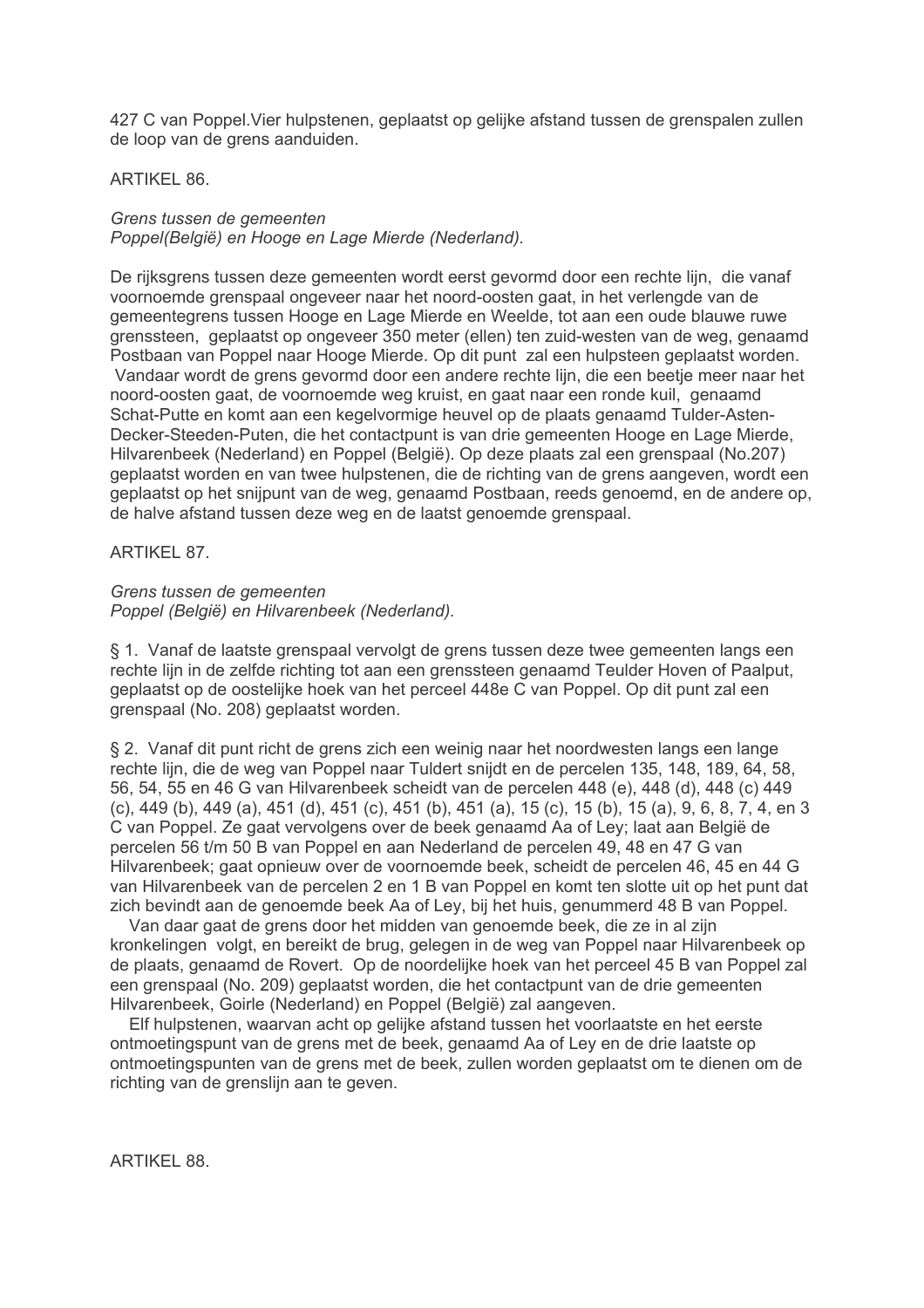427 C van Poppel.Vier hulpstenen, geplaatst op gelijke afstand tussen de grenspalen zullen de loop van de grens aanduiden.

ARTIKEL 86.

*Grens tussen de gemeenten*
*Poppel(België) en Hooge en Lage Mierde (Nederland).*

De rijksgrens tussen deze gemeenten wordt eerst gevormd door een rechte lijn, die vanaf voornoemde grenspaal ongeveer naar het noord-oosten gaat, in het verlengde van de gemeentegrens tussen Hooge en Lage Mierde en Weelde, tot aan een oude blauwe ruwe grenssteen, geplaatst op ongeveer 350 meter (ellen) ten zuid-westen van de weg, genaamd Postbaan van Poppel naar Hooge Mierde. Op dit punt zal een hulpsteen geplaatst worden. Vandaar wordt de grens gevormd door een andere rechte lijn, die een beetje meer naar het noord-oosten gaat, de voornoemde weg kruist, en gaat naar een ronde kuil, genaamd Schat-Putte en komt aan een kegelvormige heuvel op de plaats genaamd Tulder-Asten-Decker-Steeden-Puten, die het contactpunt is van drie gemeenten Hooge en Lage Mierde, Hilvarenbeek (Nederland) en Poppel (België). Op deze plaats zal een grenspaal (No.207) geplaatst worden en van twee hulpstenen, die de richting van de grens aangeven, wordt een geplaatst op het snijpunt van de weg, genaamd Postbaan, reeds genoemd, en de andere op, de halve afstand tussen deze weg en de laatst genoemde grenspaal.

ARTIKEL 87.

*Grens tussen de gemeenten*
*Poppel (België) en Hilvarenbeek (Nederland).*

§ 1. Vanaf de laatste grenspaal vervolgt de grens tussen deze twee gemeenten langs een rechte lijn in de zelfde richting tot aan een grenssteen genaamd Teulder Hoven of Paalput, geplaatst op de oostelijke hoek van het perceel 448e C van Poppel. Op dit punt zal een grenspaal (No. 208) geplaatst worden.

§ 2. Vanaf dit punt richt de grens zich een weinig naar het noordwesten langs een lange rechte lijn, die de weg van Poppel naar Tuldert snijdt en de percelen 135, 148, 189, 64, 58, 56, 54, 55 en 46 G van Hilvarenbeek scheidt van de percelen 448 (e), 448 (d), 448 (c) 449 (c), 449 (b), 449 (a), 451 (d), 451 (c), 451 (b), 451 (a), 15 (c), 15 (b), 15 (a), 9, 6, 8, 7, 4, en 3 C van Poppel. Ze gaat vervolgens over de beek genaamd Aa of Ley; laat aan België de percelen 56 t/m 50 B van Poppel en aan Nederland de percelen 49, 48 en 47 G van Hilvarenbeek; gaat opnieuw over de voornoemde beek, scheidt de percelen 46, 45 en 44 G van Hilvarenbeek van de percelen 2 en 1 B van Poppel en komt ten slotte uit op het punt dat zich bevindt aan de genoemde beek Aa of Ley, bij het huis, genummerd 48 B van Poppel.

Van daar gaat de grens door het midden van genoemde beek, die ze in al zijn kronkelingen volgt, en bereikt de brug, gelegen in de weg van Poppel naar Hilvarenbeek op de plaats, genaamd de Rovert. Op de noordelijke hoek van het perceel 45 B van Poppel zal een grenspaal (No. 209) geplaatst worden, die het contactpunt van de drie gemeenten Hilvarenbeek, Goirle (Nederland) en Poppel (België) zal aangeven.

Elf hulpstenen, waarvan acht op gelijke afstand tussen het voorlaatste en het eerste ontmoetingspunt van de grens met de beek, genaamd Aa of Ley en de drie laatste op ontmoetingspunten van de grens met de beek, zullen worden geplaatst om te dienen om de richting van de grenslijn aan te geven.

ARTIKEL 88.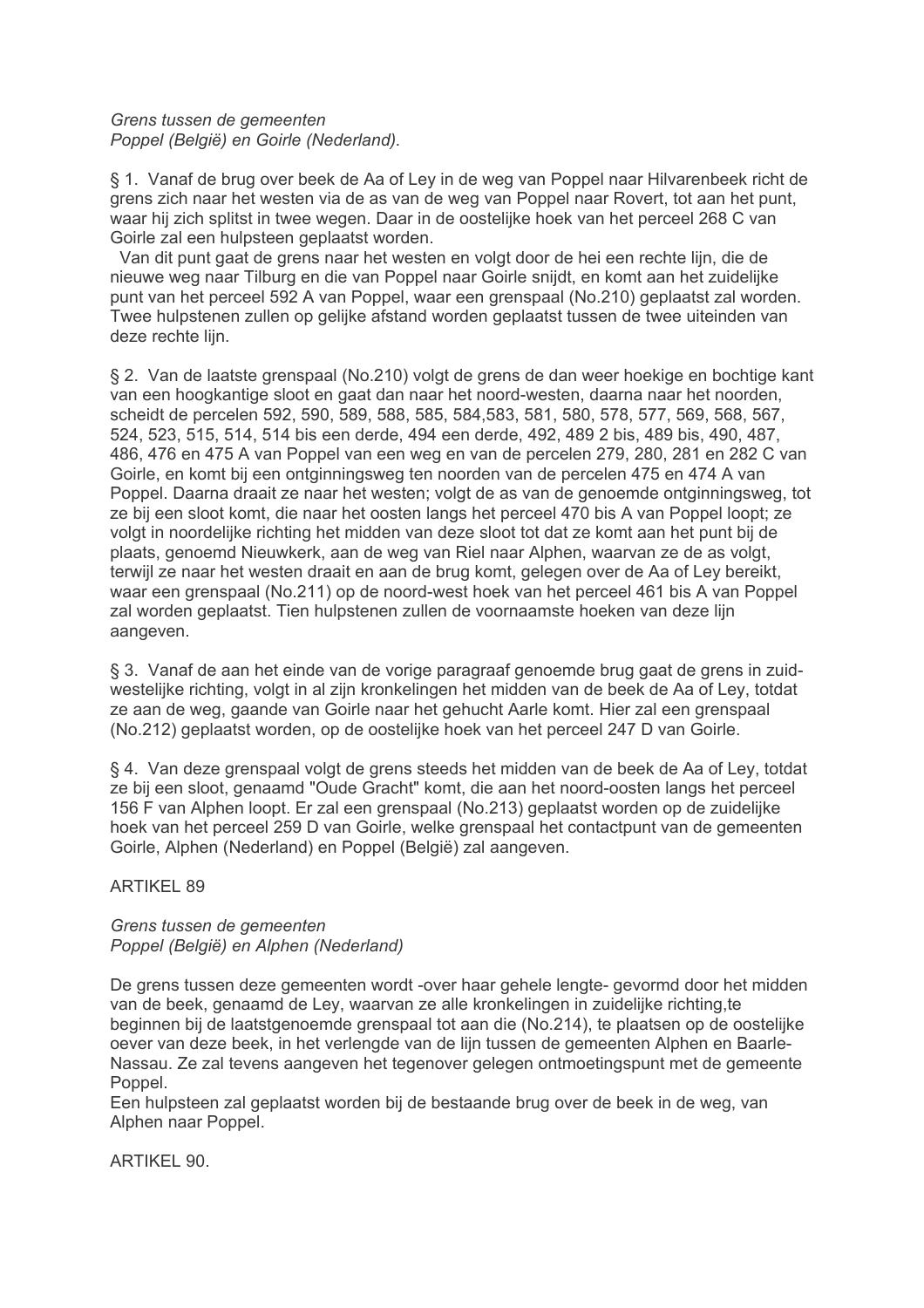*Grens tussen de gemeenten*
*Poppel (België) en Goirle (Nederland).*

§ 1. Vanaf de brug over beek de Aa of Ley in de weg van Poppel naar Hilvarenbeek richt de grens zich naar het westen via de as van de weg van Poppel naar Rovert, tot aan het punt, waar hij zich splitst in twee wegen. Daar in de oostelijke hoek van het perceel 268 C van Goirle zal een hulpsteen geplaatst worden.
Van dit punt gaat de grens naar het westen en volgt door de hei een rechte lijn, die de nieuwe weg naar Tilburg en die van Poppel naar Goirle snijdt, en komt aan het zuidelijke punt van het perceel 592 A van Poppel, waar een grenspaal (No.210) geplaatst zal worden. Twee hulpstenen zullen op gelijke afstand worden geplaatst tussen de twee uiteinden van deze rechte lijn.

§ 2. Van de laatste grenspaal (No.210) volgt de grens de dan weer hoekige en bochtige kant van een hoogkantige sloot en gaat dan naar het noord-westen, daarna naar het noorden, scheidt de percelen 592, 590, 589, 588, 585, 584,583, 581, 580, 578, 577, 569, 568, 567, 524, 523, 515, 514, 514 bis een derde, 494 een derde, 492, 489 2 bis, 489 bis, 490, 487, 486, 476 en 475 A van Poppel van een weg en van de percelen 279, 280, 281 en 282 C van Goirle, en komt bij een ontginningsweg ten noorden van de percelen 475 en 474 A van Poppel. Daarna draait ze naar het westen; volgt de as van de genoemde ontginningsweg, tot ze bij een sloot komt, die naar het oosten langs het perceel 470 bis A van Poppel loopt; ze volgt in noordelijke richting het midden van deze sloot tot dat ze komt aan het punt bij de plaats, genoemd Nieuwkerk, aan de weg van Riel naar Alphen, waarvan ze de as volgt, terwijl ze naar het westen draait en aan de brug komt, gelegen over de Aa of Ley bereikt, waar een grenspaal (No.211) op de noord-west hoek van het perceel 461 bis A van Poppel zal worden geplaatst. Tien hulpstenen zullen de voornaamste hoeken van deze lijn aangeven.

§ 3. Vanaf de aan het einde van de vorige paragraaf genoemde brug gaat de grens in zuid-westelijke richting, volgt in al zijn kronkelingen het midden van de beek de Aa of Ley, totdat ze aan de weg, gaande van Goirle naar het gehucht Aarle komt. Hier zal een grenspaal (No.212) geplaatst worden, op de oostelijke hoek van het perceel 247 D van Goirle.

§ 4. Van deze grenspaal volgt de grens steeds het midden van de beek de Aa of Ley, totdat ze bij een sloot, genaamd "Oude Gracht" komt, die aan het noord-oosten langs het perceel 156 F van Alphen loopt. Er zal een grenspaal (No.213) geplaatst worden op de zuidelijke hoek van het perceel 259 D van Goirle, welke grenspaal het contactpunt van de gemeenten Goirle, Alphen (Nederland) en Poppel (België) zal aangeven.

ARTIKEL 89

*Grens tussen de gemeenten*
*Poppel (België) en Alphen (Nederland)*

De grens tussen deze gemeenten wordt -over haar gehele lengte- gevormd door het midden van de beek, genaamd de Ley, waarvan ze alle kronkelingen in zuidelijke richting,te beginnen bij de laatstgenoemde grenspaal tot aan die (No.214), te plaatsen op de oostelijke oever van deze beek, in het verlengde van de lijn tussen de gemeenten Alphen en Baarle-Nassau. Ze zal tevens aangeven het tegenover gelegen ontmoetingspunt met de gemeente Poppel.
Een hulpsteen zal geplaatst worden bij de bestaande brug over de beek in de weg, van Alphen naar Poppel.

ARTIKEL 90.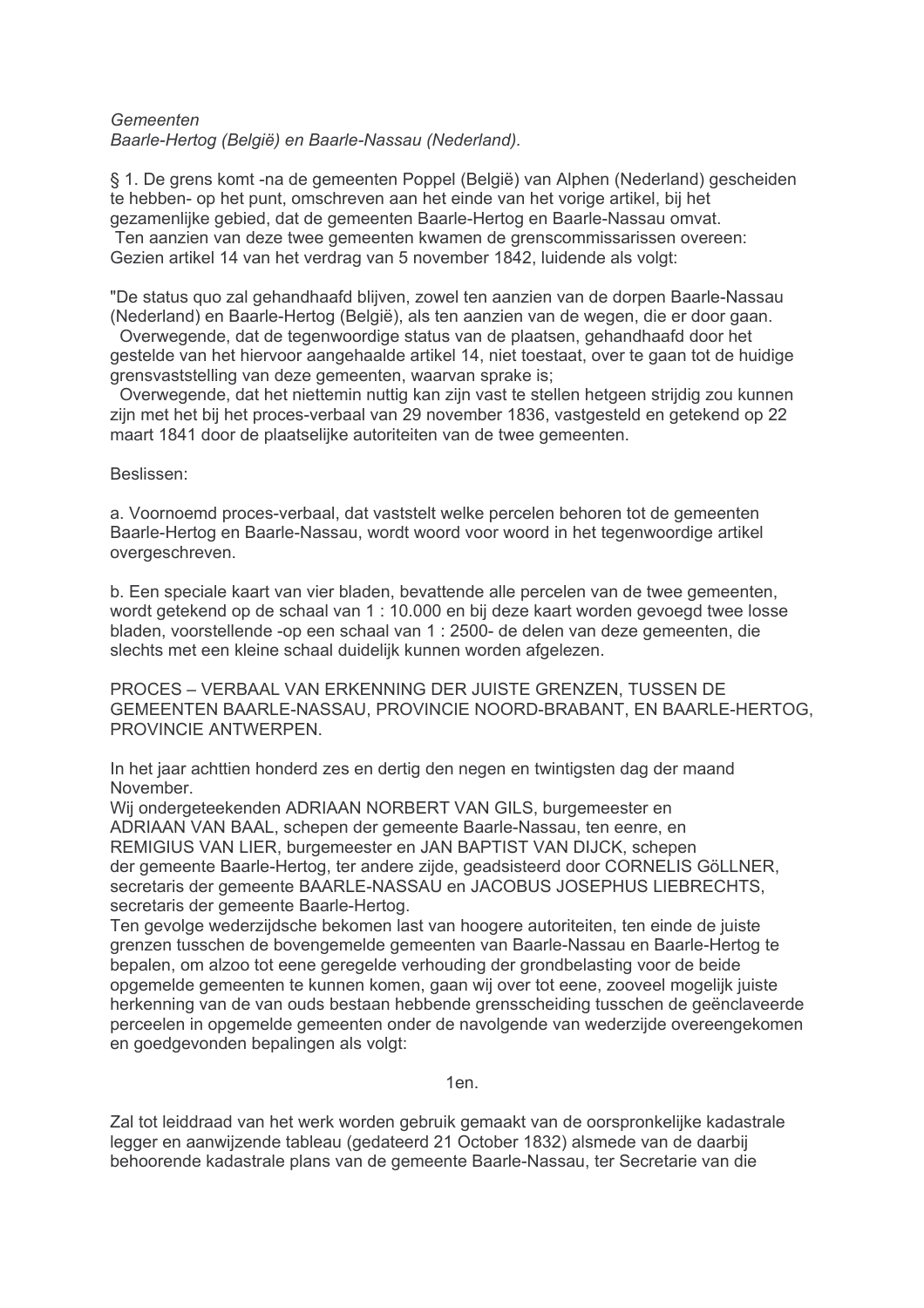*Gemeenten*
*Baarle-Hertog (België) en Baarle-Nassau (Nederland).*

§ 1. De grens komt -na de gemeenten Poppel (België) van Alphen (Nederland) gescheiden te hebben- op het punt, omschreven aan het einde van het vorige artikel, bij het gezamenlijke gebied, dat de gemeenten Baarle-Hertog en Baarle-Nassau omvat.
Ten aanzien van deze twee gemeenten kwamen de grenscommissarissen overeen:
Gezien artikel 14 van het verdrag van 5 november 1842, luidende als volgt:

"De status quo zal gehandhaafd blijven, zowel ten aanzien van de dorpen Baarle-Nassau (Nederland) en Baarle-Hertog (België), als ten aanzien van de wegen, die er door gaan.
Overwegende, dat de tegenwoordige status van de plaatsen, gehandhaafd door het gestelde van het hiervoor aangehaalde artikel 14, niet toestaat, over te gaan tot de huidige grensvaststelling van deze gemeenten, waarvan sprake is;
Overwegende, dat het niettemin nuttig kan zijn vast te stellen hetgeen strijdig zou kunnen zijn met het bij het proces-verbaal van 29 november 1836, vastgesteld en getekend op 22 maart 1841 door de plaatselijke autoriteiten van de twee gemeenten.

Beslissen:

a. Voornoemd proces-verbaal, dat vaststelt welke percelen behoren tot de gemeenten Baarle-Hertog en Baarle-Nassau, wordt woord voor woord in het tegenwoordige artikel overgeschreven.

b. Een speciale kaart van vier bladen, bevattende alle percelen van de twee gemeenten, wordt getekend op de schaal van 1 : 10.000 en bij deze kaart worden gevoegd twee losse bladen, voorstellende -op een schaal van 1 : 2500- de delen van deze gemeenten, die slechts met een kleine schaal duidelijk kunnen worden afgelezen.

PROCES – VERBAAL VAN ERKENNING DER JUISTE GRENZEN, TUSSEN DE GEMEENTEN BAARLE-NASSAU, PROVINCIE NOORD-BRABANT, EN BAARLE-HERTOG, PROVINCIE ANTWERPEN.

In het jaar achttien honderd zes en dertig den negen en twintigsten dag der maand November.
Wij ondergeteekenden ADRIAAN NORBERT VAN GILS, burgemeester en ADRIAAN VAN BAAL, schepen der gemeente Baarle-Nassau, ten eenre, en REMIGIUS VAN LIER, burgemeester en JAN BAPTIST VAN DIJCK, schepen der gemeente Baarle-Hertog, ter andere zijde, geadsisteerd door CORNELIS GöLLNER, secretaris der gemeente BAARLE-NASSAU en JACOBUS JOSEPHUS LIEBRECHTS, secretaris der gemeente Baarle-Hertog.
Ten gevolge wederzijdsche bekomen last van hoogere autoriteiten, ten einde de juiste grenzen tusschen de bovengemelde gemeenten van Baarle-Nassau en Baarle-Hertog te bepalen, om alzoo tot eene geregelde verhouding der grondbelasting voor de beide opgemelde gemeenten te kunnen komen, gaan wij over tot eene, zooveel mogelijk juiste herkenning van de van ouds bestaan hebbende grensscheiding tusschen de geënclaveerde perceelen in opgemelde gemeenten onder de navolgende van wederzijde overeengekomen en goedgevonden bepalingen als volgt:

1en.

Zal tot leiddraad van het werk worden gebruik gemaakt van de oorspronkelijke kadastrale legger en aanwijzende tableau (gedateerd 21 October 1832) alsmede van de daarbij behoorende kadastrale plans van de gemeente Baarle-Nassau, ter Secretarie van die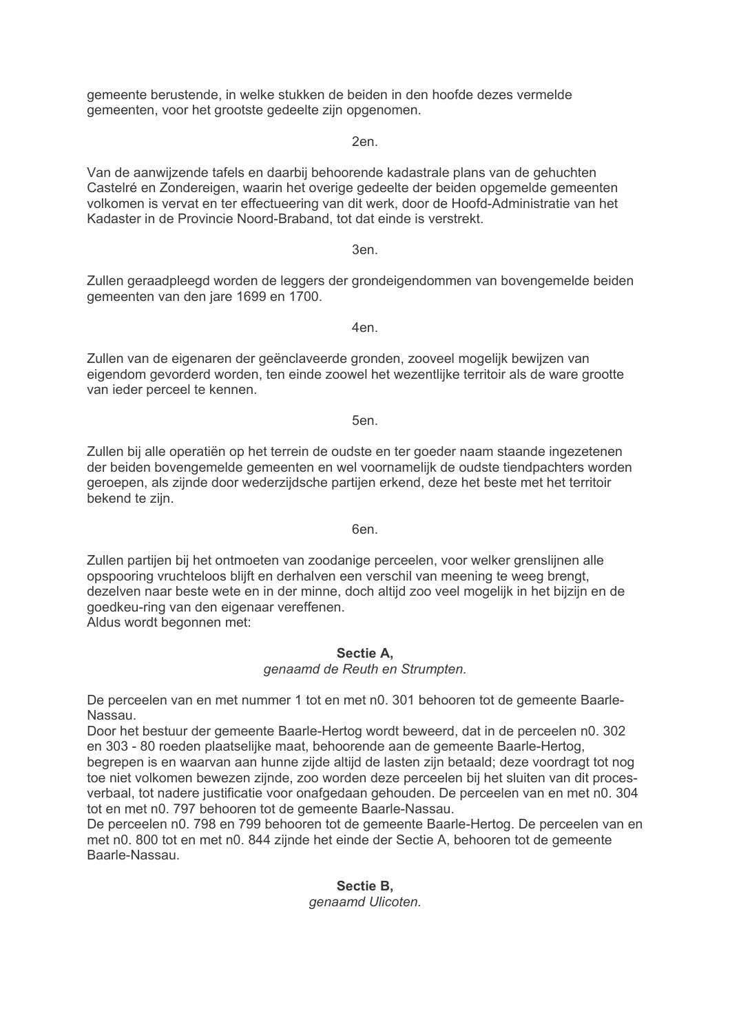gemeente berustende, in welke stukken de beiden in den hoofde dezes vermelde gemeenten, voor het grootste gedeelte zijn opgenomen.

2en.

Van de aanwijzende tafels en daarbij behoorende kadastrale plans van de gehuchten Castelré en Zondereigen, waarin het overige gedeelte der beiden opgemelde gemeenten volkomen is vervat en ter effectueering van dit werk, door de Hoofd-Administratie van het Kadaster in de Provincie Noord-Braband, tot dat einde is verstrekt.

3en.

Zullen geraadpleegd worden de leggers der grondeigendommen van bovengemelde beiden gemeenten van den jare 1699 en 1700.

4en.

Zullen van de eigenaren der geënclaveerde gronden, zooveel mogelijk bewijzen van eigendom gevorderd worden, ten einde zoowel het wezentlijke territoir als de ware grootte van ieder perceel te kennen.

5en.

Zullen bij alle operatiën op het terrein de oudste en ter goeder naam staande ingezetenen der beiden bovengemelde gemeenten en wel voornamelijk de oudste tiendpachters worden geroepen, als zijnde door wederzijdsche partijen erkend, deze het beste met het territoir bekend te zijn.

6en.

Zullen partijen bij het ontmoeten van zoodanige perceelen, voor welker grenslijnen alle opspooring vruchteloos blijft en derhalven een verschil van meening te weeg brengt, dezelven naar beste wete en in der minne, doch altijd zoo veel mogelijk in het bijzijn en de goedkeu-ring van den eigenaar vereffenen.
Aldus wordt begonnen met:

**Sectie A,**
*genaamd de Reuth en Strumpten.*

De perceelen van en met nummer 1 tot en met n0. 301 behooren tot de gemeente Baarle-Nassau.
Door het bestuur der gemeente Baarle-Hertog wordt beweerd, dat in de perceelen n0. 302 en 303 - 80 roeden plaatselijke maat, behoorende aan de gemeente Baarle-Hertog, begrepen is en waarvan aan hunne zijde altijd de lasten zijn betaald; deze voordragt tot nog toe niet volkomen bewezen zijnde, zoo worden deze perceelen bij het sluiten van dit proces-verbaal, tot nadere justificatie voor onafgedaan gehouden. De perceelen van en met n0. 304 tot en met n0. 797 behooren tot de gemeente Baarle-Nassau.
De perceelen n0. 798 en 799 behooren tot de gemeente Baarle-Hertog. De perceelen van en met n0. 800 tot en met n0. 844 zijnde het einde der Sectie A, behooren tot de gemeente Baarle-Nassau.

**Sectie B,**
*genaamd Ulicoten.*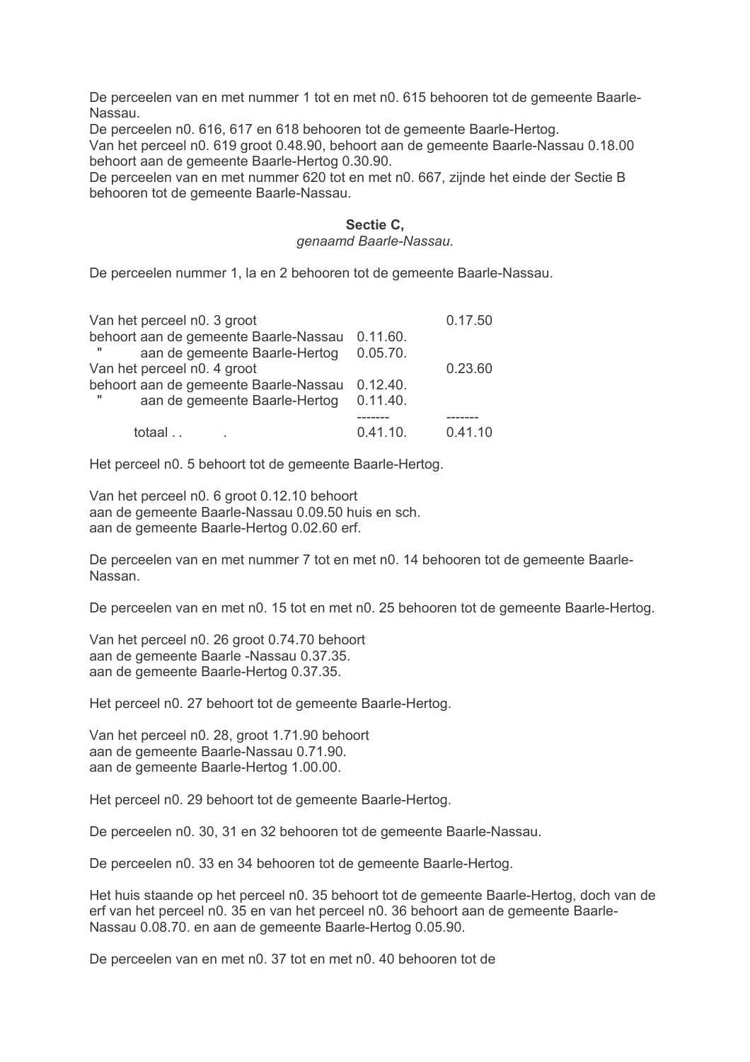De perceelen van en met nummer 1 tot en met n0. 615 behooren tot de gemeente Baarle-Nassau.
De perceelen n0. 616, 617 en 618 behooren tot de gemeente Baarle-Hertog.
Van het perceel n0. 619 groot 0.48.90, behoort aan de gemeente Baarle-Nassau 0.18.00 behoort aan de gemeente Baarle-Hertog 0.30.90.
De perceelen van en met nummer 620 tot en met n0. 667, zijnde het einde der Sectie B behooren tot de gemeente Baarle-Nassau.

**Sectie C,**
*genaamd Baarle-Nassau.*

De perceelen nummer 1, la en 2 behooren tot de gemeente Baarle-Nassau.

| | | |
|---|---|---|
| Van het perceel n0. 3 groot | | 0.17.50 |
| behoort aan de gemeente Baarle-Nassau | 0.11.60. | |
| " aan de gemeente Baarle-Hertog | 0.05.70. | |
| Van het perceel n0. 4 groot | | 0.23.60 |
| behoort aan de gemeente Baarle-Nassau | 0.12.40. | |
| " aan de gemeente Baarle-Hertog | 0.11.40. | |
| | ------- | ------- |
| totaal . . . | 0.41.10. | 0.41.10 |

Het perceel n0. 5 behoort tot de gemeente Baarle-Hertog.

Van het perceel n0. 6 groot 0.12.10 behoort
aan de gemeente Baarle-Nassau 0.09.50 huis en sch.
aan de gemeente Baarle-Hertog 0.02.60 erf.

De perceelen van en met nummer 7 tot en met n0. 14 behooren tot de gemeente Baarle-Nassan.

De perceelen van en met n0. 15 tot en met n0. 25 behooren tot de gemeente Baarle-Hertog.

Van het perceel n0. 26 groot 0.74.70 behoort
aan de gemeente Baarle -Nassau 0.37.35.
aan de gemeente Baarle-Hertog 0.37.35.

Het perceel n0. 27 behoort tot de gemeente Baarle-Hertog.

Van het perceel n0. 28, groot 1.71.90 behoort
aan de gemeente Baarle-Nassau 0.71.90.
aan de gemeente Baarle-Hertog 1.00.00.

Het perceel n0. 29 behoort tot de gemeente Baarle-Hertog.

De perceelen n0. 30, 31 en 32 behooren tot de gemeente Baarle-Nassau.

De perceelen n0. 33 en 34 behooren tot de gemeente Baarle-Hertog.

Het huis staande op het perceel n0. 35 behoort tot de gemeente Baarle-Hertog, doch van de erf van het perceel n0. 35 en van het perceel n0. 36 behoort aan de gemeente Baarle-Nassau 0.08.70. en aan de gemeente Baarle-Hertog 0.05.90.

De perceelen van en met n0. 37 tot en met n0. 40 behooren tot de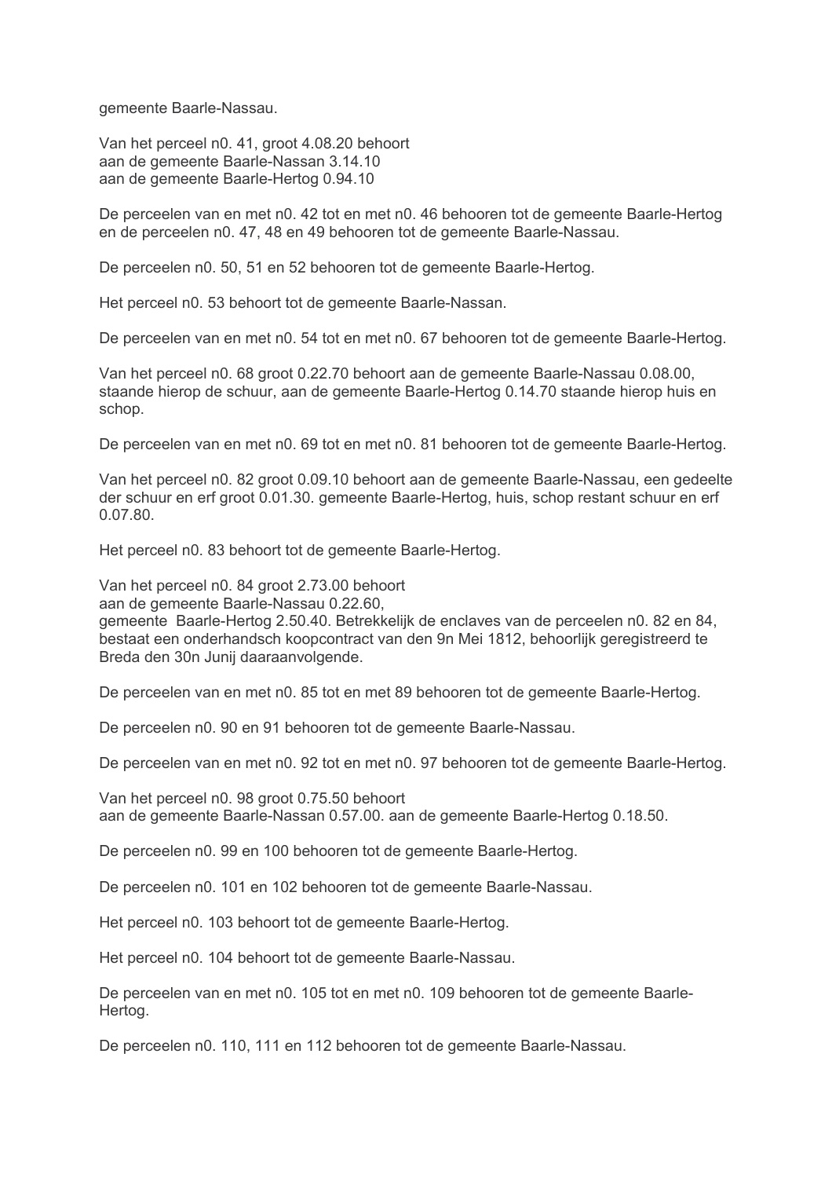gemeente Baarle-Nassau.

Van het perceel n0. 41, groot 4.08.20 behoort
aan de gemeente Baarle-Nassan 3.14.10
aan de gemeente Baarle-Hertog 0.94.10

De perceelen van en met n0. 42 tot en met n0. 46 behooren tot de gemeente Baarle-Hertog en de perceelen n0. 47, 48 en 49 behooren tot de gemeente Baarle-Nassau.

De perceelen n0. 50, 51 en 52 behooren tot de gemeente Baarle-Hertog.

Het perceel n0. 53 behoort tot de gemeente Baarle-Nassan.

De perceelen van en met n0. 54 tot en met n0. 67 behooren tot de gemeente Baarle-Hertog.

Van het perceel n0. 68 groot 0.22.70 behoort aan de gemeente Baarle-Nassau 0.08.00, staande hierop de schuur, aan de gemeente Baarle-Hertog 0.14.70 staande hierop huis en schop.

De perceelen van en met n0. 69 tot en met n0. 81 behooren tot de gemeente Baarle-Hertog.

Van het perceel n0. 82 groot 0.09.10 behoort aan de gemeente Baarle-Nassau, een gedeelte der schuur en erf groot 0.01.30. gemeente Baarle-Hertog, huis, schop restant schuur en erf 0.07.80.

Het perceel n0. 83 behoort tot de gemeente Baarle-Hertog.

Van het perceel n0. 84 groot 2.73.00 behoort
aan de gemeente Baarle-Nassau 0.22.60,
gemeente Baarle-Hertog 2.50.40. Betrekkelijk de enclaves van de perceelen n0. 82 en 84, bestaat een onderhandsch koopcontract van den 9n Mei 1812, behoorlijk geregistreerd te Breda den 30n Junij daaraanvolgende.

De perceelen van en met n0. 85 tot en met 89 behooren tot de gemeente Baarle-Hertog.

De perceelen n0. 90 en 91 behooren tot de gemeente Baarle-Nassau.

De perceelen van en met n0. 92 tot en met n0. 97 behooren tot de gemeente Baarle-Hertog.

Van het perceel n0. 98 groot 0.75.50 behoort
aan de gemeente Baarle-Nassan 0.57.00. aan de gemeente Baarle-Hertog 0.18.50.

De perceelen n0. 99 en 100 behooren tot de gemeente Baarle-Hertog.

De perceelen n0. 101 en 102 behooren tot de gemeente Baarle-Nassau.

Het perceel n0. 103 behoort tot de gemeente Baarle-Hertog.

Het perceel n0. 104 behoort tot de gemeente Baarle-Nassau.

De perceelen van en met n0. 105 tot en met n0. 109 behooren tot de gemeente Baarle-Hertog.

De perceelen n0. 110, 111 en 112 behooren tot de gemeente Baarle-Nassau.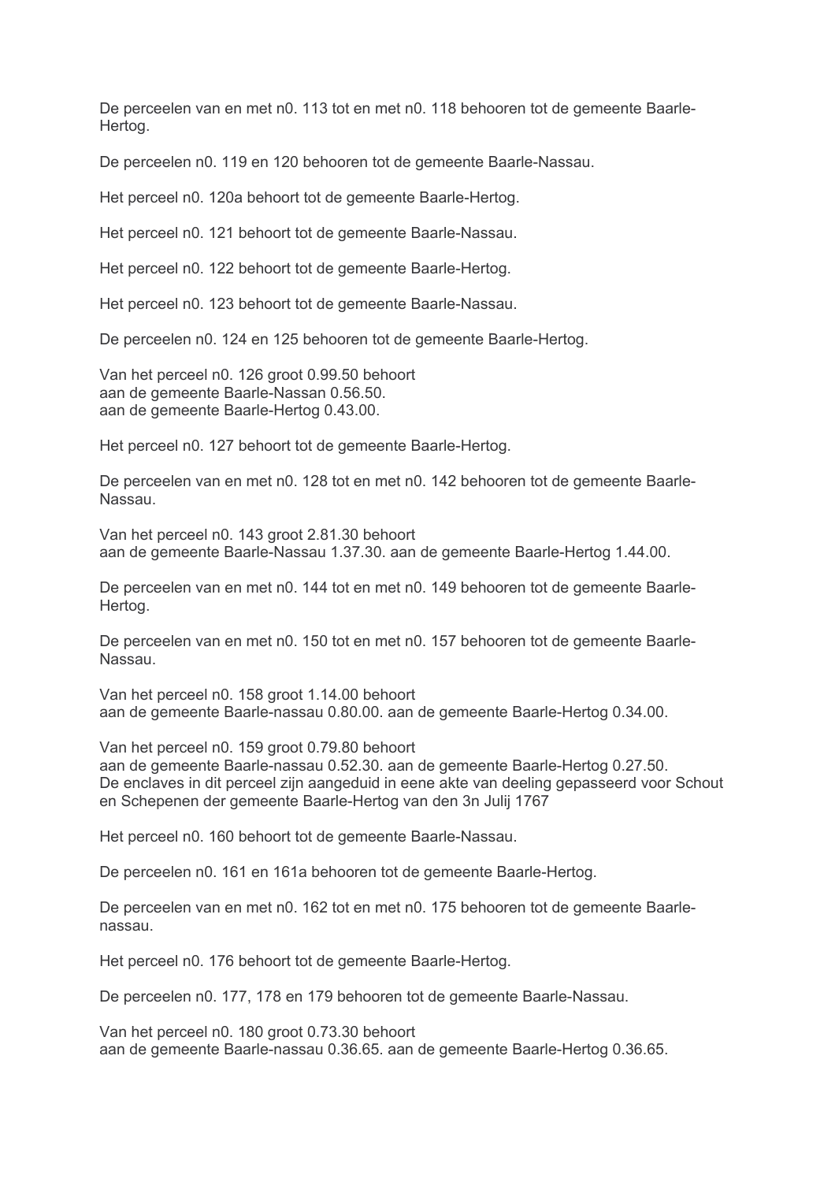De perceelen van en met n0. 113 tot en met n0. 118 behooren tot de gemeente Baarle-Hertog.

De perceelen n0. 119 en 120 behooren tot de gemeente Baarle-Nassau.

Het perceel n0. 120a behoort tot de gemeente Baarle-Hertog.

Het perceel n0. 121 behoort tot de gemeente Baarle-Nassau.

Het perceel n0. 122 behoort tot de gemeente Baarle-Hertog.

Het perceel n0. 123 behoort tot de gemeente Baarle-Nassau.

De perceelen n0. 124 en 125 behooren tot de gemeente Baarle-Hertog.

Van het perceel n0. 126 groot 0.99.50 behoort
aan de gemeente Baarle-Nassan 0.56.50.
aan de gemeente Baarle-Hertog 0.43.00.

Het perceel n0. 127 behoort tot de gemeente Baarle-Hertog.

De perceelen van en met n0. 128 tot en met n0. 142 behooren tot de gemeente Baarle-Nassau.

Van het perceel n0. 143 groot 2.81.30 behoort
aan de gemeente Baarle-Nassau 1.37.30. aan de gemeente Baarle-Hertog 1.44.00.

De perceelen van en met n0. 144 tot en met n0. 149 behooren tot de gemeente Baarle-Hertog.

De perceelen van en met n0. 150 tot en met n0. 157 behooren tot de gemeente Baarle-Nassau.

Van het perceel n0. 158 groot 1.14.00 behoort
aan de gemeente Baarle-nassau 0.80.00. aan de gemeente Baarle-Hertog 0.34.00.

Van het perceel n0. 159 groot 0.79.80 behoort
aan de gemeente Baarle-nassau 0.52.30. aan de gemeente Baarle-Hertog 0.27.50.
De enclaves in dit perceel zijn aangeduid in eene akte van deeling gepasseerd voor Schout en Schepenen der gemeente Baarle-Hertog van den 3n Julij 1767

Het perceel n0. 160 behoort tot de gemeente Baarle-Nassau.

De perceelen n0. 161 en 161a behooren tot de gemeente Baarle-Hertog.

De perceelen van en met n0. 162 tot en met n0. 175 behooren tot de gemeente Baarle-nassau.

Het perceel n0. 176 behoort tot de gemeente Baarle-Hertog.

De perceelen n0. 177, 178 en 179 behooren tot de gemeente Baarle-Nassau.

Van het perceel n0. 180 groot 0.73.30 behoort
aan de gemeente Baarle-nassau 0.36.65. aan de gemeente Baarle-Hertog 0.36.65.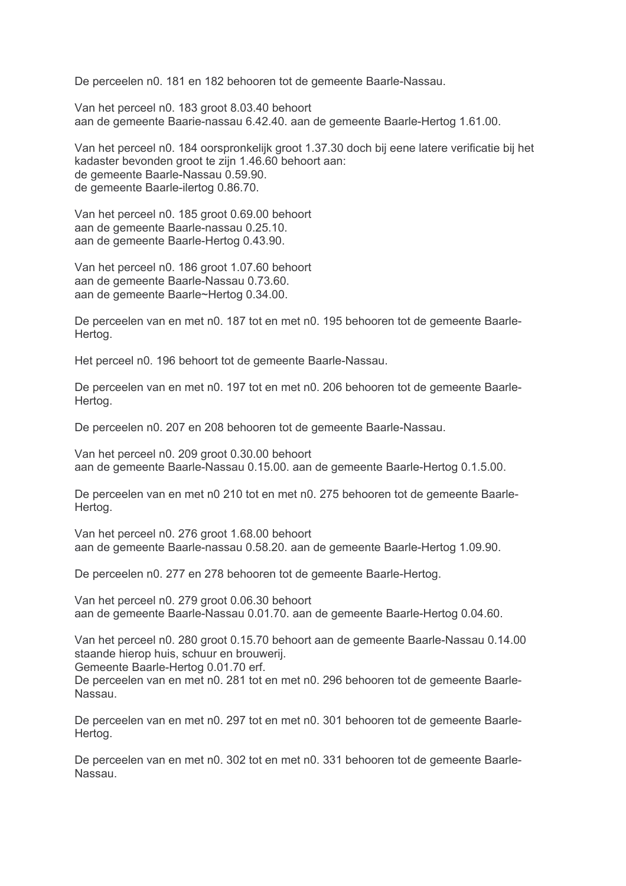De perceelen n0. 181 en 182 behooren tot de gemeente Baarle-Nassau.

Van het perceel n0. 183 groot 8.03.40 behoort
aan de gemeente Baarie-nassau 6.42.40. aan de gemeente Baarle-Hertog 1.61.00.

Van het perceel n0. 184 oorspronkelijk groot 1.37.30 doch bij eene latere verificatie bij het kadaster bevonden groot te zijn 1.46.60 behoort aan:
de gemeente Baarle-Nassau 0.59.90.
de gemeente Baarle-ilertog 0.86.70.

Van het perceel n0. 185 groot 0.69.00 behoort
aan de gemeente Baarle-nassau 0.25.10.
aan de gemeente Baarle-Hertog 0.43.90.

Van het perceel n0. 186 groot 1.07.60 behoort
aan de gemeente Baarle-Nassau 0.73.60.
aan de gemeente Baarle~Hertog 0.34.00.

De perceelen van en met n0. 187 tot en met n0. 195 behooren tot de gemeente Baarle-Hertog.

Het perceel n0. 196 behoort tot de gemeente Baarle-Nassau.

De perceelen van en met n0. 197 tot en met n0. 206 behooren tot de gemeente Baarle-Hertog.

De perceelen n0. 207 en 208 behooren tot de gemeente Baarle-Nassau.

Van het perceel n0. 209 groot 0.30.00 behoort
aan de gemeente Baarle-Nassau 0.15.00. aan de gemeente Baarle-Hertog 0.1.5.00.

De perceelen van en met n0 210 tot en met n0. 275 behooren tot de gemeente Baarle-Hertog.

Van het perceel n0. 276 groot 1.68.00 behoort
aan de gemeente Baarle-nassau 0.58.20. aan de gemeente Baarle-Hertog 1.09.90.

De perceelen n0. 277 en 278 behooren tot de gemeente Baarle-Hertog.

Van het perceel n0. 279 groot 0.06.30 behoort
aan de gemeente Baarle-Nassau 0.01.70. aan de gemeente Baarle-Hertog 0.04.60.

Van het perceel n0. 280 groot 0.15.70 behoort aan de gemeente Baarle-Nassau 0.14.00 staande hierop huis, schuur en brouwerij.
Gemeente Baarle-Hertog 0.01.70 erf.
De perceelen van en met n0. 281 tot en met n0. 296 behooren tot de gemeente Baarle-Nassau.

De perceelen van en met n0. 297 tot en met n0. 301 behooren tot de gemeente Baarle-Hertog.

De perceelen van en met n0. 302 tot en met n0. 331 behooren tot de gemeente Baarle-Nassau.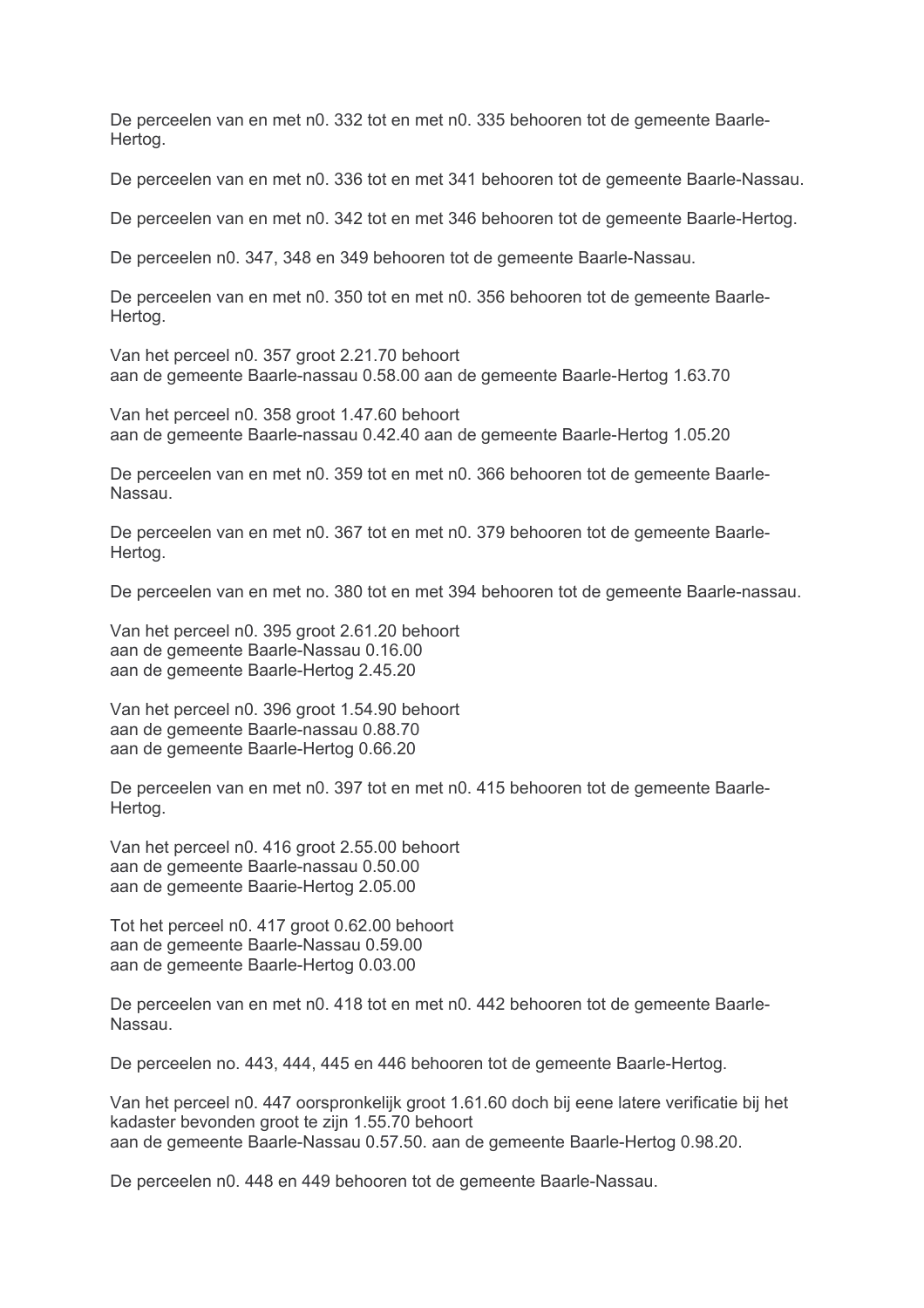De perceelen van en met n0. 332 tot en met n0. 335 behooren tot de gemeente Baarle-Hertog.

De perceelen van en met n0. 336 tot en met 341 behooren tot de gemeente Baarle-Nassau.

De perceelen van en met n0. 342 tot en met 346 behooren tot de gemeente Baarle-Hertog.

De perceelen n0. 347, 348 en 349 behooren tot de gemeente Baarle-Nassau.

De perceelen van en met n0. 350 tot en met n0. 356 behooren tot de gemeente Baarle-Hertog.

Van het perceel n0. 357 groot 2.21.70 behoort
aan de gemeente Baarle-nassau 0.58.00 aan de gemeente Baarle-Hertog 1.63.70

Van het perceel n0. 358 groot 1.47.60 behoort
aan de gemeente Baarle-nassau 0.42.40 aan de gemeente Baarle-Hertog 1.05.20

De perceelen van en met n0. 359 tot en met n0. 366 behooren tot de gemeente Baarle-Nassau.

De perceelen van en met n0. 367 tot en met n0. 379 behooren tot de gemeente Baarle-Hertog.

De perceelen van en met no. 380 tot en met 394 behooren tot de gemeente Baarle-nassau.

Van het perceel n0. 395 groot 2.61.20 behoort
aan de gemeente Baarle-Nassau 0.16.00
aan de gemeente Baarle-Hertog 2.45.20

Van het perceel n0. 396 groot 1.54.90 behoort
aan de gemeente Baarle-nassau 0.88.70
aan de gemeente Baarle-Hertog 0.66.20

De perceelen van en met n0. 397 tot en met n0. 415 behooren tot de gemeente Baarle-Hertog.

Van het perceel n0. 416 groot 2.55.00 behoort
aan de gemeente Baarle-nassau 0.50.00
aan de gemeente Baarie-Hertog 2.05.00

Tot het perceel n0. 417 groot 0.62.00 behoort
aan de gemeente Baarle-Nassau 0.59.00
aan de gemeente Baarle-Hertog 0.03.00

De perceelen van en met n0. 418 tot en met n0. 442 behooren tot de gemeente Baarle-Nassau.

De perceelen no. 443, 444, 445 en 446 behooren tot de gemeente Baarle-Hertog.

Van het perceel n0. 447 oorspronkelijk groot 1.61.60 doch bij eene latere verificatie bij het kadaster bevonden groot te zijn 1.55.70 behoort
aan de gemeente Baarle-Nassau 0.57.50. aan de gemeente Baarle-Hertog 0.98.20.

De perceelen n0. 448 en 449 behooren tot de gemeente Baarle-Nassau.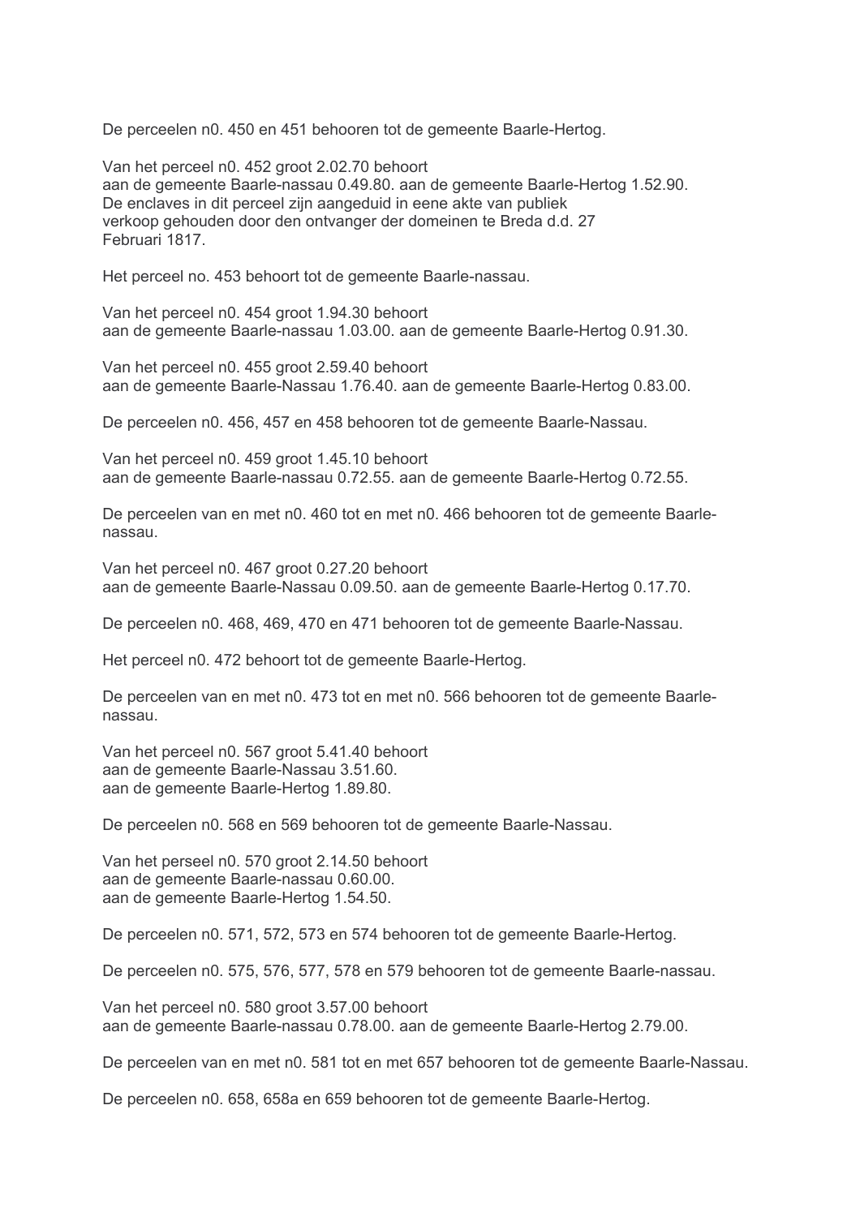De perceelen n0. 450 en 451 behooren tot de gemeente Baarle-Hertog.

Van het perceel n0. 452 groot 2.02.70 behoort
aan de gemeente Baarle-nassau 0.49.80. aan de gemeente Baarle-Hertog 1.52.90.
De enclaves in dit perceel zijn aangeduid in eene akte van publiek
verkoop gehouden door den ontvanger der domeinen te Breda d.d. 27
Februari 1817.

Het perceel no. 453 behoort tot de gemeente Baarle-nassau.

Van het perceel n0. 454 groot 1.94.30 behoort
aan de gemeente Baarle-nassau 1.03.00. aan de gemeente Baarle-Hertog 0.91.30.

Van het perceel n0. 455 groot 2.59.40 behoort
aan de gemeente Baarle-Nassau 1.76.40. aan de gemeente Baarle-Hertog 0.83.00.

De perceelen n0. 456, 457 en 458 behooren tot de gemeente Baarle-Nassau.

Van het perceel n0. 459 groot 1.45.10 behoort
aan de gemeente Baarle-nassau 0.72.55. aan de gemeente Baarle-Hertog 0.72.55.

De perceelen van en met n0. 460 tot en met n0. 466 behooren tot de gemeente Baarle-nassau.

Van het perceel n0. 467 groot 0.27.20 behoort
aan de gemeente Baarle-Nassau 0.09.50. aan de gemeente Baarle-Hertog 0.17.70.

De perceelen n0. 468, 469, 470 en 471 behooren tot de gemeente Baarle-Nassau.

Het perceel n0. 472 behoort tot de gemeente Baarle-Hertog.

De perceelen van en met n0. 473 tot en met n0. 566 behooren tot de gemeente Baarle-nassau.

Van het perceel n0. 567 groot 5.41.40 behoort
aan de gemeente Baarle-Nassau 3.51.60.
aan de gemeente Baarle-Hertog 1.89.80.

De perceelen n0. 568 en 569 behooren tot de gemeente Baarle-Nassau.

Van het perseel n0. 570 groot 2.14.50 behoort
aan de gemeente Baarle-nassau 0.60.00.
aan de gemeente Baarle-Hertog 1.54.50.

De perceelen n0. 571, 572, 573 en 574 behooren tot de gemeente Baarle-Hertog.

De perceelen n0. 575, 576, 577, 578 en 579 behooren tot de gemeente Baarle-nassau.

Van het perceel n0. 580 groot 3.57.00 behoort
aan de gemeente Baarle-nassau 0.78.00. aan de gemeente Baarle-Hertog 2.79.00.

De perceelen van en met n0. 581 tot en met 657 behooren tot de gemeente Baarle-Nassau.

De perceelen n0. 658, 658a en 659 behooren tot de gemeente Baarle-Hertog.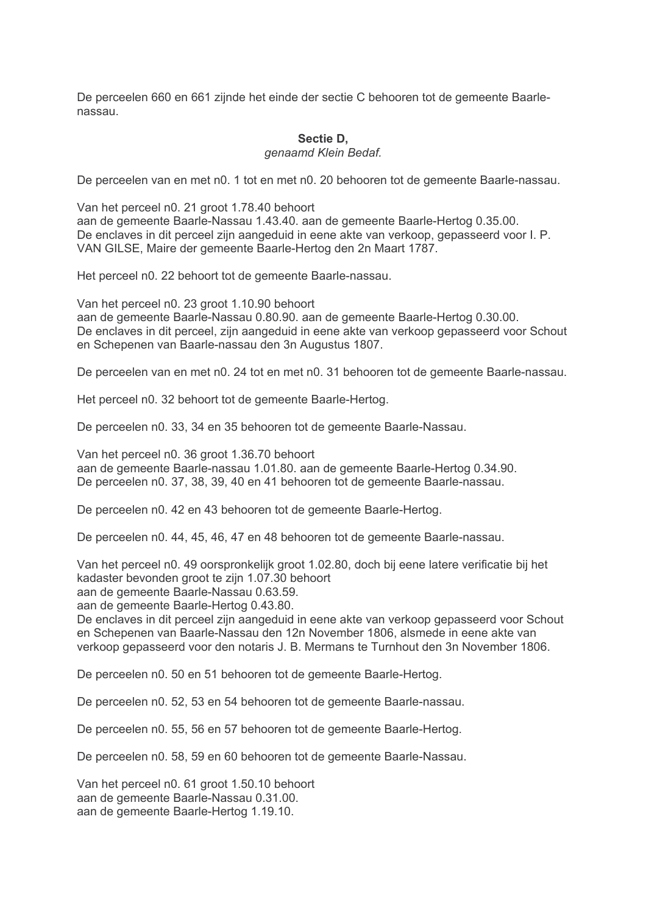De perceelen 660 en 661 zijnde het einde der sectie C behooren tot de gemeente Baarle-nassau.

**Sectie D,**
*genaamd Klein Bedaf.*

De perceelen van en met n0. 1 tot en met n0. 20 behooren tot de gemeente Baarle-nassau.

Van het perceel n0. 21 groot 1.78.40 behoort
aan de gemeente Baarle-Nassau 1.43.40. aan de gemeente Baarle-Hertog 0.35.00.
De enclaves in dit perceel zijn aangeduid in eene akte van verkoop, gepasseerd voor I. P. VAN GILSE, Maire der gemeente Baarle-Hertog den 2n Maart 1787.

Het perceel n0. 22 behoort tot de gemeente Baarle-nassau.

Van het perceel n0. 23 groot 1.10.90 behoort
aan de gemeente Baarle-Nassau 0.80.90. aan de gemeente Baarle-Hertog 0.30.00.
De enclaves in dit perceel, zijn aangeduid in eene akte van verkoop gepasseerd voor Schout en Schepenen van Baarle-nassau den 3n Augustus 1807.

De perceelen van en met n0. 24 tot en met n0. 31 behooren tot de gemeente Baarle-nassau.

Het perceel n0. 32 behoort tot de gemeente Baarle-Hertog.

De perceelen n0. 33, 34 en 35 behooren tot de gemeente Baarle-Nassau.

Van het perceel n0. 36 groot 1.36.70 behoort
aan de gemeente Baarle-nassau 1.01.80. aan de gemeente Baarle-Hertog 0.34.90.
De perceelen n0. 37, 38, 39, 40 en 41 behooren tot de gemeente Baarle-nassau.

De perceelen n0. 42 en 43 behooren tot de gemeente Baarle-Hertog.

De perceelen n0. 44, 45, 46, 47 en 48 behooren tot de gemeente Baarle-nassau.

Van het perceel n0. 49 oorspronkelijk groot 1.02.80, doch bij eene latere verificatie bij het kadaster bevonden groot te zijn 1.07.30 behoort
aan de gemeente Baarle-Nassau 0.63.59.
aan de gemeente Baarle-Hertog 0.43.80.
De enclaves in dit perceel zijn aangeduid in eene akte van verkoop gepasseerd voor Schout en Schepenen van Baarle-Nassau den 12n November 1806, alsmede in eene akte van verkoop gepasseerd voor den notaris J. B. Mermans te Turnhout den 3n November 1806.

De perceelen n0. 50 en 51 behooren tot de gemeente Baarle-Hertog.

De perceelen n0. 52, 53 en 54 behooren tot de gemeente Baarle-nassau.

De perceelen n0. 55, 56 en 57 behooren tot de gemeente Baarle-Hertog.

De perceelen n0. 58, 59 en 60 behooren tot de gemeente Baarle-Nassau.

Van het perceel n0. 61 groot 1.50.10 behoort
aan de gemeente Baarle-Nassau 0.31.00.
aan de gemeente Baarle-Hertog 1.19.10.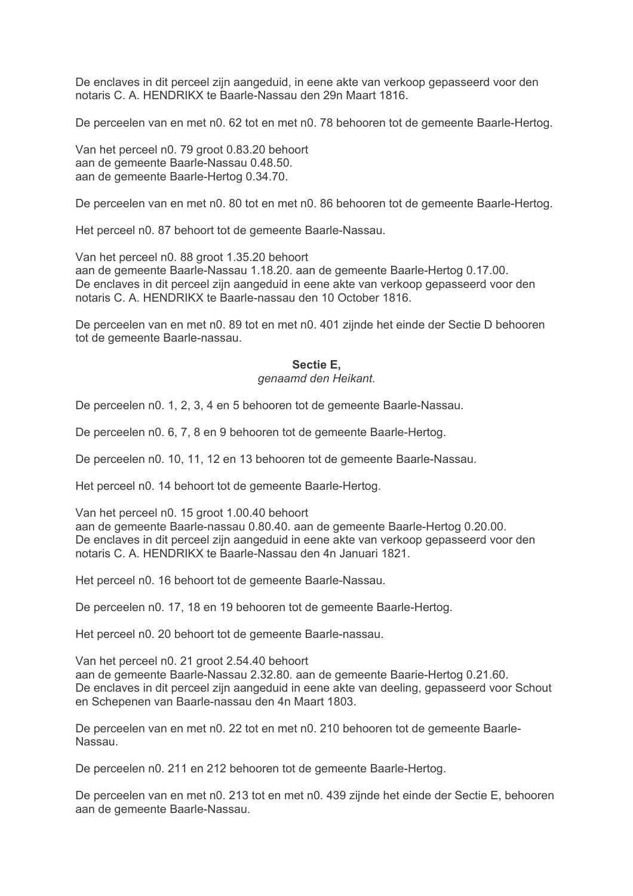De enclaves in dit perceel zijn aangeduid, in eene akte van verkoop gepasseerd voor den notaris C. A. HENDRIKX te Baarle-Nassau den 29n Maart 1816.

De perceelen van en met n0. 62 tot en met n0. 78 behooren tot de gemeente Baarle-Hertog.

Van het perceel n0. 79 groot 0.83.20 behoort
aan de gemeente Baarle-Nassau 0.48.50.
aan de gemeente Baarle-Hertog 0.34.70.

De perceelen van en met n0. 80 tot en met n0. 86 behooren tot de gemeente Baarle-Hertog.

Het perceel n0. 87 behoort tot de gemeente Baarle-Nassau.

Van het perceel n0. 88 groot 1.35.20 behoort
aan de gemeente Baarle-Nassau 1.18.20. aan de gemeente Baarle-Hertog 0.17.00.
De enclaves in dit perceel zijn aangeduid in eene akte van verkoop gepasseerd voor den notaris C. A. HENDRIKX te Baarle-nassau den 10 October 1816.

De perceelen van en met n0. 89 tot en met n0. 401 zijnde het einde der Sectie D behooren tot de gemeente Baarle-nassau.

**Sectie E,**
*genaamd den Heikant.*

De perceelen n0. 1, 2, 3, 4 en 5 behooren tot de gemeente Baarle-Nassau.

De perceelen n0. 6, 7, 8 en 9 behooren tot de gemeente Baarle-Hertog.

De perceelen n0. 10, 11, 12 en 13 behooren tot de gemeente Baarle-Nassau.

Het perceel n0. 14 behoort tot de gemeente Baarle-Hertog.

Van het perceel n0. 15 groot 1.00.40 behoort
aan de gemeente Baarle-nassau 0.80.40. aan de gemeente Baarle-Hertog 0.20.00.
De enclaves in dit perceel zijn aangeduid in eene akte van verkoop gepasseerd voor den notaris C. A. HENDRIKX te Baarle-Nassau den 4n Januari 1821.

Het perceel n0. 16 behoort tot de gemeente Baarle-Nassau.

De perceelen n0. 17, 18 en 19 behooren tot de gemeente Baarle-Hertog.

Het perceel n0. 20 behoort tot de gemeente Baarle-nassau.

Van het perceel n0. 21 groot 2.54.40 behoort
aan de gemeente Baarle-Nassau 2.32.80. aan de gemeente Baarie-Hertog 0.21.60.
De enclaves in dit perceel zijn aangeduid in eene akte van deeling, gepasseerd voor Schout en Schepenen van Baarle-nassau den 4n Maart 1803.

De perceelen van en met n0. 22 tot en met n0. 210 behooren tot de gemeente Baarle-Nassau.

De perceelen n0. 211 en 212 behooren tot de gemeente Baarle-Hertog.

De perceelen van en met n0. 213 tot en met n0. 439 zijnde het einde der Sectie E, behooren aan de gemeente Baarle-Nassau.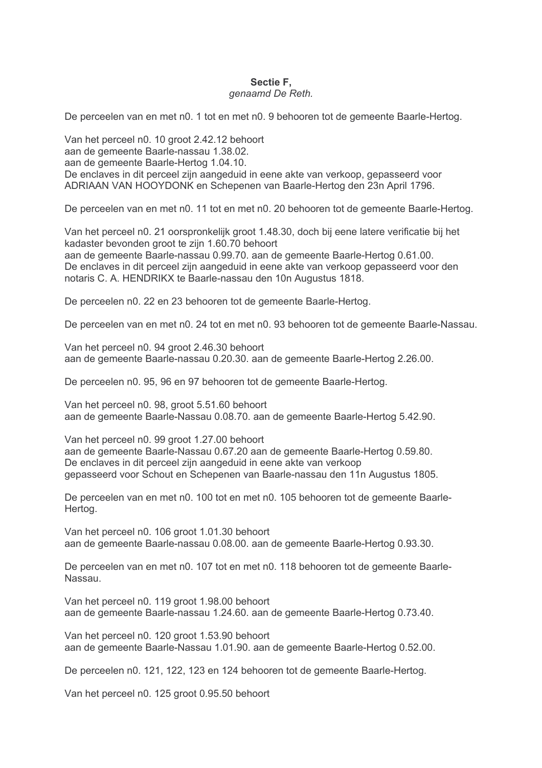**Sectie F,**
*genaamd De Reth.*

De perceelen van en met n0. 1 tot en met n0. 9 behooren tot de gemeente Baarle-Hertog.

Van het perceel n0. 10 groot 2.42.12 behoort
aan de gemeente Baarle-nassau 1.38.02.
aan de gemeente Baarle-Hertog 1.04.10.
De enclaves in dit perceel zijn aangeduid in eene akte van verkoop, gepasseerd voor ADRIAAN VAN HOOYDONK en Schepenen van Baarle-Hertog den 23n April 1796.

De perceelen van en met n0. 11 tot en met n0. 20 behooren tot de gemeente Baarle-Hertog.

Van het perceel n0. 21 oorspronkelijk groot 1.48.30, doch bij eene latere verificatie bij het kadaster bevonden groot te zijn 1.60.70 behoort
aan de gemeente Baarle-nassau 0.99.70. aan de gemeente Baarle-Hertog 0.61.00.
De enclaves in dit perceel zijn aangeduid in eene akte van verkoop gepasseerd voor den notaris C. A. HENDRIKX te Baarle-nassau den 10n Augustus 1818.

De perceelen n0. 22 en 23 behooren tot de gemeente Baarle-Hertog.

De perceelen van en met n0. 24 tot en met n0. 93 behooren tot de gemeente Baarle-Nassau.

Van het perceel n0. 94 groot 2.46.30 behoort
aan de gemeente Baarle-nassau 0.20.30. aan de gemeente Baarle-Hertog 2.26.00.

De perceelen n0. 95, 96 en 97 behooren tot de gemeente Baarle-Hertog.

Van het perceel n0. 98, groot 5.51.60 behoort
aan de gemeente Baarle-Nassau 0.08.70. aan de gemeente Baarle-Hertog 5.42.90.

Van het perceel n0. 99 groot 1.27.00 behoort
aan de gemeente Baarle-Nassau 0.67.20 aan de gemeente Baarle-Hertog 0.59.80.
De enclaves in dit perceel zijn aangeduid in eene akte van verkoop
gepasseerd voor Schout en Schepenen van Baarle-nassau den 11n Augustus 1805.

De perceelen van en met n0. 100 tot en met n0. 105 behooren tot de gemeente Baarle-Hertog.

Van het perceel n0. 106 groot 1.01.30 behoort
aan de gemeente Baarle-nassau 0.08.00. aan de gemeente Baarle-Hertog 0.93.30.

De perceelen van en met n0. 107 tot en met n0. 118 behooren tot de gemeente Baarle-Nassau.

Van het perceel n0. 119 groot 1.98.00 behoort
aan de gemeente Baarle-nassau 1.24.60. aan de gemeente Baarle-Hertog 0.73.40.

Van het perceel n0. 120 groot 1.53.90 behoort
aan de gemeente Baarle-Nassau 1.01.90. aan de gemeente Baarle-Hertog 0.52.00.

De perceelen n0. 121, 122, 123 en 124 behooren tot de gemeente Baarle-Hertog.

Van het perceel n0. 125 groot 0.95.50 behoort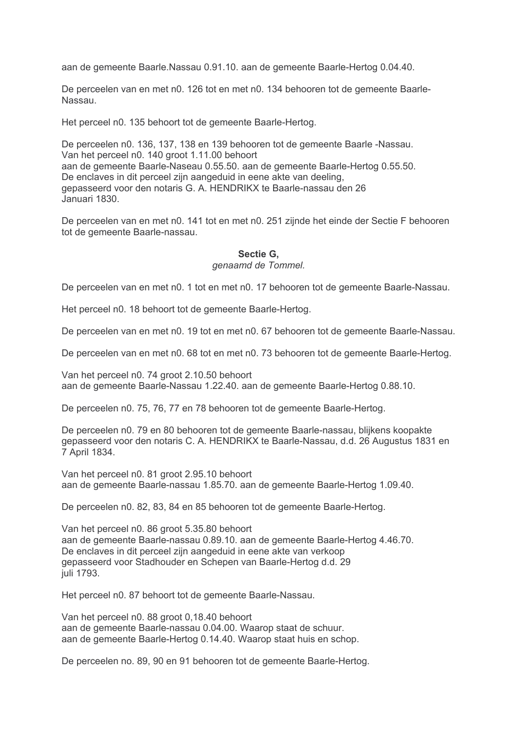aan de gemeente Baarle.Nassau 0.91.10. aan de gemeente Baarle-Hertog 0.04.40.

De perceelen van en met n0. 126 tot en met n0. 134 behooren tot de gemeente Baarle-Nassau.

Het perceel n0. 135 behoort tot de gemeente Baarle-Hertog.

De perceelen n0. 136, 137, 138 en 139 behooren tot de gemeente Baarle -Nassau.
Van het perceel n0. 140 groot 1.11.00 behoort
aan de gemeente Baarle-Naseau 0.55.50. aan de gemeente Baarle-Hertog 0.55.50.
De enclaves in dit perceel zijn aangeduid in eene akte van deeling,
gepasseerd voor den notaris G. A. HENDRIKX te Baarle-nassau den 26
Januari 1830.

De perceelen van en met n0. 141 tot en met n0. 251 zijnde het einde der Sectie F behooren tot de gemeente Baarle-nassau.

**Sectie G,**
*genaamd de Tommel.*

De perceelen van en met n0. 1 tot en met n0. 17 behooren tot de gemeente Baarle-Nassau.

Het perceel n0. 18 behoort tot de gemeente Baarle-Hertog.

De perceelen van en met n0. 19 tot en met n0. 67 behooren tot de gemeente Baarle-Nassau.

De perceelen van en met n0. 68 tot en met n0. 73 behooren tot de gemeente Baarle-Hertog.

Van het perceel n0. 74 groot 2.10.50 behoort
aan de gemeente Baarle-Nassau 1.22.40. aan de gemeente Baarle-Hertog 0.88.10.

De perceelen n0. 75, 76, 77 en 78 behooren tot de gemeente Baarle-Hertog.

De perceelen n0. 79 en 80 behooren tot de gemeente Baarle-nassau, blijkens koopakte gepasseerd voor den notaris C. A. HENDRIKX te Baarle-Nassau, d.d. 26 Augustus 1831 en 7 April 1834.

Van het perceel n0. 81 groot 2.95.10 behoort
aan de gemeente Baarle-nassau 1.85.70. aan de gemeente Baarle-Hertog 1.09.40.

De perceelen n0. 82, 83, 84 en 85 behooren tot de gemeente Baarle-Hertog.

Van het perceel n0. 86 groot 5.35.80 behoort
aan de gemeente Baarle-nassau 0.89.10. aan de gemeente Baarle-Hertog 4.46.70.
De enclaves in dit perceel zijn aangeduid in eene akte van verkoop
gepasseerd voor Stadhouder en Schepen van Baarle-Hertog d.d. 29
juli 1793.

Het perceel n0. 87 behoort tot de gemeente Baarle-Nassau.

Van het perceel n0. 88 groot 0,18.40 behoort
aan de gemeente Baarle-nassau 0.04.00. Waarop staat de schuur.
aan de gemeente Baarle-Hertog 0.14.40. Waarop staat huis en schop.

De perceelen no. 89, 90 en 91 behooren tot de gemeente Baarle-Hertog.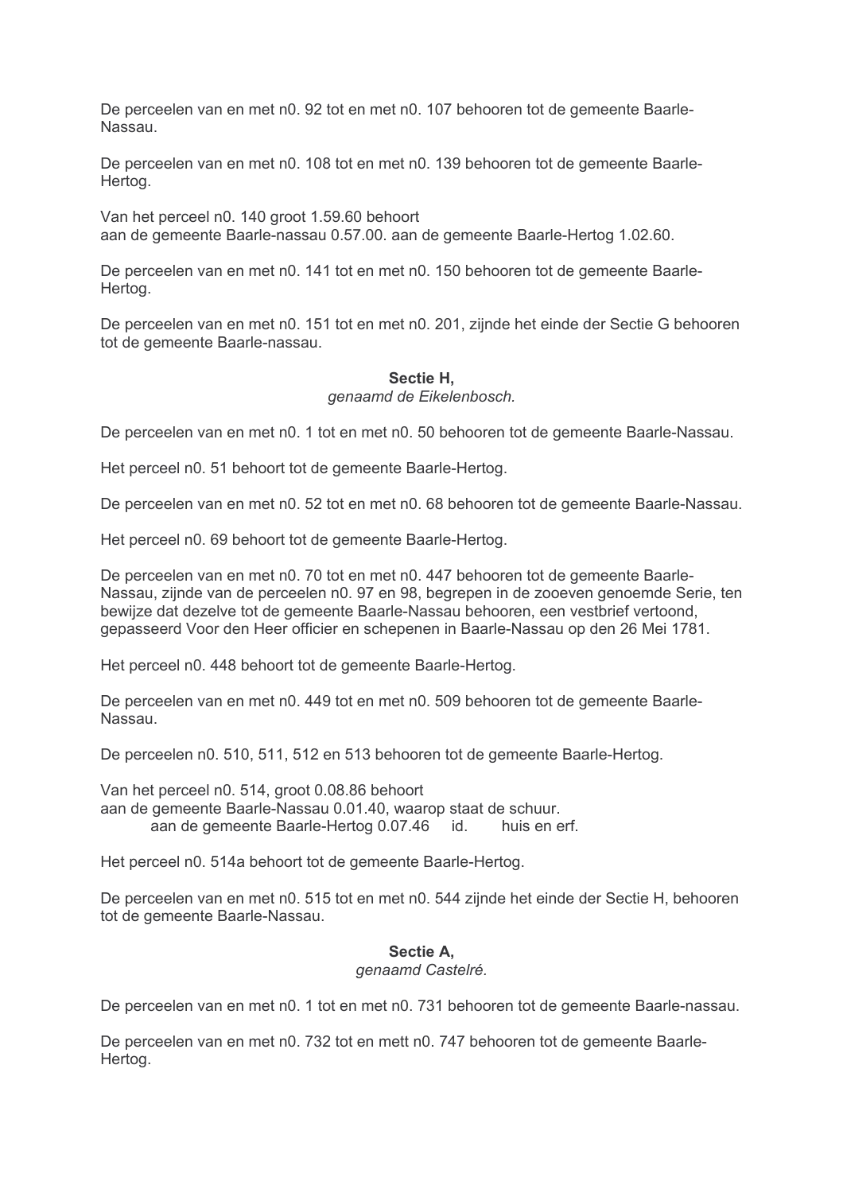De perceelen van en met n0. 92 tot en met n0. 107 behooren tot de gemeente Baarle-Nassau.

De perceelen van en met n0. 108 tot en met n0. 139 behooren tot de gemeente Baarle-Hertog.

Van het perceel n0. 140 groot 1.59.60 behoort
aan de gemeente Baarle-nassau 0.57.00. aan de gemeente Baarle-Hertog 1.02.60.

De perceelen van en met n0. 141 tot en met n0. 150 behooren tot de gemeente Baarle-Hertog.

De perceelen van en met n0. 151 tot en met n0. 201, zijnde het einde der Sectie G behooren tot de gemeente Baarle-nassau.

**Sectie H,**
*genaamd de Eikelenbosch.*

De perceelen van en met n0. 1 tot en met n0. 50 behooren tot de gemeente Baarle-Nassau.

Het perceel n0. 51 behoort tot de gemeente Baarle-Hertog.

De perceelen van en met n0. 52 tot en met n0. 68 behooren tot de gemeente Baarle-Nassau.

Het perceel n0. 69 behoort tot de gemeente Baarle-Hertog.

De perceelen van en met n0. 70 tot en met n0. 447 behooren tot de gemeente Baarle-Nassau, zijnde van de perceelen n0. 97 en 98, begrepen in de zooeven genoemde Serie, ten bewijze dat dezelve tot de gemeente Baarle-Nassau behooren, een vestbrief vertoond, gepasseerd Voor den Heer officier en schepenen in Baarle-Nassau op den 26 Mei 1781.

Het perceel n0. 448 behoort tot de gemeente Baarle-Hertog.

De perceelen van en met n0. 449 tot en met n0. 509 behooren tot de gemeente Baarle-Nassau.

De perceelen n0. 510, 511, 512 en 513 behooren tot de gemeente Baarle-Hertog.

Van het perceel n0. 514, groot 0.08.86 behoort
aan de gemeente Baarle-Nassau 0.01.40, waarop staat de schuur.
aan de gemeente Baarle-Hertog 0.07.46 id. huis en erf.

Het perceel n0. 514a behoort tot de gemeente Baarle-Hertog.

De perceelen van en met n0. 515 tot en met n0. 544 zijnde het einde der Sectie H, behooren tot de gemeente Baarle-Nassau.

**Sectie A,**
*genaamd Castelré.*

De perceelen van en met n0. 1 tot en met n0. 731 behooren tot de gemeente Baarle-nassau.

De perceelen van en met n0. 732 tot en mett n0. 747 behooren tot de gemeente Baarle-Hertog.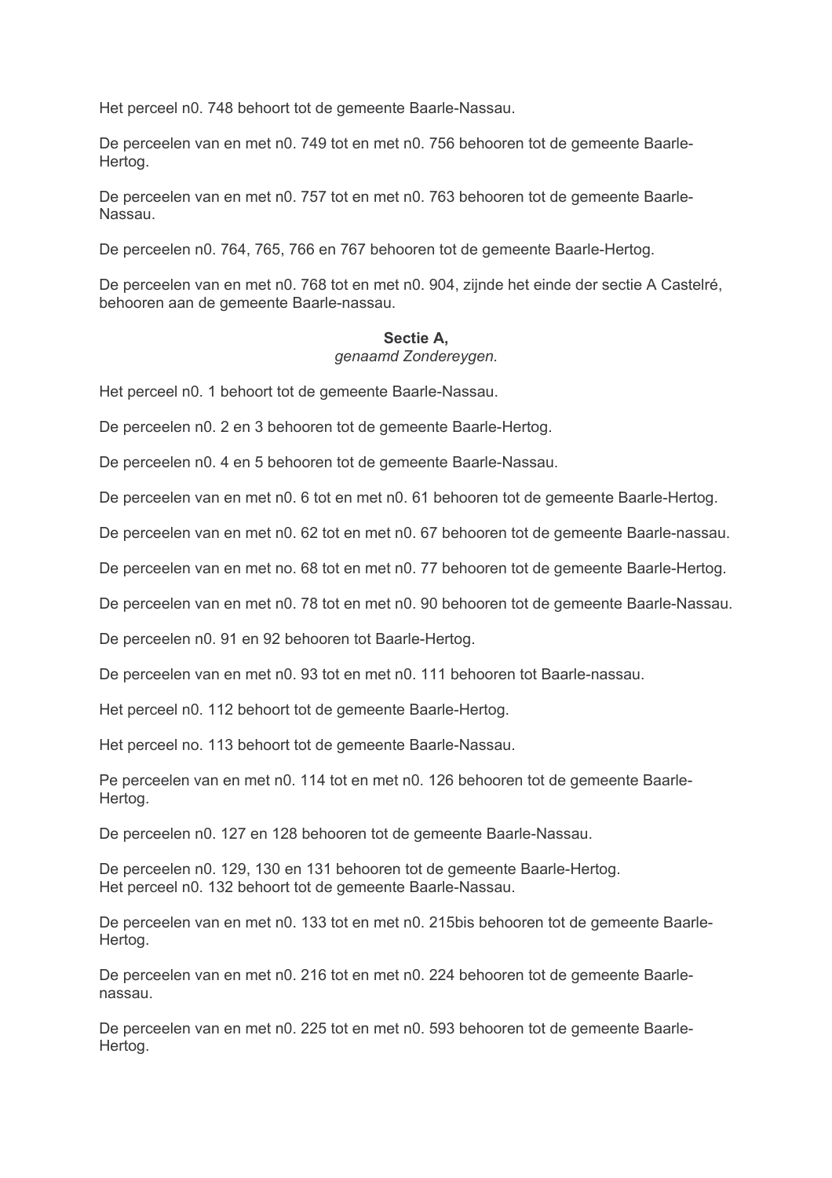Het perceel n0. 748 behoort tot de gemeente Baarle-Nassau.

De perceelen van en met n0. 749 tot en met n0. 756 behooren tot de gemeente Baarle-Hertog.

De perceelen van en met n0. 757 tot en met n0. 763 behooren tot de gemeente Baarle-Nassau.

De perceelen n0. 764, 765, 766 en 767 behooren tot de gemeente Baarle-Hertog.

De perceelen van en met n0. 768 tot en met n0. 904, zijnde het einde der sectie A Castelré, behooren aan de gemeente Baarle-nassau.

**Sectie A,**
*genaamd Zondereygen.*

Het perceel n0. 1 behoort tot de gemeente Baarle-Nassau.

De perceelen n0. 2 en 3 behooren tot de gemeente Baarle-Hertog.

De perceelen n0. 4 en 5 behooren tot de gemeente Baarle-Nassau.

De perceelen van en met n0. 6 tot en met n0. 61 behooren tot de gemeente Baarle-Hertog.

De perceelen van en met n0. 62 tot en met n0. 67 behooren tot de gemeente Baarle-nassau.

De perceelen van en met no. 68 tot en met n0. 77 behooren tot de gemeente Baarle-Hertog.

De perceelen van en met n0. 78 tot en met n0. 90 behooren tot de gemeente Baarle-Nassau.

De perceelen n0. 91 en 92 behooren tot Baarle-Hertog.

De perceelen van en met n0. 93 tot en met n0. 111 behooren tot Baarle-nassau.

Het perceel n0. 112 behoort tot de gemeente Baarle-Hertog.

Het perceel no. 113 behoort tot de gemeente Baarle-Nassau.

Pe perceelen van en met n0. 114 tot en met n0. 126 behooren tot de gemeente Baarle-Hertog.

De perceelen n0. 127 en 128 behooren tot de gemeente Baarle-Nassau.

De perceelen n0. 129, 130 en 131 behooren tot de gemeente Baarle-Hertog.
Het perceel n0. 132 behoort tot de gemeente Baarle-Nassau.

De perceelen van en met n0. 133 tot en met n0. 215bis behooren tot de gemeente Baarle-Hertog.

De perceelen van en met n0. 216 tot en met n0. 224 behooren tot de gemeente Baarle-nassau.

De perceelen van en met n0. 225 tot en met n0. 593 behooren tot de gemeente Baarle-Hertog.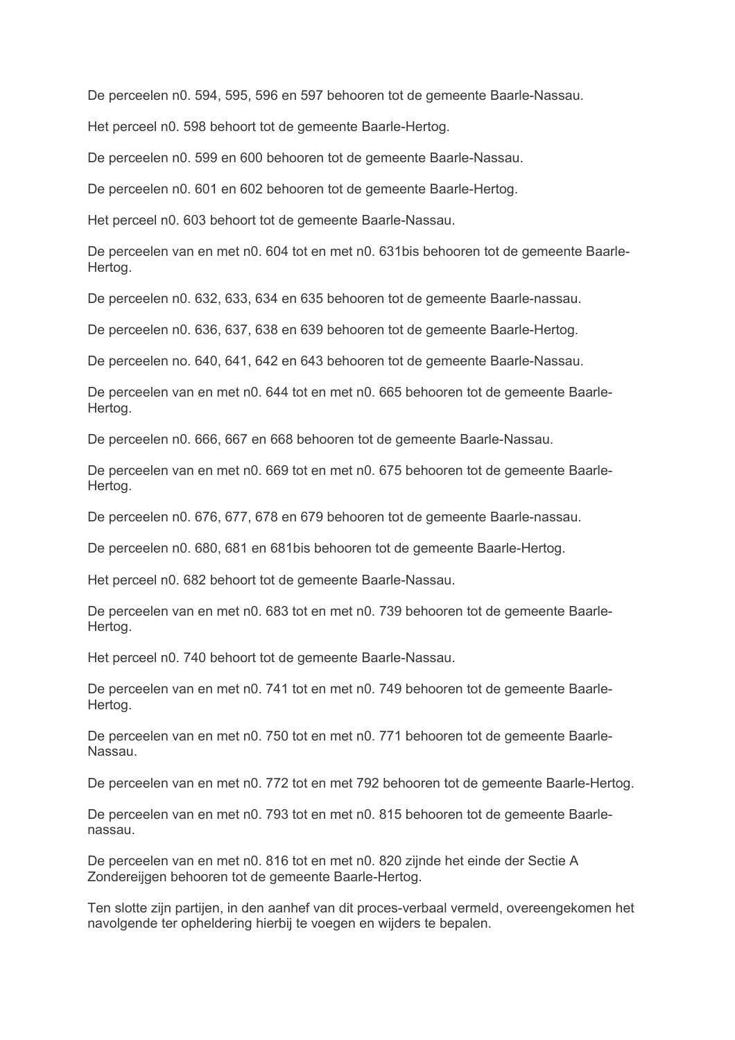De perceelen n0. 594, 595, 596 en 597 behooren tot de gemeente Baarle-Nassau.

Het perceel n0. 598 behoort tot de gemeente Baarle-Hertog.

De perceelen n0. 599 en 600 behooren tot de gemeente Baarle-Nassau.

De perceelen n0. 601 en 602 behooren tot de gemeente Baarle-Hertog.

Het perceel n0. 603 behoort tot de gemeente Baarle-Nassau.

De perceelen van en met n0. 604 tot en met n0. 631bis behooren tot de gemeente Baarle-Hertog.

De perceelen n0. 632, 633, 634 en 635 behooren tot de gemeente Baarle-nassau.

De perceelen n0. 636, 637, 638 en 639 behooren tot de gemeente Baarle-Hertog.

De perceelen no. 640, 641, 642 en 643 behooren tot de gemeente Baarle-Nassau.

De perceelen van en met n0. 644 tot en met n0. 665 behooren tot de gemeente Baarle-Hertog.

De perceelen n0. 666, 667 en 668 behooren tot de gemeente Baarle-Nassau.

De perceelen van en met n0. 669 tot en met n0. 675 behooren tot de gemeente Baarle-Hertog.

De perceelen n0. 676, 677, 678 en 679 behooren tot de gemeente Baarle-nassau.

De perceelen n0. 680, 681 en 681bis behooren tot de gemeente Baarle-Hertog.

Het perceel n0. 682 behoort tot de gemeente Baarle-Nassau.

De perceelen van en met n0. 683 tot en met n0. 739 behooren tot de gemeente Baarle-Hertog.

Het perceel n0. 740 behoort tot de gemeente Baarle-Nassau.

De perceelen van en met n0. 741 tot en met n0. 749 behooren tot de gemeente Baarle-Hertog.

De perceelen van en met n0. 750 tot en met n0. 771 behooren tot de gemeente Baarle-Nassau.

De perceelen van en met n0. 772 tot en met 792 behooren tot de gemeente Baarle-Hertog.

De perceelen van en met n0. 793 tot en met n0. 815 behooren tot de gemeente Baarle-nassau.

De perceelen van en met n0. 816 tot en met n0. 820 zijnde het einde der Sectie A Zondereijgen behooren tot de gemeente Baarle-Hertog.

Ten slotte zijn partijen, in den aanhef van dit proces-verbaal vermeld, overeengekomen het navolgende ter opheldering hierbij te voegen en wijders te bepalen.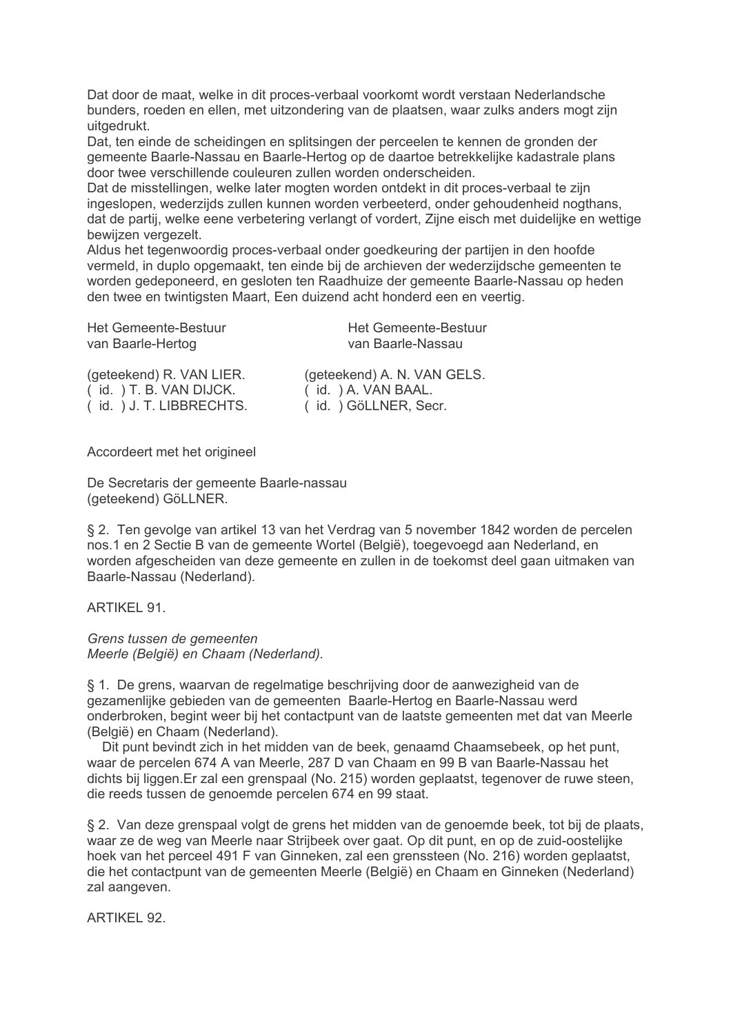Dat door de maat, welke in dit proces-verbaal voorkomt wordt verstaan Nederlandsche bunders, roeden en ellen, met uitzondering van de plaatsen, waar zulks anders mogt zijn uitgedrukt.
Dat, ten einde de scheidingen en splitsingen der perceelen te kennen de gronden der gemeente Baarle-Nassau en Baarle-Hertog op de daartoe betrekkelijke kadastrale plans door twee verschillende couleuren zullen worden onderscheiden.
Dat de misstellingen, welke later mogten worden ontdekt in dit proces-verbaal te zijn ingeslopen, wederzijds zullen kunnen worden verbeterd, onder gehoudenheid nogthans, dat de partij, welke eene verbetering verlangt of vordert, Zijne eisch met duidelijke en wettige bewijzen vergezelt.
Aldus het tegenwoordig proces-verbaal onder goedkeuring der partijen in den hoofde vermeld, in duplo opgemaakt, ten einde bij de archieven der wederzijdsche gemeenten te worden gedeponeerd, en gesloten ten Raadhuize der gemeente Baarle-Nassau op heden den twee en twintigsten Maart, Een duizend acht honderd een en veertig.

| Het Gemeente-Bestuur van Baarle-Hertog | Het Gemeente-Bestuur van Baarle-Nassau |
|---|---|
| (geteekend) R. VAN LIER. | (geteekend) A. N. VAN GELS. |
| ( id. ) T. B. VAN DIJCK. | ( id. ) A. VAN BAAL. |
| ( id. ) J. T. LIBBRECHTS. | ( id. ) GöLLNER, Secr. |

Accordeert met het origineel

De Secretaris der gemeente Baarle-nassau
(geteekend) GöLLNER.

§ 2. Ten gevolge van artikel 13 van het Verdrag van 5 november 1842 worden de percelen nos.1 en 2 Sectie B van de gemeente Wortel (België), toegevoegd aan Nederland, en worden afgescheiden van deze gemeente en zullen in de toekomst deel gaan uitmaken van Baarle-Nassau (Nederland).

ARTIKEL 91.

*Grens tussen de gemeenten Meerle (België) en Chaam (Nederland).*

§ 1. De grens, waarvan de regelmatige beschrijving door de aanwezigheid van de gezamenlijke gebieden van de gemeenten Baarle-Hertog en Baarle-Nassau werd onderbroken, begint weer bij het contactpunt van de laatste gemeenten met dat van Meerle (België) en Chaam (Nederland).

Dit punt bevindt zich in het midden van de beek, genaamd Chaamsebeek, op het punt, waar de percelen 674 A van Meerle, 287 D van Chaam en 99 B van Baarle-Nassau het dichts bij liggen.Er zal een grenspaal (No. 215) worden geplaatst, tegenover de ruwe steen, die reeds tussen de genoemde percelen 674 en 99 staat.

§ 2. Van deze grenspaal volgt de grens het midden van de genoemde beek, tot bij de plaats, waar ze de weg van Meerle naar Strijbeek over gaat. Op dit punt, en op de zuid-oostelijke hoek van het perceel 491 F van Ginneken, zal een grenssteen (No. 216) worden geplaatst, die het contactpunt van de gemeenten Meerle (België) en Chaam en Ginneken (Nederland) zal aangeven.

ARTIKEL 92.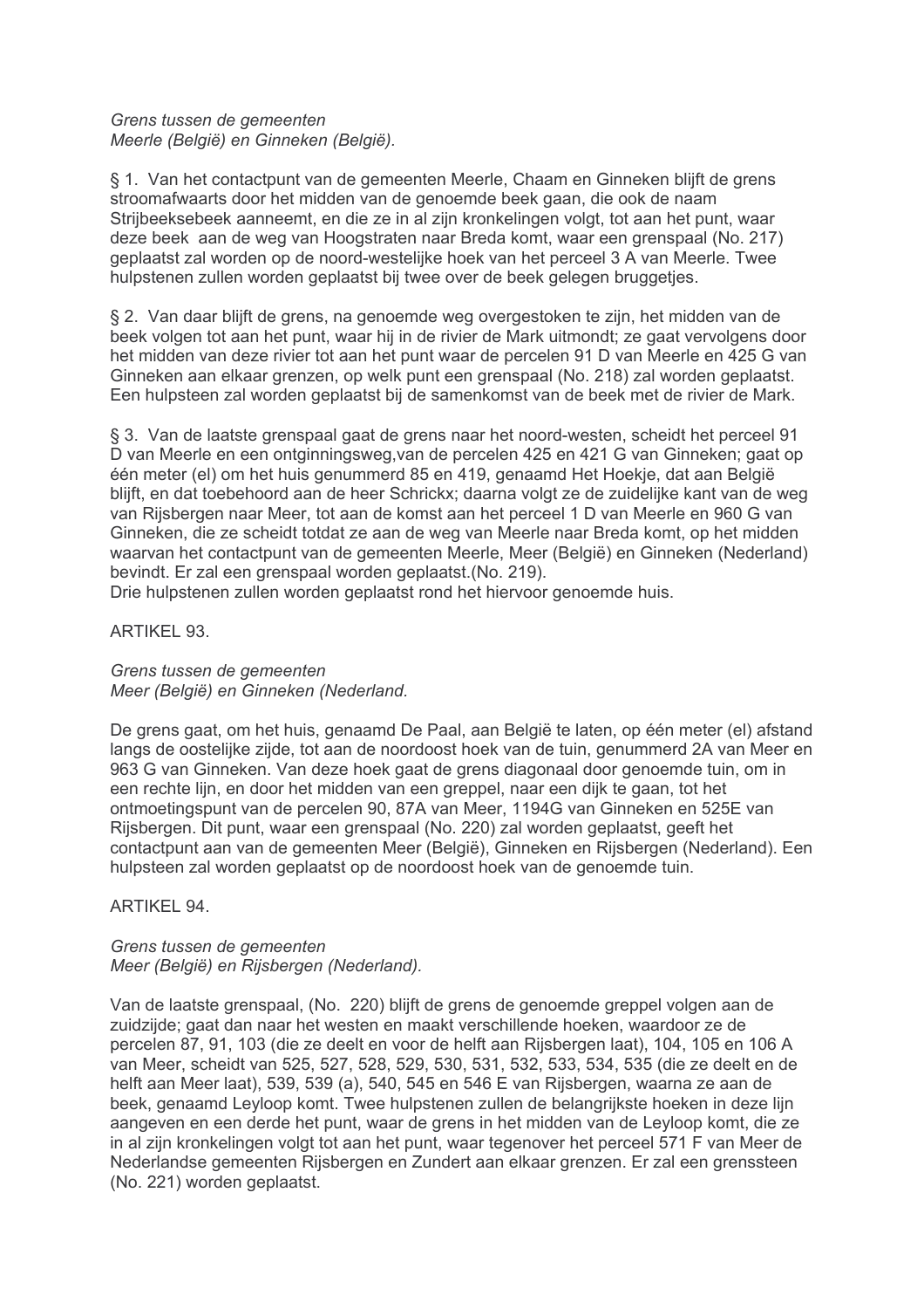*Grens tussen de gemeenten*
*Meerle (België) en Ginneken (België).*

§ 1. Van het contactpunt van de gemeenten Meerle, Chaam en Ginneken blijft de grens stroomafwaarts door het midden van de genoemde beek gaan, die ook de naam Strijbeeksebeek aanneemt, en die ze in al zijn kronkelingen volgt, tot aan het punt, waar deze beek aan de weg van Hoogstraten naar Breda komt, waar een grenspaal (No. 217) geplaatst zal worden op de noord-westelijke hoek van het perceel 3 A van Meerle. Twee hulpstenen zullen worden geplaatst bij twee over de beek gelegen bruggetjes.

§ 2. Van daar blijft de grens, na genoemde weg overgestoken te zijn, het midden van de beek volgen tot aan het punt, waar hij in de rivier de Mark uitmondt; ze gaat vervolgens door het midden van deze rivier tot aan het punt waar de percelen 91 D van Meerle en 425 G van Ginneken aan elkaar grenzen, op welk punt een grenspaal (No. 218) zal worden geplaatst. Een hulpsteen zal worden geplaatst bij de samenkomst van de beek met de rivier de Mark.

§ 3. Van de laatste grenspaal gaat de grens naar het noord-westen, scheidt het perceel 91 D van Meerle en een ontginningsweg,van de percelen 425 en 421 G van Ginneken; gaat op één meter (el) om het huis genummerd 85 en 419, genaamd Het Hoekje, dat aan België blijft, en dat toebehoord aan de heer Schrickx; daarna volgt ze de zuidelijke kant van de weg van Rijsbergen naar Meer, tot aan de komst aan het perceel 1 D van Meerle en 960 G van Ginneken, die ze scheidt totdat ze aan de weg van Meerle naar Breda komt, op het midden waarvan het contactpunt van de gemeenten Meerle, Meer (België) en Ginneken (Nederland) bevindt. Er zal een grenspaal worden geplaatst.(No. 219).
Drie hulpstenen zullen worden geplaatst rond het hiervoor genoemde huis.

ARTIKEL 93.

*Grens tussen de gemeenten*
*Meer (België) en Ginneken (Nederland.*

De grens gaat, om het huis, genaamd De Paal, aan België te laten, op één meter (el) afstand langs de oostelijke zijde, tot aan de noordoost hoek van de tuin, genummerd 2A van Meer en 963 G van Ginneken. Van deze hoek gaat de grens diagonaal door genoemde tuin, om in een rechte lijn, en door het midden van een greppel, naar een dijk te gaan, tot het ontmoetingspunt van de percelen 90, 87A van Meer, 1194G van Ginneken en 525E van Rijsbergen. Dit punt, waar een grenspaal (No. 220) zal worden geplaatst, geeft het contactpunt aan van de gemeenten Meer (België), Ginneken en Rijsbergen (Nederland). Een hulpsteen zal worden geplaatst op de noordoost hoek van de genoemde tuin.

ARTIKEL 94.

*Grens tussen de gemeenten*
*Meer (België) en Rijsbergen (Nederland).*

Van de laatste grenspaal, (No. 220) blijft de grens de genoemde greppel volgen aan de zuidzijde; gaat dan naar het westen en maakt verschillende hoeken, waardoor ze de percelen 87, 91, 103 (die ze deelt en voor de helft aan Rijsbergen laat), 104, 105 en 106 A van Meer, scheidt van 525, 527, 528, 529, 530, 531, 532, 533, 534, 535 (die ze deelt en de helft aan Meer laat), 539, 539 (a), 540, 545 en 546 E van Rijsbergen, waarna ze aan de beek, genaamd Leyloop komt. Twee hulpstenen zullen de belangrijkste hoeken in deze lijn aangeven en een derde het punt, waar de grens in het midden van de Leyloop komt, die ze in al zijn kronkelingen volgt tot aan het punt, waar tegenover het perceel 571 F van Meer de Nederlandse gemeenten Rijsbergen en Zundert aan elkaar grenzen. Er zal een grenssteen (No. 221) worden geplaatst.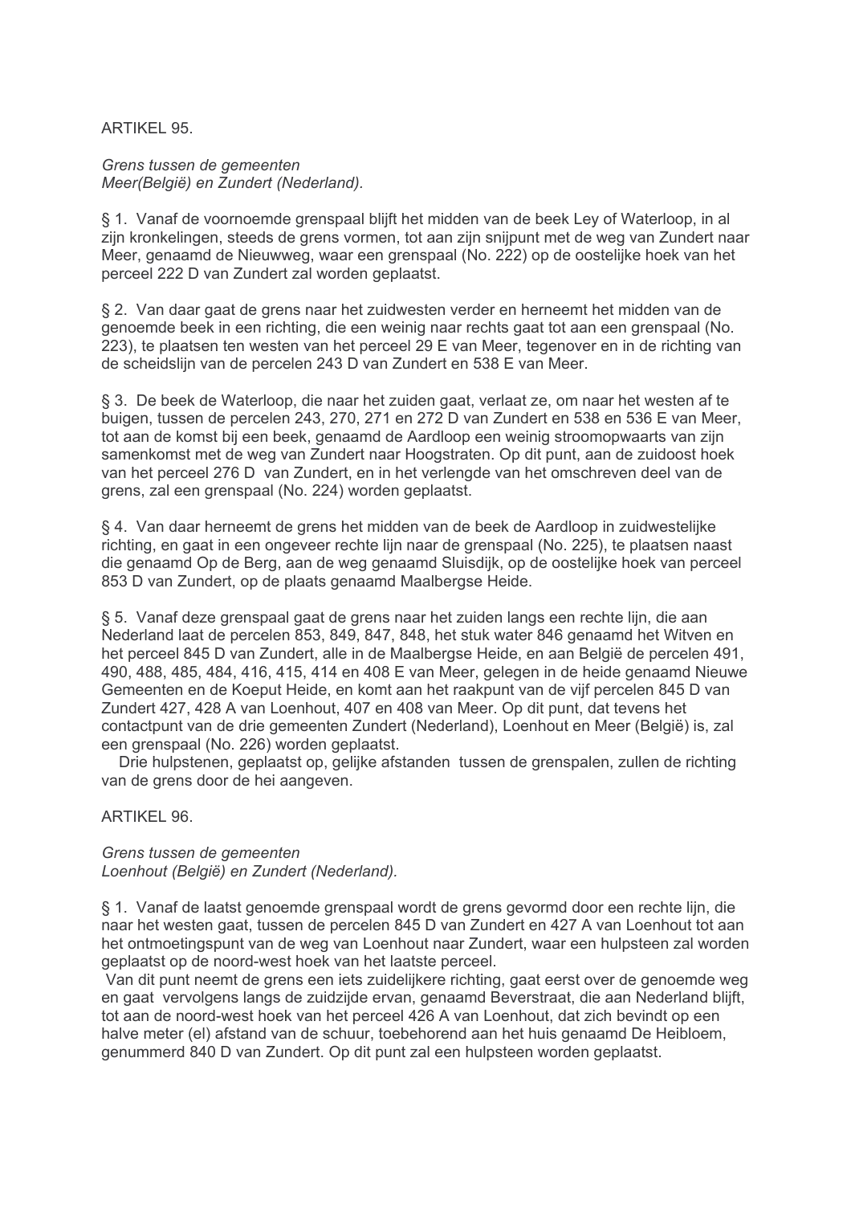ARTIKEL 95.

*Grens tussen de gemeenten*
*Meer(België) en Zundert (Nederland).*

§ 1. Vanaf de voornoemde grenspaal blijft het midden van de beek Ley of Waterloop, in al zijn kronkelingen, steeds de grens vormen, tot aan zijn snijpunt met de weg van Zundert naar Meer, genaamd de Nieuwweg, waar een grenspaal (No. 222) op de oostelijke hoek van het perceel 222 D van Zundert zal worden geplaatst.

§ 2. Van daar gaat de grens naar het zuidwesten verder en herneemt het midden van de genoemde beek in een richting, die een weinig naar rechts gaat tot aan een grenspaal (No. 223), te plaatsen ten westen van het perceel 29 E van Meer, tegenover en in de richting van de scheidslijn van de percelen 243 D van Zundert en 538 E van Meer.

§ 3. De beek de Waterloop, die naar het zuiden gaat, verlaat ze, om naar het westen af te buigen, tussen de percelen 243, 270, 271 en 272 D van Zundert en 538 en 536 E van Meer, tot aan de komst bij een beek, genaamd de Aardloop een weinig stroomopwaarts van zijn samenkomst met de weg van Zundert naar Hoogstraten. Op dit punt, aan de zuidoost hoek van het perceel 276 D van Zundert, en in het verlengde van het omschreven deel van de grens, zal een grenspaal (No. 224) worden geplaatst.

§ 4. Van daar herneemt de grens het midden van de beek de Aardloop in zuidwestelijke richting, en gaat in een ongeveer rechte lijn naar de grenspaal (No. 225), te plaatsen naast die genaamd Op de Berg, aan de weg genaamd Sluisdijk, op de oostelijke hoek van perceel 853 D van Zundert, op de plaats genaamd Maalbergse Heide.

§ 5. Vanaf deze grenspaal gaat de grens naar het zuiden langs een rechte lijn, die aan Nederland laat de percelen 853, 849, 847, 848, het stuk water 846 genaamd het Witven en het perceel 845 D van Zundert, alle in de Maalbergse Heide, en aan België de percelen 491, 490, 488, 485, 484, 416, 415, 414 en 408 E van Meer, gelegen in de heide genaamd Nieuwe Gemeenten en de Koeput Heide, en komt aan het raakpunt van de vijf percelen 845 D van Zundert 427, 428 A van Loenhout, 407 en 408 van Meer. Op dit punt, dat tevens het contactpunt van de drie gemeenten Zundert (Nederland), Loenhout en Meer (België) is, zal een grenspaal (No. 226) worden geplaatst.

Drie hulpstenen, geplaatst op, gelijke afstanden tussen de grenspalen, zullen de richting van de grens door de hei aangeven.

ARTIKEL 96.

*Grens tussen de gemeenten*
*Loenhout (België) en Zundert (Nederland).*

§ 1. Vanaf de laatst genoemde grenspaal wordt de grens gevormd door een rechte lijn, die naar het westen gaat, tussen de percelen 845 D van Zundert en 427 A van Loenhout tot aan het ontmoetingspunt van de weg van Loenhout naar Zundert, waar een hulpsteen zal worden geplaatst op de noord-west hoek van het laatste perceel.

Van dit punt neemt de grens een iets zuidelijkere richting, gaat eerst over de genoemde weg en gaat vervolgens langs de zuidzijde ervan, genaamd Beverstraat, die aan Nederland blijft, tot aan de noord-west hoek van het perceel 426 A van Loenhout, dat zich bevindt op een halve meter (el) afstand van de schuur, toebehorend aan het huis genaamd De Heibloem, genummerd 840 D van Zundert. Op dit punt zal een hulpsteen worden geplaatst.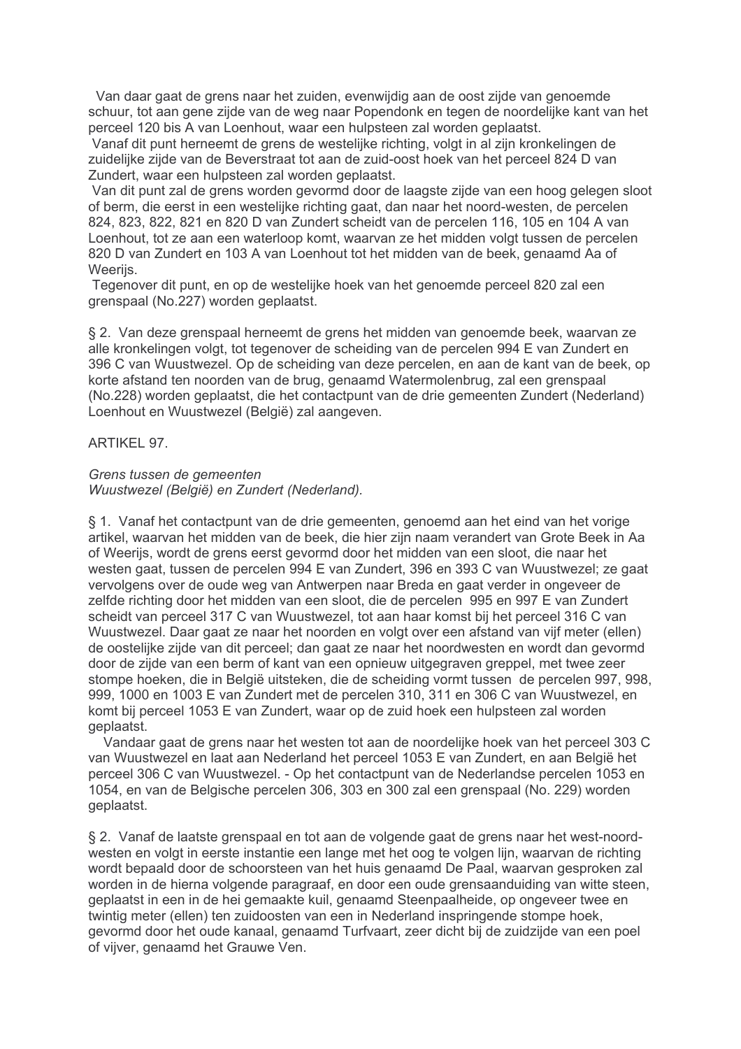Van daar gaat de grens naar het zuiden, evenwijdig aan de oost zijde van genoemde schuur, tot aan gene zijde van de weg naar Popendonk en tegen de noordelijke kant van het perceel 120 bis A van Loenhout, waar een hulpsteen zal worden geplaatst.

Vanaf dit punt herneemt de grens de westelijke richting, volgt in al zijn kronkelingen de zuidelijke zijde van de Beverstraat tot aan de zuid-oost hoek van het perceel 824 D van Zundert, waar een hulpsteen zal worden geplaatst.

Van dit punt zal de grens worden gevormd door de laagste zijde van een hoog gelegen sloot of berm, die eerst in een westelijke richting gaat, dan naar het noord-westen, de percelen 824, 823, 822, 821 en 820 D van Zundert scheidt van de percelen 116, 105 en 104 A van Loenhout, tot ze aan een waterloop komt, waarvan ze het midden volgt tussen de percelen 820 D van Zundert en 103 A van Loenhout tot het midden van de beek, genaamd Aa of Weerijs.

Tegenover dit punt, en op de westelijke hoek van het genoemde perceel 820 zal een grenspaal (No.227) worden geplaatst.

§ 2. Van deze grenspaal herneemt de grens het midden van genoemde beek, waarvan ze alle kronkelingen volgt, tot tegenover de scheiding van de percelen 994 E van Zundert en 396 C van Wuustwezel. Op de scheiding van deze percelen, en aan de kant van de beek, op korte afstand ten noorden van de brug, genaamd Watermolenbrug, zal een grenspaal (No.228) worden geplaatst, die het contactpunt van de drie gemeenten Zundert (Nederland) Loenhout en Wuustwezel (België) zal aangeven.

ARTIKEL 97.

*Grens tussen de gemeenten*
*Wuustwezel (België) en Zundert (Nederland).*

§ 1. Vanaf het contactpunt van de drie gemeenten, genoemd aan het eind van het vorige artikel, waarvan het midden van de beek, die hier zijn naam verandert van Grote Beek in Aa of Weerijs, wordt de grens eerst gevormd door het midden van een sloot, die naar het westen gaat, tussen de percelen 994 E van Zundert, 396 en 393 C van Wuustwezel; ze gaat vervolgens over de oude weg van Antwerpen naar Breda en gaat verder in ongeveer de zelfde richting door het midden van een sloot, die de percelen 995 en 997 E van Zundert scheidt van perceel 317 C van Wuustwezel, tot aan haar komst bij het perceel 316 C van Wuustwezel. Daar gaat ze naar het noorden en volgt over een afstand van vijf meter (ellen) de oostelijke zijde van dit perceel; dan gaat ze naar het noordwesten en wordt dan gevormd door de zijde van een berm of kant van een opnieuw uitgegraven greppel, met twee zeer stompe hoeken, die in België uitsteken, die de scheiding vormt tussen de percelen 997, 998, 999, 1000 en 1003 E van Zundert met de percelen 310, 311 en 306 C van Wuustwezel, en komt bij perceel 1053 E van Zundert, waar op de zuid hoek een hulpsteen zal worden geplaatst.

Vandaar gaat de grens naar het westen tot aan de noordelijke hoek van het perceel 303 C van Wuustwezel en laat aan Nederland het perceel 1053 E van Zundert, en aan België het perceel 306 C van Wuustwezel. - Op het contactpunt van de Nederlandse percelen 1053 en 1054, en van de Belgische percelen 306, 303 en 300 zal een grenspaal (No. 229) worden geplaatst.

§ 2. Vanaf de laatste grenspaal en tot aan de volgende gaat de grens naar het west-noord-westen en volgt in eerste instantie een lange met het oog te volgen lijn, waarvan de richting wordt bepaald door de schoorsteen van het huis genaamd De Paal, waarvan gesproken zal worden in de hierna volgende paragraaf, en door een oude grensaanduiding van witte steen, geplaatst in een in de hei gemaakte kuil, genaamd Steenpaalheide, op ongeveer twee en twintig meter (ellen) ten zuidoosten van een in Nederland inspringende stompe hoek, gevormd door het oude kanaal, genaamd Turfvaart, zeer dicht bij de zuidzijde van een poel of vijver, genaamd het Grauwe Ven.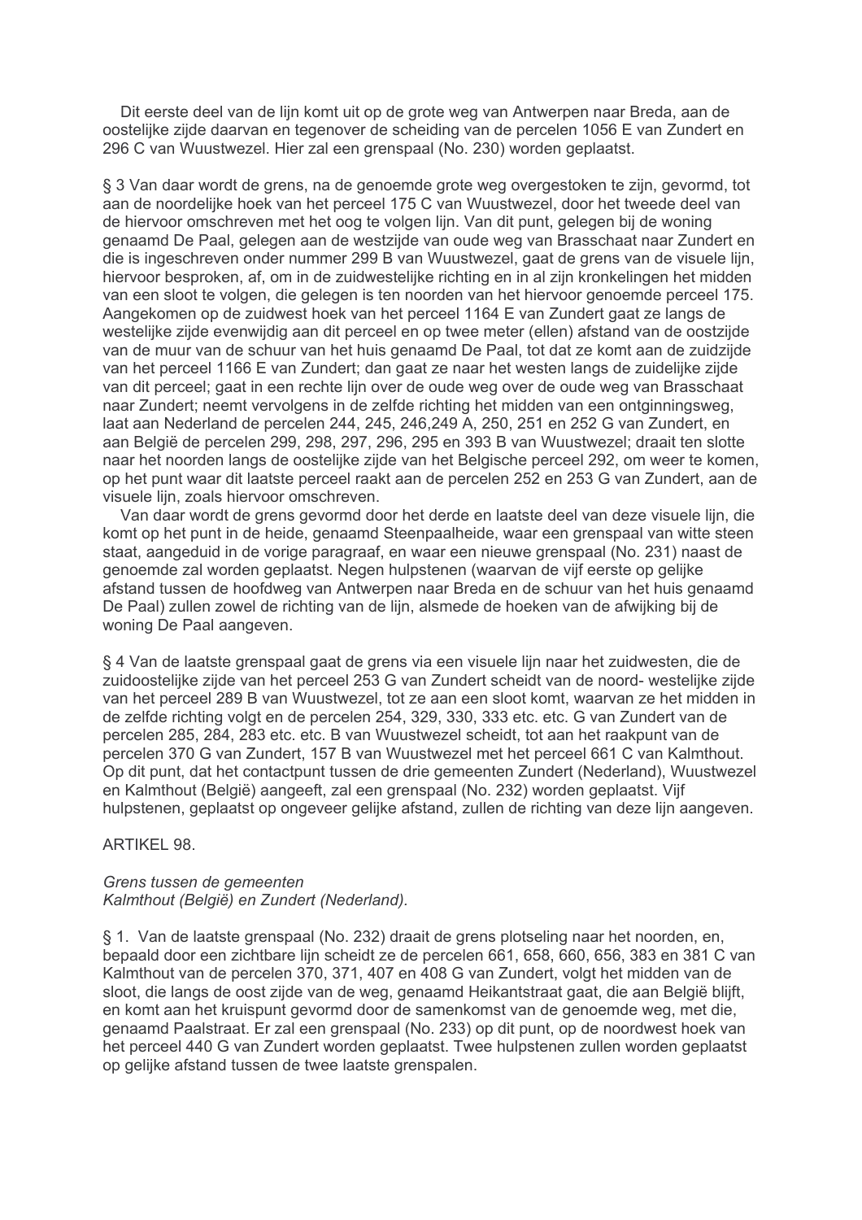Dit eerste deel van de lijn komt uit op de grote weg van Antwerpen naar Breda, aan de oostelijke zijde daarvan en tegenover de scheiding van de percelen 1056 E van Zundert en 296 C van Wuustwezel. Hier zal een grenspaal (No. 230) worden geplaatst.

§ 3 Van daar wordt de grens, na de genoemde grote weg overgestoken te zijn, gevormd, tot aan de noordelijke hoek van het perceel 175 C van Wuustwezel, door het tweede deel van de hiervoor omschreven met het oog te volgen lijn. Van dit punt, gelegen bij de woning genaamd De Paal, gelegen aan de westzijde van oude weg van Brasschaat naar Zundert en die is ingeschreven onder nummer 299 B van Wuustwezel, gaat de grens van de visuele lijn, hiervoor besproken, af, om in de zuidwestelijke richting en in al zijn kronkelingen het midden van een sloot te volgen, die gelegen is ten noorden van het hiervoor genoemde perceel 175. Aangekomen op de zuidwest hoek van het perceel 1164 E van Zundert gaat ze langs de westelijke zijde evenwijdig aan dit perceel en op twee meter (ellen) afstand van de oostzijde van de muur van de schuur van het huis genaamd De Paal, tot dat ze komt aan de zuidzijde van het perceel 1166 E van Zundert; dan gaat ze naar het westen langs de zuidelijke zijde van dit perceel; gaat in een rechte lijn over de oude weg over de oude weg van Brasschaat naar Zundert; neemt vervolgens in de zelfde richting het midden van een ontginningsweg, laat aan Nederland de percelen 244, 245, 246,249 A, 250, 251 en 252 G van Zundert, en aan België de percelen 299, 298, 297, 296, 295 en 393 B van Wuustwezel; draait ten slotte naar het noorden langs de oostelijke zijde van het Belgische perceel 292, om weer te komen, op het punt waar dit laatste perceel raakt aan de percelen 252 en 253 G van Zundert, aan de visuele lijn, zoals hiervoor omschreven.

Van daar wordt de grens gevormd door het derde en laatste deel van deze visuele lijn, die komt op het punt in de heide, genaamd Steenpaalheide, waar een grenspaal van witte steen staat, aangeduid in de vorige paragraaf, en waar een nieuwe grenspaal (No. 231) naast de genoemde zal worden geplaatst. Negen hulpstenen (waarvan de vijf eerste op gelijke afstand tussen de hoofdweg van Antwerpen naar Breda en de schuur van het huis genaamd De Paal) zullen zowel de richting van de lijn, alsmede de hoeken van de afwijking bij de woning De Paal aangeven.

§ 4 Van de laatste grenspaal gaat de grens via een visuele lijn naar het zuidwesten, die de zuidoostelijke zijde van het perceel 253 G van Zundert scheidt van de noord- westelijke zijde van het perceel 289 B van Wuustwezel, tot ze aan een sloot komt, waarvan ze het midden in de zelfde richting volgt en de percelen 254, 329, 330, 333 etc. etc. G van Zundert van de percelen 285, 284, 283 etc. etc. B van Wuustwezel scheidt, tot aan het raakpunt van de percelen 370 G van Zundert, 157 B van Wuustwezel met het perceel 661 C van Kalmthout. Op dit punt, dat het contactpunt tussen de drie gemeenten Zundert (Nederland), Wuustwezel en Kalmthout (België) aangeeft, zal een grenspaal (No. 232) worden geplaatst. Vijf hulpstenen, geplaatst op ongeveer gelijke afstand, zullen de richting van deze lijn aangeven.

ARTIKEL 98.

*Grens tussen de gemeenten*
*Kalmthout (België) en Zundert (Nederland).*

§ 1. Van de laatste grenspaal (No. 232) draait de grens plotseling naar het noorden, en, bepaald door een zichtbare lijn scheidt ze de percelen 661, 658, 660, 656, 383 en 381 C van Kalmthout van de percelen 370, 371, 407 en 408 G van Zundert, volgt het midden van de sloot, die langs de oost zijde van de weg, genaamd Heikantstraat gaat, die aan België blijft, en komt aan het kruispunt gevormd door de samenkomst van de genoemde weg, met die, genaamd Paalstraat. Er zal een grenspaal (No. 233) op dit punt, op de noordwest hoek van het perceel 440 G van Zundert worden geplaatst. Twee hulpstenen zullen worden geplaatst op gelijke afstand tussen de twee laatste grenspalen.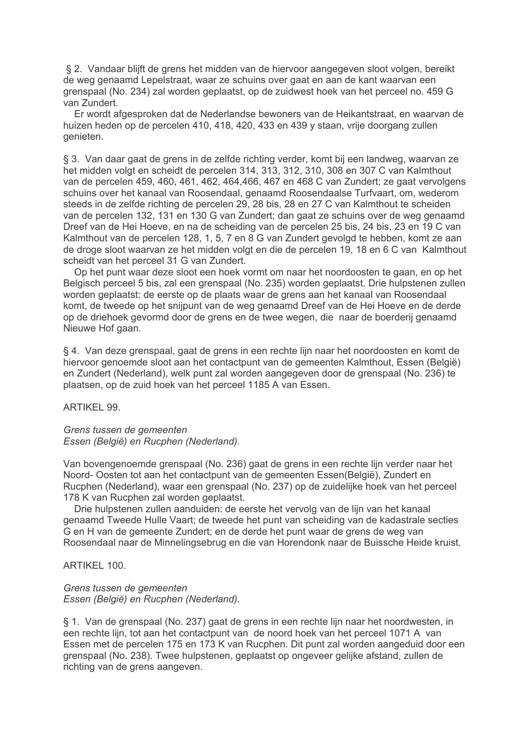§ 2. Vandaar blijft de grens het midden van de hiervoor aangegeven sloot volgen, bereikt de weg genaamd Lepelstraat, waar ze schuins over gaat en aan de kant waarvan een grenspaal (No. 234) zal worden geplaatst, op de zuidwest hoek van het perceel no. 459 G van Zundert.

Er wordt afgesproken dat de Nederlandse bewoners van de Heikantstraat, en waarvan de huizen heden op de percelen 410, 418, 420, 433 en 439 y staan, vrije doorgang zullen genieten.

§ 3. Van daar gaat de grens in de zelfde richting verder, komt bij een landweg, waarvan ze het midden volgt en scheidt de percelen 314, 313, 312, 310, 308 en 307 C van Kalmthout van de percelen 459, 460, 461, 462, 464,466, 467 en 468 C van Zundert; ze gaat vervolgens schuins over het kanaal van Roosendaal, genaamd Roosendaalse Turfvaart, om, wederom steeds in de zelfde richting de percelen 29, 28 bis, 28 en 27 C van Kalmthout te scheiden van de percelen 132, 131 en 130 G van Zundert; dan gaat ze schuins over de weg genaamd Dreef van de Hei Hoeve, en na de scheiding van de percelen 25 bis, 24 bis, 23 en 19 C van Kalmthout van de percelen 128, 1, 5, 7 en 8 G van Zundert gevolgd te hebben, komt ze aan de droge sloot waarvan ze het midden volgt en die de percelen 19, 18 en 6 C van Kalmthout scheidt van het perceel 31 G van Zundert.

Op het punt waar deze sloot een hoek vormt om naar het noordoosten te gaan, en op het Belgisch perceel 5 bis, zal een grenspaal (No. 235) worden geplaatst. Drie hulpstenen zullen worden geplaatst: de eerste op de plaats waar de grens aan het kanaal van Roosendaal komt, de tweede op het snijpunt van de weg genaamd Dreef van de Hei Hoeve en de derde op de driehoek gevormd door de grens en de twee wegen, die naar de boerderij genaamd Nieuwe Hof gaan.

§ 4. Van deze grenspaal, gaat de grens in een rechte lijn naar het noordoosten en komt de hiervoor genoemde sloot aan het contactpunt van de gemeenten Kalmthout, Essen (België) en Zundert (Nederland), welk punt zal worden aangegeven door de grenspaal (No. 236) te plaatsen, op de zuid hoek van het perceel 1185 A van Essen.

ARTIKEL 99.

*Grens tussen de gemeenten*
*Essen (België) en Rucphen (Nederland).*

Van bovengenoemde grenspaal (No. 236) gaat de grens in een rechte lijn verder naar het Noord- Oosten tot aan het contactpunt van de gemeenten Essen(België), Zundert en Rucphen (Nederland), waar een grenspaal (No. 237) op de zuidelijke hoek van het perceel 178 K van Rucphen zal worden geplaatst.

Drie hulpstenen zullen aanduiden: de eerste het vervolg van de lijn van het kanaal genaamd Tweede Hulle Vaart; de tweede het punt van scheiding van de kadastrale secties G en H van de gemeente Zundert; en de derde het punt waar de grens de weg van Roosendaal naar de Minnelingsebrug en die van Horendonk naar de Buissche Heide kruist.

ARTIKEL 100.

*Grens tussen de gemeenten*
*Essen (België) en Rucphen (Nederland).*

§ 1. Van de grenspaal (No. 237) gaat de grens in een rechte lijn naar het noordwesten, in een rechte lijn, tot aan het contactpunt van de noord hoek van het perceel 1071 A van Essen met de percelen 175 en 173 K van Rucphen. Dit punt zal worden aangeduid door een grenspaal (No. 238). Twee hulpstenen, geplaatst op ongeveer gelijke afstand, zullen de richting van de grens aangeven.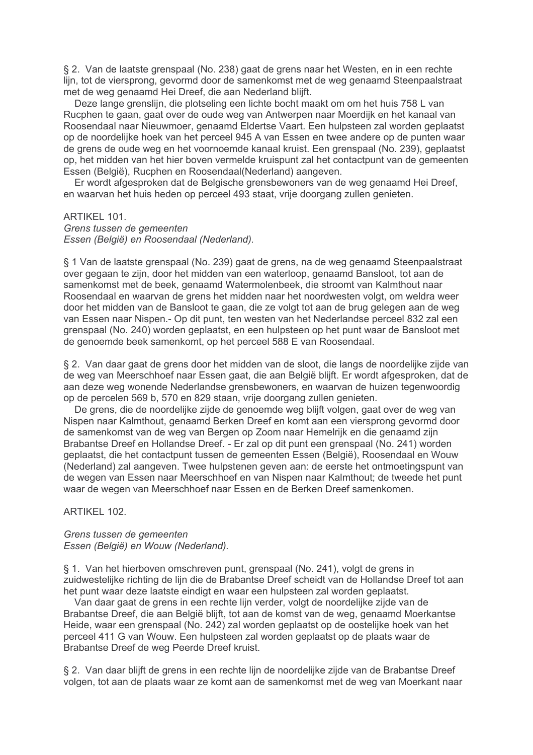§ 2. Van de laatste grenspaal (No. 238) gaat de grens naar het Westen, en in een rechte lijn, tot de viersprong, gevormd door de samenkomst met de weg genaamd Steenpaalstraat met de weg genaamd Hei Dreef, die aan Nederland blijft.

Deze lange grenslijn, die plotseling een lichte bocht maakt om om het huis 758 L van Rucphen te gaan, gaat over de oude weg van Antwerpen naar Moerdijk en het kanaal van Roosendaal naar Nieuwmoer, genaamd Eldertse Vaart. Een hulpsteen zal worden geplaatst op de noordelijke hoek van het perceel 945 A van Essen en twee andere op de punten waar de grens de oude weg en het voornoemde kanaal kruist. Een grenspaal (No. 239), geplaatst op, het midden van het hier boven vermelde kruispunt zal het contactpunt van de gemeenten Essen (België), Rucphen en Roosendaal(Nederland) aangeven.

Er wordt afgesproken dat de Belgische grensbewoners van de weg genaamd Hei Dreef, en waarvan het huis heden op perceel 493 staat, vrije doorgang zullen genieten.

ARTIKEL 101.

*Grens tussen de gemeenten*
*Essen (België) en Roosendaal (Nederland).*

§ 1 Van de laatste grenspaal (No. 239) gaat de grens, na de weg genaamd Steenpaalstraat over gegaan te zijn, door het midden van een waterloop, genaamd Bansloot, tot aan de samenkomst met de beek, genaamd Watermolenbeek, die stroomt van Kalmthout naar Roosendaal en waarvan de grens het midden naar het noordwesten volgt, om weldra weer door het midden van de Bansloot te gaan, die ze volgt tot aan de brug gelegen aan de weg van Essen naar Nispen.- Op dit punt, ten westen van het Nederlandse perceel 832 zal een grenspaal (No. 240) worden geplaatst, en een hulpsteen op het punt waar de Bansloot met de genoemde beek samenkomt, op het perceel 588 E van Roosendaal.

§ 2. Van daar gaat de grens door het midden van de sloot, die langs de noordelijke zijde van de weg van Meerschhoef naar Essen gaat, die aan België blijft. Er wordt afgesproken, dat de aan deze weg wonende Nederlandse grensbewoners, en waarvan de huizen tegenwoordig op de percelen 569 b, 570 en 829 staan, vrije doorgang zullen genieten.

De grens, die de noordelijke zijde de genoemde weg blijft volgen, gaat over de weg van Nispen naar Kalmthout, genaamd Berken Dreef en komt aan een viersprong gevormd door de samenkomst van de weg van Bergen op Zoom naar Hemelrijk en die genaamd zijn Brabantse Dreef en Hollandse Dreef. - Er zal op dit punt een grenspaal (No. 241) worden geplaatst, die het contactpunt tussen de gemeenten Essen (België), Roosendaal en Wouw (Nederland) zal aangeven. Twee hulpstenen geven aan: de eerste het ontmoetingspunt van de wegen van Essen naar Meerschhoef en van Nispen naar Kalmthout; de tweede het punt waar de wegen van Meerschhoef naar Essen en de Berken Dreef samenkomen.

ARTIKEL 102.

*Grens tussen de gemeenten*
*Essen (België) en Wouw (Nederland).*

§ 1. Van het hierboven omschreven punt, grenspaal (No. 241), volgt de grens in zuidwestelijke richting de lijn die de Brabantse Dreef scheidt van de Hollandse Dreef tot aan het punt waar deze laatste eindigt en waar een hulpsteen zal worden geplaatst.

Van daar gaat de grens in een rechte lijn verder, volgt de noordelijke zijde van de Brabantse Dreef, die aan België blijft, tot aan de komst van de weg, genaamd Moerkantse Heide, waar een grenspaal (No. 242) zal worden geplaatst op de oostelijke hoek van het perceel 411 G van Wouw. Een hulpsteen zal worden geplaatst op de plaats waar de Brabantse Dreef de weg Peerde Dreef kruist.

§ 2. Van daar blijft de grens in een rechte lijn de noordelijke zijde van de Brabantse Dreef volgen, tot aan de plaats waar ze komt aan de samenkomst met de weg van Moerkant naar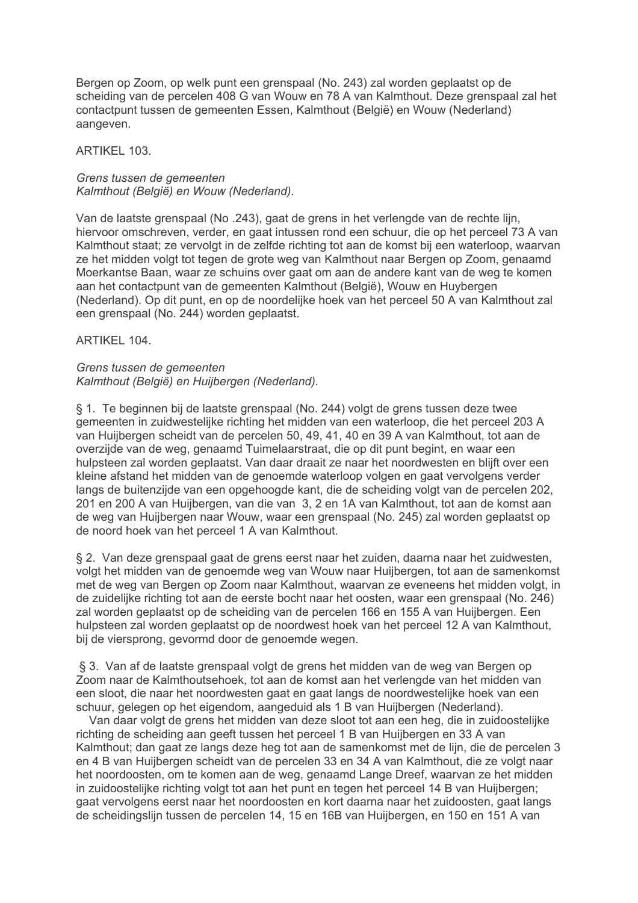Bergen op Zoom, op welk punt een grenspaal (No. 243) zal worden geplaatst op de scheiding van de percelen 408 G van Wouw en 78 A van Kalmthout. Deze grenspaal zal het contactpunt tussen de gemeenten Essen, Kalmthout (België) en Wouw (Nederland) aangeven.

ARTIKEL 103.

*Grens tussen de gemeenten*
*Kalmthout (België) en Wouw (Nederland).*

Van de laatste grenspaal (No .243), gaat de grens in het verlengde van de rechte lijn, hiervoor omschreven, verder, en gaat intussen rond een schuur, die op het perceel 73 A van Kalmthout staat; ze vervolgt in de zelfde richting tot aan de komst bij een waterloop, waarvan ze het midden volgt tot tegen de grote weg van Kalmthout naar Bergen op Zoom, genaamd Moerkantse Baan, waar ze schuins over gaat om aan de andere kant van de weg te komen aan het contactpunt van de gemeenten Kalmthout (België), Wouw en Huybergen (Nederland). Op dit punt, en op de noordelijke hoek van het perceel 50 A van Kalmthout zal een grenspaal (No. 244) worden geplaatst.

ARTIKEL 104.

*Grens tussen de gemeenten*
*Kalmthout (België) en Huijbergen (Nederland).*

§ 1. Te beginnen bij de laatste grenspaal (No. 244) volgt de grens tussen deze twee gemeenten in zuidwestelijke richting het midden van een waterloop, die het perceel 203 A van Huijbergen scheidt van de percelen 50, 49, 41, 40 en 39 A van Kalmthout, tot aan de overzijde van de weg, genaamd Tuimelaarstraat, die op dit punt begint, en waar een hulpsteen zal worden geplaatst. Van daar draait ze naar het noordwesten en blijft over een kleine afstand het midden van de genoemde waterloop volgen en gaat vervolgens verder langs de buitenzijde van een opgehoogde kant, die de scheiding volgt van de percelen 202, 201 en 200 A van Huijbergen, van die van 3, 2 en 1A van Kalmthout, tot aan de komst aan de weg van Huijbergen naar Wouw, waar een grenspaal (No. 245) zal worden geplaatst op de noord hoek van het perceel 1 A van Kalmthout.

§ 2. Van deze grenspaal gaat de grens eerst naar het zuiden, daarna naar het zuidwesten, volgt het midden van de genoemde weg van Wouw naar Huijbergen, tot aan de samenkomst met de weg van Bergen op Zoom naar Kalmthout, waarvan ze eveneens het midden volgt, in de zuidelijke richting tot aan de eerste bocht naar het oosten, waar een grenspaal (No. 246) zal worden geplaatst op de scheiding van de percelen 166 en 155 A van Huijbergen. Een hulpsteen zal worden geplaatst op de noordwest hoek van het perceel 12 A van Kalmthout, bij de viersprong, gevormd door de genoemde wegen.

§ 3. Van af de laatste grenspaal volgt de grens het midden van de weg van Bergen op Zoom naar de Kalmthoutsehoek, tot aan de komst aan het verlengde van het midden van een sloot, die naar het noordwesten gaat en gaat langs de noordwestelijke hoek van een schuur, gelegen op het eigendom, aangeduid als 1 B van Huijbergen (Nederland).

Van daar volgt de grens het midden van deze sloot tot aan een heg, die in zuidoostelijke richting de scheiding aan geeft tussen het perceel 1 B van Huijbergen en 33 A van Kalmthout; dan gaat ze langs deze heg tot aan de samenkomst met de lijn, die de percelen 3 en 4 B van Huijbergen scheidt van de percelen 33 en 34 A van Kalmthout, die ze volgt naar het noordoosten, om te komen aan de weg, genaamd Lange Dreef, waarvan ze het midden in zuidoostelijke richting volgt tot aan het punt en tegen het perceel 14 B van Huijbergen; gaat vervolgens eerst naar het noordoosten en kort daarna naar het zuidoosten, gaat langs de scheidingslijn tussen de percelen 14, 15 en 16B van Huijbergen, en 150 en 151 A van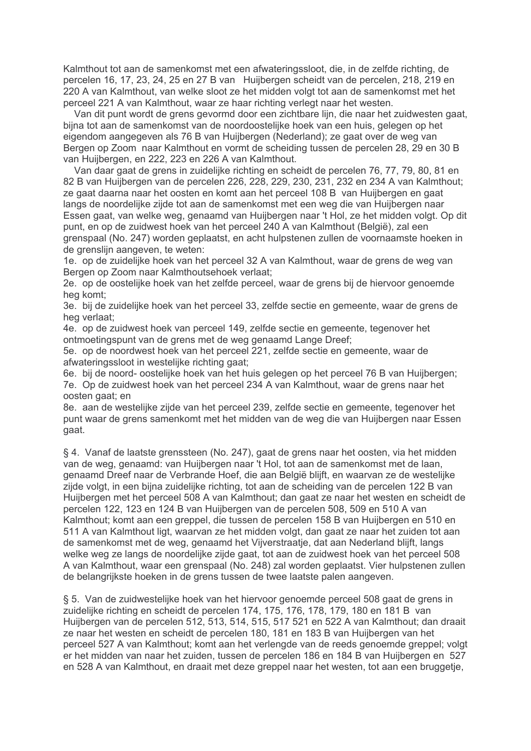Kalmthout tot aan de samenkomst met een afwateringssloot, die, in de zelfde richting, de percelen 16, 17, 23, 24, 25 en 27 B van Huijbergen scheidt van de percelen, 218, 219 en 220 A van Kalmthout, van welke sloot ze het midden volgt tot aan de samenkomst met het perceel 221 A van Kalmthout, waar ze haar richting verlegt naar het westen.

Van dit punt wordt de grens gevormd door een zichtbare lijn, die naar het zuidwesten gaat, bijna tot aan de samenkomst van de noordoostelijke hoek van een huis, gelegen op het eigendom aangegeven als 76 B van Huijbergen (Nederland); ze gaat over de weg van Bergen op Zoom naar Kalmthout en vormt de scheiding tussen de percelen 28, 29 en 30 B van Huijbergen, en 222, 223 en 226 A van Kalmthout.

Van daar gaat de grens in zuidelijke richting en scheidt de percelen 76, 77, 79, 80, 81 en 82 B van Huijbergen van de percelen 226, 228, 229, 230, 231, 232 en 234 A van Kalmthout; ze gaat daarna naar het oosten en komt aan het perceel 108 B van Huijbergen en gaat langs de noordelijke zijde tot aan de samenkomst met een weg die van Huijbergen naar Essen gaat, van welke weg, genaamd van Huijbergen naar 't Hol, ze het midden volgt. Op dit punt, en op de zuidwest hoek van het perceel 240 A van Kalmthout (België), zal een grenspaal (No. 247) worden geplaatst, en acht hulpstenen zullen de voornaamste hoeken in de grenslijn aangeven, te weten:

1e. op de zuidelijke hoek van het perceel 32 A van Kalmthout, waar de grens de weg van Bergen op Zoom naar Kalmthoutsehoek verlaat;
2e. op de oostelijke hoek van het zelfde perceel, waar de grens bij de hiervoor genoemde heg komt;
3e. bij de zuidelijke hoek van het perceel 33, zelfde sectie en gemeente, waar de grens de heg verlaat;
4e. op de zuidwest hoek van perceel 149, zelfde sectie en gemeente, tegenover het ontmoetingspunt van de grens met de weg genaamd Lange Dreef;
5e. op de noordwest hoek van het perceel 221, zelfde sectie en gemeente, waar de afwateringssloot in westelijke richting gaat;
6e. bij de noord- oostelijke hoek van het huis gelegen op het perceel 76 B van Huijbergen;
7e. Op de zuidwest hoek van het perceel 234 A van Kalmthout, waar de grens naar het oosten gaat; en
8e. aan de westelijke zijde van het perceel 239, zelfde sectie en gemeente, tegenover het punt waar de grens samenkomt met het midden van de weg die van Huijbergen naar Essen gaat.

§ 4. Vanaf de laatste grenssteen (No. 247), gaat de grens naar het oosten, via het midden van de weg, genaamd: van Huijbergen naar 't Hol, tot aan de samenkomst met de laan, genaamd Dreef naar de Verbrande Hoef, die aan België blijft, en waarvan ze de westelijke zijde volgt, in een bijna zuidelijke richting, tot aan de scheiding van de percelen 122 B van Huijbergen met het perceel 508 A van Kalmthout; dan gaat ze naar het westen en scheidt de percelen 122, 123 en 124 B van Huijbergen van de percelen 508, 509 en 510 A van Kalmthout; komt aan een greppel, die tussen de percelen 158 B van Huijbergen en 510 en 511 A van Kalmthout ligt, waarvan ze het midden volgt, dan gaat ze naar het zuiden tot aan de samenkomst met de weg, genaamd het Vijverstraatje, dat aan Nederland blijft, langs welke weg ze langs de noordelijke zijde gaat, tot aan de zuidwest hoek van het perceel 508 A van Kalmthout, waar een grenspaal (No. 248) zal worden geplaatst. Vier hulpstenen zullen de belangrijkste hoeken in de grens tussen de twee laatste palen aangeven.

§ 5. Van de zuidwestelijke hoek van het hiervoor genoemde perceel 508 gaat de grens in zuidelijke richting en scheidt de percelen 174, 175, 176, 178, 179, 180 en 181 B van Huijbergen van de percelen 512, 513, 514, 515, 517 521 en 522 A van Kalmthout; dan draait ze naar het westen en scheidt de percelen 180, 181 en 183 B van Huijbergen van het perceel 527 A van Kalmthout; komt aan het verlengde van de reeds genoemde greppel; volgt er het midden van naar het zuiden, tussen de percelen 186 en 184 B van Huijbergen en 527 en 528 A van Kalmthout, en draait met deze greppel naar het westen, tot aan een bruggetje,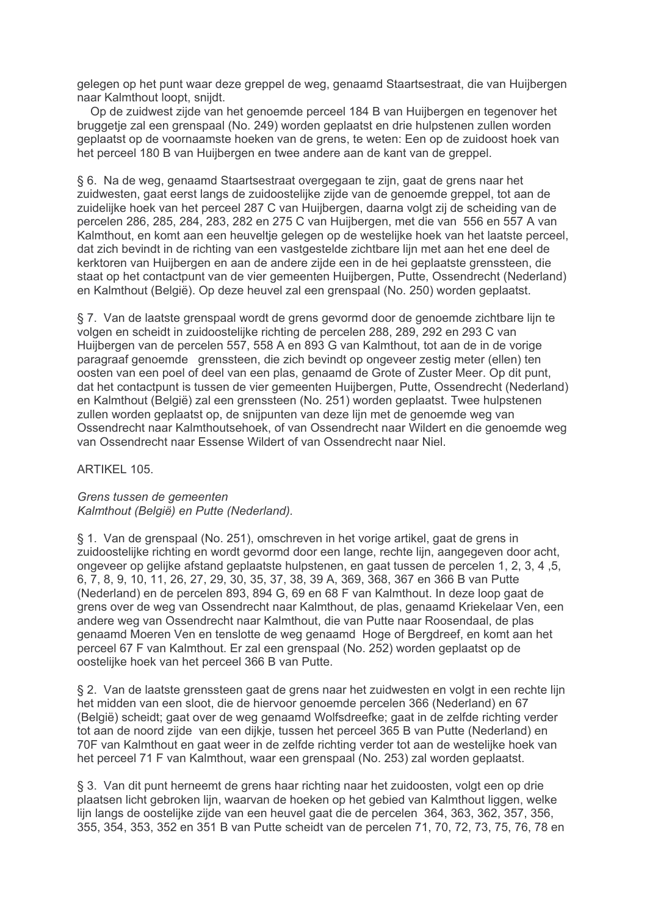gelegen op het punt waar deze greppel de weg, genaamd Staartsestraat, die van Huijbergen naar Kalmthout loopt, snijdt.

Op de zuidwest zijde van het genoemde perceel 184 B van Huijbergen en tegenover het bruggetje zal een grenspaal (No. 249) worden geplaatst en drie hulpstenen zullen worden geplaatst op de voornaamste hoeken van de grens, te weten: Een op de zuidoost hoek van het perceel 180 B van Huijbergen en twee andere aan de kant van de greppel.

§ 6. Na de weg, genaamd Staartsestraat overgegaan te zijn, gaat de grens naar het zuidwesten, gaat eerst langs de zuidoostelijke zijde van de genoemde greppel, tot aan de zuidelijke hoek van het perceel 287 C van Huijbergen, daarna volgt zij de scheiding van de percelen 286, 285, 284, 283, 282 en 275 C van Huijbergen, met die van 556 en 557 A van Kalmthout, en komt aan een heuveltje gelegen op de westelijke hoek van het laatste perceel, dat zich bevindt in de richting van een vastgestelde zichtbare lijn met aan het ene deel de kerktoren van Huijbergen en aan de andere zijde een in de hei geplaatste grenssteen, die staat op het contactpunt van de vier gemeenten Huijbergen, Putte, Ossendrecht (Nederland) en Kalmthout (België). Op deze heuvel zal een grenspaal (No. 250) worden geplaatst.

§ 7. Van de laatste grenspaal wordt de grens gevormd door de genoemde zichtbare lijn te volgen en scheidt in zuidoostelijke richting de percelen 288, 289, 292 en 293 C van Huijbergen van de percelen 557, 558 A en 893 G van Kalmthout, tot aan de in de vorige paragraaf genoemde grenssteen, die zich bevindt op ongeveer zestig meter (ellen) ten oosten van een poel of deel van een plas, genaamd de Grote of Zuster Meer. Op dit punt, dat het contactpunt is tussen de vier gemeenten Huijbergen, Putte, Ossendrecht (Nederland) en Kalmthout (België) zal een grenssteen (No. 251) worden geplaatst. Twee hulpstenen zullen worden geplaatst op, de snijpunten van deze lijn met de genoemde weg van Ossendrecht naar Kalmthoutsehoek, of van Ossendrecht naar Wildert en die genoemde weg van Ossendrecht naar Essense Wildert of van Ossendrecht naar Niel.

ARTIKEL 105.

*Grens tussen de gemeenten*
*Kalmthout (België) en Putte (Nederland).*

§ 1. Van de grenspaal (No. 251), omschreven in het vorige artikel, gaat de grens in zuidoostelijke richting en wordt gevormd door een lange, rechte lijn, aangegeven door acht, ongeveer op gelijke afstand geplaatste hulpstenen, en gaat tussen de percelen 1, 2, 3, 4 ,5, 6, 7, 8, 9, 10, 11, 26, 27, 29, 30, 35, 37, 38, 39 A, 369, 368, 367 en 366 B van Putte (Nederland) en de percelen 893, 894 G, 69 en 68 F van Kalmthout. In deze loop gaat de grens over de weg van Ossendrecht naar Kalmthout, de plas, genaamd Kriekelaar Ven, een andere weg van Ossendrecht naar Kalmthout, die van Putte naar Roosendaal, de plas genaamd Moeren Ven en tenslotte de weg genaamd Hoge of Bergdreef, en komt aan het perceel 67 F van Kalmthout. Er zal een grenspaal (No. 252) worden geplaatst op de oostelijke hoek van het perceel 366 B van Putte.

§ 2. Van de laatste grenssteen gaat de grens naar het zuidwesten en volgt in een rechte lijn het midden van een sloot, die de hiervoor genoemde percelen 366 (Nederland) en 67 (België) scheidt; gaat over de weg genaamd Wolfsdreefke; gaat in de zelfde richting verder tot aan de noord zijde van een dijkje, tussen het perceel 365 B van Putte (Nederland) en 70F van Kalmthout en gaat weer in de zelfde richting verder tot aan de westelijke hoek van het perceel 71 F van Kalmthout, waar een grenspaal (No. 253) zal worden geplaatst.

§ 3. Van dit punt herneemt de grens haar richting naar het zuidoosten, volgt een op drie plaatsen licht gebroken lijn, waarvan de hoeken op het gebied van Kalmthout liggen, welke lijn langs de oostelijke zijde van een heuvel gaat die de percelen 364, 363, 362, 357, 356, 355, 354, 353, 352 en 351 B van Putte scheidt van de percelen 71, 70, 72, 73, 75, 76, 78 en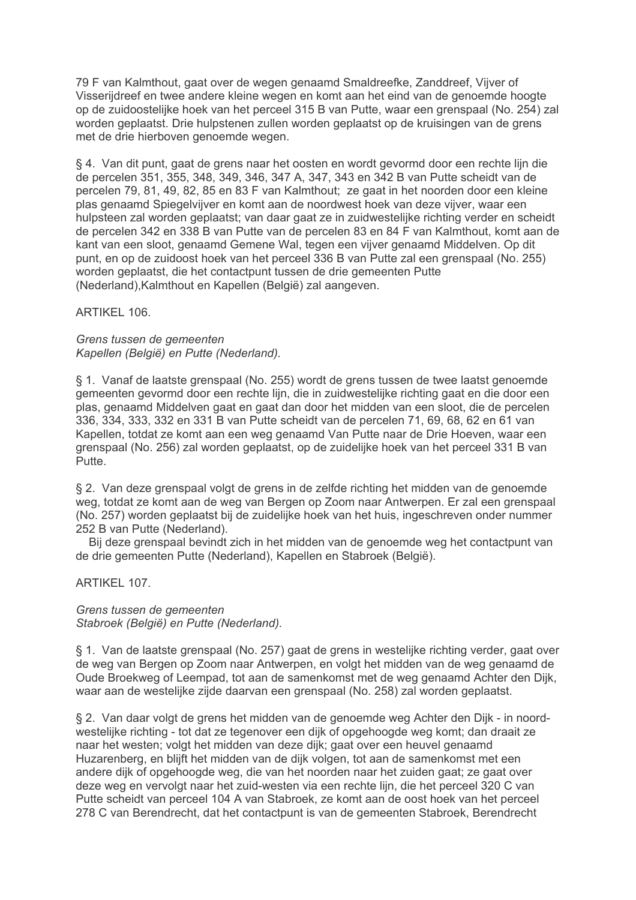79 F van Kalmthout, gaat over de wegen genaamd Smaldreefke, Zanddreef, Vijver of Visserijdreef en twee andere kleine wegen en komt aan het eind van de genoemde hoogte op de zuidoostelijke hoek van het perceel 315 B van Putte, waar een grenspaal (No. 254) zal worden geplaatst. Drie hulpstenen zullen worden geplaatst op de kruisingen van de grens met de drie hierboven genoemde wegen.

§ 4. Van dit punt, gaat de grens naar het oosten en wordt gevormd door een rechte lijn die de percelen 351, 355, 348, 349, 346, 347 A, 347, 343 en 342 B van Putte scheidt van de percelen 79, 81, 49, 82, 85 en 83 F van Kalmthout; ze gaat in het noorden door een kleine plas genaamd Spiegelvijver en komt aan de noordwest hoek van deze vijver, waar een hulpsteen zal worden geplaatst; van daar gaat ze in zuidwestelijke richting verder en scheidt de percelen 342 en 338 B van Putte van de percelen 83 en 84 F van Kalmthout, komt aan de kant van een sloot, genaamd Gemene Wal, tegen een vijver genaamd Middelven. Op dit punt, en op de zuidoost hoek van het perceel 336 B van Putte zal een grenspaal (No. 255) worden geplaatst, die het contactpunt tussen de drie gemeenten Putte (Nederland),Kalmthout en Kapellen (België) zal aangeven.

ARTIKEL 106.

*Grens tussen de gemeenten*
*Kapellen (België) en Putte (Nederland).*

§ 1. Vanaf de laatste grenspaal (No. 255) wordt de grens tussen de twee laatst genoemde gemeenten gevormd door een rechte lijn, die in zuidwestelijke richting gaat en die door een plas, genaamd Middelven gaat en gaat dan door het midden van een sloot, die de percelen 336, 334, 333, 332 en 331 B van Putte scheidt van de percelen 71, 69, 68, 62 en 61 van Kapellen, totdat ze komt aan een weg genaamd Van Putte naar de Drie Hoeven, waar een grenspaal (No. 256) zal worden geplaatst, op de zuidelijke hoek van het perceel 331 B van Putte.

§ 2. Van deze grenspaal volgt de grens in de zelfde richting het midden van de genoemde weg, totdat ze komt aan de weg van Bergen op Zoom naar Antwerpen. Er zal een grenspaal (No. 257) worden geplaatst bij de zuidelijke hoek van het huis, ingeschreven onder nummer 252 B van Putte (Nederland).
Bij deze grenspaal bevindt zich in het midden van de genoemde weg het contactpunt van de drie gemeenten Putte (Nederland), Kapellen en Stabroek (België).

ARTIKEL 107.

*Grens tussen de gemeenten*
*Stabroek (België) en Putte (Nederland).*

§ 1. Van de laatste grenspaal (No. 257) gaat de grens in westelijke richting verder, gaat over de weg van Bergen op Zoom naar Antwerpen, en volgt het midden van de weg genaamd de Oude Broekweg of Leempad, tot aan de samenkomst met de weg genaamd Achter den Dijk, waar aan de westelijke zijde daarvan een grenspaal (No. 258) zal worden geplaatst.

§ 2. Van daar volgt de grens het midden van de genoemde weg Achter den Dijk - in noord-westelijke richting - tot dat ze tegenover een dijk of opgehoogde weg komt; dan draait ze naar het westen; volgt het midden van deze dijk; gaat over een heuvel genaamd Huzarenberg, en blijft het midden van de dijk volgen, tot aan de samenkomst met een andere dijk of opgehoogde weg, die van het noorden naar het zuiden gaat; ze gaat over deze weg en vervolgt naar het zuid-westen via een rechte lijn, die het perceel 320 C van Putte scheidt van perceel 104 A van Stabroek, ze komt aan de oost hoek van het perceel 278 C van Berendrecht, dat het contactpunt is van de gemeenten Stabroek, Berendrecht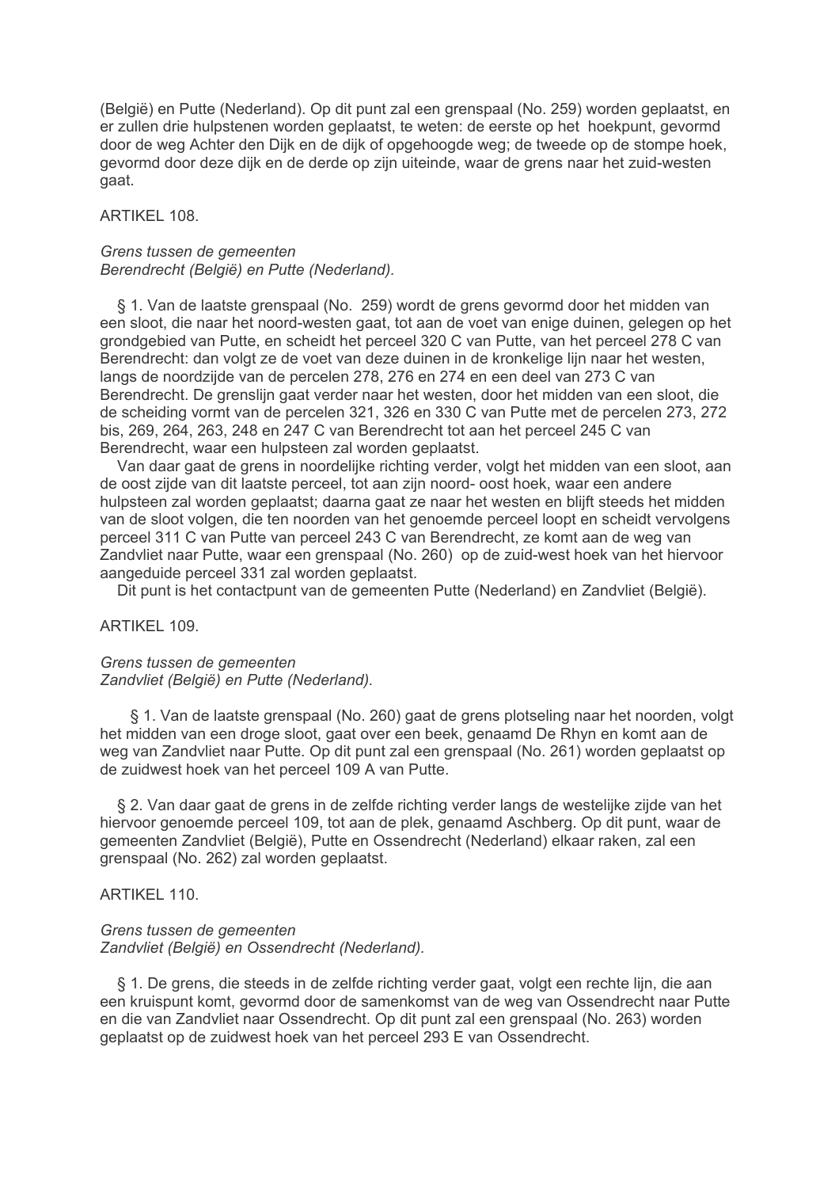(België) en Putte (Nederland). Op dit punt zal een grenspaal (No. 259) worden geplaatst, en er zullen drie hulpstenen worden geplaatst, te weten: de eerste op het hoekpunt, gevormd door de weg Achter den Dijk en de dijk of opgehoogde weg; de tweede op de stompe hoek, gevormd door deze dijk en de derde op zijn uiteinde, waar de grens naar het zuid-westen gaat.

ARTIKEL 108.

*Grens tussen de gemeenten*
*Berendrecht (België) en Putte (Nederland).*

§ 1. Van de laatste grenspaal (No. 259) wordt de grens gevormd door het midden van een sloot, die naar het noord-westen gaat, tot aan de voet van enige duinen, gelegen op het grondgebied van Putte, en scheidt het perceel 320 C van Putte, van het perceel 278 C van Berendrecht: dan volgt ze de voet van deze duinen in de kronkelige lijn naar het westen, langs de noordzijde van de percelen 278, 276 en 274 en een deel van 273 C van Berendrecht. De grenslijn gaat verder naar het westen, door het midden van een sloot, die de scheiding vormt van de percelen 321, 326 en 330 C van Putte met de percelen 273, 272 bis, 269, 264, 263, 248 en 247 C van Berendrecht tot aan het perceel 245 C van Berendrecht, waar een hulpsteen zal worden geplaatst.

Van daar gaat de grens in noordelijke richting verder, volgt het midden van een sloot, aan de oost zijde van dit laatste perceel, tot aan zijn noord- oost hoek, waar een andere hulpsteen zal worden geplaatst; daarna gaat ze naar het westen en blijft steeds het midden van de sloot volgen, die ten noorden van het genoemde perceel loopt en scheidt vervolgens perceel 311 C van Putte van perceel 243 C van Berendrecht, ze komt aan de weg van Zandvliet naar Putte, waar een grenspaal (No. 260) op de zuid-west hoek van het hiervoor aangeduide perceel 331 zal worden geplaatst.

Dit punt is het contactpunt van de gemeenten Putte (Nederland) en Zandvliet (België).

ARTIKEL 109.

*Grens tussen de gemeenten*
*Zandvliet (België) en Putte (Nederland).*

§ 1. Van de laatste grenspaal (No. 260) gaat de grens plotseling naar het noorden, volgt het midden van een droge sloot, gaat over een beek, genaamd De Rhyn en komt aan de weg van Zandvliet naar Putte. Op dit punt zal een grenspaal (No. 261) worden geplaatst op de zuidwest hoek van het perceel 109 A van Putte.

§ 2. Van daar gaat de grens in de zelfde richting verder langs de westelijke zijde van het hiervoor genoemde perceel 109, tot aan de plek, genaamd Aschberg. Op dit punt, waar de gemeenten Zandvliet (België), Putte en Ossendrecht (Nederland) elkaar raken, zal een grenspaal (No. 262) zal worden geplaatst.

ARTIKEL 110.

*Grens tussen de gemeenten*
*Zandvliet (België) en Ossendrecht (Nederland).*

§ 1. De grens, die steeds in de zelfde richting verder gaat, volgt een rechte lijn, die aan een kruispunt komt, gevormd door de samenkomst van de weg van Ossendrecht naar Putte en die van Zandvliet naar Ossendrecht. Op dit punt zal een grenspaal (No. 263) worden geplaatst op de zuidwest hoek van het perceel 293 E van Ossendrecht.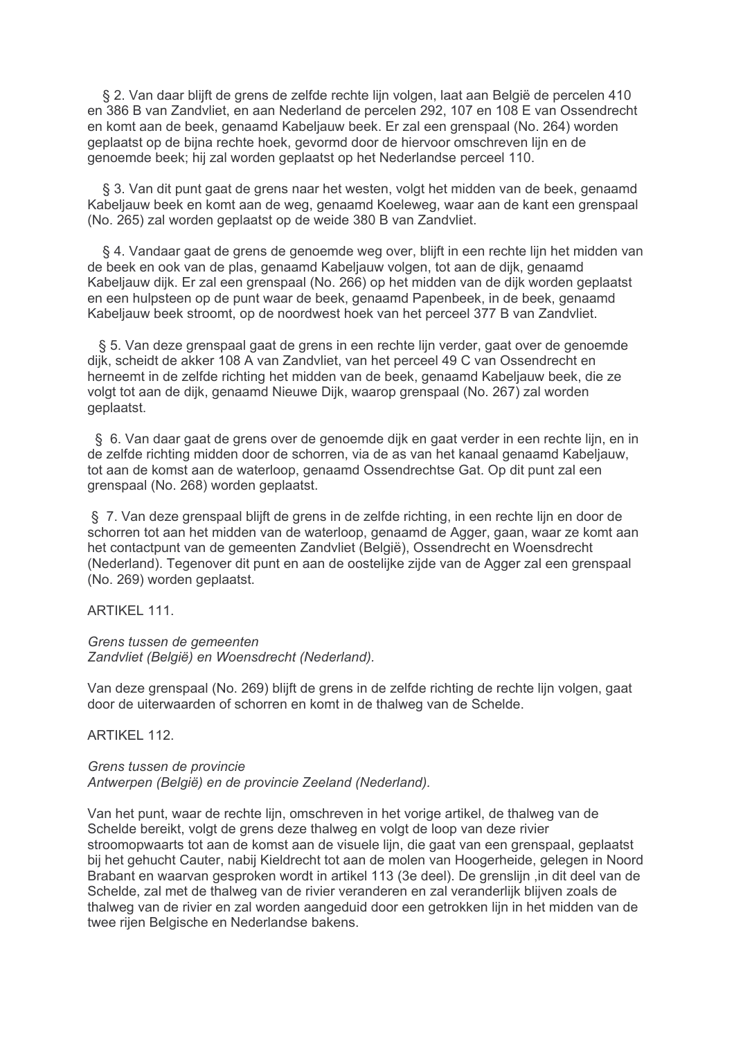§ 2. Van daar blijft de grens de zelfde rechte lijn volgen, laat aan België de percelen 410 en 386 B van Zandvliet, en aan Nederland de percelen 292, 107 en 108 E van Ossendrecht en komt aan de beek, genaamd Kabeljauw beek. Er zal een grenspaal (No. 264) worden geplaatst op de bijna rechte hoek, gevormd door de hiervoor omschreven lijn en de genoemde beek; hij zal worden geplaatst op het Nederlandse perceel 110.

§ 3. Van dit punt gaat de grens naar het westen, volgt het midden van de beek, genaamd Kabeljauw beek en komt aan de weg, genaamd Koeleweg, waar aan de kant een grenspaal (No. 265) zal worden geplaatst op de weide 380 B van Zandvliet.

§ 4. Vandaar gaat de grens de genoemde weg over, blijft in een rechte lijn het midden van de beek en ook van de plas, genaamd Kabeljauw volgen, tot aan de dijk, genaamd Kabeljauw dijk. Er zal een grenspaal (No. 266) op het midden van de dijk worden geplaatst en een hulpsteen op de punt waar de beek, genaamd Papenbeek, in de beek, genaamd Kabeljauw beek stroomt, op de noordwest hoek van het perceel 377 B van Zandvliet.

§ 5. Van deze grenspaal gaat de grens in een rechte lijn verder, gaat over de genoemde dijk, scheidt de akker 108 A van Zandvliet, van het perceel 49 C van Ossendrecht en herneemt in de zelfde richting het midden van de beek, genaamd Kabeljauw beek, die ze volgt tot aan de dijk, genaamd Nieuwe Dijk, waarop grenspaal (No. 267) zal worden geplaatst.

§ 6. Van daar gaat de grens over de genoemde dijk en gaat verder in een rechte lijn, en in de zelfde richting midden door de schorren, via de as van het kanaal genaamd Kabeljauw, tot aan de komst aan de waterloop, genaamd Ossendrechtse Gat. Op dit punt zal een grenspaal (No. 268) worden geplaatst.

§ 7. Van deze grenspaal blijft de grens in de zelfde richting, in een rechte lijn en door de schorren tot aan het midden van de waterloop, genaamd de Agger, gaan, waar ze komt aan het contactpunt van de gemeenten Zandvliet (België), Ossendrecht en Woensdrecht (Nederland). Tegenover dit punt en aan de oostelijke zijde van de Agger zal een grenspaal (No. 269) worden geplaatst.

ARTIKEL 111.

*Grens tussen de gemeenten*
*Zandvliet (België) en Woensdrecht (Nederland).*

Van deze grenspaal (No. 269) blijft de grens in de zelfde richting de rechte lijn volgen, gaat door de uiterwaarden of schorren en komt in de thalweg van de Schelde.

ARTIKEL 112.

*Grens tussen de provincie*
*Antwerpen (België) en de provincie Zeeland (Nederland).*

Van het punt, waar de rechte lijn, omschreven in het vorige artikel, de thalweg van de Schelde bereikt, volgt de grens deze thalweg en volgt de loop van deze rivier stroomopwaarts tot aan de komst aan de visuele lijn, die gaat van een grenspaal, geplaatst bij het gehucht Cauter, nabij Kieldrecht tot aan de molen van Hoogerheide, gelegen in Noord Brabant en waarvan gesproken wordt in artikel 113 (3e deel). De grenslijn ,in dit deel van de Schelde, zal met de thalweg van de rivier veranderen en zal veranderlijk blijven zoals de thalweg van de rivier en zal worden aangeduid door een getrokken lijn in het midden van de twee rijen Belgische en Nederlandse bakens.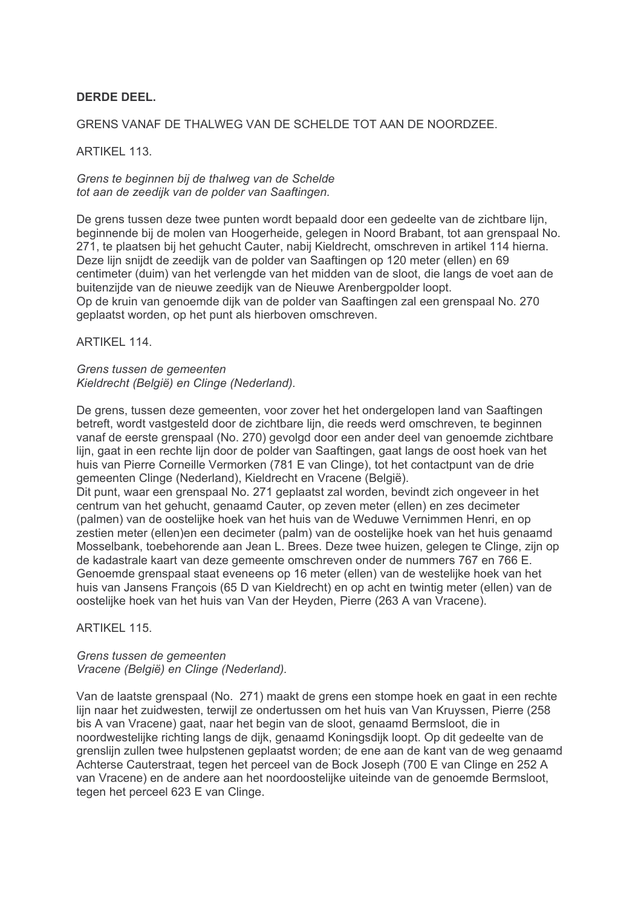**DERDE DEEL.**

GRENS VANAF DE THALWEG VAN DE SCHELDE TOT AAN DE NOORDZEE.

ARTIKEL 113.

*Grens te beginnen bij de thalweg van de Schelde*
*tot aan de zeedijk van de polder van Saaftingen.*

De grens tussen deze twee punten wordt bepaald door een gedeelte van de zichtbare lijn, beginnende bij de molen van Hoogerheide, gelegen in Noord Brabant, tot aan grenspaal No. 271, te plaatsen bij het gehucht Cauter, nabij Kieldrecht, omschreven in artikel 114 hierna. Deze lijn snijdt de zeedijk van de polder van Saaftingen op 120 meter (ellen) en 69 centimeter (duim) van het verlengde van het midden van de sloot, die langs de voet aan de buitenzijde van de nieuwe zeedijk van de Nieuwe Arenbergpolder loopt.
Op de kruin van genoemde dijk van de polder van Saaftingen zal een grenspaal No. 270 geplaatst worden, op het punt als hierboven omschreven.

ARTIKEL 114.

*Grens tussen de gemeenten*
*Kieldrecht (België) en Clinge (Nederland).*

De grens, tussen deze gemeenten, voor zover het het ondergelopen land van Saaftingen betreft, wordt vastgesteld door de zichtbare lijn, die reeds werd omschreven, te beginnen vanaf de eerste grenspaal (No. 270) gevolgd door een ander deel van genoemde zichtbare lijn, gaat in een rechte lijn door de polder van Saaftingen, gaat langs de oost hoek van het huis van Pierre Corneille Vermorken (781 E van Clinge), tot het contactpunt van de drie gemeenten Clinge (Nederland), Kieldrecht en Vracene (België).
Dit punt, waar een grenspaal No. 271 geplaatst zal worden, bevindt zich ongeveer in het centrum van het gehucht, genaamd Cauter, op zeven meter (ellen) en zes decimeter (palmen) van de oostelijke hoek van het huis van de Weduwe Vernimmen Henri, en op zestien meter (ellen)en een decimeter (palm) van de oostelijke hoek van het huis genaamd Mosselbank, toebehorende aan Jean L. Brees. Deze twee huizen, gelegen te Clinge, zijn op de kadastrale kaart van deze gemeente omschreven onder de nummers 767 en 766 E. Genoemde grenspaal staat eveneens op 16 meter (ellen) van de westelijke hoek van het huis van Jansens François (65 D van Kieldrecht) en op acht en twintig meter (ellen) van de oostelijke hoek van het huis van Van der Heyden, Pierre (263 A van Vracene).

ARTIKEL 115.

*Grens tussen de gemeenten*
*Vracene (België) en Clinge (Nederland).*

Van de laatste grenspaal (No. 271) maakt de grens een stompe hoek en gaat in een rechte lijn naar het zuidwesten, terwijl ze ondertussen om het huis van Van Kruyssen, Pierre (258 bis A van Vracene) gaat, naar het begin van de sloot, genaamd Bermsloot, die in noordwestelijke richting langs de dijk, genaamd Koningsdijk loopt. Op dit gedeelte van de grenslijn zullen twee hulpstenen geplaatst worden; de ene aan de kant van de weg genaamd Achterse Cauterstraat, tegen het perceel van de Bock Joseph (700 E van Clinge en 252 A van Vracene) en de andere aan het noordoostelijke uiteinde van de genoemde Bermsloot, tegen het perceel 623 E van Clinge.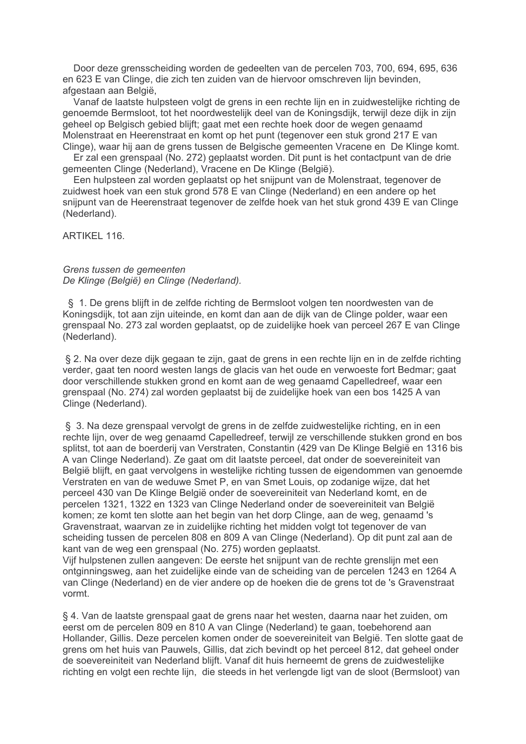Door deze grensscheiding worden de gedeelten van de percelen 703, 700, 694, 695, 636 en 623 E van Clinge, die zich ten zuiden van de hiervoor omschreven lijn bevinden, afgestaan aan België,

Vanaf de laatste hulpsteen volgt de grens in een rechte lijn en in zuidwestelijke richting de genoemde Bermsloot, tot het noordwestelijk deel van de Koningsdijk, terwijl deze dijk in zijn geheel op Belgisch gebied blijft; gaat met een rechte hoek door de wegen genaamd Molenstraat en Heerenstraat en komt op het punt (tegenover een stuk grond 217 E van Clinge), waar hij aan de grens tussen de Belgische gemeenten Vracene en De Klinge komt.

Er zal een grenspaal (No. 272) geplaatst worden. Dit punt is het contactpunt van de drie gemeenten Clinge (Nederland), Vracene en De Klinge (België).

Een hulpsteen zal worden geplaatst op het snijpunt van de Molenstraat, tegenover de zuidwest hoek van een stuk grond 578 E van Clinge (Nederland) en een andere op het snijpunt van de Heerenstraat tegenover de zelfde hoek van het stuk grond 439 E van Clinge (Nederland).

ARTIKEL 116.

*Grens tussen de gemeenten*
*De Klinge (België) en Clinge (Nederland).*

§ 1. De grens blijft in de zelfde richting de Bermsloot volgen ten noordwesten van de Koningsdijk, tot aan zijn uiteinde, en komt dan aan de dijk van de Clinge polder, waar een grenspaal No. 273 zal worden geplaatst, op de zuidelijke hoek van perceel 267 E van Clinge (Nederland).

§ 2. Na over deze dijk gegaan te zijn, gaat de grens in een rechte lijn en in de zelfde richting verder, gaat ten noord westen langs de glacis van het oude en verwoeste fort Bedmar; gaat door verschillende stukken grond en komt aan de weg genaamd Capelledreef, waar een grenspaal (No. 274) zal worden geplaatst bij de zuidelijke hoek van een bos 1425 A van Clinge (Nederland).

§ 3. Na deze grenspaal vervolgt de grens in de zelfde zuidwestelijke richting, en in een rechte lijn, over de weg genaamd Capelledreef, terwijl ze verschillende stukken grond en bos splitst, tot aan de boerderij van Verstraten, Constantin (429 van De Klinge België en 1316 bis A van Clinge Nederland). Ze gaat om dit laatste perceel, dat onder de soevereiniteit van België blijft, en gaat vervolgens in westelijke richting tussen de eigendommen van genoemde Verstraten en van de weduwe Smet P, en van Smet Louis, op zodanige wijze, dat het perceel 430 van De Klinge België onder de soevereiniteit van Nederland komt, en de percelen 1321, 1322 en 1323 van Clinge Nederland onder de soevereiniteit van België komen; ze komt ten slotte aan het begin van het dorp Clinge, aan de weg, genaamd 's Gravenstraat, waarvan ze in zuidelijke richting het midden volgt tot tegenover de van scheiding tussen de percelen 808 en 809 A van Clinge (Nederland). Op dit punt zal aan de kant van de weg een grenspaal (No. 275) worden geplaatst.
Vijf hulpstenen zullen aangeven: De eerste het snijpunt van de rechte grenslijn met een ontginningsweg, aan het zuidelijke einde van de scheiding van de percelen 1243 en 1264 A van Clinge (Nederland) en de vier andere op de hoeken die de grens tot de 's Gravenstraat vormt.

§ 4. Van de laatste grenspaal gaat de grens naar het westen, daarna naar het zuiden, om eerst om de percelen 809 en 810 A van Clinge (Nederland) te gaan, toebehorend aan Hollander, Gillis. Deze percelen komen onder de soevereiniteit van België. Ten slotte gaat de grens om het huis van Pauwels, Gillis, dat zich bevindt op het perceel 812, dat geheel onder de soevereiniteit van Nederland blijft. Vanaf dit huis herneemt de grens de zuidwestelijke richting en volgt een rechte lijn, die steeds in het verlengde ligt van de sloot (Bermsloot) van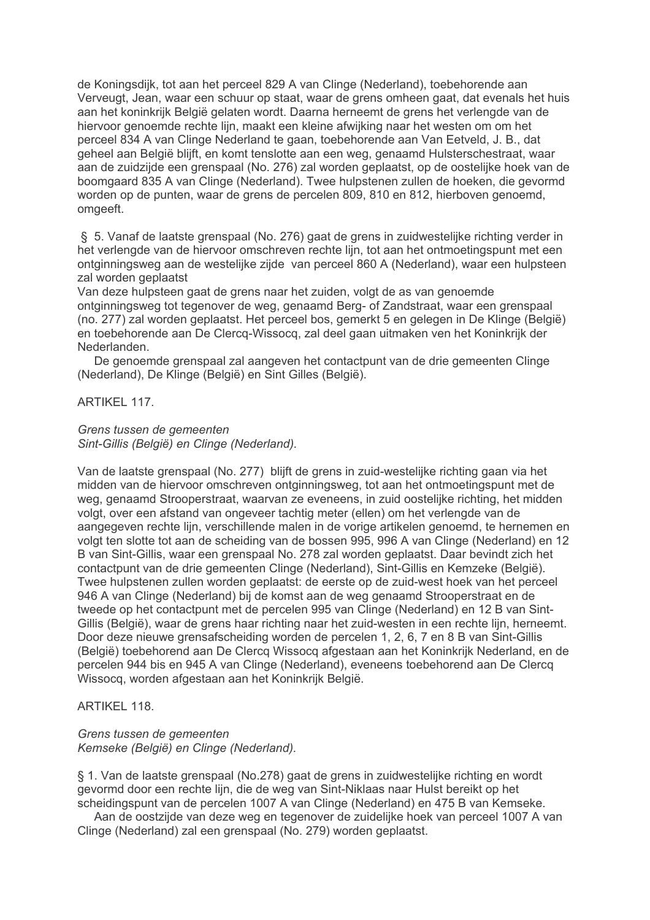de Koningsdijk, tot aan het perceel 829 A van Clinge (Nederland), toebehorende aan Verveugt, Jean, waar een schuur op staat, waar de grens omheen gaat, dat evenals het huis aan het koninkrijk België gelaten wordt. Daarna herneemt de grens het verlengde van de hiervoor genoemde rechte lijn, maakt een kleine afwijking naar het westen om om het perceel 834 A van Clinge Nederland te gaan, toebehorende aan Van Eetveld, J. B., dat geheel aan België blijft, en komt tenslotte aan een weg, genaamd Hulsterschestraat, waar aan de zuidzijde een grenspaal (No. 276) zal worden geplaatst, op de oostelijke hoek van de boomgaard 835 A van Clinge (Nederland). Twee hulpstenen zullen de hoeken, die gevormd worden op de punten, waar de grens de percelen 809, 810 en 812, hierboven genoemd, omgeeft.

§ 5. Vanaf de laatste grenspaal (No. 276) gaat de grens in zuidwestelijke richting verder in het verlengde van de hiervoor omschreven rechte lijn, tot aan het ontmoetingspunt met een ontginningsweg aan de westelijke zijde van perceel 860 A (Nederland), waar een hulpsteen zal worden geplaatst
Van deze hulpsteen gaat de grens naar het zuiden, volgt de as van genoemde ontginningsweg tot tegenover de weg, genaamd Berg- of Zandstraat, waar een grenspaal (no. 277) zal worden geplaatst. Het perceel bos, gemerkt 5 en gelegen in De Klinge (België) en toebehorende aan De Clercq-Wissocq, zal deel gaan uitmaken ven het Koninkrijk der Nederlanden.

De genoemde grenspaal zal aangeven het contactpunt van de drie gemeenten Clinge (Nederland), De Klinge (België) en Sint Gilles (België).

ARTIKEL 117.

*Grens tussen de gemeenten*
*Sint-Gillis (België) en Clinge (Nederland).*

Van de laatste grenspaal (No. 277) blijft de grens in zuid-westelijke richting gaan via het midden van de hiervoor omschreven ontginningsweg, tot aan het ontmoetingspunt met de weg, genaamd Strooperstraat, waarvan ze eveneens, in zuid oostelijke richting, het midden volgt, over een afstand van ongeveer tachtig meter (ellen) om het verlengde van de aangegeven rechte lijn, verschillende malen in de vorige artikelen genoemd, te hernemen en volgt ten slotte tot aan de scheiding van de bossen 995, 996 A van Clinge (Nederland) en 12 B van Sint-Gillis, waar een grenspaal No. 278 zal worden geplaatst. Daar bevindt zich het contactpunt van de drie gemeenten Clinge (Nederland), Sint-Gillis en Kemzeke (België). Twee hulpstenen zullen worden geplaatst: de eerste op de zuid-west hoek van het perceel 946 A van Clinge (Nederland) bij de komst aan de weg genaamd Strooperstraat en de tweede op het contactpunt met de percelen 995 van Clinge (Nederland) en 12 B van Sint-Gillis (België), waar de grens haar richting naar het zuid-westen in een rechte lijn, herneemt. Door deze nieuwe grensafscheiding worden de percelen 1, 2, 6, 7 en 8 B van Sint-Gillis (België) toebehorend aan De Clercq Wissocq afgestaan aan het Koninkrijk Nederland, en de percelen 944 bis en 945 A van Clinge (Nederland), eveneens toebehorend aan De Clercq Wissocq, worden afgestaan aan het Koninkrijk België.

ARTIKEL 118.

*Grens tussen de gemeenten*
*Kemseke (België) en Clinge (Nederland).*

§ 1. Van de laatste grenspaal (No.278) gaat de grens in zuidwestelijke richting en wordt gevormd door een rechte lijn, die de weg van Sint-Niklaas naar Hulst bereikt op het scheidingspunt van de percelen 1007 A van Clinge (Nederland) en 475 B van Kemseke.

Aan de oostzijde van deze weg en tegenover de zuidelijke hoek van perceel 1007 A van Clinge (Nederland) zal een grenspaal (No. 279) worden geplaatst.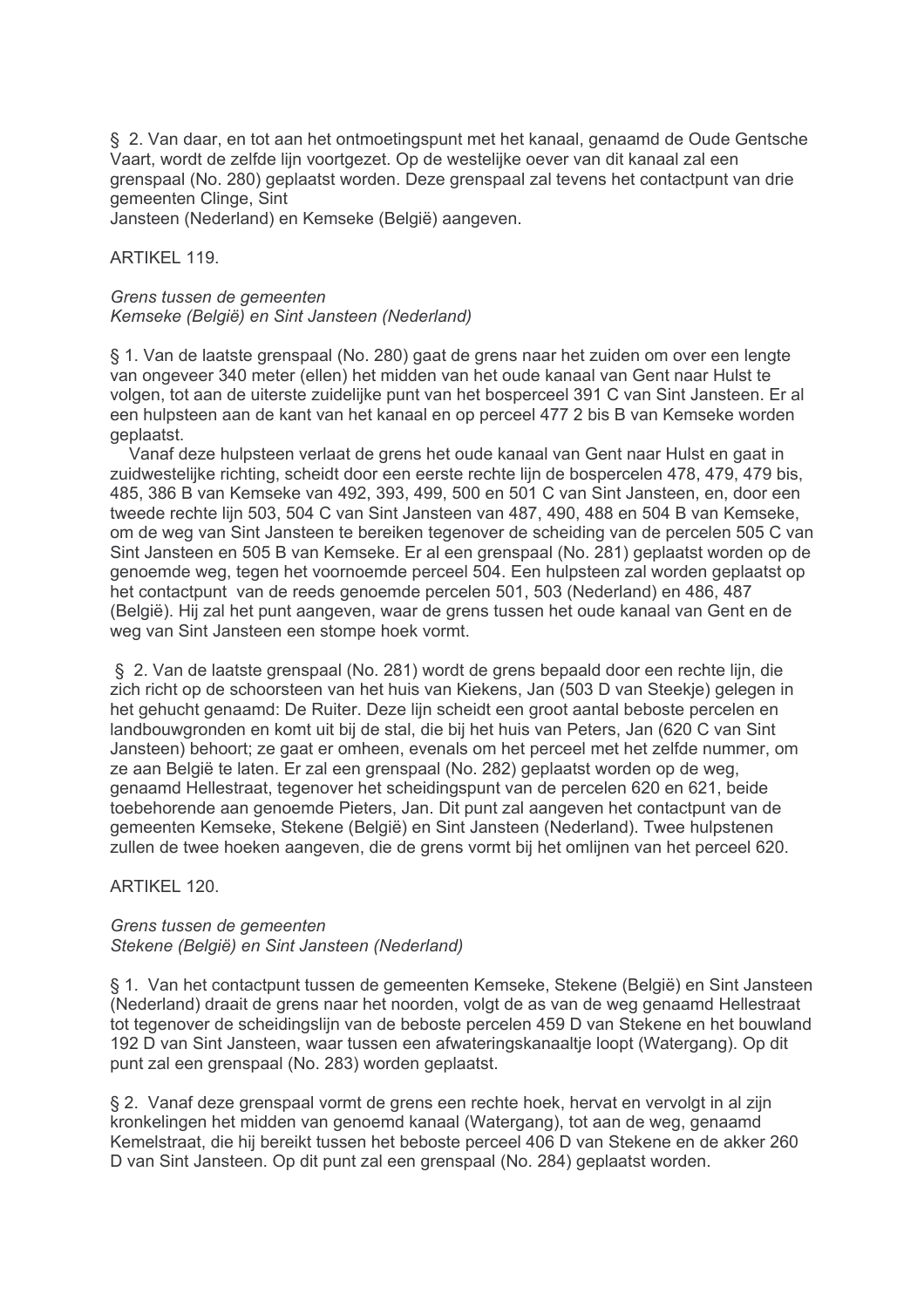§ 2. Van daar, en tot aan het ontmoetingspunt met het kanaal, genaamd de Oude Gentsche Vaart, wordt de zelfde lijn voortgezet. Op de westelijke oever van dit kanaal zal een grenspaal (No. 280) geplaatst worden. Deze grenspaal zal tevens het contactpunt van drie gemeenten Clinge, Sint Jansteen (Nederland) en Kemseke (België) aangeven.

ARTIKEL 119.

*Grens tussen de gemeenten*
*Kemseke (België) en Sint Jansteen (Nederland)*

§ 1. Van de laatste grenspaal (No. 280) gaat de grens naar het zuiden om over een lengte van ongeveer 340 meter (ellen) het midden van het oude kanaal van Gent naar Hulst te volgen, tot aan de uiterste zuidelijke punt van het bosperceel 391 C van Sint Jansteen. Er al een hulpsteen aan de kant van het kanaal en op perceel 477 2 bis B van Kemseke worden geplaatst.

Vanaf deze hulpsteen verlaat de grens het oude kanaal van Gent naar Hulst en gaat in zuidwestelijke richting, scheidt door een eerste rechte lijn de bospercelen 478, 479, 479 bis, 485, 386 B van Kemseke van 492, 393, 499, 500 en 501 C van Sint Jansteen, en, door een tweede rechte lijn 503, 504 C van Sint Jansteen van 487, 490, 488 en 504 B van Kemseke, om de weg van Sint Jansteen te bereiken tegenover de scheiding van de percelen 505 C van Sint Jansteen en 505 B van Kemseke. Er al een grenspaal (No. 281) geplaatst worden op de genoemde weg, tegen het voornoemde perceel 504. Een hulpsteen zal worden geplaatst op het contactpunt van de reeds genoemde percelen 501, 503 (Nederland) en 486, 487 (België). Hij zal het punt aangeven, waar de grens tussen het oude kanaal van Gent en de weg van Sint Jansteen een stompe hoek vormt.

§ 2. Van de laatste grenspaal (No. 281) wordt de grens bepaald door een rechte lijn, die zich richt op de schoorsteen van het huis van Kiekens, Jan (503 D van Steekje) gelegen in het gehucht genaamd: De Ruiter. Deze lijn scheidt een groot aantal beboste percelen en landbouwgronden en komt uit bij de stal, die bij het huis van Peters, Jan (620 C van Sint Jansteen) behoort; ze gaat er omheen, evenals om het perceel met het zelfde nummer, om ze aan België te laten. Er zal een grenspaal (No. 282) geplaatst worden op de weg, genaamd Hellestraat, tegenover het scheidingspunt van de percelen 620 en 621, beide toebehorende aan genoemde Pieters, Jan. Dit punt zal aangeven het contactpunt van de gemeenten Kemseke, Stekene (België) en Sint Jansteen (Nederland). Twee hulpstenen zullen de twee hoeken aangeven, die de grens vormt bij het omlijnen van het perceel 620.

ARTIKEL 120.

*Grens tussen de gemeenten*
*Stekene (België) en Sint Jansteen (Nederland)*

§ 1. Van het contactpunt tussen de gemeenten Kemseke, Stekene (België) en Sint Jansteen (Nederland) draait de grens naar het noorden, volgt de as van de weg genaamd Hellestraat tot tegenover de scheidingslijn van de beboste percelen 459 D van Stekene en het bouwland 192 D van Sint Jansteen, waar tussen een afwateringskanaaltje loopt (Watergang). Op dit punt zal een grenspaal (No. 283) worden geplaatst.

§ 2. Vanaf deze grenspaal vormt de grens een rechte hoek, hervat en vervolgt in al zijn kronkelingen het midden van genoemd kanaal (Watergang), tot aan de weg, genaamd Kemelstraat, die hij bereikt tussen het beboste perceel 406 D van Stekene en de akker 260 D van Sint Jansteen. Op dit punt zal een grenspaal (No. 284) geplaatst worden.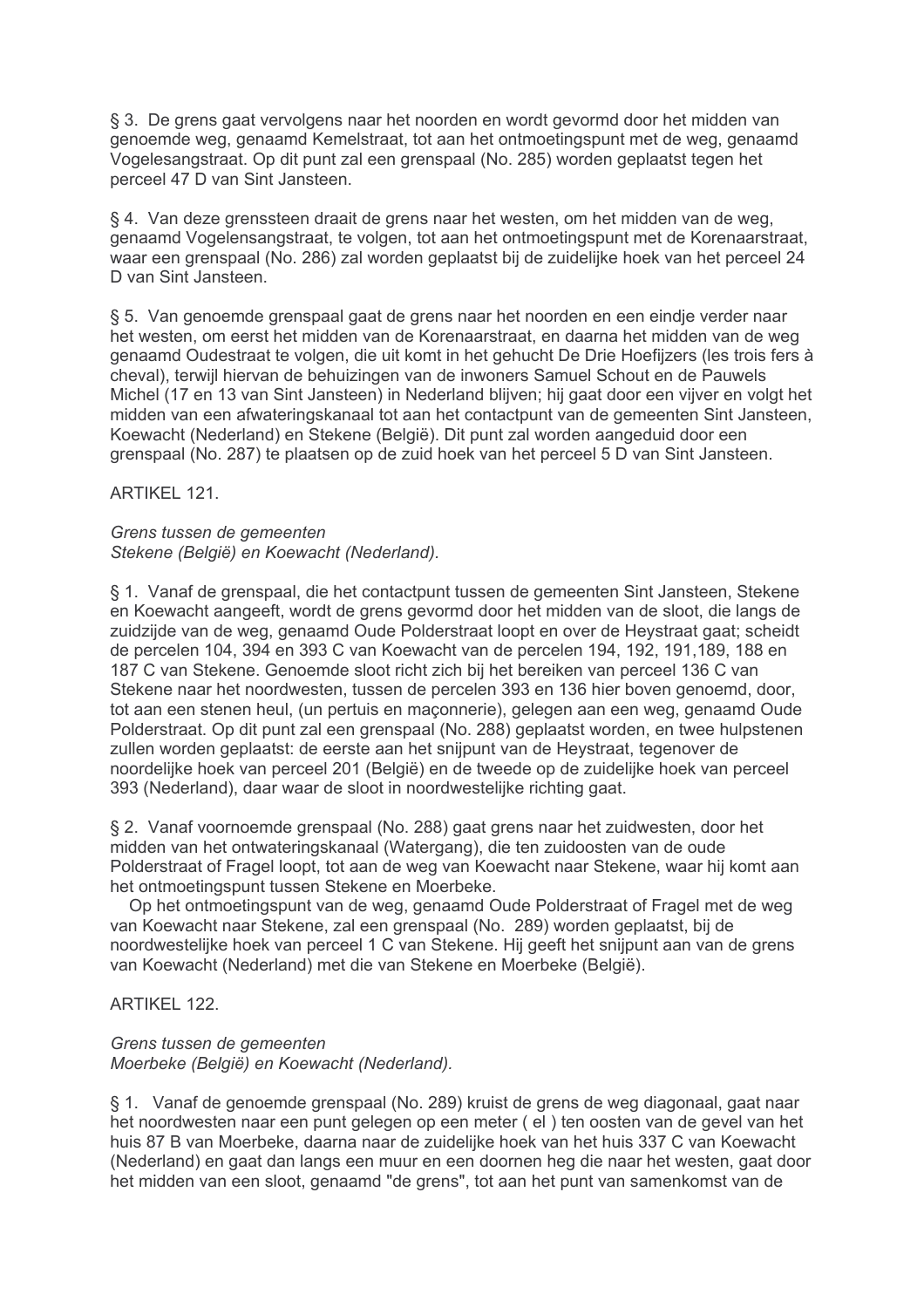§ 3. De grens gaat vervolgens naar het noorden en wordt gevormd door het midden van genoemde weg, genaamd Kemelstraat, tot aan het ontmoetingspunt met de weg, genaamd Vogelesangstraat. Op dit punt zal een grenspaal (No. 285) worden geplaatst tegen het perceel 47 D van Sint Jansteen.

§ 4. Van deze grenssteen draait de grens naar het westen, om het midden van de weg, genaamd Vogelensangstraat, te volgen, tot aan het ontmoetingspunt met de Korenaarstraat, waar een grenspaal (No. 286) zal worden geplaatst bij de zuidelijke hoek van het perceel 24 D van Sint Jansteen.

§ 5. Van genoemde grenspaal gaat de grens naar het noorden en een eindje verder naar het westen, om eerst het midden van de Korenaarstraat, en daarna het midden van de weg genaamd Oudestraat te volgen, die uit komt in het gehucht De Drie Hoefijzers (les trois fers à cheval), terwijl hiervan de behuizingen van de inwoners Samuel Schout en de Pauwels Michel (17 en 13 van Sint Jansteen) in Nederland blijven; hij gaat door een vijver en volgt het midden van een afwateringskanaal tot aan het contactpunt van de gemeenten Sint Jansteen, Koewacht (Nederland) en Stekene (België). Dit punt zal worden aangeduid door een grenspaal (No. 287) te plaatsen op de zuid hoek van het perceel 5 D van Sint Jansteen.

ARTIKEL 121.

*Grens tussen de gemeenten*
*Stekene (België) en Koewacht (Nederland).*

§ 1. Vanaf de grenspaal, die het contactpunt tussen de gemeenten Sint Jansteen, Stekene en Koewacht aangeeft, wordt de grens gevormd door het midden van de sloot, die langs de zuidzijde van de weg, genaamd Oude Polderstraat loopt en over de Heystraat gaat; scheidt de percelen 104, 394 en 393 C van Koewacht van de percelen 194, 192, 191,189, 188 en 187 C van Stekene. Genoemde sloot richt zich bij het bereiken van perceel 136 C van Stekene naar het noordwesten, tussen de percelen 393 en 136 hier boven genoemd, door, tot aan een stenen heul, (un pertuis en maçonnerie), gelegen aan een weg, genaamd Oude Polderstraat. Op dit punt zal een grenspaal (No. 288) geplaatst worden, en twee hulpstenen zullen worden geplaatst: de eerste aan het snijpunt van de Heystraat, tegenover de noordelijke hoek van perceel 201 (België) en de tweede op de zuidelijke hoek van perceel 393 (Nederland), daar waar de sloot in noordwestelijke richting gaat.

§ 2. Vanaf voornoemde grenspaal (No. 288) gaat grens naar het zuidwesten, door het midden van het ontwateringskanaal (Watergang), die ten zuidoosten van de oude Polderstraat of Fragel loopt, tot aan de weg van Koewacht naar Stekene, waar hij komt aan het ontmoetingspunt tussen Stekene en Moerbeke.

Op het ontmoetingspunt van de weg, genaamd Oude Polderstraat of Fragel met de weg van Koewacht naar Stekene, zal een grenspaal (No. 289) worden geplaatst, bij de noordwestelijke hoek van perceel 1 C van Stekene. Hij geeft het snijpunt aan van de grens van Koewacht (Nederland) met die van Stekene en Moerbeke (België).

ARTIKEL 122.

*Grens tussen de gemeenten*
*Moerbeke (België) en Koewacht (Nederland).*

§ 1. Vanaf de genoemde grenspaal (No. 289) kruist de grens de weg diagonaal, gaat naar het noordwesten naar een punt gelegen op een meter ( el ) ten oosten van de gevel van het huis 87 B van Moerbeke, daarna naar de zuidelijke hoek van het huis 337 C van Koewacht (Nederland) en gaat dan langs een muur en een doornen heg die naar het westen, gaat door het midden van een sloot, genaamd "de grens", tot aan het punt van samenkomst van de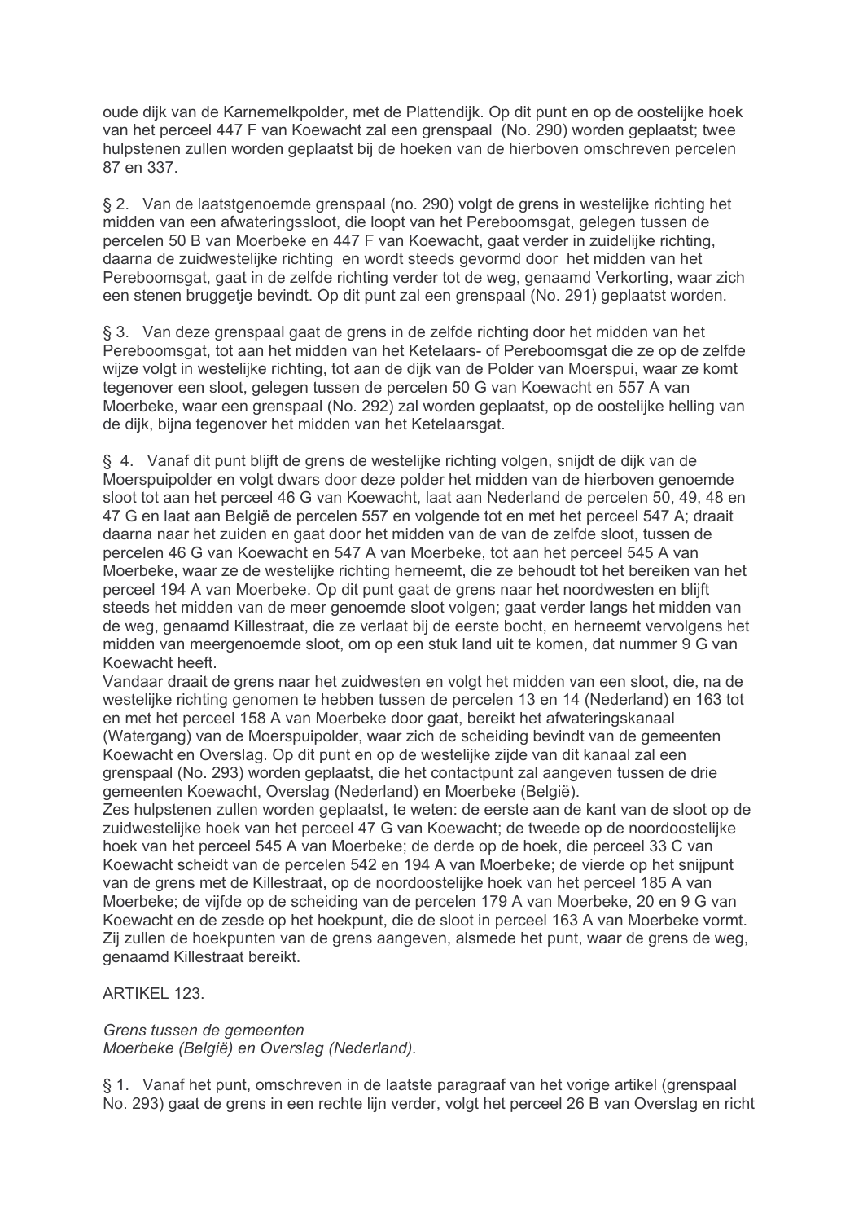oude dijk van de Karnemelkpolder, met de Plattendijk. Op dit punt en op de oostelijke hoek van het perceel 447 F van Koewacht zal een grenspaal (No. 290) worden geplaatst; twee hulpstenen zullen worden geplaatst bij de hoeken van de hierboven omschreven percelen 87 en 337.

§ 2. Van de laatstgenoemde grenspaal (no. 290) volgt de grens in westelijke richting het midden van een afwateringssloot, die loopt van het Pereboomsgat, gelegen tussen de percelen 50 B van Moerbeke en 447 F van Koewacht, gaat verder in zuidelijke richting, daarna de zuidwestelijke richting en wordt steeds gevormd door het midden van het Pereboomsgat, gaat in de zelfde richting verder tot de weg, genaamd Verkorting, waar zich een stenen bruggetje bevindt. Op dit punt zal een grenspaal (No. 291) geplaatst worden.

§ 3. Van deze grenspaal gaat de grens in de zelfde richting door het midden van het Pereboomsgat, tot aan het midden van het Ketelaars- of Pereboomsgat die ze op de zelfde wijze volgt in westelijke richting, tot aan de dijk van de Polder van Moerspui, waar ze komt tegenover een sloot, gelegen tussen de percelen 50 G van Koewacht en 557 A van Moerbeke, waar een grenspaal (No. 292) zal worden geplaatst, op de oostelijke helling van de dijk, bijna tegenover het midden van het Ketelaarsgat.

§ 4. Vanaf dit punt blijft de grens de westelijke richting volgen, snijdt de dijk van de Moerspuipolder en volgt dwars door deze polder het midden van de hierboven genoemde sloot tot aan het perceel 46 G van Koewacht, laat aan Nederland de percelen 50, 49, 48 en 47 G en laat aan België de percelen 557 en volgende tot en met het perceel 547 A; draait daarna naar het zuiden en gaat door het midden van de van de zelfde sloot, tussen de percelen 46 G van Koewacht en 547 A van Moerbeke, tot aan het perceel 545 A van Moerbeke, waar ze de westelijke richting herneemt, die ze behoudt tot het bereiken van het perceel 194 A van Moerbeke. Op dit punt gaat de grens naar het noordwesten en blijft steeds het midden van de meer genoemde sloot volgen; gaat verder langs het midden van de weg, genaamd Killestraat, die ze verlaat bij de eerste bocht, en herneemt vervolgens het midden van meergenoemde sloot, om op een stuk land uit te komen, dat nummer 9 G van Koewacht heeft.

Vandaar draait de grens naar het zuidwesten en volgt het midden van een sloot, die, na de westelijke richting genomen te hebben tussen de percelen 13 en 14 (Nederland) en 163 tot en met het perceel 158 A van Moerbeke door gaat, bereikt het afwateringskanaal (Watergang) van de Moerspuipolder, waar zich de scheiding bevindt van de gemeenten Koewacht en Overslag. Op dit punt en op de westelijke zijde van dit kanaal zal een grenspaal (No. 293) worden geplaatst, die het contactpunt zal aangeven tussen de drie gemeenten Koewacht, Overslag (Nederland) en Moerbeke (België).

Zes hulpstenen zullen worden geplaatst, te weten: de eerste aan de kant van de sloot op de zuidwestelijke hoek van het perceel 47 G van Koewacht; de tweede op de noordoostelijke hoek van het perceel 545 A van Moerbeke; de derde op de hoek, die perceel 33 C van Koewacht scheidt van de percelen 542 en 194 A van Moerbeke; de vierde op het snijpunt van de grens met de Killestraat, op de noordoostelijke hoek van het perceel 185 A van Moerbeke; de vijfde op de scheiding van de percelen 179 A van Moerbeke, 20 en 9 G van Koewacht en de zesde op het hoekpunt, die de sloot in perceel 163 A van Moerbeke vormt. Zij zullen de hoekpunten van de grens aangeven, alsmede het punt, waar de grens de weg, genaamd Killestraat bereikt.

ARTIKEL 123.

*Grens tussen de gemeenten Moerbeke (België) en Overslag (Nederland).*

§ 1. Vanaf het punt, omschreven in de laatste paragraaf van het vorige artikel (grenspaal No. 293) gaat de grens in een rechte lijn verder, volgt het perceel 26 B van Overslag en richt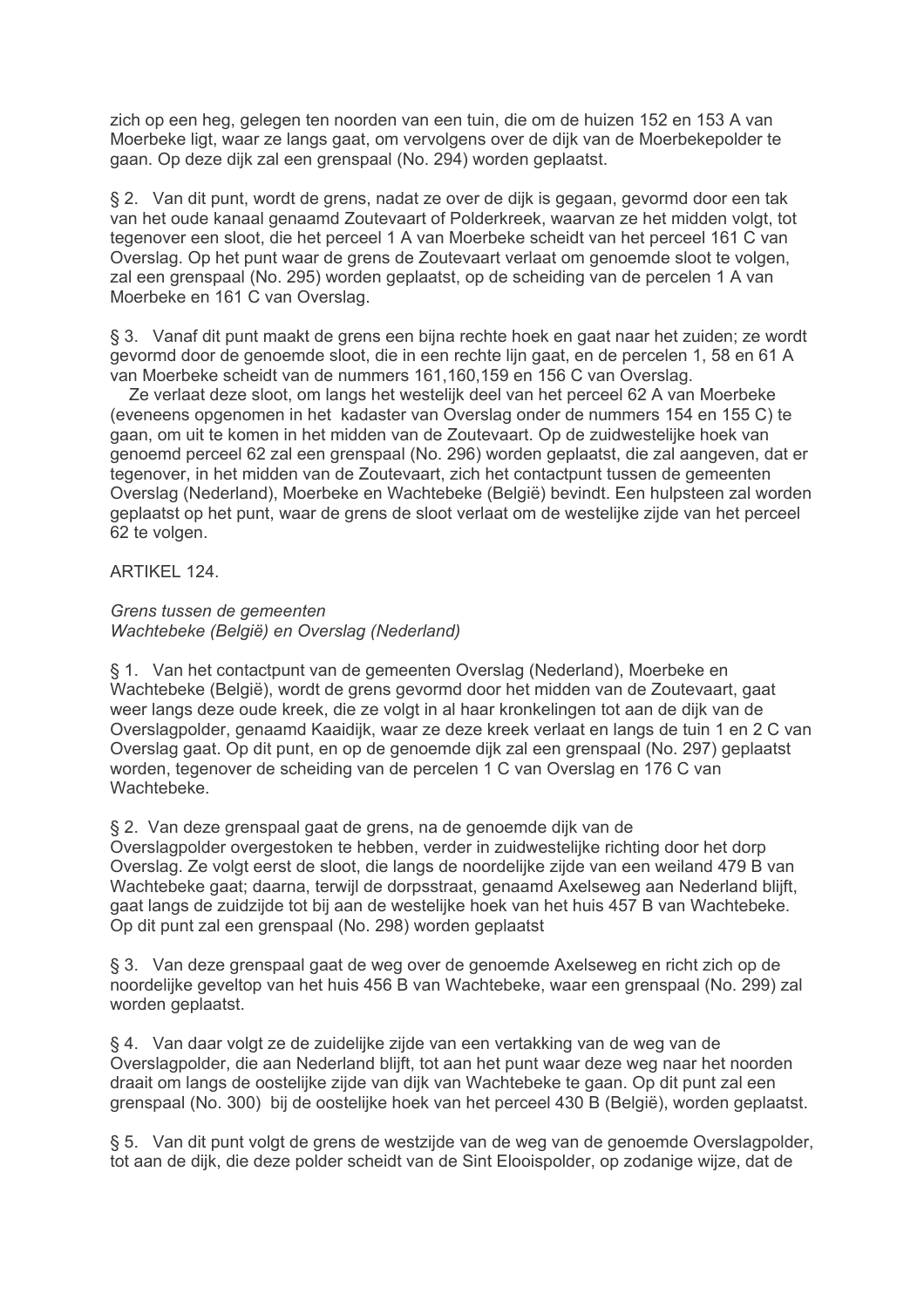zich op een heg, gelegen ten noorden van een tuin, die om de huizen 152 en 153 A van Moerbeke ligt, waar ze langs gaat, om vervolgens over de dijk van de Moerbekepolder te gaan. Op deze dijk zal een grenspaal (No. 294) worden geplaatst.

§ 2. Van dit punt, wordt de grens, nadat ze over de dijk is gegaan, gevormd door een tak van het oude kanaal genaamd Zoutevaart of Polderkreek, waarvan ze het midden volgt, tot tegenover een sloot, die het perceel 1 A van Moerbeke scheidt van het perceel 161 C van Overslag. Op het punt waar de grens de Zoutevaart verlaat om genoemde sloot te volgen, zal een grenspaal (No. 295) worden geplaatst, op de scheiding van de percelen 1 A van Moerbeke en 161 C van Overslag.

§ 3. Vanaf dit punt maakt de grens een bijna rechte hoek en gaat naar het zuiden; ze wordt gevormd door de genoemde sloot, die in een rechte lijn gaat, en de percelen 1, 58 en 61 A van Moerbeke scheidt van de nummers 161,160,159 en 156 C van Overslag.

Ze verlaat deze sloot, om langs het westelijk deel van het perceel 62 A van Moerbeke (eveneens opgenomen in het kadaster van Overslag onder de nummers 154 en 155 C) te gaan, om uit te komen in het midden van de Zoutevaart. Op de zuidwestelijke hoek van genoemd perceel 62 zal een grenspaal (No. 296) worden geplaatst, die zal aangeven, dat er tegenover, in het midden van de Zoutevaart, zich het contactpunt tussen de gemeenten Overslag (Nederland), Moerbeke en Wachtebeke (België) bevindt. Een hulpsteen zal worden geplaatst op het punt, waar de grens de sloot verlaat om de westelijke zijde van het perceel 62 te volgen.

ARTIKEL 124.

*Grens tussen de gemeenten*
*Wachtebeke (België) en Overslag (Nederland)*

§ 1. Van het contactpunt van de gemeenten Overslag (Nederland), Moerbeke en Wachtebeke (België), wordt de grens gevormd door het midden van de Zoutevaart, gaat weer langs deze oude kreek, die ze volgt in al haar kronkelingen tot aan de dijk van de Overslagpolder, genaamd Kaaidijk, waar ze deze kreek verlaat en langs de tuin 1 en 2 C van Overslag gaat. Op dit punt, en op de genoemde dijk zal een grenspaal (No. 297) geplaatst worden, tegenover de scheiding van de percelen 1 C van Overslag en 176 C van Wachtebeke.

§ 2. Van deze grenspaal gaat de grens, na de genoemde dijk van de Overslagpolder overgestoken te hebben, verder in zuidwestelijke richting door het dorp Overslag. Ze volgt eerst de sloot, die langs de noordelijke zijde van een weiland 479 B van Wachtebeke gaat; daarna, terwijl de dorpsstraat, genaamd Axelseweg aan Nederland blijft, gaat langs de zuidzijde tot bij aan de westelijke hoek van het huis 457 B van Wachtebeke. Op dit punt zal een grenspaal (No. 298) worden geplaatst

§ 3. Van deze grenspaal gaat de weg over de genoemde Axelseweg en richt zich op de noordelijke geveltop van het huis 456 B van Wachtebeke, waar een grenspaal (No. 299) zal worden geplaatst.

§ 4. Van daar volgt ze de zuidelijke zijde van een vertakking van de weg van de Overslagpolder, die aan Nederland blijft, tot aan het punt waar deze weg naar het noorden draait om langs de oostelijke zijde van dijk van Wachtebeke te gaan. Op dit punt zal een grenspaal (No. 300) bij de oostelijke hoek van het perceel 430 B (België), worden geplaatst.

§ 5. Van dit punt volgt de grens de westzijde van de weg van de genoemde Overslagpolder, tot aan de dijk, die deze polder scheidt van de Sint Elooispolder, op zodanige wijze, dat de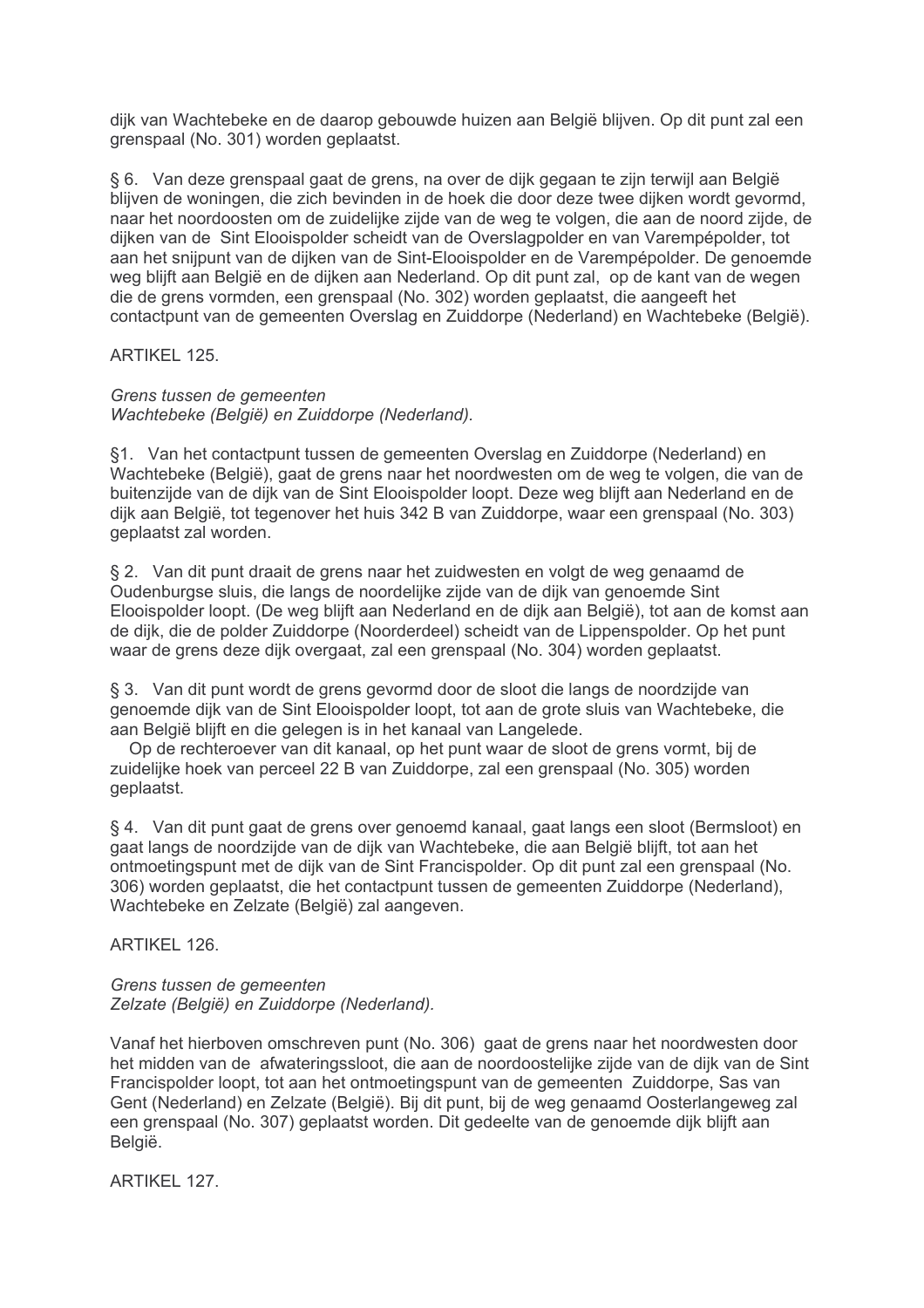dijk van Wachtebeke en de daarop gebouwde huizen aan België blijven. Op dit punt zal een grenspaal (No. 301) worden geplaatst.

§ 6. Van deze grenspaal gaat de grens, na over de dijk gegaan te zijn terwijl aan België blijven de woningen, die zich bevinden in de hoek die door deze twee dijken wordt gevormd, naar het noordoosten om de zuidelijke zijde van de weg te volgen, die aan de noord zijde, de dijken van de Sint Elooispolder scheidt van de Overslagpolder en van Varempépolder, tot aan het snijpunt van de dijken van de Sint-Elooispolder en de Varempépolder. De genoemde weg blijft aan België en de dijken aan Nederland. Op dit punt zal, op de kant van de wegen die de grens vormden, een grenspaal (No. 302) worden geplaatst, die aangeeft het contactpunt van de gemeenten Overslag en Zuiddorpe (Nederland) en Wachtebeke (België).

ARTIKEL 125.

*Grens tussen de gemeenten*
*Wachtebeke (België) en Zuiddorpe (Nederland).*

§1. Van het contactpunt tussen de gemeenten Overslag en Zuiddorpe (Nederland) en Wachtebeke (België), gaat de grens naar het noordwesten om de weg te volgen, die van de buitenzijde van de dijk van de Sint Elooispolder loopt. Deze weg blijft aan Nederland en de dijk aan België, tot tegenover het huis 342 B van Zuiddorpe, waar een grenspaal (No. 303) geplaatst zal worden.

§ 2. Van dit punt draait de grens naar het zuidwesten en volgt de weg genaamd de Oudenburgse sluis, die langs de noordelijke zijde van de dijk van genoemde Sint Elooispolder loopt. (De weg blijft aan Nederland en de dijk aan België), tot aan de komst aan de dijk, die de polder Zuiddorpe (Noorderdeel) scheidt van de Lippenspolder. Op het punt waar de grens deze dijk overgaat, zal een grenspaal (No. 304) worden geplaatst.

§ 3. Van dit punt wordt de grens gevormd door de sloot die langs de noordzijde van genoemde dijk van de Sint Elooispolder loopt, tot aan de grote sluis van Wachtebeke, die aan België blijft en die gelegen is in het kanaal van Langelede.
Op de rechteroever van dit kanaal, op het punt waar de sloot de grens vormt, bij de zuidelijke hoek van perceel 22 B van Zuiddorpe, zal een grenspaal (No. 305) worden geplaatst.

§ 4. Van dit punt gaat de grens over genoemd kanaal, gaat langs een sloot (Bermsloot) en gaat langs de noordzijde van de dijk van Wachtebeke, die aan België blijft, tot aan het ontmoetingspunt met de dijk van de Sint Francispolder. Op dit punt zal een grenspaal (No. 306) worden geplaatst, die het contactpunt tussen de gemeenten Zuiddorpe (Nederland), Wachtebeke en Zelzate (België) zal aangeven.

ARTIKEL 126.

*Grens tussen de gemeenten*
*Zelzate (België) en Zuiddorpe (Nederland).*

Vanaf het hierboven omschreven punt (No. 306) gaat de grens naar het noordwesten door het midden van de afwateringssloot, die aan de noordoostelijke zijde van de dijk van de Sint Francispolder loopt, tot aan het ontmoetingspunt van de gemeenten Zuiddorpe, Sas van Gent (Nederland) en Zelzate (België). Bij dit punt, bij de weg genaamd Oosterlangeweg zal een grenspaal (No. 307) geplaatst worden. Dit gedeelte van de genoemde dijk blijft aan België.

ARTIKEL 127.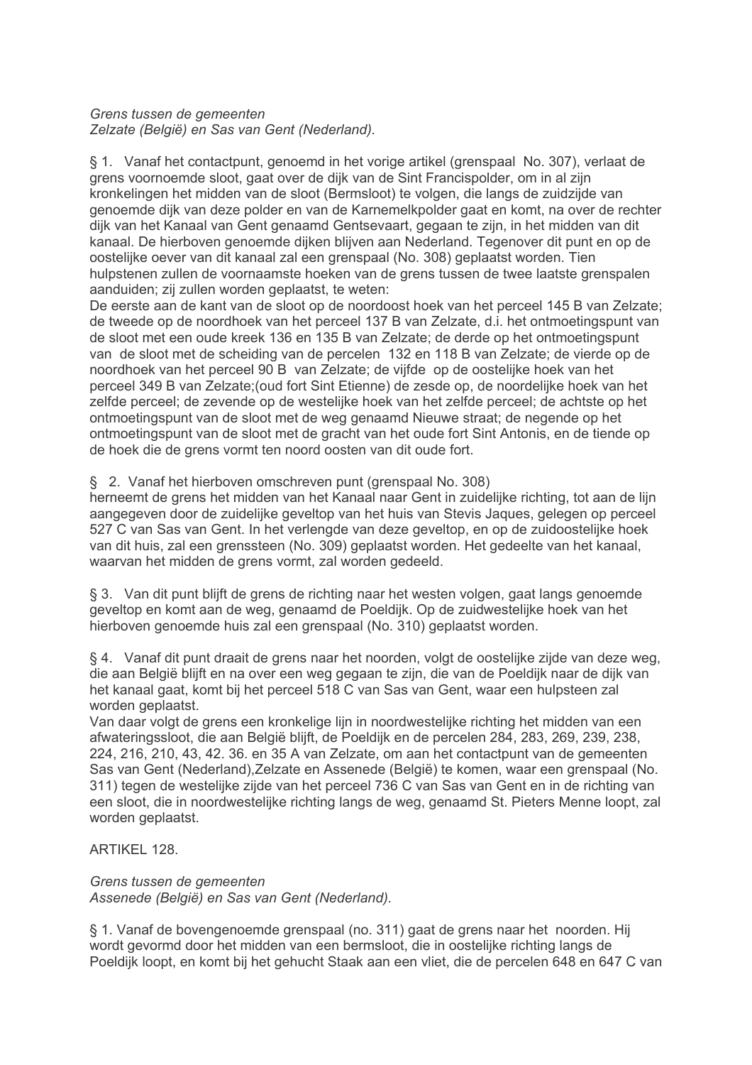*Grens tussen de gemeenten*
*Zelzate (België) en Sas van Gent (Nederland).*

§ 1. Vanaf het contactpunt, genoemd in het vorige artikel (grenspaal No. 307), verlaat de grens voornoemde sloot, gaat over de dijk van de Sint Francispolder, om in al zijn kronkelingen het midden van de sloot (Bermsloot) te volgen, die langs de zuidzijde van genoemde dijk van deze polder en van de Karnemelkpolder gaat en komt, na over de rechter dijk van het Kanaal van Gent genaamd Gentsevaart, gegaan te zijn, in het midden van dit kanaal. De hierboven genoemde dijken blijven aan Nederland. Tegenover dit punt en op de oostelijke oever van dit kanaal zal een grenspaal (No. 308) geplaatst worden. Tien hulpstenen zullen de voornaamste hoeken van de grens tussen de twee laatste grenspalen aanduiden; zij zullen worden geplaatst, te weten:
De eerste aan de kant van de sloot op de noordoost hoek van het perceel 145 B van Zelzate; de tweede op de noordhoek van het perceel 137 B van Zelzate, d.i. het ontmoetingspunt van de sloot met een oude kreek 136 en 135 B van Zelzate; de derde op het ontmoetingspunt van de sloot met de scheiding van de percelen 132 en 118 B van Zelzate; de vierde op de noordhoek van het perceel 90 B van Zelzate; de vijfde op de oostelijke hoek van het perceel 349 B van Zelzate;(oud fort Sint Etienne) de zesde op, de noordelijke hoek van het zelfde perceel; de zevende op de westelijke hoek van het zelfde perceel; de achtste op het ontmoetingspunt van de sloot met de weg genaamd Nieuwe straat; de negende op het ontmoetingspunt van de sloot met de gracht van het oude fort Sint Antonis, en de tiende op de hoek die de grens vormt ten noord oosten van dit oude fort.

§ 2. Vanaf het hierboven omschreven punt (grenspaal No. 308)
herneemt de grens het midden van het Kanaal naar Gent in zuidelijke richting, tot aan de lijn aangegeven door de zuidelijke geveltop van het huis van Stevis Jaques, gelegen op perceel 527 C van Sas van Gent. In het verlengde van deze geveltop, en op de zuidoostelijke hoek van dit huis, zal een grenssteen (No. 309) geplaatst worden. Het gedeelte van het kanaal, waarvan het midden de grens vormt, zal worden gedeeld.

§ 3. Van dit punt blijft de grens de richting naar het westen volgen, gaat langs genoemde geveltop en komt aan de weg, genaamd de Poeldijk. Op de zuidwestelijke hoek van het hierboven genoemde huis zal een grenspaal (No. 310) geplaatst worden.

§ 4. Vanaf dit punt draait de grens naar het noorden, volgt de oostelijke zijde van deze weg, die aan België blijft en na over een weg gegaan te zijn, die van de Poeldijk naar de dijk van het kanaal gaat, komt bij het perceel 518 C van Sas van Gent, waar een hulpsteen zal worden geplaatst.
Van daar volgt de grens een kronkelige lijn in noordwestelijke richting het midden van een afwateringssloot, die aan België blijft, de Poeldijk en de percelen 284, 283, 269, 239, 238, 224, 216, 210, 43, 42. 36. en 35 A van Zelzate, om aan het contactpunt van de gemeenten Sas van Gent (Nederland),Zelzate en Assenede (België) te komen, waar een grenspaal (No. 311) tegen de westelijke zijde van het perceel 736 C van Sas van Gent en in de richting van een sloot, die in noordwestelijke richting langs de weg, genaamd St. Pieters Menne loopt, zal worden geplaatst.

ARTIKEL 128.

*Grens tussen de gemeenten*
*Assenede (België) en Sas van Gent (Nederland).*

§ 1. Vanaf de bovengenoemde grenspaal (no. 311) gaat de grens naar het noorden. Hij wordt gevormd door het midden van een bermsloot, die in oostelijke richting langs de Poeldijk loopt, en komt bij het gehucht Staak aan een vliet, die de percelen 648 en 647 C van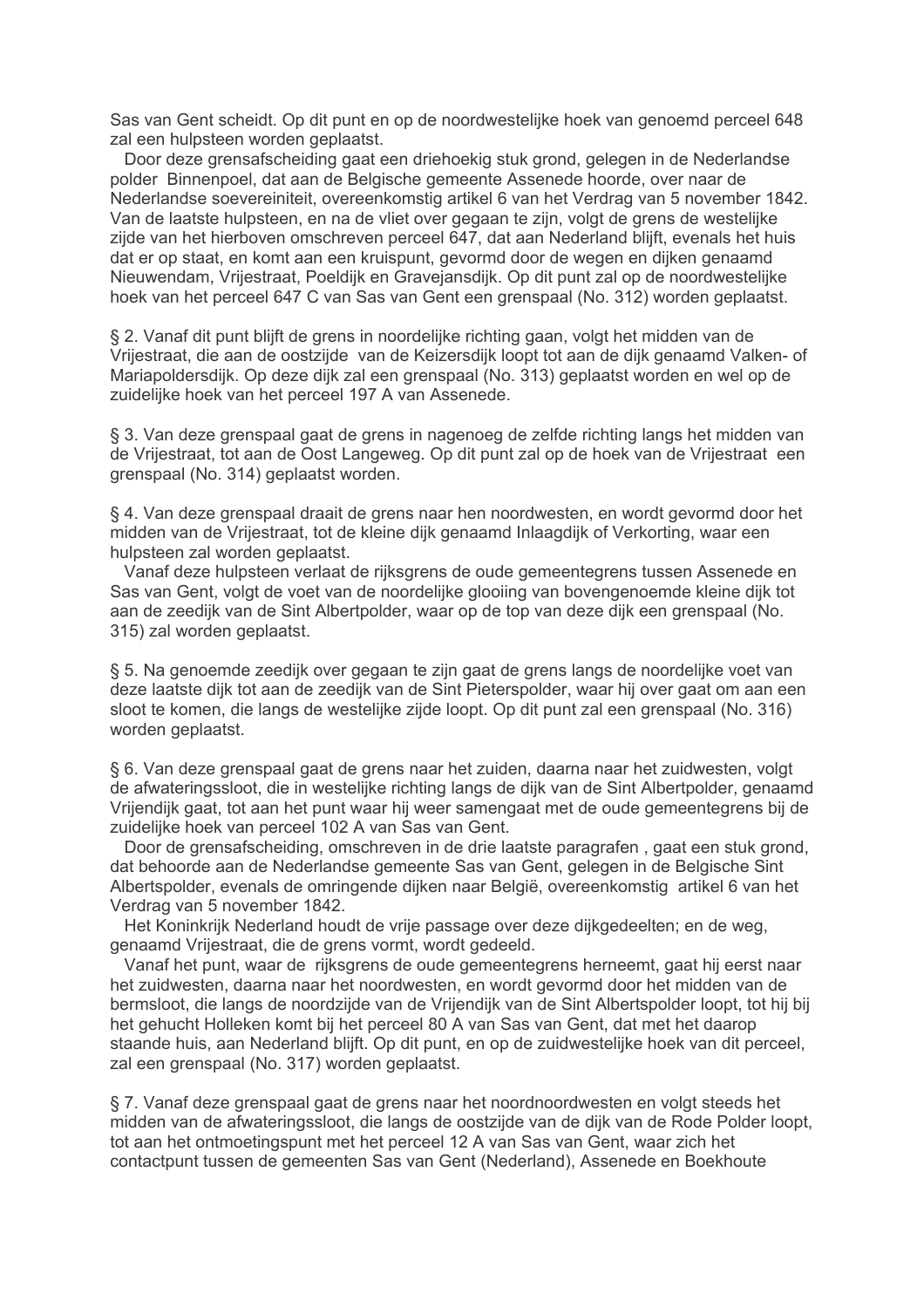Sas van Gent scheidt. Op dit punt en op de noordwestelijke hoek van genoemd perceel 648 zal een hulpsteen worden geplaatst.

Door deze grensafscheiding gaat een driehoekig stuk grond, gelegen in de Nederlandse polder Binnenpoel, dat aan de Belgische gemeente Assenede hoorde, over naar de Nederlandse soevereiniteit, overeenkomstig artikel 6 van het Verdrag van 5 november 1842. Van de laatste hulpsteen, en na de vliet over gegaan te zijn, volgt de grens de westelijke zijde van het hierboven omschreven perceel 647, dat aan Nederland blijft, evenals het huis dat er op staat, en komt aan een kruispunt, gevormd door de wegen en dijken genaamd Nieuwendam, Vrijestraat, Poeldijk en Gravejansdijk. Op dit punt zal op de noordwestelijke hoek van het perceel 647 C van Sas van Gent een grenspaal (No. 312) worden geplaatst.

§ 2. Vanaf dit punt blijft de grens in noordelijke richting gaan, volgt het midden van de Vrijestraat, die aan de oostzijde van de Keizersdijk loopt tot aan de dijk genaamd Valken- of Mariapoldersdijk. Op deze dijk zal een grenspaal (No. 313) geplaatst worden en wel op de zuidelijke hoek van het perceel 197 A van Assenede.

§ 3. Van deze grenspaal gaat de grens in nagenoeg de zelfde richting langs het midden van de Vrijestraat, tot aan de Oost Langeweg. Op dit punt zal op de hoek van de Vrijestraat een grenspaal (No. 314) geplaatst worden.

§ 4. Van deze grenspaal draait de grens naar hen noordwesten, en wordt gevormd door het midden van de Vrijestraat, tot de kleine dijk genaamd Inlaagdijk of Verkorting, waar een hulpsteen zal worden geplaatst.

Vanaf deze hulpsteen verlaat de rijksgrens de oude gemeentegrens tussen Assenede en Sas van Gent, volgt de voet van de noordelijke glooiing van bovengenoemde kleine dijk tot aan de zeedijk van de Sint Albertpolder, waar op de top van deze dijk een grenspaal (No. 315) zal worden geplaatst.

§ 5. Na genoemde zeedijk over gegaan te zijn gaat de grens langs de noordelijke voet van deze laatste dijk tot aan de zeedijk van de Sint Pieterspolder, waar hij over gaat om aan een sloot te komen, die langs de westelijke zijde loopt. Op dit punt zal een grenspaal (No. 316) worden geplaatst.

§ 6. Van deze grenspaal gaat de grens naar het zuiden, daarna naar het zuidwesten, volgt de afwateringssloot, die in westelijke richting langs de dijk van de Sint Albertpolder, genaamd Vrijendijk gaat, tot aan het punt waar hij weer samengaat met de oude gemeentegrens bij de zuidelijke hoek van perceel 102 A van Sas van Gent.

Door de grensafscheiding, omschreven in de drie laatste paragrafen , gaat een stuk grond, dat behoorde aan de Nederlandse gemeente Sas van Gent, gelegen in de Belgische Sint Albertspolder, evenals de omringende dijken naar België, overeenkomstig artikel 6 van het Verdrag van 5 november 1842.

Het Koninkrijk Nederland houdt de vrije passage over deze dijkgedeelten; en de weg, genaamd Vrijestraat, die de grens vormt, wordt gedeeld.

Vanaf het punt, waar de rijksgrens de oude gemeentegrens herneemt, gaat hij eerst naar het zuidwesten, daarna naar het noordwesten, en wordt gevormd door het midden van de bermsloot, die langs de noordzijde van de Vrijendijk van de Sint Albertspolder loopt, tot hij bij het gehucht Holleken komt bij het perceel 80 A van Sas van Gent, dat met het daarop staande huis, aan Nederland blijft. Op dit punt, en op de zuidwestelijke hoek van dit perceel, zal een grenspaal (No. 317) worden geplaatst.

§ 7. Vanaf deze grenspaal gaat de grens naar het noordnoordwesten en volgt steeds het midden van de afwateringssloot, die langs de oostzijde van de dijk van de Rode Polder loopt, tot aan het ontmoetingspunt met het perceel 12 A van Sas van Gent, waar zich het contactpunt tussen de gemeenten Sas van Gent (Nederland), Assenede en Boekhoute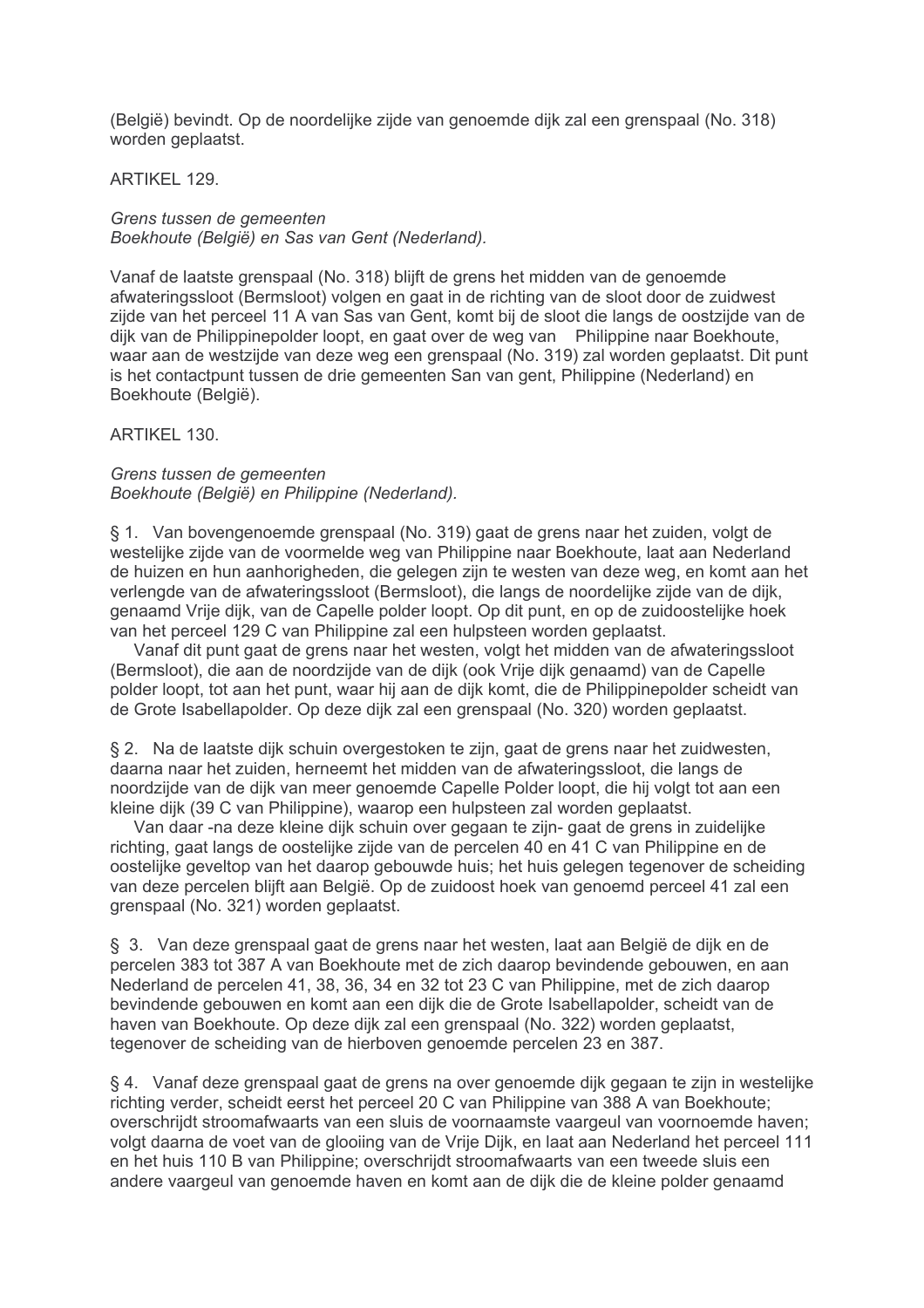(België) bevindt. Op de noordelijke zijde van genoemde dijk zal een grenspaal (No. 318) worden geplaatst.

ARTIKEL 129.

*Grens tussen de gemeenten*
*Boekhoute (België) en Sas van Gent (Nederland).*

Vanaf de laatste grenspaal (No. 318) blijft de grens het midden van de genoemde afwateringssloot (Bermsloot) volgen en gaat in de richting van de sloot door de zuidwest zijde van het perceel 11 A van Sas van Gent, komt bij de sloot die langs de oostzijde van de dijk van de Philippinepolder loopt, en gaat over de weg van Philippine naar Boekhoute, waar aan de westzijde van deze weg een grenspaal (No. 319) zal worden geplaatst. Dit punt is het contactpunt tussen de drie gemeenten San van gent, Philippine (Nederland) en Boekhoute (België).

ARTIKEL 130.

*Grens tussen de gemeenten*
*Boekhoute (België) en Philippine (Nederland).*

§ 1. Van bovengenoemde grenspaal (No. 319) gaat de grens naar het zuiden, volgt de westelijke zijde van de voormelde weg van Philippine naar Boekhoute, laat aan Nederland de huizen en hun aanhorigheden, die gelegen zijn te westen van deze weg, en komt aan het verlengde van de afwateringssloot (Bermsloot), die langs de noordelijke zijde van de dijk, genaamd Vrije dijk, van de Capelle polder loopt. Op dit punt, en op de zuidoostelijke hoek van het perceel 129 C van Philippine zal een hulpsteen worden geplaatst.

Vanaf dit punt gaat de grens naar het westen, volgt het midden van de afwateringssloot (Bermsloot), die aan de noordzijde van de dijk (ook Vrije dijk genaamd) van de Capelle polder loopt, tot aan het punt, waar hij aan de dijk komt, die de Philippinepolder scheidt van de Grote Isabellapolder. Op deze dijk zal een grenspaal (No. 320) worden geplaatst.

§ 2. Na de laatste dijk schuin overgestoken te zijn, gaat de grens naar het zuidwesten, daarna naar het zuiden, herneemt het midden van de afwateringssloot, die langs de noordzijde van de dijk van meer genoemde Capelle Polder loopt, die hij volgt tot aan een kleine dijk (39 C van Philippine), waarop een hulpsteen zal worden geplaatst.

Van daar -na deze kleine dijk schuin over gegaan te zijn- gaat de grens in zuidelijke richting, gaat langs de oostelijke zijde van de percelen 40 en 41 C van Philippine en de oostelijke geveltop van het daarop gebouwde huis; het huis gelegen tegenover de scheiding van deze percelen blijft aan België. Op de zuidoost hoek van genoemd perceel 41 zal een grenspaal (No. 321) worden geplaatst.

§ 3. Van deze grenspaal gaat de grens naar het westen, laat aan België de dijk en de percelen 383 tot 387 A van Boekhoute met de zich daarop bevindende gebouwen, en aan Nederland de percelen 41, 38, 36, 34 en 32 tot 23 C van Philippine, met de zich daarop bevindende gebouwen en komt aan een dijk die de Grote Isabellapolder, scheidt van de haven van Boekhoute. Op deze dijk zal een grenspaal (No. 322) worden geplaatst, tegenover de scheiding van de hierboven genoemde percelen 23 en 387.

§ 4. Vanaf deze grenspaal gaat de grens na over genoemde dijk gegaan te zijn in westelijke richting verder, scheidt eerst het perceel 20 C van Philippine van 388 A van Boekhoute; overschrijdt stroomafwaarts van een sluis de voornaamste vaargeul van voornoemde haven; volgt daarna de voet van de glooiing van de Vrije Dijk, en laat aan Nederland het perceel 111 en het huis 110 B van Philippine; overschrijdt stroomafwaarts van een tweede sluis een andere vaargeul van genoemde haven en komt aan de dijk die de kleine polder genaamd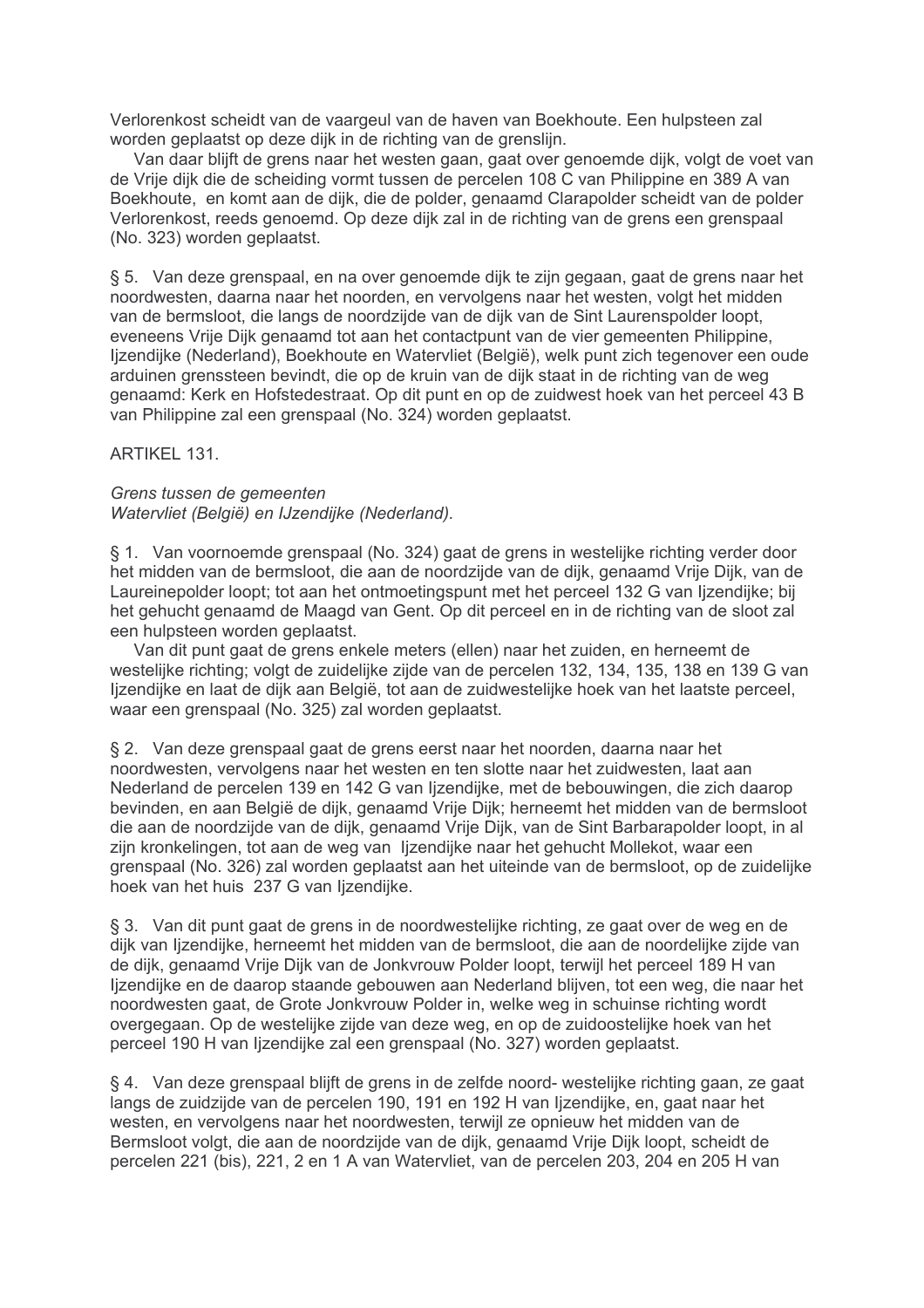Verlorenkost scheidt van de vaargeul van de haven van Boekhoute. Een hulpsteen zal worden geplaatst op deze dijk in de richting van de grenslijn.

Van daar blijft de grens naar het westen gaan, gaat over genoemde dijk, volgt de voet van de Vrije dijk die de scheiding vormt tussen de percelen 108 C van Philippine en 389 A van Boekhoute, en komt aan de dijk, die de polder, genaamd Clarapolder scheidt van de polder Verlorenkost, reeds genoemd. Op deze dijk zal in de richting van de grens een grenspaal (No. 323) worden geplaatst.

§ 5. Van deze grenspaal, en na over genoemde dijk te zijn gegaan, gaat de grens naar het noordwesten, daarna naar het noorden, en vervolgens naar het westen, volgt het midden van de bermsloot, die langs de noordzijde van de dijk van de Sint Laurenspolder loopt, eveneens Vrije Dijk genaamd tot aan het contactpunt van de vier gemeenten Philippine, Ijzendijke (Nederland), Boekhoute en Watervliet (België), welk punt zich tegenover een oude arduinen grenssteen bevindt, die op de kruin van de dijk staat in de richting van de weg genaamd: Kerk en Hofstedestraat. Op dit punt en op de zuidwest hoek van het perceel 43 B van Philippine zal een grenspaal (No. 324) worden geplaatst.

ARTIKEL 131.

*Grens tussen de gemeenten*
*Watervliet (België) en IJzendijke (Nederland).*

§ 1. Van voornoemde grenspaal (No. 324) gaat de grens in westelijke richting verder door het midden van de bermsloot, die aan de noordzijde van de dijk, genaamd Vrije Dijk, van de Laureinepolder loopt; tot aan het ontmoetingspunt met het perceel 132 G van Ijzendijke; bij het gehucht genaamd de Maagd van Gent. Op dit perceel en in de richting van de sloot zal een hulpsteen worden geplaatst.

Van dit punt gaat de grens enkele meters (ellen) naar het zuiden, en herneemt de westelijke richting; volgt de zuidelijke zijde van de percelen 132, 134, 135, 138 en 139 G van Ijzendijke en laat de dijk aan België, tot aan de zuidwestelijke hoek van het laatste perceel, waar een grenspaal (No. 325) zal worden geplaatst.

§ 2. Van deze grenspaal gaat de grens eerst naar het noorden, daarna naar het noordwesten, vervolgens naar het westen en ten slotte naar het zuidwesten, laat aan Nederland de percelen 139 en 142 G van Ijzendijke, met de bebouwingen, die zich daarop bevinden, en aan België de dijk, genaamd Vrije Dijk; herneemt het midden van de bermsloot die aan de noordzijde van de dijk, genaamd Vrije Dijk, van de Sint Barbarapolder loopt, in al zijn kronkelingen, tot aan de weg van Ijzendijke naar het gehucht Mollekot, waar een grenspaal (No. 326) zal worden geplaatst aan het uiteinde van de bermsloot, op de zuidelijke hoek van het huis 237 G van Ijzendijke.

§ 3. Van dit punt gaat de grens in de noordwestelijke richting, ze gaat over de weg en de dijk van Ijzendijke, herneemt het midden van de bermsloot, die aan de noordelijke zijde van de dijk, genaamd Vrije Dijk van de Jonkvrouw Polder loopt, terwijl het perceel 189 H van Ijzendijke en de daarop staande gebouwen aan Nederland blijven, tot een weg, die naar het noordwesten gaat, de Grote Jonkvrouw Polder in, welke weg in schuinse richting wordt overgegaan. Op de westelijke zijde van deze weg, en op de zuidoostelijke hoek van het perceel 190 H van Ijzendijke zal een grenspaal (No. 327) worden geplaatst.

§ 4. Van deze grenspaal blijft de grens in de zelfde noord- westelijke richting gaan, ze gaat langs de zuidzijde van de percelen 190, 191 en 192 H van Ijzendijke, en, gaat naar het westen, en vervolgens naar het noordwesten, terwijl ze opnieuw het midden van de Bermsloot volgt, die aan de noordzijde van de dijk, genaamd Vrije Dijk loopt, scheidt de percelen 221 (bis), 221, 2 en 1 A van Watervliet, van de percelen 203, 204 en 205 H van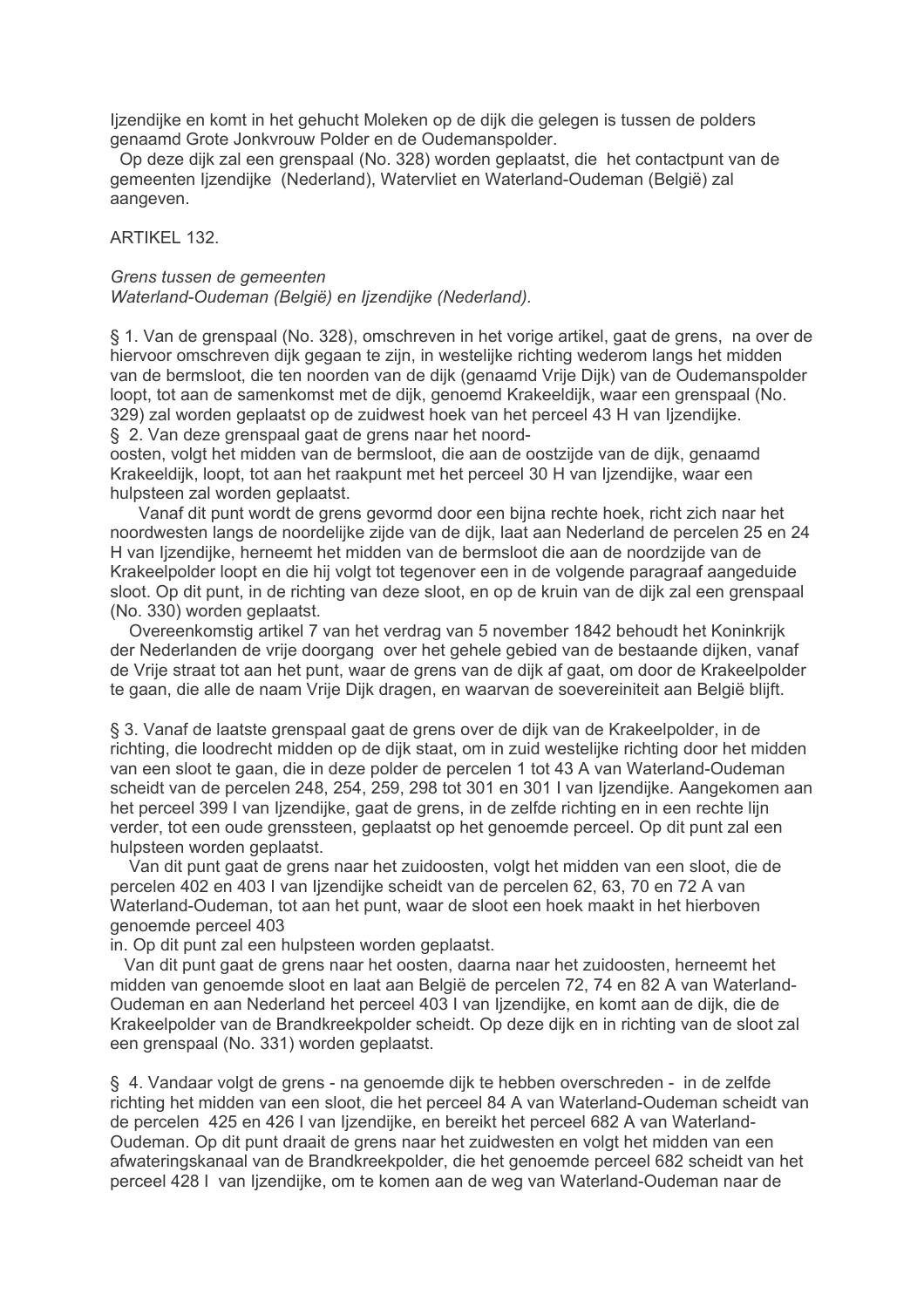Ijzendijke en komt in het gehucht Moleken op de dijk die gelegen is tussen de polders genaamd Grote Jonkvrouw Polder en de Oudemanspolder.

Op deze dijk zal een grenspaal (No. 328) worden geplaatst, die het contactpunt van de gemeenten Ijzendijke (Nederland), Watervliet en Waterland-Oudeman (België) zal aangeven.

ARTIKEL 132.

*Grens tussen de gemeenten*
*Waterland-Oudeman (België) en Ijzendijke (Nederland).*

§ 1. Van de grenspaal (No. 328), omschreven in het vorige artikel, gaat de grens, na over de hiervoor omschreven dijk gegaan te zijn, in westelijke richting wederom langs het midden van de bermsloot, die ten noorden van de dijk (genaamd Vrije Dijk) van de Oudemanspolder loopt, tot aan de samenkomst met de dijk, genoemd Krakeeldijk, waar een grenspaal (No. 329) zal worden geplaatst op de zuidwest hoek van het perceel 43 H van Ijzendijke.

§ 2. Van deze grenspaal gaat de grens naar het noord-oosten, volgt het midden van de bermsloot, die aan de oostzijde van de dijk, genaamd Krakeeldijk, loopt, tot aan het raakpunt met het perceel 30 H van Ijzendijke, waar een hulpsteen zal worden geplaatst.

Vanaf dit punt wordt de grens gevormd door een bijna rechte hoek, richt zich naar het noordwesten langs de noordelijke zijde van de dijk, laat aan Nederland de percelen 25 en 24 H van Ijzendijke, herneemt het midden van de bermsloot die aan de noordzijde van de Krakeelpolder loopt en die hij volgt tot tegenover een in de volgende paragraaf aangeduide sloot. Op dit punt, in de richting van deze sloot, en op de kruin van de dijk zal een grenspaal (No. 330) worden geplaatst.

Overeenkomstig artikel 7 van het verdrag van 5 november 1842 behoudt het Koninkrijk der Nederlanden de vrije doorgang over het gehele gebied van de bestaande dijken, vanaf de Vrije straat tot aan het punt, waar de grens van de dijk af gaat, om door de Krakeelpolder te gaan, die alle de naam Vrije Dijk dragen, en waarvan de soevereiniteit aan België blijft.

§ 3. Vanaf de laatste grenspaal gaat de grens over de dijk van de Krakeelpolder, in de richting, die loodrecht midden op de dijk staat, om in zuid westelijke richting door het midden van een sloot te gaan, die in deze polder de percelen 1 tot 43 A van Waterland-Oudeman scheidt van de percelen 248, 254, 259, 298 tot 301 en 301 I van Ijzendijke. Aangekomen aan het perceel 399 I van Ijzendijke, gaat de grens, in de zelfde richting en in een rechte lijn verder, tot een oude grenssteen, geplaatst op het genoemde perceel. Op dit punt zal een hulpsteen worden geplaatst.

Van dit punt gaat de grens naar het zuidoosten, volgt het midden van een sloot, die de percelen 402 en 403 I van Ijzendijke scheidt van de percelen 62, 63, 70 en 72 A van Waterland-Oudeman, tot aan het punt, waar de sloot een hoek maakt in het hierboven genoemde perceel 403 in. Op dit punt zal een hulpsteen worden geplaatst.

Van dit punt gaat de grens naar het oosten, daarna naar het zuidoosten, herneemt het midden van genoemde sloot en laat aan België de percelen 72, 74 en 82 A van Waterland-Oudeman en aan Nederland het perceel 403 I van Ijzendijke, en komt aan de dijk, die de Krakeelpolder van de Brandkreekpolder scheidt. Op deze dijk en in richting van de sloot zal een grenspaal (No. 331) worden geplaatst.

§ 4. Vandaar volgt de grens - na genoemde dijk te hebben overschreden - in de zelfde richting het midden van een sloot, die het perceel 84 A van Waterland-Oudeman scheidt van de percelen 425 en 426 I van Ijzendijke, en bereikt het perceel 682 A van Waterland-Oudeman. Op dit punt draait de grens naar het zuidwesten en volgt het midden van een afwateringskanaal van de Brandkreekpolder, die het genoemde perceel 682 scheidt van het perceel 428 I van Ijzendijke, om te komen aan de weg van Waterland-Oudeman naar de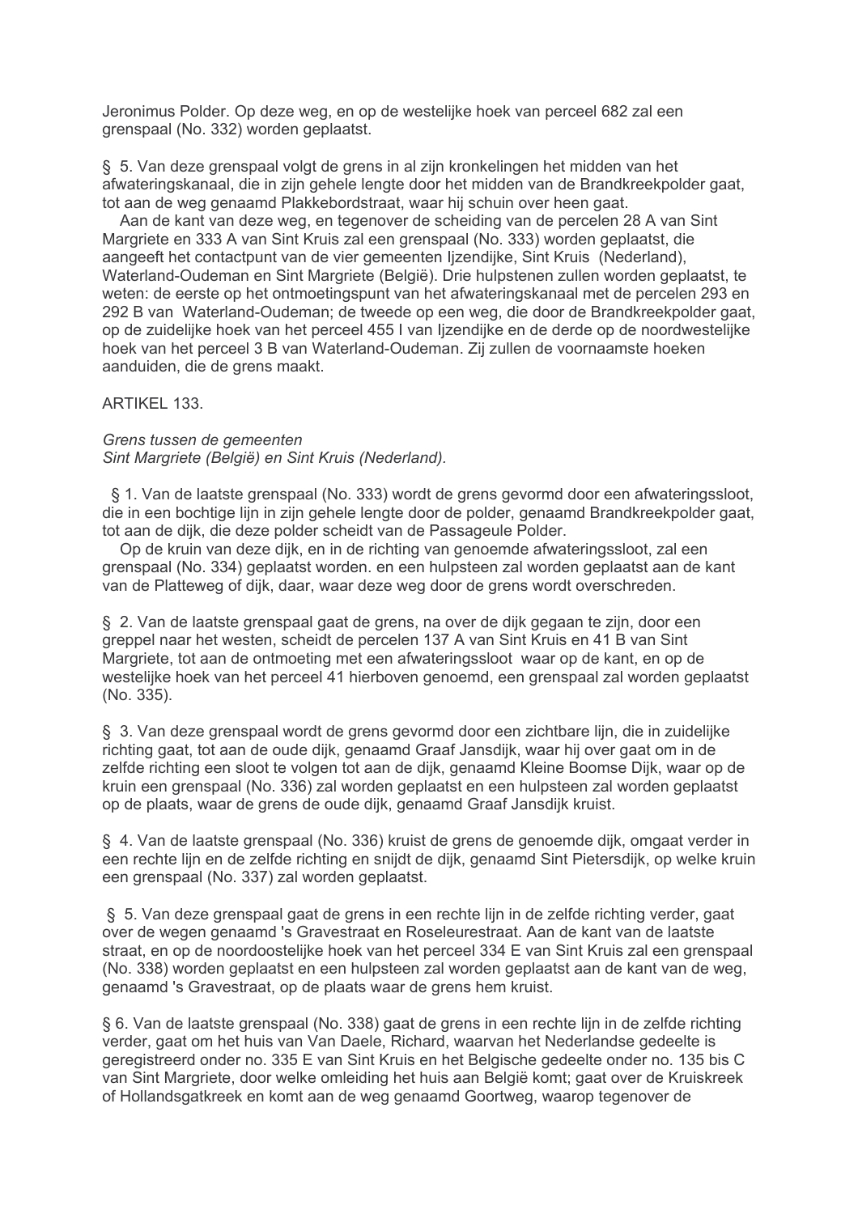Jeronimus Polder. Op deze weg, en op de westelijke hoek van perceel 682 zal een grenspaal (No. 332) worden geplaatst.

§ 5. Van deze grenspaal volgt de grens in al zijn kronkelingen het midden van het afwateringskanaal, die in zijn gehele lengte door het midden van de Brandkreekpolder gaat, tot aan de weg genaamd Plakkebordstraat, waar hij schuin over heen gaat.

Aan de kant van deze weg, en tegenover de scheiding van de percelen 28 A van Sint Margriete en 333 A van Sint Kruis zal een grenspaal (No. 333) worden geplaatst, die aangeeft het contactpunt van de vier gemeenten Ijzendijke, Sint Kruis (Nederland), Waterland-Oudeman en Sint Margriete (België). Drie hulpstenen zullen worden geplaatst, te weten: de eerste op het ontmoetingspunt van het afwateringskanaal met de percelen 293 en 292 B van Waterland-Oudeman; de tweede op een weg, die door de Brandkreekpolder gaat, op de zuidelijke hoek van het perceel 455 I van Ijzendijke en de derde op de noordwestelijke hoek van het perceel 3 B van Waterland-Oudeman. Zij zullen de voornaamste hoeken aanduiden, die de grens maakt.

ARTIKEL 133.

*Grens tussen de gemeenten*
*Sint Margriete (België) en Sint Kruis (Nederland).*

§ 1. Van de laatste grenspaal (No. 333) wordt de grens gevormd door een afwateringssloot, die in een bochtige lijn in zijn gehele lengte door de polder, genaamd Brandkreekpolder gaat, tot aan de dijk, die deze polder scheidt van de Passageule Polder.

Op de kruin van deze dijk, en in de richting van genoemde afwateringssloot, zal een grenspaal (No. 334) geplaatst worden. en een hulpsteen zal worden geplaatst aan de kant van de Platteweg of dijk, daar, waar deze weg door de grens wordt overschreden.

§ 2. Van de laatste grenspaal gaat de grens, na over de dijk gegaan te zijn, door een greppel naar het westen, scheidt de percelen 137 A van Sint Kruis en 41 B van Sint Margriete, tot aan de ontmoeting met een afwateringssloot waar op de kant, en op de westelijke hoek van het perceel 41 hierboven genoemd, een grenspaal zal worden geplaatst (No. 335).

§ 3. Van deze grenspaal wordt de grens gevormd door een zichtbare lijn, die in zuidelijke richting gaat, tot aan de oude dijk, genaamd Graaf Jansdijk, waar hij over gaat om in de zelfde richting een sloot te volgen tot aan de dijk, genaamd Kleine Boomse Dijk, waar op de kruin een grenspaal (No. 336) zal worden geplaatst en een hulpsteen zal worden geplaatst op de plaats, waar de grens de oude dijk, genaamd Graaf Jansdijk kruist.

§ 4. Van de laatste grenspaal (No. 336) kruist de grens de genoemde dijk, omgaat verder in een rechte lijn en de zelfde richting en snijdt de dijk, genaamd Sint Pietersdijk, op welke kruin een grenspaal (No. 337) zal worden geplaatst.

§ 5. Van deze grenspaal gaat de grens in een rechte lijn in de zelfde richting verder, gaat over de wegen genaamd 's Gravestraat en Roseleurestraat. Aan de kant van de laatste straat, en op de noordoostelijke hoek van het perceel 334 E van Sint Kruis zal een grenspaal (No. 338) worden geplaatst en een hulpsteen zal worden geplaatst aan de kant van de weg, genaamd 's Gravestraat, op de plaats waar de grens hem kruist.

§ 6. Van de laatste grenspaal (No. 338) gaat de grens in een rechte lijn in de zelfde richting verder, gaat om het huis van Van Daele, Richard, waarvan het Nederlandse gedeelte is geregistreerd onder no. 335 E van Sint Kruis en het Belgische gedeelte onder no. 135 bis C van Sint Margriete, door welke omleiding het huis aan België komt; gaat over de Kruiskreek of Hollandsgatkreek en komt aan de weg genaamd Goortweg, waarop tegenover de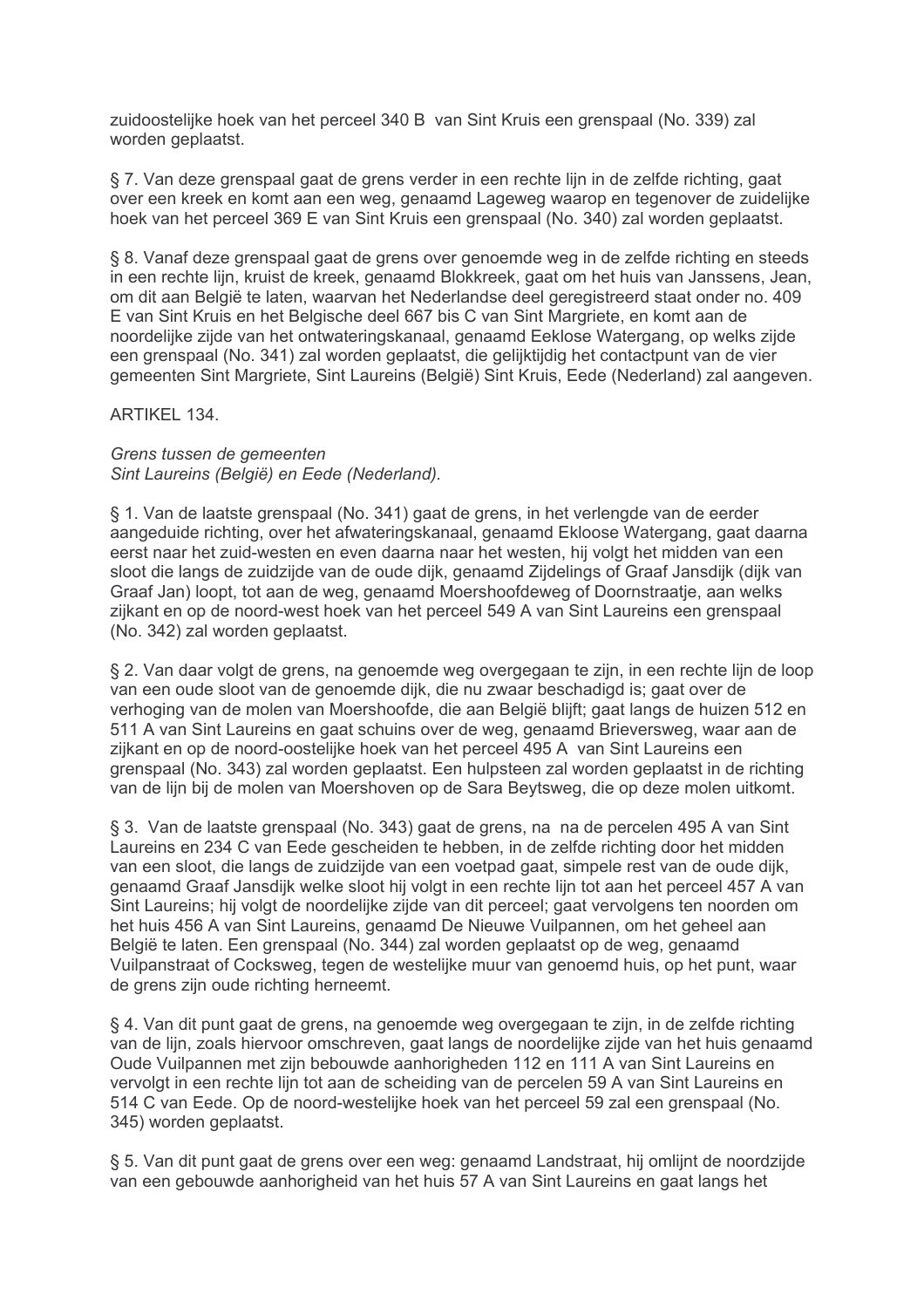zuidoostelijke hoek van het perceel 340 B van Sint Kruis een grenspaal (No. 339) zal worden geplaatst.

§ 7. Van deze grenspaal gaat de grens verder in een rechte lijn in de zelfde richting, gaat over een kreek en komt aan een weg, genaamd Lageweg waarop en tegenover de zuidelijke hoek van het perceel 369 E van Sint Kruis een grenspaal (No. 340) zal worden geplaatst.

§ 8. Vanaf deze grenspaal gaat de grens over genoemde weg in de zelfde richting en steeds in een rechte lijn, kruist de kreek, genaamd Blokkreek, gaat om het huis van Janssens, Jean, om dit aan België te laten, waarvan het Nederlandse deel geregistreerd staat onder no. 409 E van Sint Kruis en het Belgische deel 667 bis C van Sint Margriete, en komt aan de noordelijke zijde van het ontwateringskanaal, genaamd Eeklose Watergang, op welks zijde een grenspaal (No. 341) zal worden geplaatst, die gelijktijdig het contactpunt van de vier gemeenten Sint Margriete, Sint Laureins (België) Sint Kruis, Eede (Nederland) zal aangeven.

ARTIKEL 134.

*Grens tussen de gemeenten*
*Sint Laureins (België) en Eede (Nederland).*

§ 1. Van de laatste grenspaal (No. 341) gaat de grens, in het verlengde van de eerder aangeduide richting, over het afwateringskanaal, genaamd Ekloose Watergang, gaat daarna eerst naar het zuid-westen en even daarna naar het westen, hij volgt het midden van een sloot die langs de zuidzijde van de oude dijk, genaamd Zijdelings of Graaf Jansdijk (dijk van Graaf Jan) loopt, tot aan de weg, genaamd Moershoofdeweg of Doornstraatje, aan welks zijkant en op de noord-west hoek van het perceel 549 A van Sint Laureins een grenspaal (No. 342) zal worden geplaatst.

§ 2. Van daar volgt de grens, na genoemde weg overgegaan te zijn, in een rechte lijn de loop van een oude sloot van de genoemde dijk, die nu zwaar beschadigd is; gaat over de verhoging van de molen van Moershoofde, die aan België blijft; gaat langs de huizen 512 en 511 A van Sint Laureins en gaat schuins over de weg, genaamd Brieversweg, waar aan de zijkant en op de noord-oostelijke hoek van het perceel 495 A van Sint Laureins een grenspaal (No. 343) zal worden geplaatst. Een hulpsteen zal worden geplaatst in de richting van de lijn bij de molen van Moershoven op de Sara Beytsweg, die op deze molen uitkomt.

§ 3. Van de laatste grenspaal (No. 343) gaat de grens, na na de percelen 495 A van Sint Laureins en 234 C van Eede gescheiden te hebben, in de zelfde richting door het midden van een sloot, die langs de zuidzijde van een voetpad gaat, simpele rest van de oude dijk, genaamd Graaf Jansdijk welke sloot hij volgt in een rechte lijn tot aan het perceel 457 A van Sint Laureins; hij volgt de noordelijke zijde van dit perceel; gaat vervolgens ten noorden om het huis 456 A van Sint Laureins, genaamd De Nieuwe Vuilpannen, om het geheel aan België te laten. Een grenspaal (No. 344) zal worden geplaatst op de weg, genaamd Vuilpanstraat of Cocksweg, tegen de westelijke muur van genoemd huis, op het punt, waar de grens zijn oude richting herneemt.

§ 4. Van dit punt gaat de grens, na genoemde weg overgegaan te zijn, in de zelfde richting van de lijn, zoals hiervoor omschreven, gaat langs de noordelijke zijde van het huis genaamd Oude Vuilpannen met zijn bebouwde aanhorigheden 112 en 111 A van Sint Laureins en vervolgt in een rechte lijn tot aan de scheiding van de percelen 59 A van Sint Laureins en 514 C van Eede. Op de noord-westelijke hoek van het perceel 59 zal een grenspaal (No. 345) worden geplaatst.

§ 5. Van dit punt gaat de grens over een weg: genaamd Landstraat, hij omlijnt de noordzijde van een gebouwde aanhorigheid van het huis 57 A van Sint Laureins en gaat langs het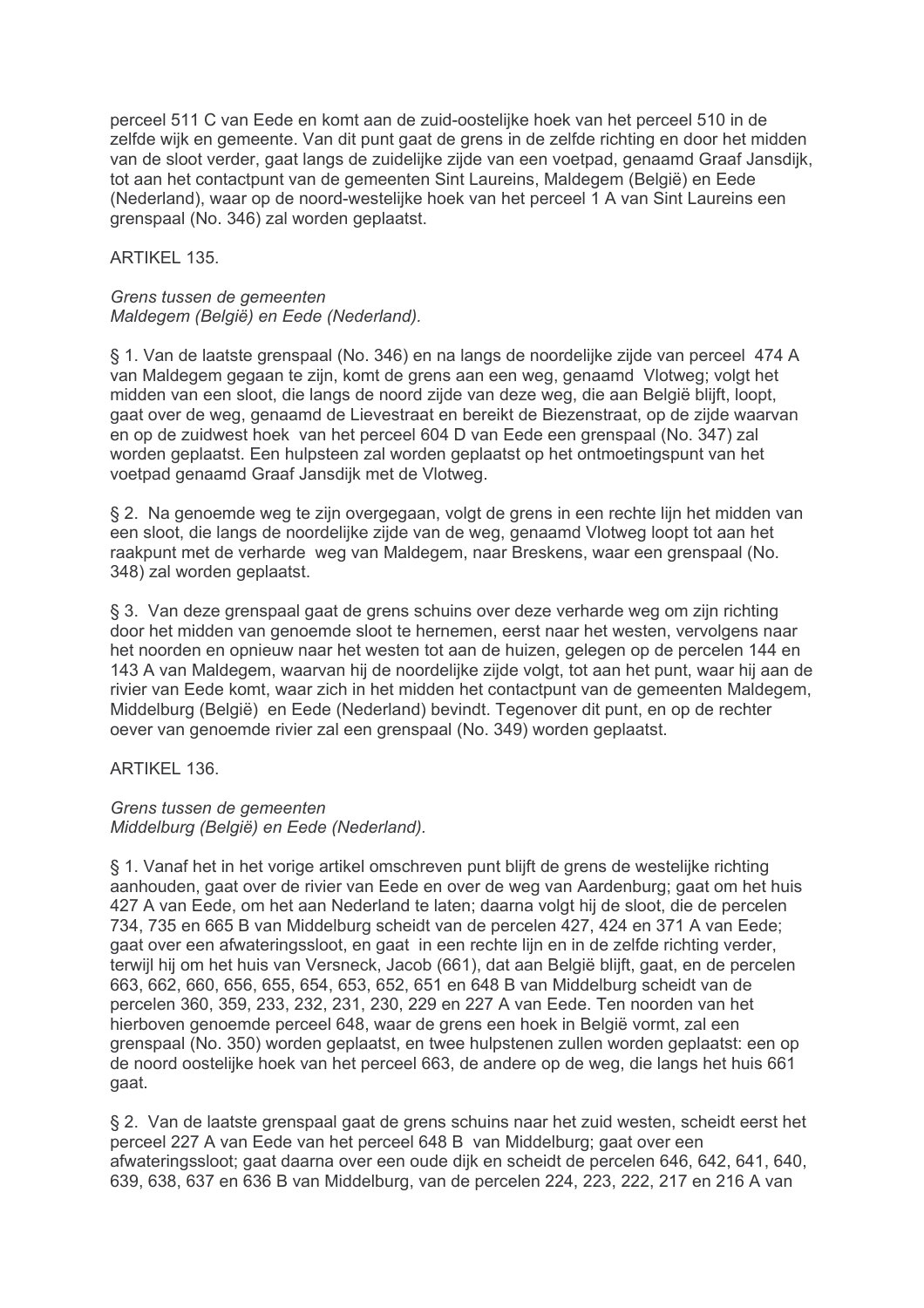perceel 511 C van Eede en komt aan de zuid-oostelijke hoek van het perceel 510 in de zelfde wijk en gemeente. Van dit punt gaat de grens in de zelfde richting en door het midden van de sloot verder, gaat langs de zuidelijke zijde van een voetpad, genaamd Graaf Jansdijk, tot aan het contactpunt van de gemeenten Sint Laureins, Maldegem (België) en Eede (Nederland), waar op de noord-westelijke hoek van het perceel 1 A van Sint Laureins een grenspaal (No. 346) zal worden geplaatst.

ARTIKEL 135.

*Grens tussen de gemeenten*
*Maldegem (België) en Eede (Nederland).*

§ 1. Van de laatste grenspaal (No. 346) en na langs de noordelijke zijde van perceel 474 A van Maldegem gegaan te zijn, komt de grens aan een weg, genaamd Vlotweg; volgt het midden van een sloot, die langs de noord zijde van deze weg, die aan België blijft, loopt, gaat over de weg, genaamd de Lievestraat en bereikt de Biezenstraat, op de zijde waarvan en op de zuidwest hoek van het perceel 604 D van Eede een grenspaal (No. 347) zal worden geplaatst. Een hulpsteen zal worden geplaatst op het ontmoetingspunt van het voetpad genaamd Graaf Jansdijk met de Vlotweg.

§ 2. Na genoemde weg te zijn overgegaan, volgt de grens in een rechte lijn het midden van een sloot, die langs de noordelijke zijde van de weg, genaamd Vlotweg loopt tot aan het raakpunt met de verharde weg van Maldegem, naar Breskens, waar een grenspaal (No. 348) zal worden geplaatst.

§ 3. Van deze grenspaal gaat de grens schuins over deze verharde weg om zijn richting door het midden van genoemde sloot te hernemen, eerst naar het westen, vervolgens naar het noorden en opnieuw naar het westen tot aan de huizen, gelegen op de percelen 144 en 143 A van Maldegem, waarvan hij de noordelijke zijde volgt, tot aan het punt, waar hij aan de rivier van Eede komt, waar zich in het midden het contactpunt van de gemeenten Maldegem, Middelburg (België) en Eede (Nederland) bevindt. Tegenover dit punt, en op de rechter oever van genoemde rivier zal een grenspaal (No. 349) worden geplaatst.

ARTIKEL 136.

*Grens tussen de gemeenten*
*Middelburg (België) en Eede (Nederland).*

§ 1. Vanaf het in het vorige artikel omschreven punt blijft de grens de westelijke richting aanhouden, gaat over de rivier van Eede en over de weg van Aardenburg; gaat om het huis 427 A van Eede, om het aan Nederland te laten; daarna volgt hij de sloot, die de percelen 734, 735 en 665 B van Middelburg scheidt van de percelen 427, 424 en 371 A van Eede; gaat over een afwateringssloot, en gaat in een rechte lijn en in de zelfde richting verder, terwijl hij om het huis van Versneck, Jacob (661), dat aan België blijft, gaat, en de percelen 663, 662, 660, 656, 655, 654, 653, 652, 651 en 648 B van Middelburg scheidt van de percelen 360, 359, 233, 232, 231, 230, 229 en 227 A van Eede. Ten noorden van het hierboven genoemde perceel 648, waar de grens een hoek in België vormt, zal een grenspaal (No. 350) worden geplaatst, en twee hulpstenen zullen worden geplaatst: een op de noord oostelijke hoek van het perceel 663, de andere op de weg, die langs het huis 661 gaat.

§ 2. Van de laatste grenspaal gaat de grens schuins naar het zuid westen, scheidt eerst het perceel 227 A van Eede van het perceel 648 B van Middelburg; gaat over een afwateringssloot; gaat daarna over een oude dijk en scheidt de percelen 646, 642, 641, 640, 639, 638, 637 en 636 B van Middelburg, van de percelen 224, 223, 222, 217 en 216 A van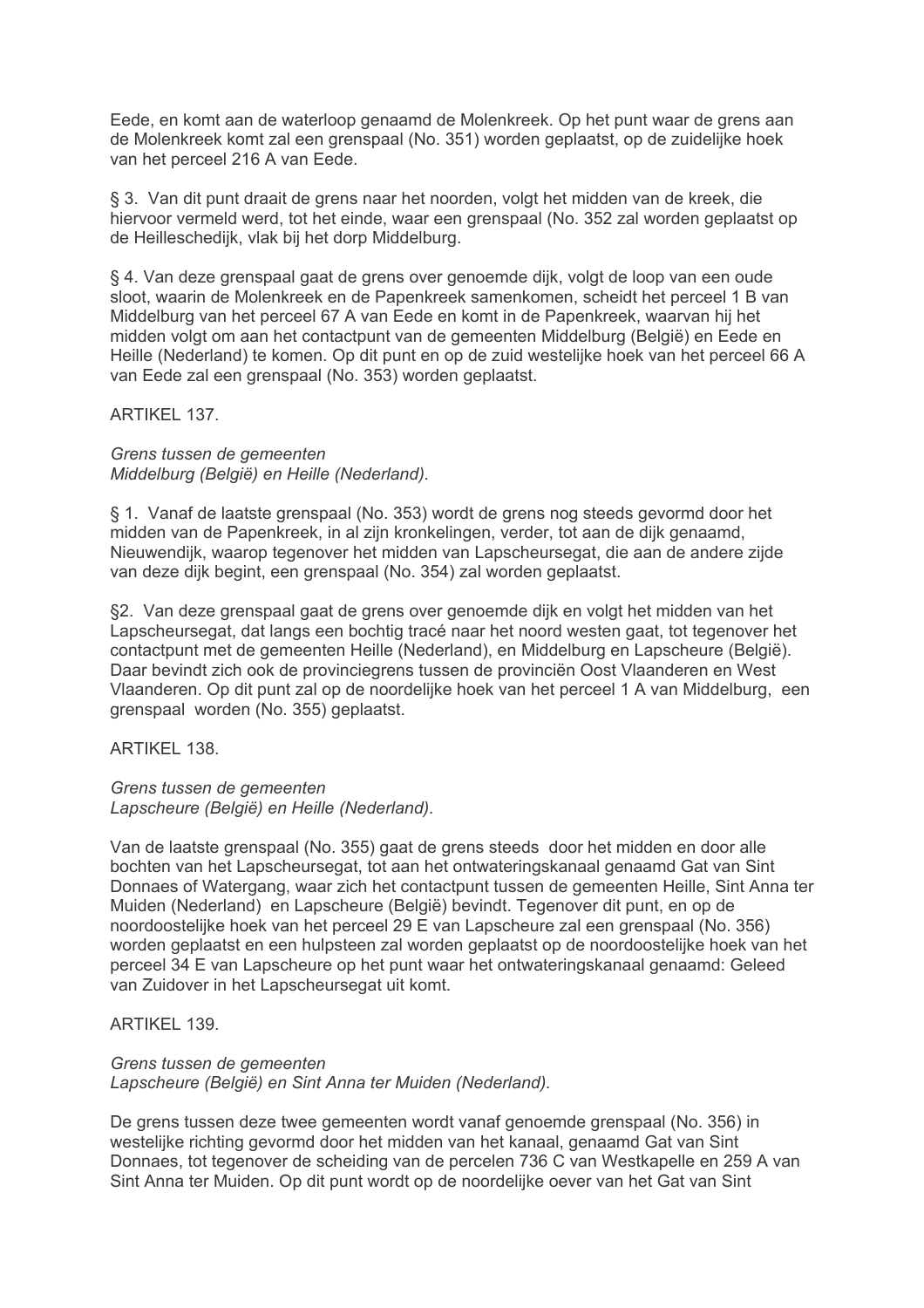Eede, en komt aan de waterloop genaamd de Molenkreek. Op het punt waar de grens aan de Molenkreek komt zal een grenspaal (No. 351) worden geplaatst, op de zuidelijke hoek van het perceel 216 A van Eede.

§ 3. Van dit punt draait de grens naar het noorden, volgt het midden van de kreek, die hiervoor vermeld werd, tot het einde, waar een grenspaal (No. 352 zal worden geplaatst op de Heilleschedijk, vlak bij het dorp Middelburg.

§ 4. Van deze grenspaal gaat de grens over genoemde dijk, volgt de loop van een oude sloot, waarin de Molenkreek en de Papenkreek samenkomen, scheidt het perceel 1 B van Middelburg van het perceel 67 A van Eede en komt in de Papenkreek, waarvan hij het midden volgt om aan het contactpunt van de gemeenten Middelburg (België) en Eede en Heille (Nederland) te komen. Op dit punt en op de zuid westelijke hoek van het perceel 66 A van Eede zal een grenspaal (No. 353) worden geplaatst.

ARTIKEL 137.

*Grens tussen de gemeenten*
*Middelburg (België) en Heille (Nederland).*

§ 1. Vanaf de laatste grenspaal (No. 353) wordt de grens nog steeds gevormd door het midden van de Papenkreek, in al zijn kronkelingen, verder, tot aan de dijk genaamd, Nieuwendijk, waarop tegenover het midden van Lapscheursegat, die aan de andere zijde van deze dijk begint, een grenspaal (No. 354) zal worden geplaatst.

§2. Van deze grenspaal gaat de grens over genoemde dijk en volgt het midden van het Lapscheursegat, dat langs een bochtig tracé naar het noord westen gaat, tot tegenover het contactpunt met de gemeenten Heille (Nederland), en Middelburg en Lapscheure (België). Daar bevindt zich ook de provinciegrens tussen de provinciën Oost Vlaanderen en West Vlaanderen. Op dit punt zal op de noordelijke hoek van het perceel 1 A van Middelburg, een grenspaal worden (No. 355) geplaatst.

ARTIKEL 138.

*Grens tussen de gemeenten*
*Lapscheure (België) en Heille (Nederland).*

Van de laatste grenspaal (No. 355) gaat de grens steeds door het midden en door alle bochten van het Lapscheursegat, tot aan het ontwateringskanaal genaamd Gat van Sint Donnaes of Watergang, waar zich het contactpunt tussen de gemeenten Heille, Sint Anna ter Muiden (Nederland) en Lapscheure (België) bevindt. Tegenover dit punt, en op de noordoostelijke hoek van het perceel 29 E van Lapscheure zal een grenspaal (No. 356) worden geplaatst en een hulpsteen zal worden geplaatst op de noordoostelijke hoek van het perceel 34 E van Lapscheure op het punt waar het ontwateringskanaal genaamd: Geleed van Zuidover in het Lapscheursegat uit komt.

ARTIKEL 139.

*Grens tussen de gemeenten*
*Lapscheure (België) en Sint Anna ter Muiden (Nederland).*

De grens tussen deze twee gemeenten wordt vanaf genoemde grenspaal (No. 356) in westelijke richting gevormd door het midden van het kanaal, genaamd Gat van Sint Donnaes, tot tegenover de scheiding van de percelen 736 C van Westkapelle en 259 A van Sint Anna ter Muiden. Op dit punt wordt op de noordelijke oever van het Gat van Sint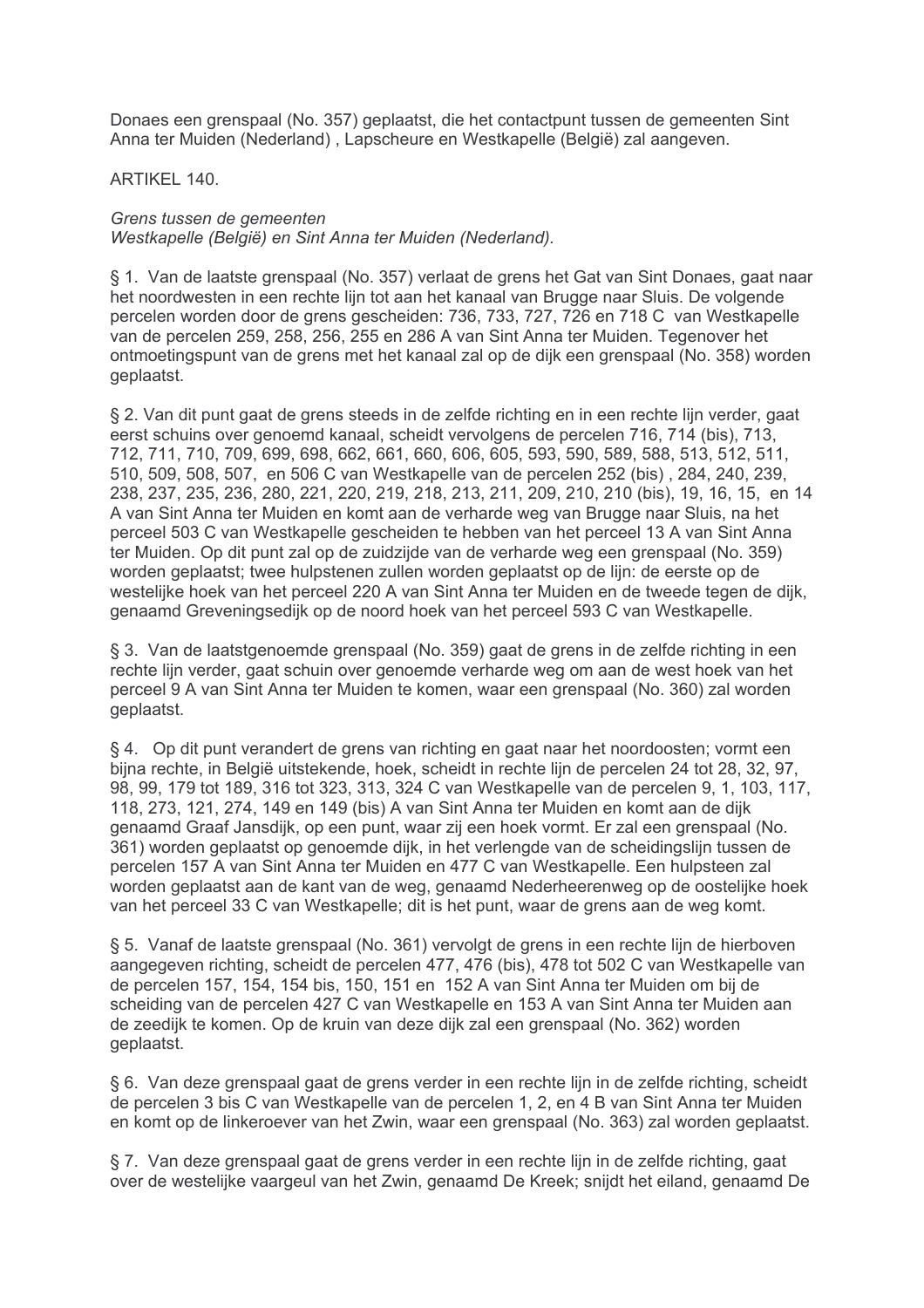Donaes een grenspaal (No. 357) geplaatst, die het contactpunt tussen de gemeenten Sint Anna ter Muiden (Nederland) , Lapscheure en Westkapelle (België) zal aangeven.

ARTIKEL 140.

*Grens tussen de gemeenten*
*Westkapelle (België) en Sint Anna ter Muiden (Nederland).*

§ 1. Van de laatste grenspaal (No. 357) verlaat de grens het Gat van Sint Donaes, gaat naar het noordwesten in een rechte lijn tot aan het kanaal van Brugge naar Sluis. De volgende percelen worden door de grens gescheiden: 736, 733, 727, 726 en 718 C van Westkapelle van de percelen 259, 258, 256, 255 en 286 A van Sint Anna ter Muiden. Tegenover het ontmoetingspunt van de grens met het kanaal zal op de dijk een grenspaal (No. 358) worden geplaatst.

§ 2. Van dit punt gaat de grens steeds in de zelfde richting en in een rechte lijn verder, gaat eerst schuins over genoemd kanaal, scheidt vervolgens de percelen 716, 714 (bis), 713, 712, 711, 710, 709, 699, 698, 662, 661, 660, 606, 605, 593, 590, 589, 588, 513, 512, 511, 510, 509, 508, 507, en 506 C van Westkapelle van de percelen 252 (bis) , 284, 240, 239, 238, 237, 235, 236, 280, 221, 220, 219, 218, 213, 211, 209, 210, 210 (bis), 19, 16, 15, en 14 A van Sint Anna ter Muiden en komt aan de verharde weg van Brugge naar Sluis, na het perceel 503 C van Westkapelle gescheiden te hebben van het perceel 13 A van Sint Anna ter Muiden. Op dit punt zal op de zuidzijde van de verharde weg een grenspaal (No. 359) worden geplaatst; twee hulpstenen zullen worden geplaatst op de lijn: de eerste op de westelijke hoek van het perceel 220 A van Sint Anna ter Muiden en de tweede tegen de dijk, genaamd Greveningsedijk op de noord hoek van het perceel 593 C van Westkapelle.

§ 3. Van de laatstgenoemde grenspaal (No. 359) gaat de grens in de zelfde richting in een rechte lijn verder, gaat schuin over genoemde verharde weg om aan de west hoek van het perceel 9 A van Sint Anna ter Muiden te komen, waar een grenspaal (No. 360) zal worden geplaatst.

§ 4. Op dit punt verandert de grens van richting en gaat naar het noordoosten; vormt een bijna rechte, in België uitstekende, hoek, scheidt in rechte lijn de percelen 24 tot 28, 32, 97, 98, 99, 179 tot 189, 316 tot 323, 313, 324 C van Westkapelle van de percelen 9, 1, 103, 117, 118, 273, 121, 274, 149 en 149 (bis) A van Sint Anna ter Muiden en komt aan de dijk genaamd Graaf Jansdijk, op een punt, waar zij een hoek vormt. Er zal een grenspaal (No. 361) worden geplaatst op genoemde dijk, in het verlengde van de scheidingslijn tussen de percelen 157 A van Sint Anna ter Muiden en 477 C van Westkapelle. Een hulpsteen zal worden geplaatst aan de kant van de weg, genaamd Nederheerenweg op de oostelijke hoek van het perceel 33 C van Westkapelle; dit is het punt, waar de grens aan de weg komt.

§ 5. Vanaf de laatste grenspaal (No. 361) vervolgt de grens in een rechte lijn de hierboven aangegeven richting, scheidt de percelen 477, 476 (bis), 478 tot 502 C van Westkapelle van de percelen 157, 154, 154 bis, 150, 151 en 152 A van Sint Anna ter Muiden om bij de scheiding van de percelen 427 C van Westkapelle en 153 A van Sint Anna ter Muiden aan de zeedijk te komen. Op de kruin van deze dijk zal een grenspaal (No. 362) worden geplaatst.

§ 6. Van deze grenspaal gaat de grens verder in een rechte lijn in de zelfde richting, scheidt de percelen 3 bis C van Westkapelle van de percelen 1, 2, en 4 B van Sint Anna ter Muiden en komt op de linkeroever van het Zwin, waar een grenspaal (No. 363) zal worden geplaatst.

§ 7. Van deze grenspaal gaat de grens verder in een rechte lijn in de zelfde richting, gaat over de westelijke vaargeul van het Zwin, genaamd De Kreek; snijdt het eiland, genaamd De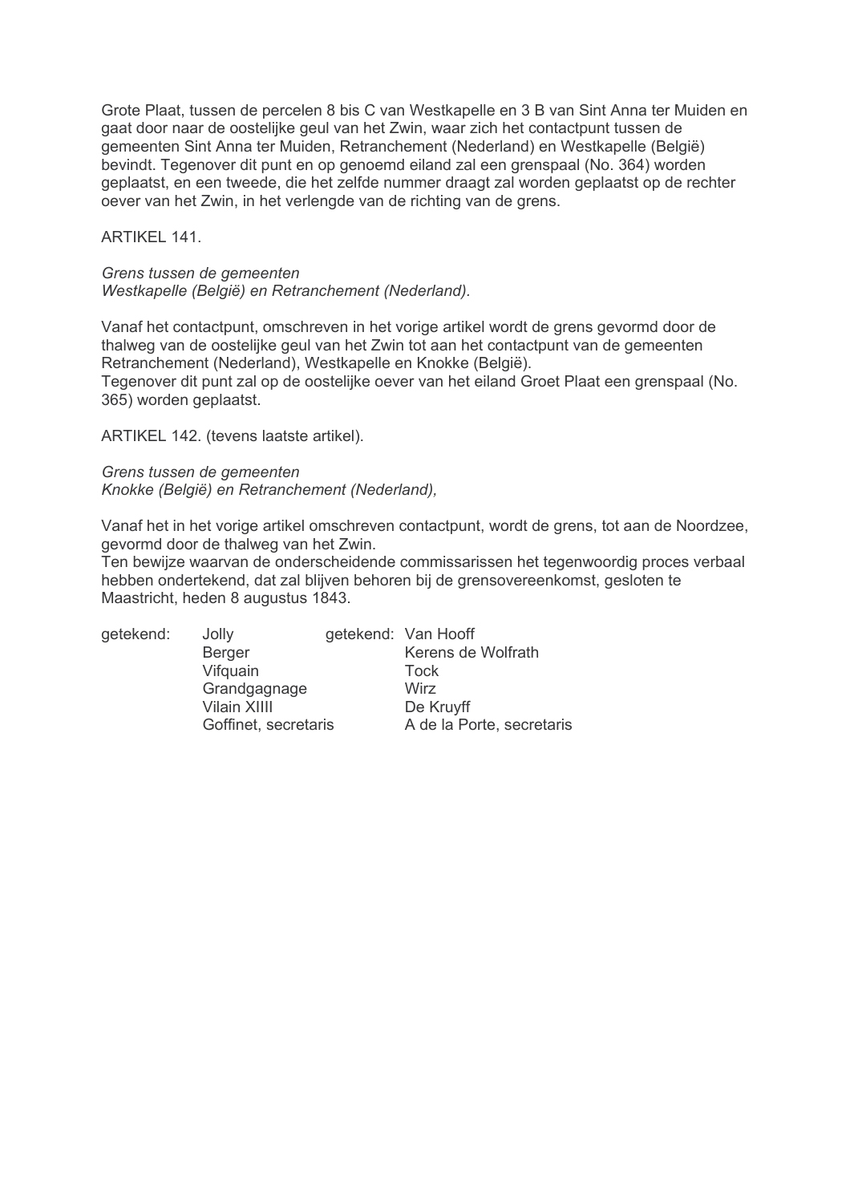Grote Plaat, tussen de percelen 8 bis C van Westkapelle en 3 B van Sint Anna ter Muiden en gaat door naar de oostelijke geul van het Zwin, waar zich het contactpunt tussen de gemeenten Sint Anna ter Muiden, Retranchement (Nederland) en Westkapelle (België) bevindt. Tegenover dit punt en op genoemd eiland zal een grenspaal (No. 364) worden geplaatst, en een tweede, die het zelfde nummer draagt zal worden geplaatst op de rechter oever van het Zwin, in het verlengde van de richting van de grens.

ARTIKEL 141.

*Grens tussen de gemeenten*
*Westkapelle (België) en Retranchement (Nederland).*

Vanaf het contactpunt, omschreven in het vorige artikel wordt de grens gevormd door de thalweg van de oostelijke geul van het Zwin tot aan het contactpunt van de gemeenten Retranchement (Nederland), Westkapelle en Knokke (België).
Tegenover dit punt zal op de oostelijke oever van het eiland Groet Plaat een grenspaal (No. 365) worden geplaatst.

ARTIKEL 142. (tevens laatste artikel).

*Grens tussen de gemeenten*
*Knokke (België) en Retranchement (Nederland),*

Vanaf het in het vorige artikel omschreven contactpunt, wordt de grens, tot aan de Noordzee, gevormd door de thalweg van het Zwin.
Ten bewijze waarvan de onderscheidende commissarissen het tegenwoordig proces verbaal hebben ondertekend, dat zal blijven behoren bij de grensovereenkomst, gesloten te Maastricht, heden 8 augustus 1843.

| | | | |
|---|---|---|---|
| getekend: | Jolly | getekend: | Van Hooff |
| | Berger | | Kerens de Wolfrath |
| | Vifquain | | Tock |
| | Grandgagnage | | Wirz |
| | Vilain XIIII | | De Kruyff |
| | Goffinet, secretaris | | A de la Porte, secretaris |